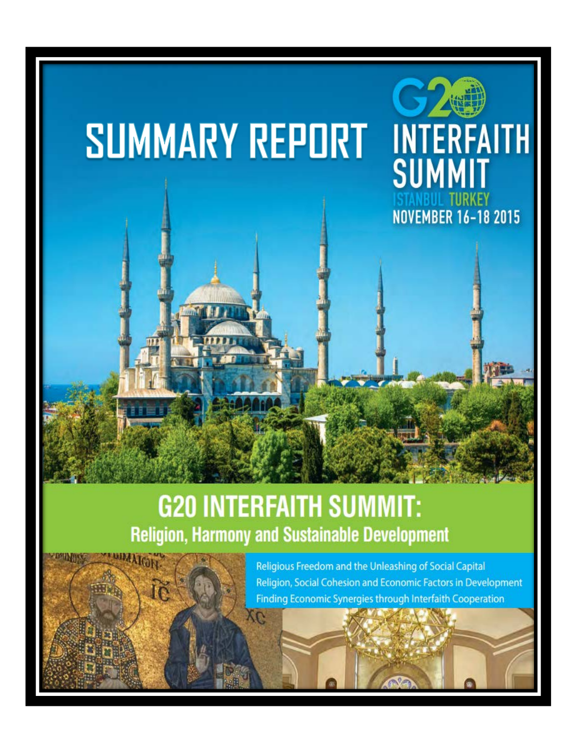# SUMMARY REPORT

G20 INTERFAITH SUMMIT

ISTANBUL TURKEY

NOVEMBER 16-18 2015

## G20 INTERFAITH SUMMIT:

### Religion, Harmony and Sustainable Development

Religious Freedom and the Unleashing of Social Capital

Religion, Social Cohesion and Economic Factors in Development

Finding Economic Synergies through Interfaith Cooperation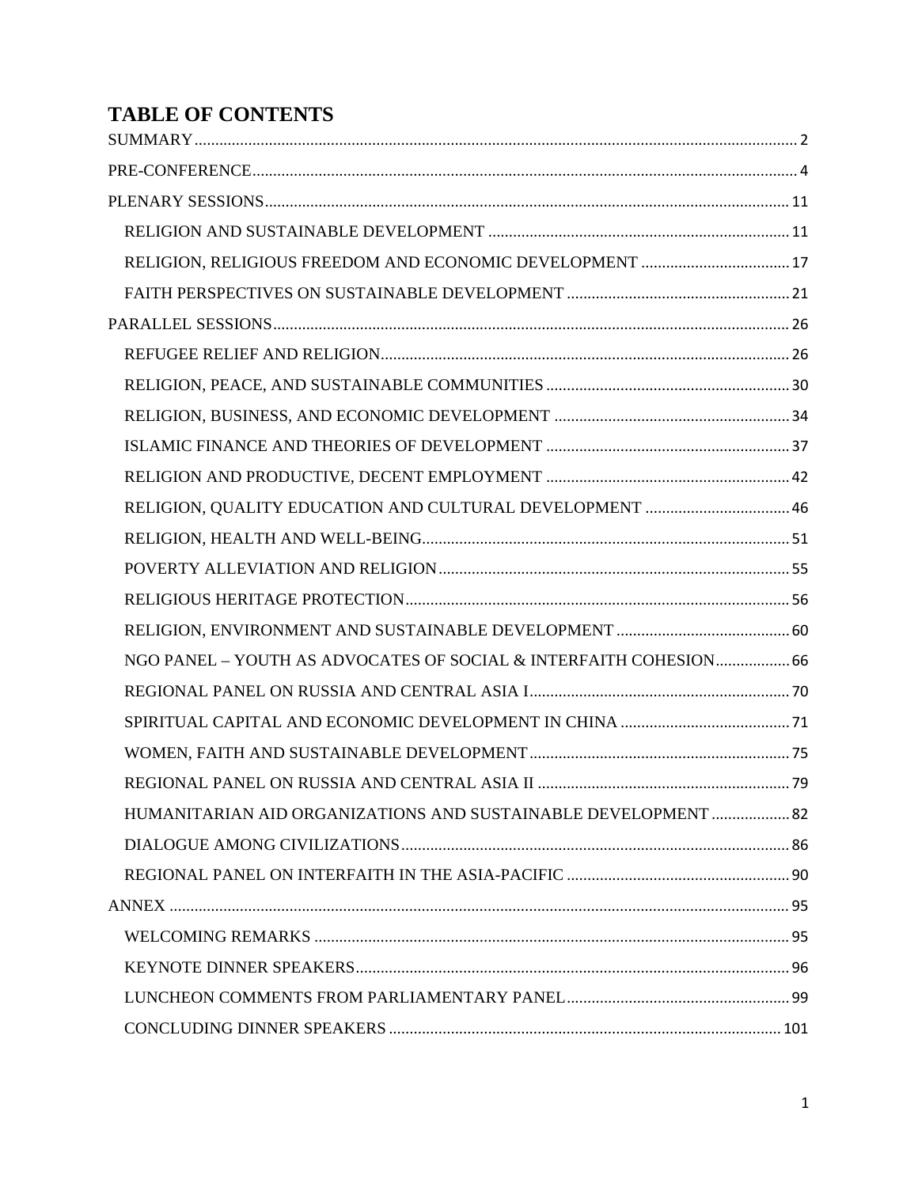# TABLE OF CONTENTS

SUMMARY ..... 2

PRE-CONFERENCE ..... 4

PLENARY SESSIONS ..... 11

- RELIGION AND SUSTAINABLE DEVELOPMENT ..... 11
- RELIGION, RELIGIOUS FREEDOM AND ECONOMIC DEVELOPMENT ..... 17
- FAITH PERSPECTIVES ON SUSTAINABLE DEVELOPMENT ..... 21

PARALLEL SESSIONS ..... 26

- REFUGEE RELIEF AND RELIGION ..... 26
- RELIGION, PEACE, AND SUSTAINABLE COMMUNITIES ..... 30
- RELIGION, BUSINESS, AND ECONOMIC DEVELOPMENT ..... 34
- ISLAMIC FINANCE AND THEORIES OF DEVELOPMENT ..... 37
- RELIGION AND PRODUCTIVE, DECENT EMPLOYMENT ..... 42
- RELIGION, QUALITY EDUCATION AND CULTURAL DEVELOPMENT ..... 46
- RELIGION, HEALTH AND WELL-BEING ..... 51
- POVERTY ALLEVIATION AND RELIGION ..... 55
- RELIGIOUS HERITAGE PROTECTION ..... 56
- RELIGION, ENVIRONMENT AND SUSTAINABLE DEVELOPMENT ..... 60
- NGO PANEL – YOUTH AS ADVOCATES OF SOCIAL & INTERFAITH COHESION ..... 66
- REGIONAL PANEL ON RUSSIA AND CENTRAL ASIA I ..... 70
- SPIRITUAL CAPITAL AND ECONOMIC DEVELOPMENT IN CHINA ..... 71
- WOMEN, FAITH AND SUSTAINABLE DEVELOPMENT ..... 75
- REGIONAL PANEL ON RUSSIA AND CENTRAL ASIA II ..... 79
- HUMANITARIAN AID ORGANIZATIONS AND SUSTAINABLE DEVELOPMENT ..... 82
- DIALOGUE AMONG CIVILIZATIONS ..... 86
- REGIONAL PANEL ON INTERFAITH IN THE ASIA-PACIFIC ..... 90

ANNEX ..... 95

- WELCOMING REMARKS ..... 95
- KEYNOTE DINNER SPEAKERS ..... 96
- LUNCHEON COMMENTS FROM PARLIAMENTARY PANEL ..... 99
- CONCLUDING DINNER SPEAKERS ..... 101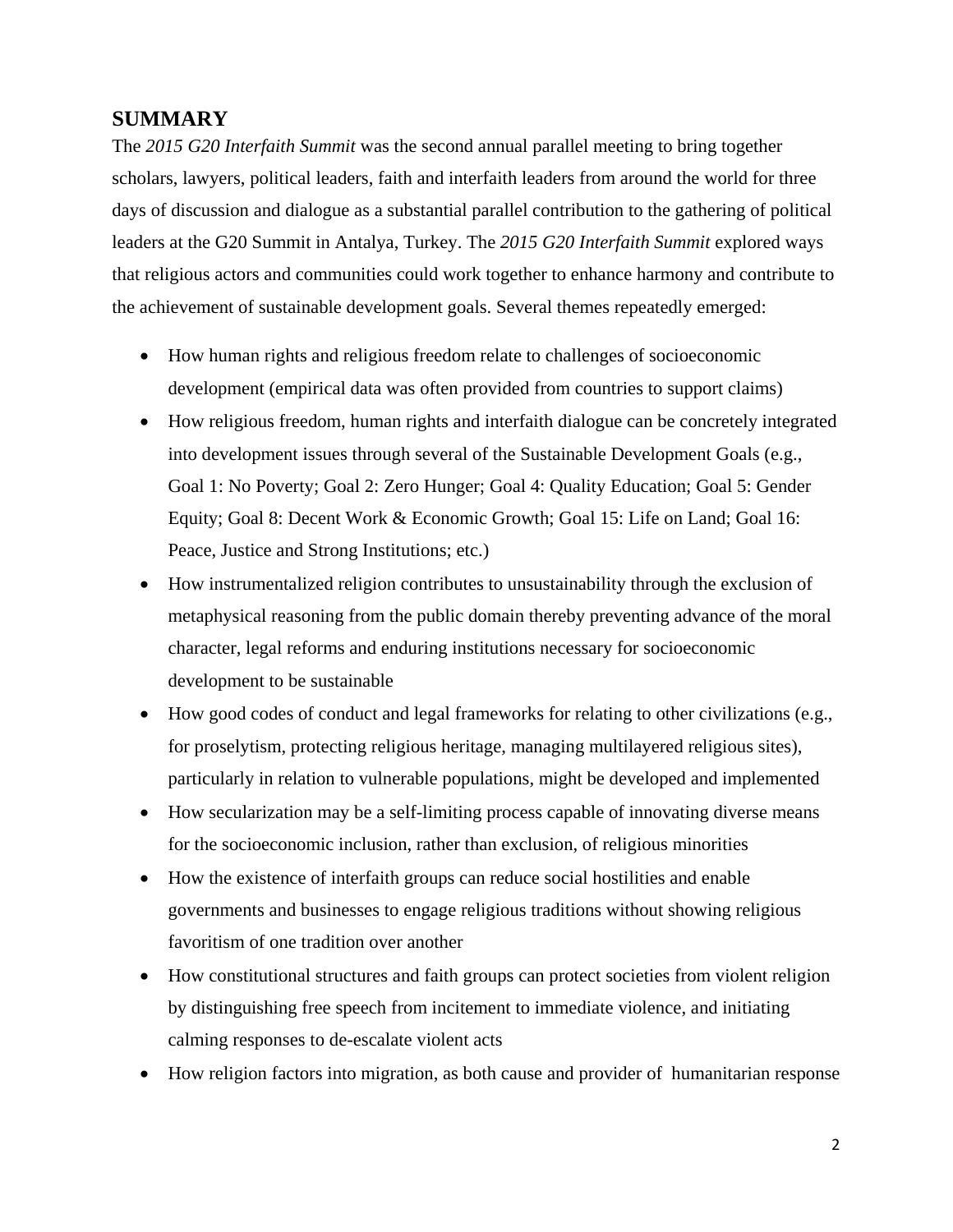## SUMMARY

The *2015 G20 Interfaith Summit* was the second annual parallel meeting to bring together scholars, lawyers, political leaders, faith and interfaith leaders from around the world for three days of discussion and dialogue as a substantial parallel contribution to the gathering of political leaders at the G20 Summit in Antalya, Turkey. The *2015 G20 Interfaith Summit* explored ways that religious actors and communities could work together to enhance harmony and contribute to the achievement of sustainable development goals. Several themes repeatedly emerged:

- How human rights and religious freedom relate to challenges of socioeconomic development (empirical data was often provided from countries to support claims)
- How religious freedom, human rights and interfaith dialogue can be concretely integrated into development issues through several of the Sustainable Development Goals (e.g., Goal 1: No Poverty; Goal 2: Zero Hunger; Goal 4: Quality Education; Goal 5: Gender Equity; Goal 8: Decent Work & Economic Growth; Goal 15: Life on Land; Goal 16: Peace, Justice and Strong Institutions; etc.)
- How instrumentalized religion contributes to unsustainability through the exclusion of metaphysical reasoning from the public domain thereby preventing advance of the moral character, legal reforms and enduring institutions necessary for socioeconomic development to be sustainable
- How good codes of conduct and legal frameworks for relating to other civilizations (e.g., for proselytism, protecting religious heritage, managing multilayered religious sites), particularly in relation to vulnerable populations, might be developed and implemented
- How secularization may be a self-limiting process capable of innovating diverse means for the socioeconomic inclusion, rather than exclusion, of religious minorities
- How the existence of interfaith groups can reduce social hostilities and enable governments and businesses to engage religious traditions without showing religious favoritism of one tradition over another
- How constitutional structures and faith groups can protect societies from violent religion by distinguishing free speech from incitement to immediate violence, and initiating calming responses to de-escalate violent acts
- How religion factors into migration, as both cause and provider of humanitarian response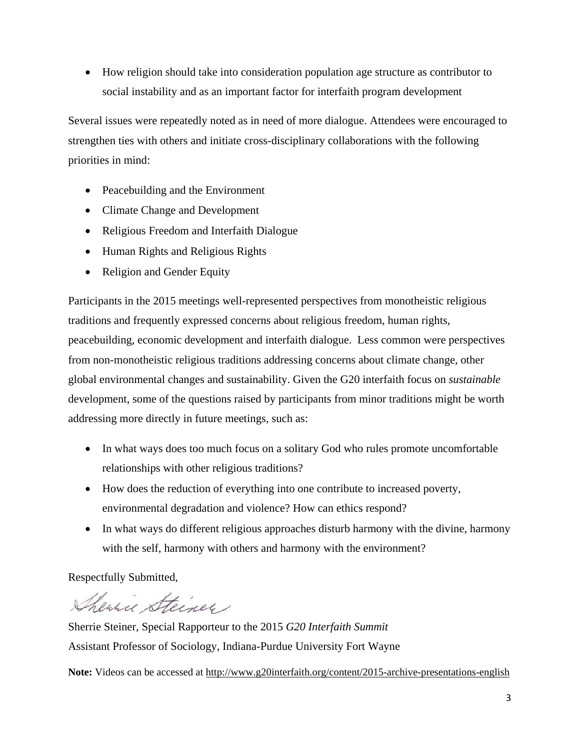- How religion should take into consideration population age structure as contributor to social instability and as an important factor for interfaith program development

Several issues were repeatedly noted as in need of more dialogue. Attendees were encouraged to strengthen ties with others and initiate cross-disciplinary collaborations with the following priorities in mind:

- Peacebuilding and the Environment
- Climate Change and Development
- Religious Freedom and Interfaith Dialogue
- Human Rights and Religious Rights
- Religion and Gender Equity

Participants in the 2015 meetings well-represented perspectives from monotheistic religious traditions and frequently expressed concerns about religious freedom, human rights, peacebuilding, economic development and interfaith dialogue. Less common were perspectives from non-monotheistic religious traditions addressing concerns about climate change, other global environmental changes and sustainability. Given the G20 interfaith focus on *sustainable* development, some of the questions raised by participants from minor traditions might be worth addressing more directly in future meetings, such as:

- In what ways does too much focus on a solitary God who rules promote uncomfortable relationships with other religious traditions?
- How does the reduction of everything into one contribute to increased poverty, environmental degradation and violence? How can ethics respond?
- In what ways do different religious approaches disturb harmony with the divine, harmony with the self, harmony with others and harmony with the environment?

Respectfully Submitted,

Sherrie Steiner

Sherrie Steiner, Special Rapporteur to the 2015 *G20 Interfaith Summit*
Assistant Professor of Sociology, Indiana-Purdue University Fort Wayne

**Note:** Videos can be accessed at http://www.g20interfaith.org/content/2015-archive-presentations-english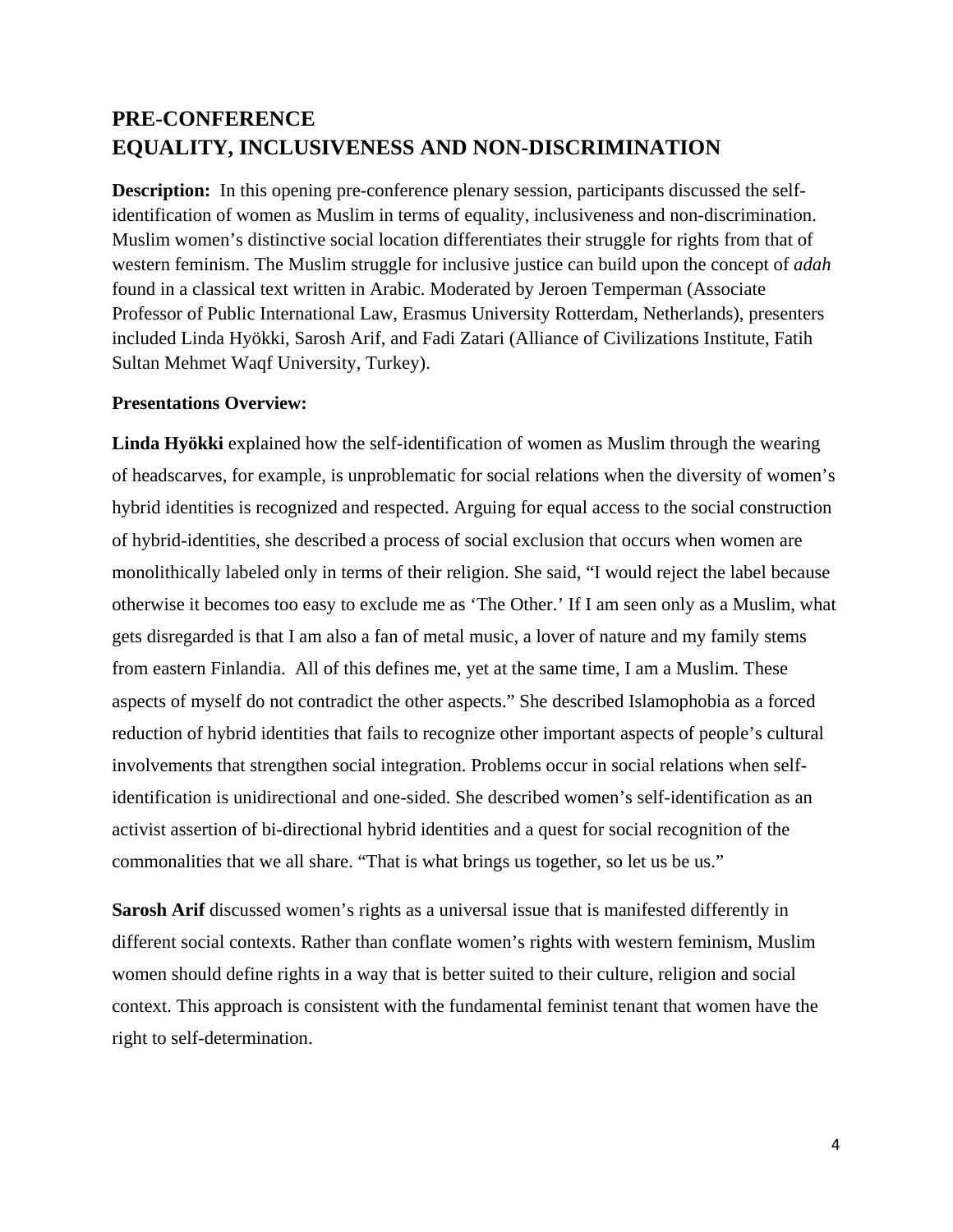## PRE-CONFERENCE
## EQUALITY, INCLUSIVENESS AND NON-DISCRIMINATION

**Description:** In this opening pre-conference plenary session, participants discussed the self-identification of women as Muslim in terms of equality, inclusiveness and non-discrimination. Muslim women's distinctive social location differentiates their struggle for rights from that of western feminism. The Muslim struggle for inclusive justice can build upon the concept of *adah* found in a classical text written in Arabic. Moderated by Jeroen Temperman (Associate Professor of Public International Law, Erasmus University Rotterdam, Netherlands), presenters included Linda Hyökki, Sarosh Arif, and Fadi Zatari (Alliance of Civilizations Institute, Fatih Sultan Mehmet Waqf University, Turkey).

**Presentations Overview:**

**Linda Hyökki** explained how the self-identification of women as Muslim through the wearing of headscarves, for example, is unproblematic for social relations when the diversity of women's hybrid identities is recognized and respected. Arguing for equal access to the social construction of hybrid-identities, she described a process of social exclusion that occurs when women are monolithically labeled only in terms of their religion. She said, "I would reject the label because otherwise it becomes too easy to exclude me as 'The Other.' If I am seen only as a Muslim, what gets disregarded is that I am also a fan of metal music, a lover of nature and my family stems from eastern Finlandia. All of this defines me, yet at the same time, I am a Muslim. These aspects of myself do not contradict the other aspects." She described Islamophobia as a forced reduction of hybrid identities that fails to recognize other important aspects of people's cultural involvements that strengthen social integration. Problems occur in social relations when self-identification is unidirectional and one-sided. She described women's self-identification as an activist assertion of bi-directional hybrid identities and a quest for social recognition of the commonalities that we all share. "That is what brings us together, so let us be us."

**Sarosh Arif** discussed women's rights as a universal issue that is manifested differently in different social contexts. Rather than conflate women's rights with western feminism, Muslim women should define rights in a way that is better suited to their culture, religion and social context. This approach is consistent with the fundamental feminist tenant that women have the right to self-determination.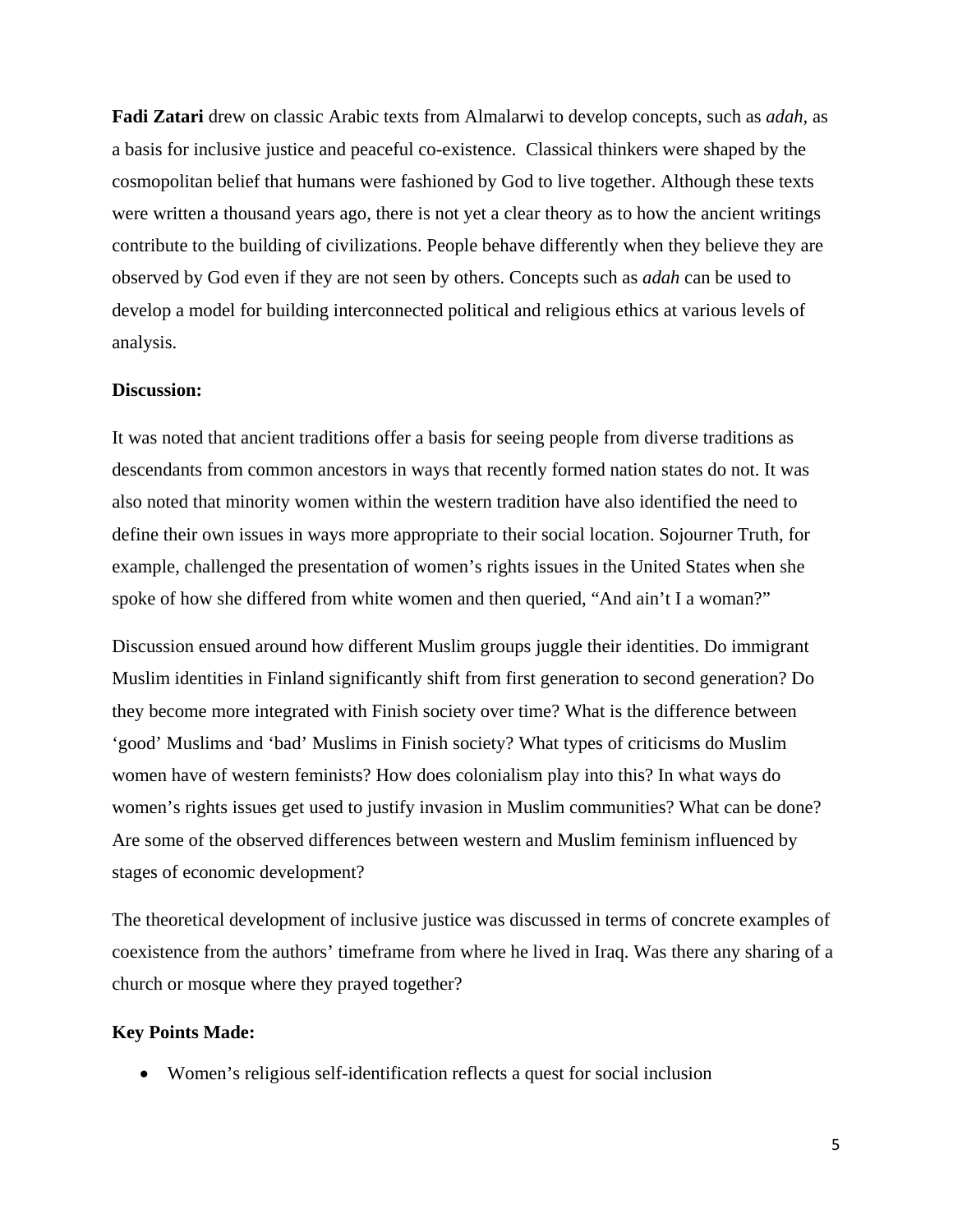**Fadi Zatari** drew on classic Arabic texts from Almalarwi to develop concepts, such as *adah,* as a basis for inclusive justice and peaceful co-existence. Classical thinkers were shaped by the cosmopolitan belief that humans were fashioned by God to live together. Although these texts were written a thousand years ago, there is not yet a clear theory as to how the ancient writings contribute to the building of civilizations. People behave differently when they believe they are observed by God even if they are not seen by others. Concepts such as *adah* can be used to develop a model for building interconnected political and religious ethics at various levels of analysis.

**Discussion:**

It was noted that ancient traditions offer a basis for seeing people from diverse traditions as descendants from common ancestors in ways that recently formed nation states do not. It was also noted that minority women within the western tradition have also identified the need to define their own issues in ways more appropriate to their social location. Sojourner Truth, for example, challenged the presentation of women's rights issues in the United States when she spoke of how she differed from white women and then queried, "And ain't I a woman?"

Discussion ensued around how different Muslim groups juggle their identities. Do immigrant Muslim identities in Finland significantly shift from first generation to second generation? Do they become more integrated with Finish society over time? What is the difference between 'good' Muslims and 'bad' Muslims in Finish society? What types of criticisms do Muslim women have of western feminists? How does colonialism play into this? In what ways do women's rights issues get used to justify invasion in Muslim communities? What can be done? Are some of the observed differences between western and Muslim feminism influenced by stages of economic development?

The theoretical development of inclusive justice was discussed in terms of concrete examples of coexistence from the authors' timeframe from where he lived in Iraq. Was there any sharing of a church or mosque where they prayed together?

**Key Points Made:**

- Women's religious self-identification reflects a quest for social inclusion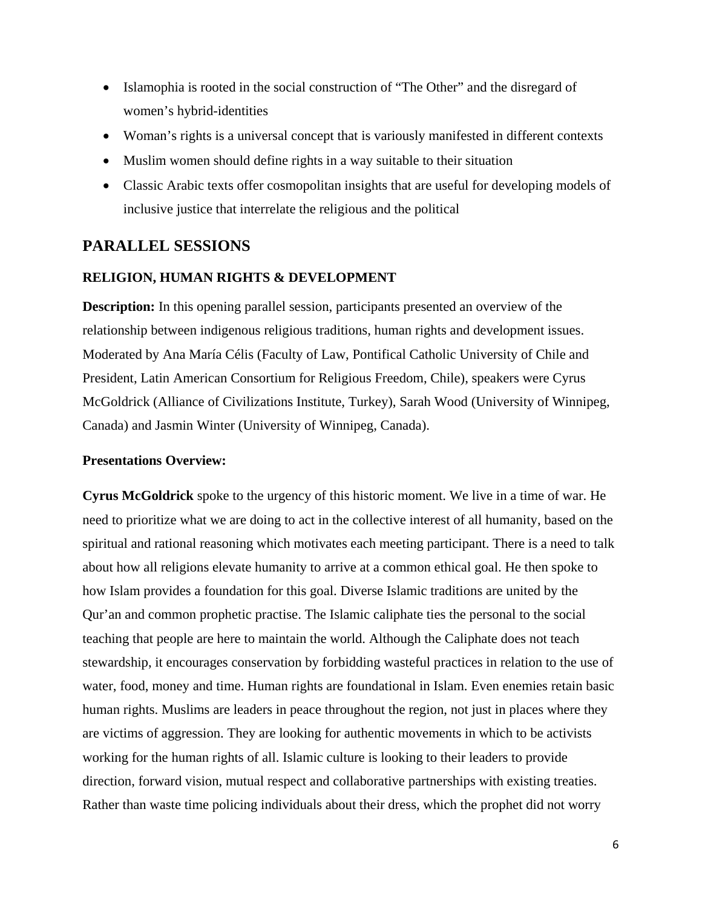- Islamophia is rooted in the social construction of "The Other" and the disregard of women's hybrid-identities
- Woman's rights is a universal concept that is variously manifested in different contexts
- Muslim women should define rights in a way suitable to their situation
- Classic Arabic texts offer cosmopolitan insights that are useful for developing models of inclusive justice that interrelate the religious and the political

## PARALLEL SESSIONS

### RELIGION, HUMAN RIGHTS & DEVELOPMENT

**Description:** In this opening parallel session, participants presented an overview of the relationship between indigenous religious traditions, human rights and development issues. Moderated by Ana María Célis (Faculty of Law, Pontifical Catholic University of Chile and President, Latin American Consortium for Religious Freedom, Chile), speakers were Cyrus McGoldrick (Alliance of Civilizations Institute, Turkey), Sarah Wood (University of Winnipeg, Canada) and Jasmin Winter (University of Winnipeg, Canada).

**Presentations Overview:**

**Cyrus McGoldrick** spoke to the urgency of this historic moment. We live in a time of war. He need to prioritize what we are doing to act in the collective interest of all humanity, based on the spiritual and rational reasoning which motivates each meeting participant. There is a need to talk about how all religions elevate humanity to arrive at a common ethical goal. He then spoke to how Islam provides a foundation for this goal. Diverse Islamic traditions are united by the Qur'an and common prophetic practise. The Islamic caliphate ties the personal to the social teaching that people are here to maintain the world. Although the Caliphate does not teach stewardship, it encourages conservation by forbidding wasteful practices in relation to the use of water, food, money and time. Human rights are foundational in Islam. Even enemies retain basic human rights. Muslims are leaders in peace throughout the region, not just in places where they are victims of aggression. They are looking for authentic movements in which to be activists working for the human rights of all. Islamic culture is looking to their leaders to provide direction, forward vision, mutual respect and collaborative partnerships with existing treaties. Rather than waste time policing individuals about their dress, which the prophet did not worry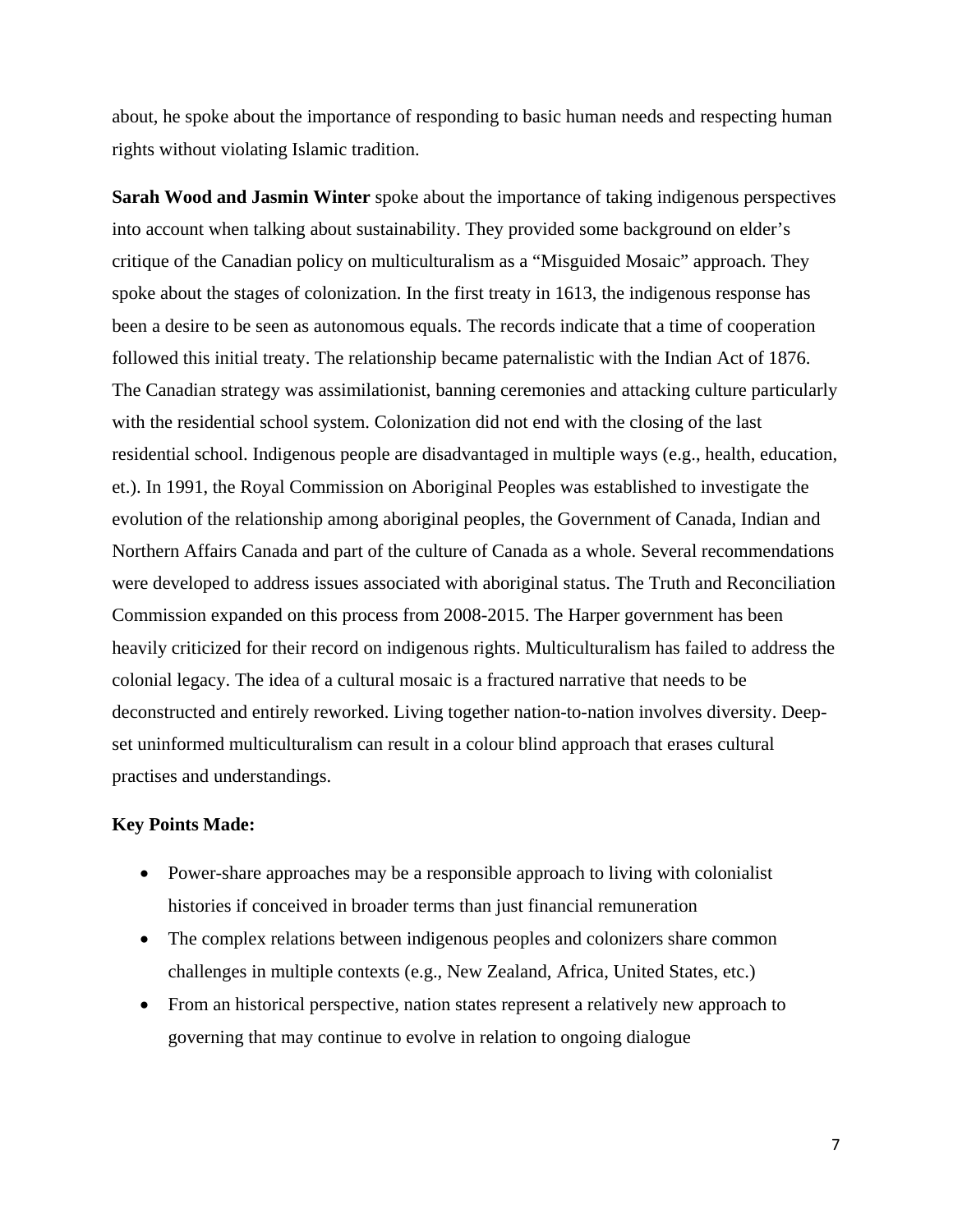about, he spoke about the importance of responding to basic human needs and respecting human rights without violating Islamic tradition.

**Sarah Wood and Jasmin Winter** spoke about the importance of taking indigenous perspectives into account when talking about sustainability. They provided some background on elder's critique of the Canadian policy on multiculturalism as a "Misguided Mosaic" approach. They spoke about the stages of colonization. In the first treaty in 1613, the indigenous response has been a desire to be seen as autonomous equals. The records indicate that a time of cooperation followed this initial treaty. The relationship became paternalistic with the Indian Act of 1876. The Canadian strategy was assimilationist, banning ceremonies and attacking culture particularly with the residential school system. Colonization did not end with the closing of the last residential school. Indigenous people are disadvantaged in multiple ways (e.g., health, education, et.). In 1991, the Royal Commission on Aboriginal Peoples was established to investigate the evolution of the relationship among aboriginal peoples, the Government of Canada, Indian and Northern Affairs Canada and part of the culture of Canada as a whole. Several recommendations were developed to address issues associated with aboriginal status. The Truth and Reconciliation Commission expanded on this process from 2008-2015. The Harper government has been heavily criticized for their record on indigenous rights. Multiculturalism has failed to address the colonial legacy. The idea of a cultural mosaic is a fractured narrative that needs to be deconstructed and entirely reworked. Living together nation-to-nation involves diversity. Deep-set uninformed multiculturalism can result in a colour blind approach that erases cultural practises and understandings.

**Key Points Made:**

- Power-share approaches may be a responsible approach to living with colonialist histories if conceived in broader terms than just financial remuneration
- The complex relations between indigenous peoples and colonizers share common challenges in multiple contexts (e.g., New Zealand, Africa, United States, etc.)
- From an historical perspective, nation states represent a relatively new approach to governing that may continue to evolve in relation to ongoing dialogue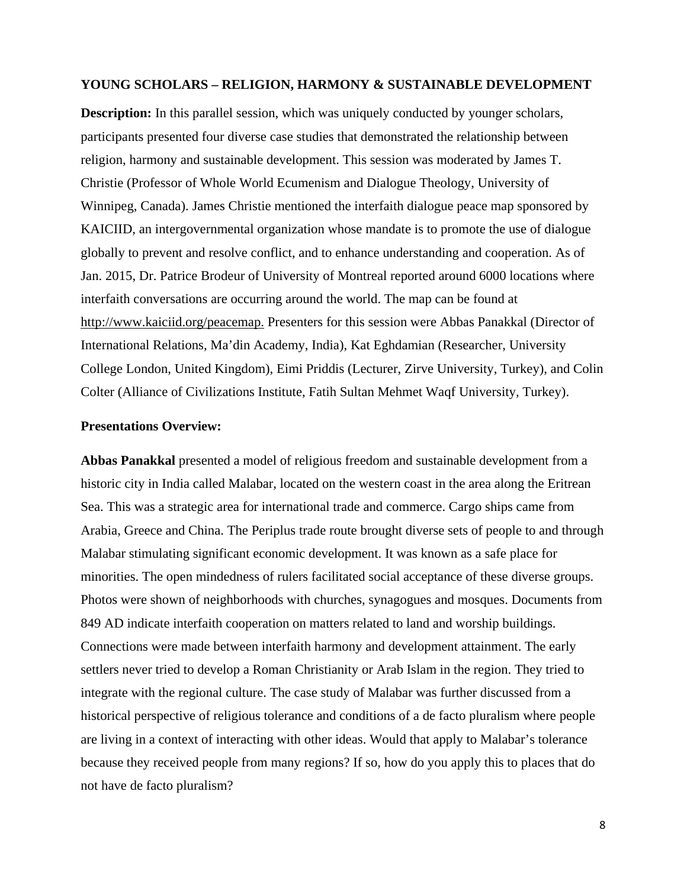### YOUNG SCHOLARS – RELIGION, HARMONY & SUSTAINABLE DEVELOPMENT

**Description:** In this parallel session, which was uniquely conducted by younger scholars, participants presented four diverse case studies that demonstrated the relationship between religion, harmony and sustainable development. This session was moderated by James T. Christie (Professor of Whole World Ecumenism and Dialogue Theology, University of Winnipeg, Canada). James Christie mentioned the interfaith dialogue peace map sponsored by KAICIID, an intergovernmental organization whose mandate is to promote the use of dialogue globally to prevent and resolve conflict, and to enhance understanding and cooperation. As of Jan. 2015, Dr. Patrice Brodeur of University of Montreal reported around 6000 locations where interfaith conversations are occurring around the world. The map can be found at http://www.kaiciid.org/peacemap. Presenters for this session were Abbas Panakkal (Director of International Relations, Ma'din Academy, India), Kat Eghdamian (Researcher, University College London, United Kingdom), Eimi Priddis (Lecturer, Zirve University, Turkey), and Colin Colter (Alliance of Civilizations Institute, Fatih Sultan Mehmet Waqf University, Turkey).

**Presentations Overview:**

**Abbas Panakkal** presented a model of religious freedom and sustainable development from a historic city in India called Malabar, located on the western coast in the area along the Eritrean Sea. This was a strategic area for international trade and commerce. Cargo ships came from Arabia, Greece and China. The Periplus trade route brought diverse sets of people to and through Malabar stimulating significant economic development. It was known as a safe place for minorities. The open mindedness of rulers facilitated social acceptance of these diverse groups. Photos were shown of neighborhoods with churches, synagogues and mosques. Documents from 849 AD indicate interfaith cooperation on matters related to land and worship buildings. Connections were made between interfaith harmony and development attainment. The early settlers never tried to develop a Roman Christianity or Arab Islam in the region. They tried to integrate with the regional culture. The case study of Malabar was further discussed from a historical perspective of religious tolerance and conditions of a de facto pluralism where people are living in a context of interacting with other ideas. Would that apply to Malabar's tolerance because they received people from many regions? If so, how do you apply this to places that do not have de facto pluralism?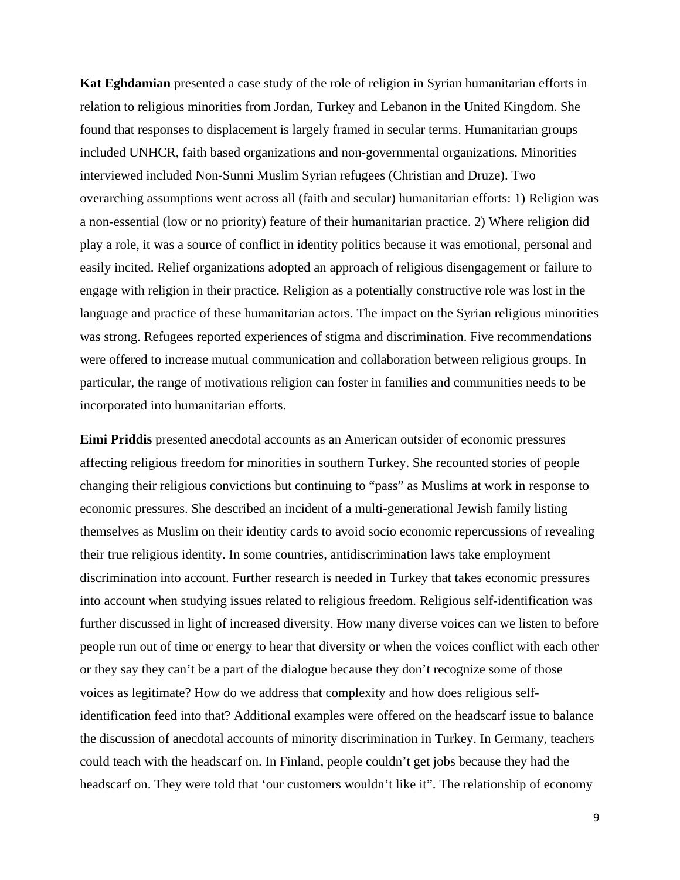**Kat Eghdamian** presented a case study of the role of religion in Syrian humanitarian efforts in relation to religious minorities from Jordan, Turkey and Lebanon in the United Kingdom. She found that responses to displacement is largely framed in secular terms. Humanitarian groups included UNHCR, faith based organizations and non-governmental organizations. Minorities interviewed included Non-Sunni Muslim Syrian refugees (Christian and Druze). Two overarching assumptions went across all (faith and secular) humanitarian efforts: 1) Religion was a non-essential (low or no priority) feature of their humanitarian practice. 2) Where religion did play a role, it was a source of conflict in identity politics because it was emotional, personal and easily incited. Relief organizations adopted an approach of religious disengagement or failure to engage with religion in their practice. Religion as a potentially constructive role was lost in the language and practice of these humanitarian actors. The impact on the Syrian religious minorities was strong. Refugees reported experiences of stigma and discrimination. Five recommendations were offered to increase mutual communication and collaboration between religious groups. In particular, the range of motivations religion can foster in families and communities needs to be incorporated into humanitarian efforts.

**Eimi Priddis** presented anecdotal accounts as an American outsider of economic pressures affecting religious freedom for minorities in southern Turkey. She recounted stories of people changing their religious convictions but continuing to "pass" as Muslims at work in response to economic pressures. She described an incident of a multi-generational Jewish family listing themselves as Muslim on their identity cards to avoid socio economic repercussions of revealing their true religious identity. In some countries, antidiscrimination laws take employment discrimination into account. Further research is needed in Turkey that takes economic pressures into account when studying issues related to religious freedom. Religious self-identification was further discussed in light of increased diversity. How many diverse voices can we listen to before people run out of time or energy to hear that diversity or when the voices conflict with each other or they say they can't be a part of the dialogue because they don't recognize some of those voices as legitimate? How do we address that complexity and how does religious self-identification feed into that? Additional examples were offered on the headscarf issue to balance the discussion of anecdotal accounts of minority discrimination in Turkey. In Germany, teachers could teach with the headscarf on. In Finland, people couldn't get jobs because they had the headscarf on. They were told that 'our customers wouldn't like it". The relationship of economy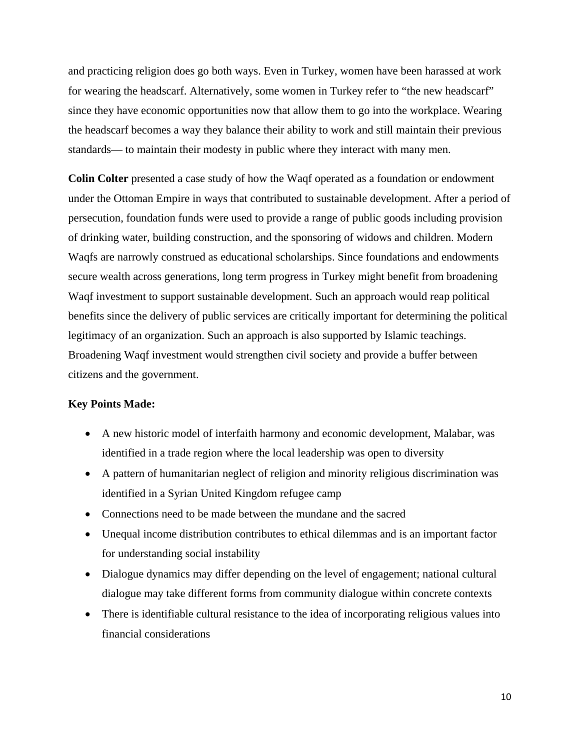and practicing religion does go both ways. Even in Turkey, women have been harassed at work for wearing the headscarf. Alternatively, some women in Turkey refer to "the new headscarf" since they have economic opportunities now that allow them to go into the workplace. Wearing the headscarf becomes a way they balance their ability to work and still maintain their previous standards— to maintain their modesty in public where they interact with many men.

**Colin Colter** presented a case study of how the Waqf operated as a foundation or endowment under the Ottoman Empire in ways that contributed to sustainable development. After a period of persecution, foundation funds were used to provide a range of public goods including provision of drinking water, building construction, and the sponsoring of widows and children. Modern Waqfs are narrowly construed as educational scholarships. Since foundations and endowments secure wealth across generations, long term progress in Turkey might benefit from broadening Waqf investment to support sustainable development. Such an approach would reap political benefits since the delivery of public services are critically important for determining the political legitimacy of an organization. Such an approach is also supported by Islamic teachings. Broadening Waqf investment would strengthen civil society and provide a buffer between citizens and the government.

**Key Points Made:**

- A new historic model of interfaith harmony and economic development, Malabar, was identified in a trade region where the local leadership was open to diversity
- A pattern of humanitarian neglect of religion and minority religious discrimination was identified in a Syrian United Kingdom refugee camp
- Connections need to be made between the mundane and the sacred
- Unequal income distribution contributes to ethical dilemmas and is an important factor for understanding social instability
- Dialogue dynamics may differ depending on the level of engagement; national cultural dialogue may take different forms from community dialogue within concrete contexts
- There is identifiable cultural resistance to the idea of incorporating religious values into financial considerations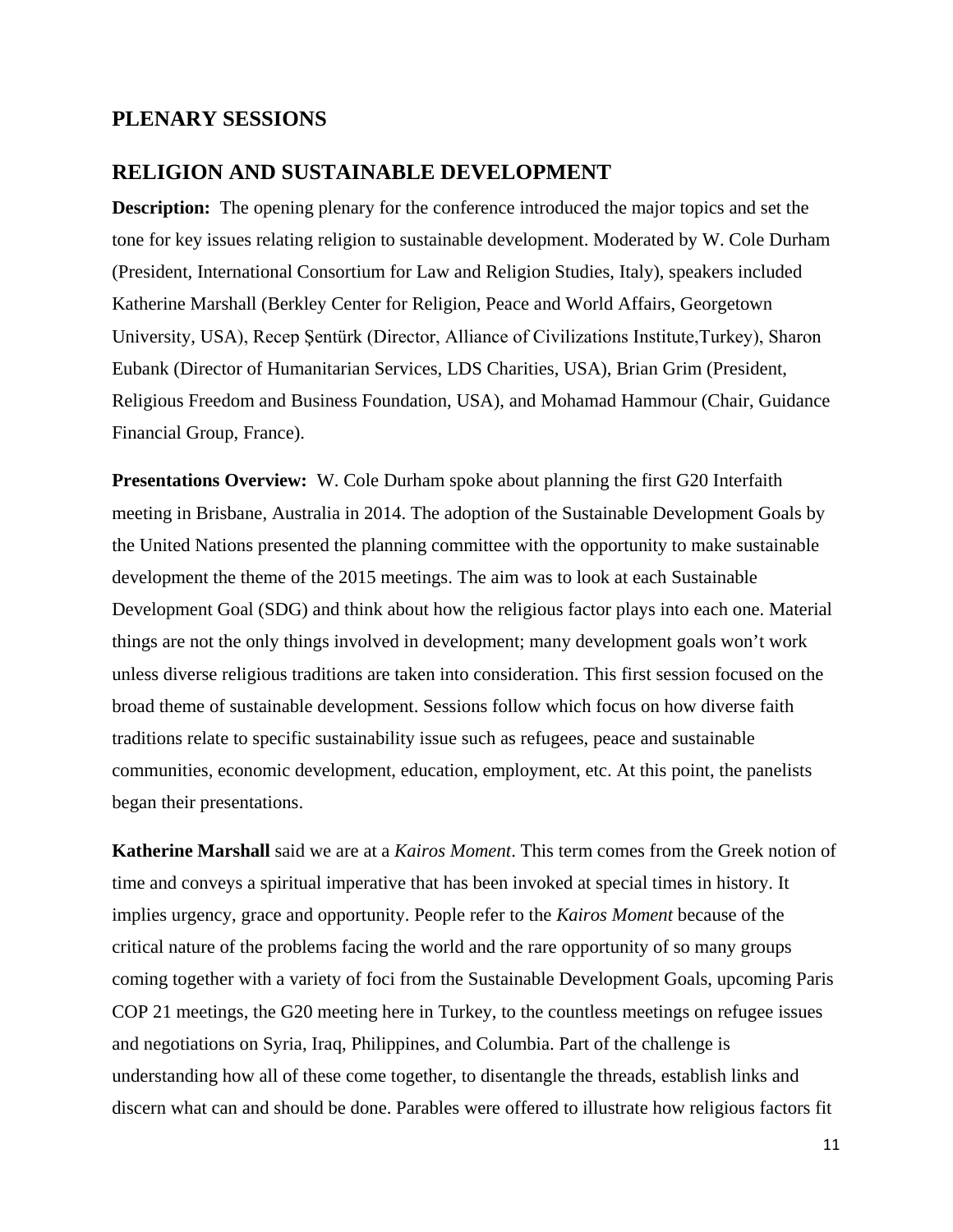# PLENARY SESSIONS

## RELIGION AND SUSTAINABLE DEVELOPMENT

**Description:** The opening plenary for the conference introduced the major topics and set the tone for key issues relating religion to sustainable development. Moderated by W. Cole Durham (President, International Consortium for Law and Religion Studies, Italy), speakers included Katherine Marshall (Berkley Center for Religion, Peace and World Affairs, Georgetown University, USA), Recep Ṣentürk (Director, Alliance of Civilizations Institute,Turkey), Sharon Eubank (Director of Humanitarian Services, LDS Charities, USA), Brian Grim (President, Religious Freedom and Business Foundation, USA), and Mohamad Hammour (Chair, Guidance Financial Group, France).

**Presentations Overview:** W. Cole Durham spoke about planning the first G20 Interfaith meeting in Brisbane, Australia in 2014. The adoption of the Sustainable Development Goals by the United Nations presented the planning committee with the opportunity to make sustainable development the theme of the 2015 meetings. The aim was to look at each Sustainable Development Goal (SDG) and think about how the religious factor plays into each one. Material things are not the only things involved in development; many development goals won't work unless diverse religious traditions are taken into consideration. This first session focused on the broad theme of sustainable development. Sessions follow which focus on how diverse faith traditions relate to specific sustainability issue such as refugees, peace and sustainable communities, economic development, education, employment, etc. At this point, the panelists began their presentations.

**Katherine Marshall** said we are at a *Kairos Moment*. This term comes from the Greek notion of time and conveys a spiritual imperative that has been invoked at special times in history. It implies urgency, grace and opportunity. People refer to the *Kairos Moment* because of the critical nature of the problems facing the world and the rare opportunity of so many groups coming together with a variety of foci from the Sustainable Development Goals, upcoming Paris COP 21 meetings, the G20 meeting here in Turkey, to the countless meetings on refugee issues and negotiations on Syria, Iraq, Philippines, and Columbia. Part of the challenge is understanding how all of these come together, to disentangle the threads, establish links and discern what can and should be done. Parables were offered to illustrate how religious factors fit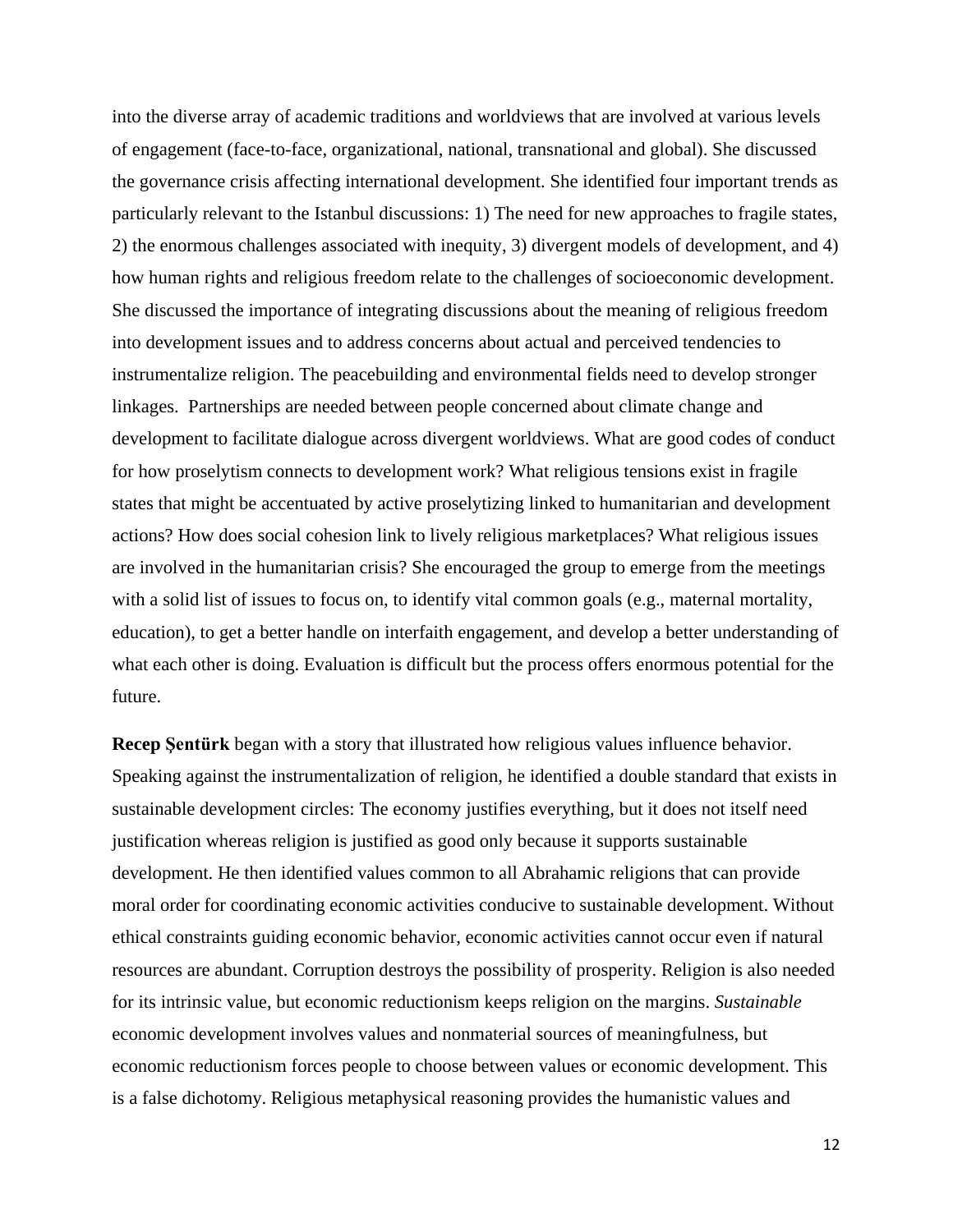into the diverse array of academic traditions and worldviews that are involved at various levels of engagement (face-to-face, organizational, national, transnational and global). She discussed the governance crisis affecting international development. She identified four important trends as particularly relevant to the Istanbul discussions: 1) The need for new approaches to fragile states, 2) the enormous challenges associated with inequity, 3) divergent models of development, and 4) how human rights and religious freedom relate to the challenges of socioeconomic development. She discussed the importance of integrating discussions about the meaning of religious freedom into development issues and to address concerns about actual and perceived tendencies to instrumentalize religion. The peacebuilding and environmental fields need to develop stronger linkages. Partnerships are needed between people concerned about climate change and development to facilitate dialogue across divergent worldviews. What are good codes of conduct for how proselytism connects to development work? What religious tensions exist in fragile states that might be accentuated by active proselytizing linked to humanitarian and development actions? How does social cohesion link to lively religious marketplaces? What religious issues are involved in the humanitarian crisis? She encouraged the group to emerge from the meetings with a solid list of issues to focus on, to identify vital common goals (e.g., maternal mortality, education), to get a better handle on interfaith engagement, and develop a better understanding of what each other is doing. Evaluation is difficult but the process offers enormous potential for the future.

**Recep Şentürk** began with a story that illustrated how religious values influence behavior. Speaking against the instrumentalization of religion, he identified a double standard that exists in sustainable development circles: The economy justifies everything, but it does not itself need justification whereas religion is justified as good only because it supports sustainable development. He then identified values common to all Abrahamic religions that can provide moral order for coordinating economic activities conducive to sustainable development. Without ethical constraints guiding economic behavior, economic activities cannot occur even if natural resources are abundant. Corruption destroys the possibility of prosperity. Religion is also needed for its intrinsic value, but economic reductionism keeps religion on the margins. *Sustainable* economic development involves values and nonmaterial sources of meaningfulness, but economic reductionism forces people to choose between values or economic development. This is a false dichotomy. Religious metaphysical reasoning provides the humanistic values and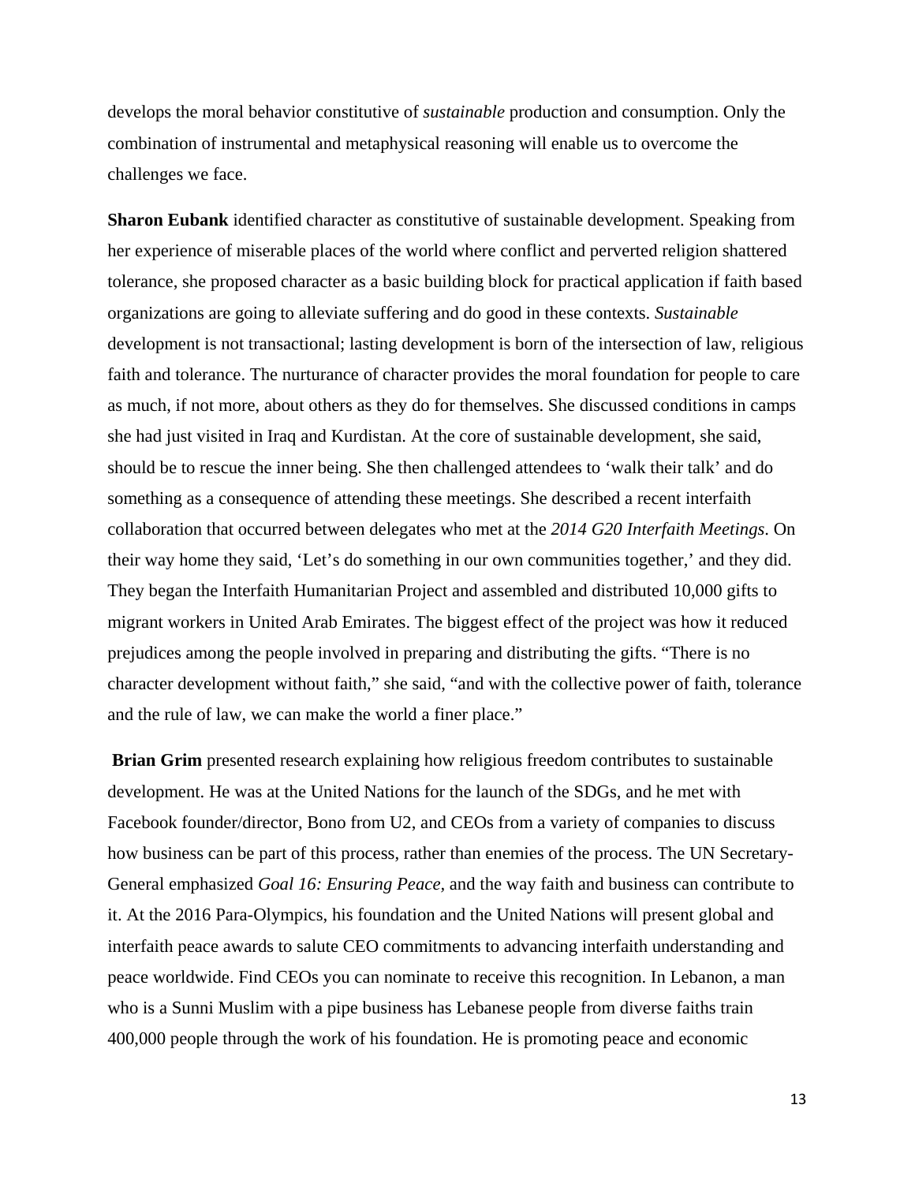develops the moral behavior constitutive of *sustainable* production and consumption. Only the combination of instrumental and metaphysical reasoning will enable us to overcome the challenges we face.

**Sharon Eubank** identified character as constitutive of sustainable development. Speaking from her experience of miserable places of the world where conflict and perverted religion shattered tolerance, she proposed character as a basic building block for practical application if faith based organizations are going to alleviate suffering and do good in these contexts. *Sustainable* development is not transactional; lasting development is born of the intersection of law, religious faith and tolerance. The nurturance of character provides the moral foundation for people to care as much, if not more, about others as they do for themselves. She discussed conditions in camps she had just visited in Iraq and Kurdistan. At the core of sustainable development, she said, should be to rescue the inner being. She then challenged attendees to 'walk their talk' and do something as a consequence of attending these meetings. She described a recent interfaith collaboration that occurred between delegates who met at the *2014 G20 Interfaith Meetings*. On their way home they said, 'Let's do something in our own communities together,' and they did. They began the Interfaith Humanitarian Project and assembled and distributed 10,000 gifts to migrant workers in United Arab Emirates. The biggest effect of the project was how it reduced prejudices among the people involved in preparing and distributing the gifts. "There is no character development without faith," she said, "and with the collective power of faith, tolerance and the rule of law, we can make the world a finer place."

**Brian Grim** presented research explaining how religious freedom contributes to sustainable development. He was at the United Nations for the launch of the SDGs, and he met with Facebook founder/director, Bono from U2, and CEOs from a variety of companies to discuss how business can be part of this process, rather than enemies of the process. The UN Secretary-General emphasized *Goal 16: Ensuring Peace*, and the way faith and business can contribute to it. At the 2016 Para-Olympics, his foundation and the United Nations will present global and interfaith peace awards to salute CEO commitments to advancing interfaith understanding and peace worldwide. Find CEOs you can nominate to receive this recognition. In Lebanon, a man who is a Sunni Muslim with a pipe business has Lebanese people from diverse faiths train 400,000 people through the work of his foundation. He is promoting peace and economic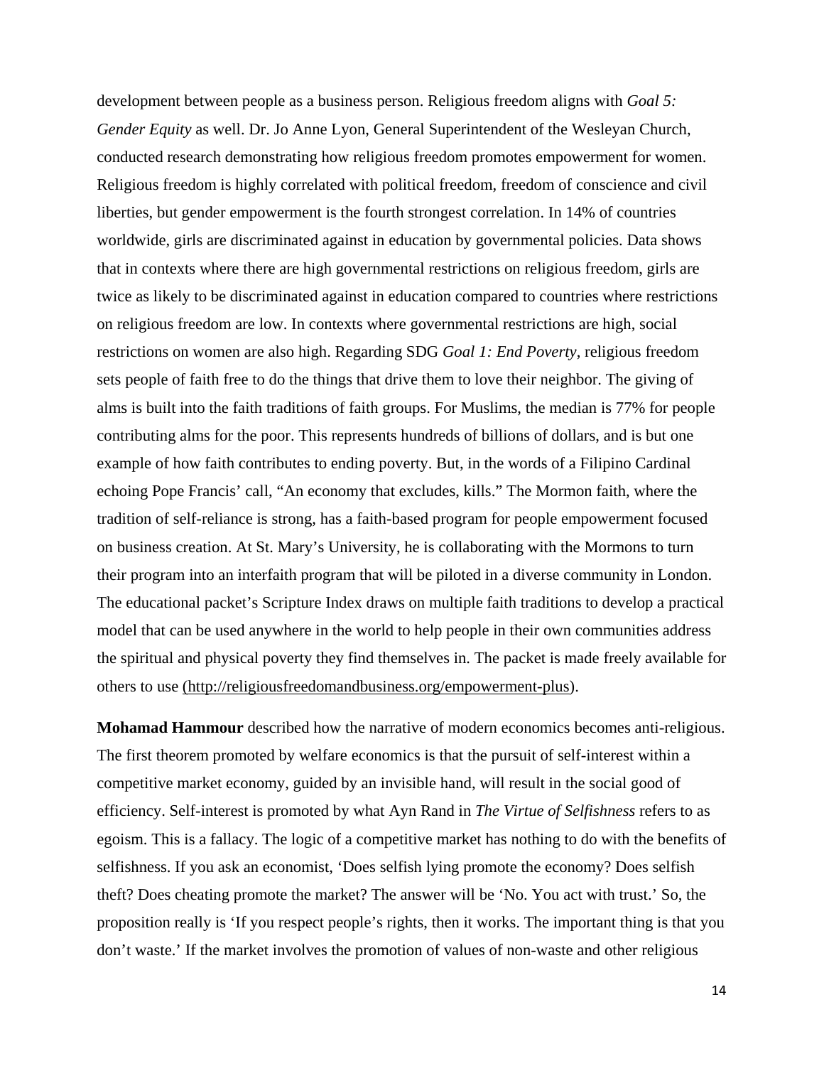development between people as a business person. Religious freedom aligns with *Goal 5: Gender Equity* as well. Dr. Jo Anne Lyon, General Superintendent of the Wesleyan Church, conducted research demonstrating how religious freedom promotes empowerment for women. Religious freedom is highly correlated with political freedom, freedom of conscience and civil liberties, but gender empowerment is the fourth strongest correlation. In 14% of countries worldwide, girls are discriminated against in education by governmental policies. Data shows that in contexts where there are high governmental restrictions on religious freedom, girls are twice as likely to be discriminated against in education compared to countries where restrictions on religious freedom are low. In contexts where governmental restrictions are high, social restrictions on women are also high. Regarding SDG *Goal 1: End Poverty*, religious freedom sets people of faith free to do the things that drive them to love their neighbor. The giving of alms is built into the faith traditions of faith groups. For Muslims, the median is 77% for people contributing alms for the poor. This represents hundreds of billions of dollars, and is but one example of how faith contributes to ending poverty. But, in the words of a Filipino Cardinal echoing Pope Francis' call, "An economy that excludes, kills." The Mormon faith, where the tradition of self-reliance is strong, has a faith-based program for people empowerment focused on business creation. At St. Mary's University, he is collaborating with the Mormons to turn their program into an interfaith program that will be piloted in a diverse community in London. The educational packet's Scripture Index draws on multiple faith traditions to develop a practical model that can be used anywhere in the world to help people in their own communities address the spiritual and physical poverty they find themselves in. The packet is made freely available for others to use (http://religiousfreedomandbusiness.org/empowerment-plus).

**Mohamad Hammour** described how the narrative of modern economics becomes anti-religious. The first theorem promoted by welfare economics is that the pursuit of self-interest within a competitive market economy, guided by an invisible hand, will result in the social good of efficiency. Self-interest is promoted by what Ayn Rand in *The Virtue of Selfishness* refers to as egoism. This is a fallacy. The logic of a competitive market has nothing to do with the benefits of selfishness. If you ask an economist, 'Does selfish lying promote the economy? Does selfish theft? Does cheating promote the market? The answer will be 'No. You act with trust.' So, the proposition really is 'If you respect people's rights, then it works. The important thing is that you don't waste.' If the market involves the promotion of values of non-waste and other religious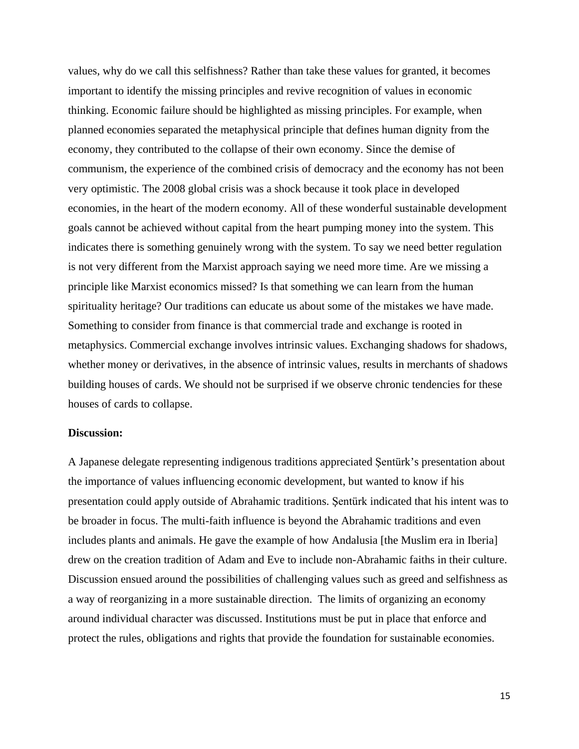values, why do we call this selfishness? Rather than take these values for granted, it becomes important to identify the missing principles and revive recognition of values in economic thinking. Economic failure should be highlighted as missing principles. For example, when planned economies separated the metaphysical principle that defines human dignity from the economy, they contributed to the collapse of their own economy. Since the demise of communism, the experience of the combined crisis of democracy and the economy has not been very optimistic. The 2008 global crisis was a shock because it took place in developed economies, in the heart of the modern economy. All of these wonderful sustainable development goals cannot be achieved without capital from the heart pumping money into the system. This indicates there is something genuinely wrong with the system. To say we need better regulation is not very different from the Marxist approach saying we need more time. Are we missing a principle like Marxist economics missed? Is that something we can learn from the human spirituality heritage? Our traditions can educate us about some of the mistakes we have made. Something to consider from finance is that commercial trade and exchange is rooted in metaphysics. Commercial exchange involves intrinsic values. Exchanging shadows for shadows, whether money or derivatives, in the absence of intrinsic values, results in merchants of shadows building houses of cards. We should not be surprised if we observe chronic tendencies for these houses of cards to collapse.

**Discussion:**

A Japanese delegate representing indigenous traditions appreciated Şentürk's presentation about the importance of values influencing economic development, but wanted to know if his presentation could apply outside of Abrahamic traditions. Şentürk indicated that his intent was to be broader in focus. The multi-faith influence is beyond the Abrahamic traditions and even includes plants and animals. He gave the example of how Andalusia [the Muslim era in Iberia] drew on the creation tradition of Adam and Eve to include non-Abrahamic faiths in their culture. Discussion ensued around the possibilities of challenging values such as greed and selfishness as a way of reorganizing in a more sustainable direction. The limits of organizing an economy around individual character was discussed. Institutions must be put in place that enforce and protect the rules, obligations and rights that provide the foundation for sustainable economies.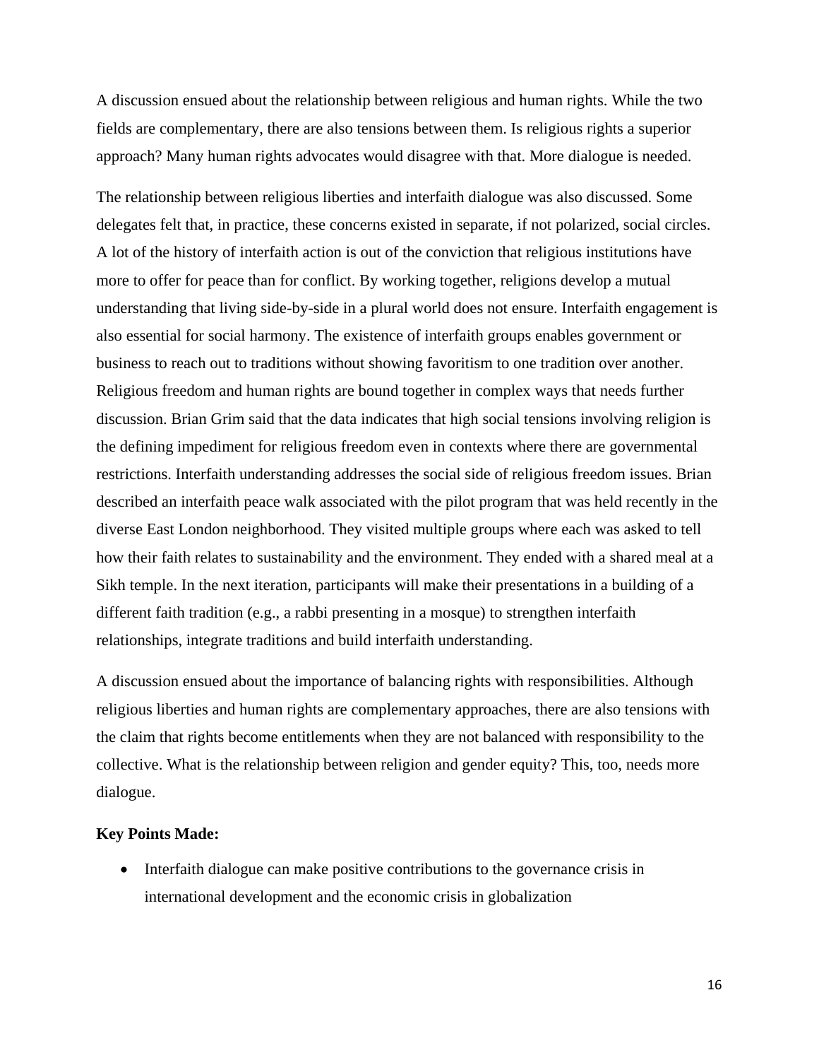A discussion ensued about the relationship between religious and human rights. While the two fields are complementary, there are also tensions between them. Is religious rights a superior approach? Many human rights advocates would disagree with that. More dialogue is needed.

The relationship between religious liberties and interfaith dialogue was also discussed. Some delegates felt that, in practice, these concerns existed in separate, if not polarized, social circles. A lot of the history of interfaith action is out of the conviction that religious institutions have more to offer for peace than for conflict. By working together, religions develop a mutual understanding that living side-by-side in a plural world does not ensure. Interfaith engagement is also essential for social harmony. The existence of interfaith groups enables government or business to reach out to traditions without showing favoritism to one tradition over another. Religious freedom and human rights are bound together in complex ways that needs further discussion. Brian Grim said that the data indicates that high social tensions involving religion is the defining impediment for religious freedom even in contexts where there are governmental restrictions. Interfaith understanding addresses the social side of religious freedom issues. Brian described an interfaith peace walk associated with the pilot program that was held recently in the diverse East London neighborhood. They visited multiple groups where each was asked to tell how their faith relates to sustainability and the environment. They ended with a shared meal at a Sikh temple. In the next iteration, participants will make their presentations in a building of a different faith tradition (e.g., a rabbi presenting in a mosque) to strengthen interfaith relationships, integrate traditions and build interfaith understanding.

A discussion ensued about the importance of balancing rights with responsibilities. Although religious liberties and human rights are complementary approaches, there are also tensions with the claim that rights become entitlements when they are not balanced with responsibility to the collective. What is the relationship between religion and gender equity? This, too, needs more dialogue.

**Key Points Made:**

- Interfaith dialogue can make positive contributions to the governance crisis in international development and the economic crisis in globalization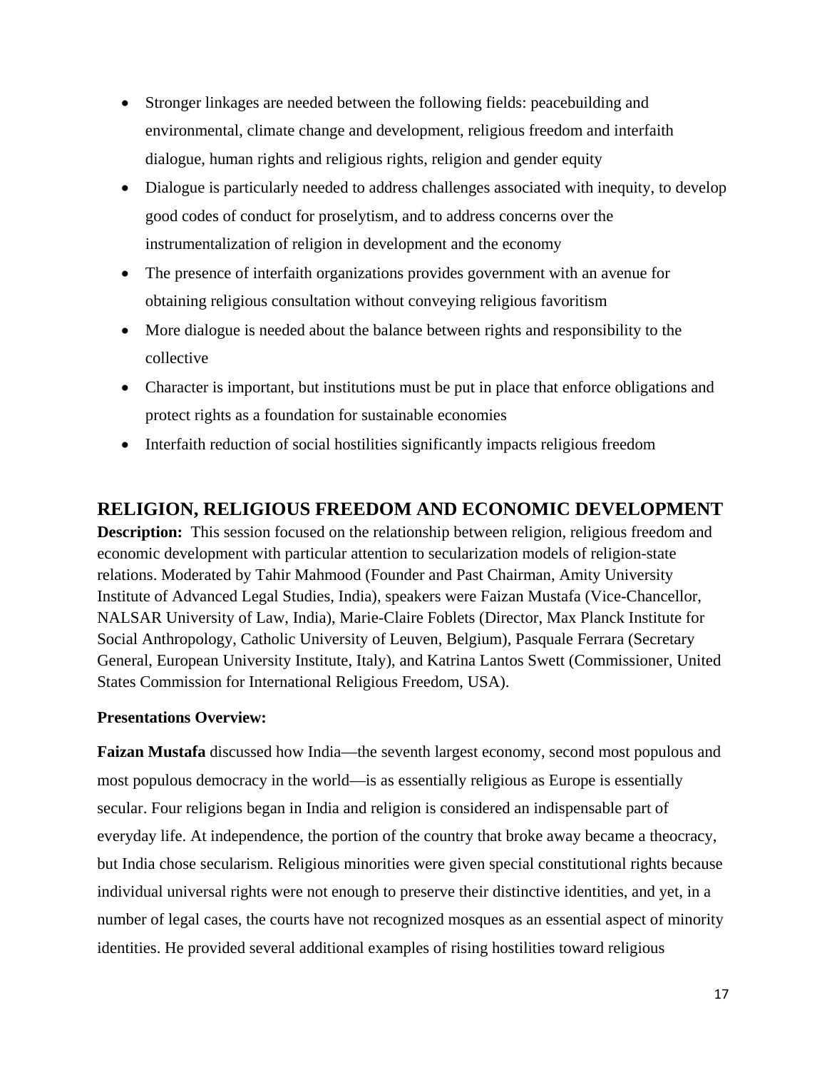- Stronger linkages are needed between the following fields: peacebuilding and environmental, climate change and development, religious freedom and interfaith dialogue, human rights and religious rights, religion and gender equity
- Dialogue is particularly needed to address challenges associated with inequity, to develop good codes of conduct for proselytism, and to address concerns over the instrumentalization of religion in development and the economy
- The presence of interfaith organizations provides government with an avenue for obtaining religious consultation without conveying religious favoritism
- More dialogue is needed about the balance between rights and responsibility to the collective
- Character is important, but institutions must be put in place that enforce obligations and protect rights as a foundation for sustainable economies
- Interfaith reduction of social hostilities significantly impacts religious freedom

## RELIGION, RELIGIOUS FREEDOM AND ECONOMIC DEVELOPMENT

**Description:** This session focused on the relationship between religion, religious freedom and economic development with particular attention to secularization models of religion-state relations. Moderated by Tahir Mahmood (Founder and Past Chairman, Amity University Institute of Advanced Legal Studies, India), speakers were Faizan Mustafa (Vice-Chancellor, NALSAR University of Law, India), Marie-Claire Foblets (Director, Max Planck Institute for Social Anthropology, Catholic University of Leuven, Belgium), Pasquale Ferrara (Secretary General, European University Institute, Italy), and Katrina Lantos Swett (Commissioner, United States Commission for International Religious Freedom, USA).

**Presentations Overview:**

**Faizan Mustafa** discussed how India—the seventh largest economy, second most populous and most populous democracy in the world—is as essentially religious as Europe is essentially secular. Four religions began in India and religion is considered an indispensable part of everyday life. At independence, the portion of the country that broke away became a theocracy, but India chose secularism. Religious minorities were given special constitutional rights because individual universal rights were not enough to preserve their distinctive identities, and yet, in a number of legal cases, the courts have not recognized mosques as an essential aspect of minority identities. He provided several additional examples of rising hostilities toward religious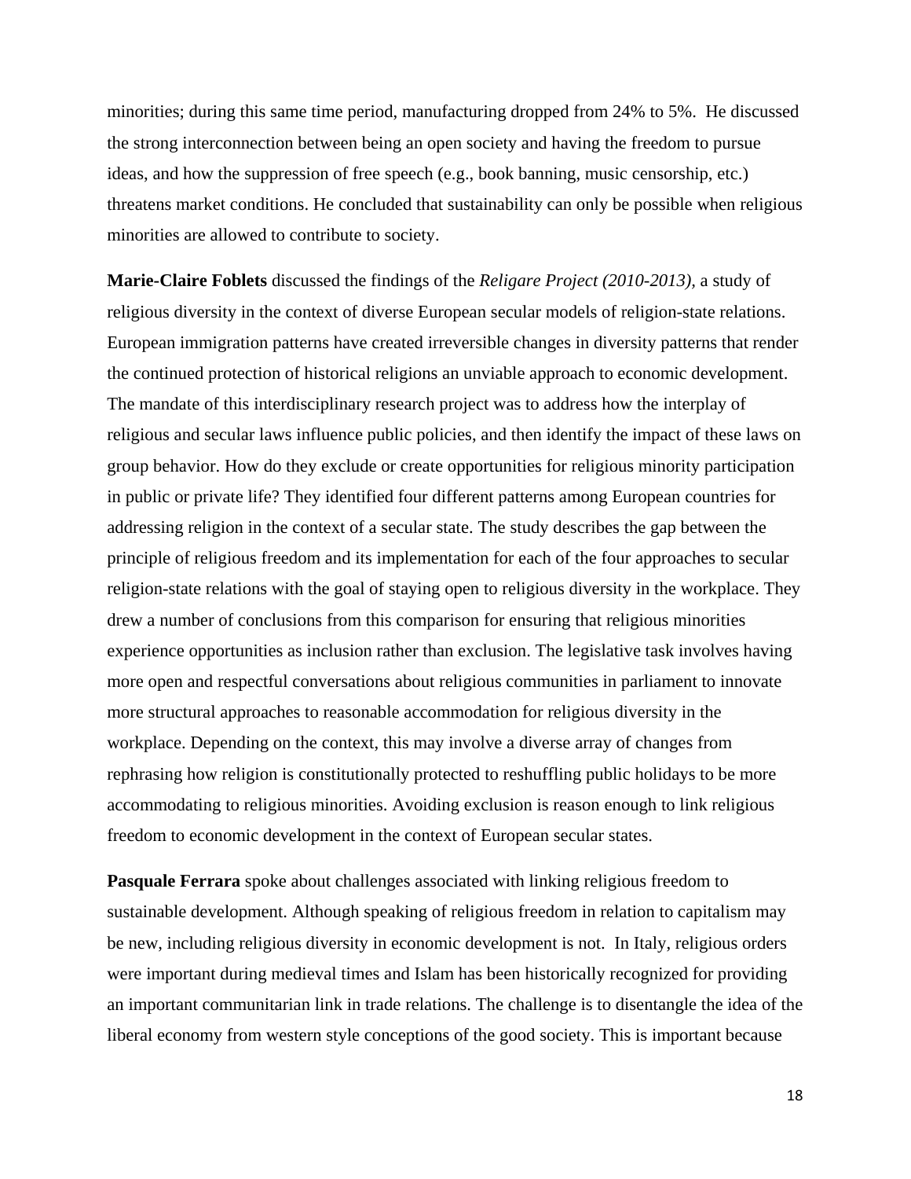minorities; during this same time period, manufacturing dropped from 24% to 5%. He discussed the strong interconnection between being an open society and having the freedom to pursue ideas, and how the suppression of free speech (e.g., book banning, music censorship, etc.) threatens market conditions. He concluded that sustainability can only be possible when religious minorities are allowed to contribute to society.

**Marie-Claire Foblets** discussed the findings of the *Religare Project (2010-2013)*, a study of religious diversity in the context of diverse European secular models of religion-state relations. European immigration patterns have created irreversible changes in diversity patterns that render the continued protection of historical religions an unviable approach to economic development. The mandate of this interdisciplinary research project was to address how the interplay of religious and secular laws influence public policies, and then identify the impact of these laws on group behavior. How do they exclude or create opportunities for religious minority participation in public or private life? They identified four different patterns among European countries for addressing religion in the context of a secular state. The study describes the gap between the principle of religious freedom and its implementation for each of the four approaches to secular religion-state relations with the goal of staying open to religious diversity in the workplace. They drew a number of conclusions from this comparison for ensuring that religious minorities experience opportunities as inclusion rather than exclusion. The legislative task involves having more open and respectful conversations about religious communities in parliament to innovate more structural approaches to reasonable accommodation for religious diversity in the workplace. Depending on the context, this may involve a diverse array of changes from rephrasing how religion is constitutionally protected to reshuffling public holidays to be more accommodating to religious minorities. Avoiding exclusion is reason enough to link religious freedom to economic development in the context of European secular states.

**Pasquale Ferrara** spoke about challenges associated with linking religious freedom to sustainable development. Although speaking of religious freedom in relation to capitalism may be new, including religious diversity in economic development is not. In Italy, religious orders were important during medieval times and Islam has been historically recognized for providing an important communitarian link in trade relations. The challenge is to disentangle the idea of the liberal economy from western style conceptions of the good society. This is important because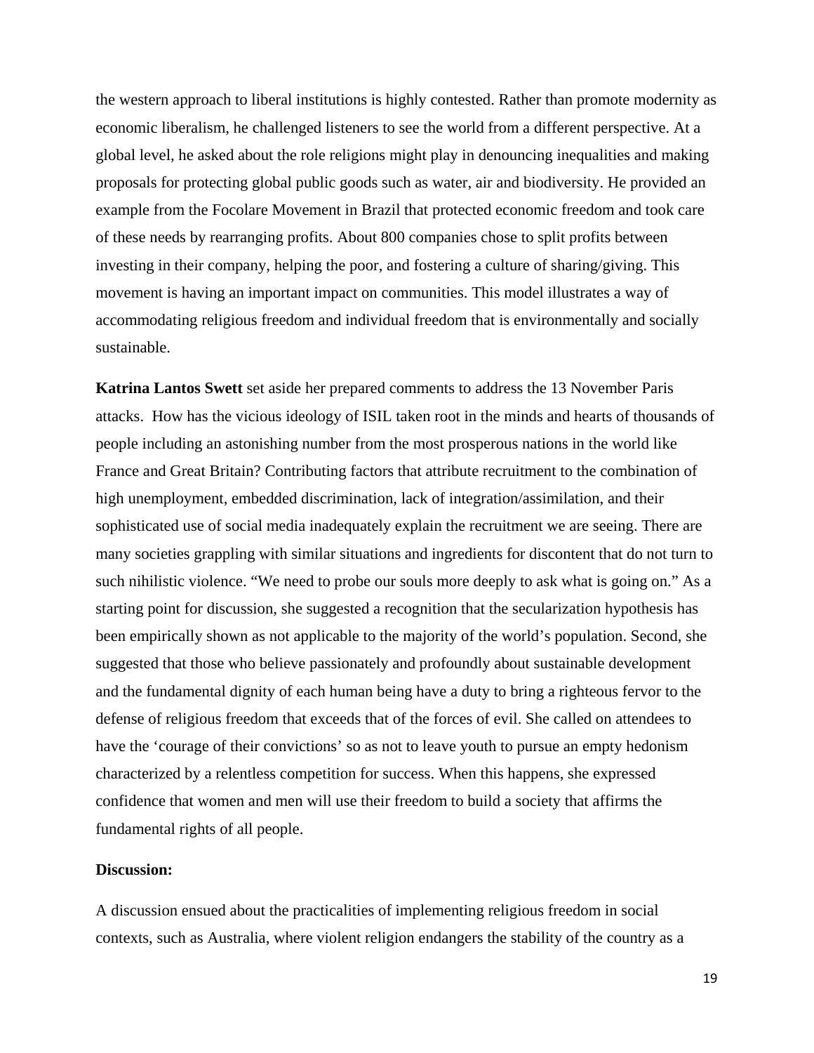the western approach to liberal institutions is highly contested. Rather than promote modernity as economic liberalism, he challenged listeners to see the world from a different perspective. At a global level, he asked about the role religions might play in denouncing inequalities and making proposals for protecting global public goods such as water, air and biodiversity. He provided an example from the Focolare Movement in Brazil that protected economic freedom and took care of these needs by rearranging profits. About 800 companies chose to split profits between investing in their company, helping the poor, and fostering a culture of sharing/giving. This movement is having an important impact on communities. This model illustrates a way of accommodating religious freedom and individual freedom that is environmentally and socially sustainable.

**Katrina Lantos Swett** set aside her prepared comments to address the 13 November Paris attacks. How has the vicious ideology of ISIL taken root in the minds and hearts of thousands of people including an astonishing number from the most prosperous nations in the world like France and Great Britain? Contributing factors that attribute recruitment to the combination of high unemployment, embedded discrimination, lack of integration/assimilation, and their sophisticated use of social media inadequately explain the recruitment we are seeing. There are many societies grappling with similar situations and ingredients for discontent that do not turn to such nihilistic violence. "We need to probe our souls more deeply to ask what is going on." As a starting point for discussion, she suggested a recognition that the secularization hypothesis has been empirically shown as not applicable to the majority of the world's population. Second, she suggested that those who believe passionately and profoundly about sustainable development and the fundamental dignity of each human being have a duty to bring a righteous fervor to the defense of religious freedom that exceeds that of the forces of evil. She called on attendees to have the 'courage of their convictions' so as not to leave youth to pursue an empty hedonism characterized by a relentless competition for success. When this happens, she expressed confidence that women and men will use their freedom to build a society that affirms the fundamental rights of all people.

**Discussion:**

A discussion ensued about the practicalities of implementing religious freedom in social contexts, such as Australia, where violent religion endangers the stability of the country as a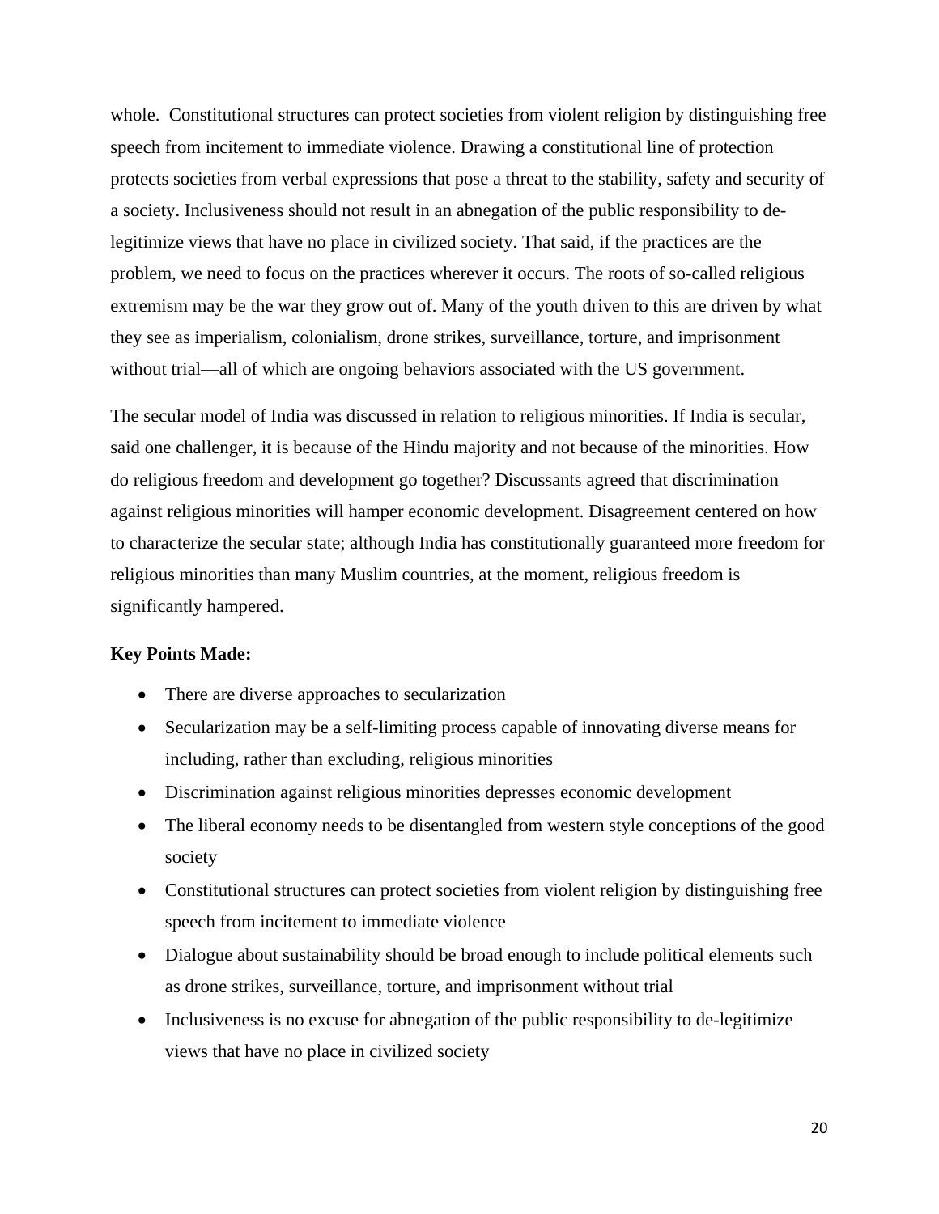whole. Constitutional structures can protect societies from violent religion by distinguishing free speech from incitement to immediate violence. Drawing a constitutional line of protection protects societies from verbal expressions that pose a threat to the stability, safety and security of a society. Inclusiveness should not result in an abnegation of the public responsibility to de-legitimize views that have no place in civilized society. That said, if the practices are the problem, we need to focus on the practices wherever it occurs. The roots of so-called religious extremism may be the war they grow out of. Many of the youth driven to this are driven by what they see as imperialism, colonialism, drone strikes, surveillance, torture, and imprisonment without trial—all of which are ongoing behaviors associated with the US government.

The secular model of India was discussed in relation to religious minorities. If India is secular, said one challenger, it is because of the Hindu majority and not because of the minorities. How do religious freedom and development go together? Discussants agreed that discrimination against religious minorities will hamper economic development. Disagreement centered on how to characterize the secular state; although India has constitutionally guaranteed more freedom for religious minorities than many Muslim countries, at the moment, religious freedom is significantly hampered.

**Key Points Made:**

- There are diverse approaches to secularization
- Secularization may be a self-limiting process capable of innovating diverse means for including, rather than excluding, religious minorities
- Discrimination against religious minorities depresses economic development
- The liberal economy needs to be disentangled from western style conceptions of the good society
- Constitutional structures can protect societies from violent religion by distinguishing free speech from incitement to immediate violence
- Dialogue about sustainability should be broad enough to include political elements such as drone strikes, surveillance, torture, and imprisonment without trial
- Inclusiveness is no excuse for abnegation of the public responsibility to de-legitimize views that have no place in civilized society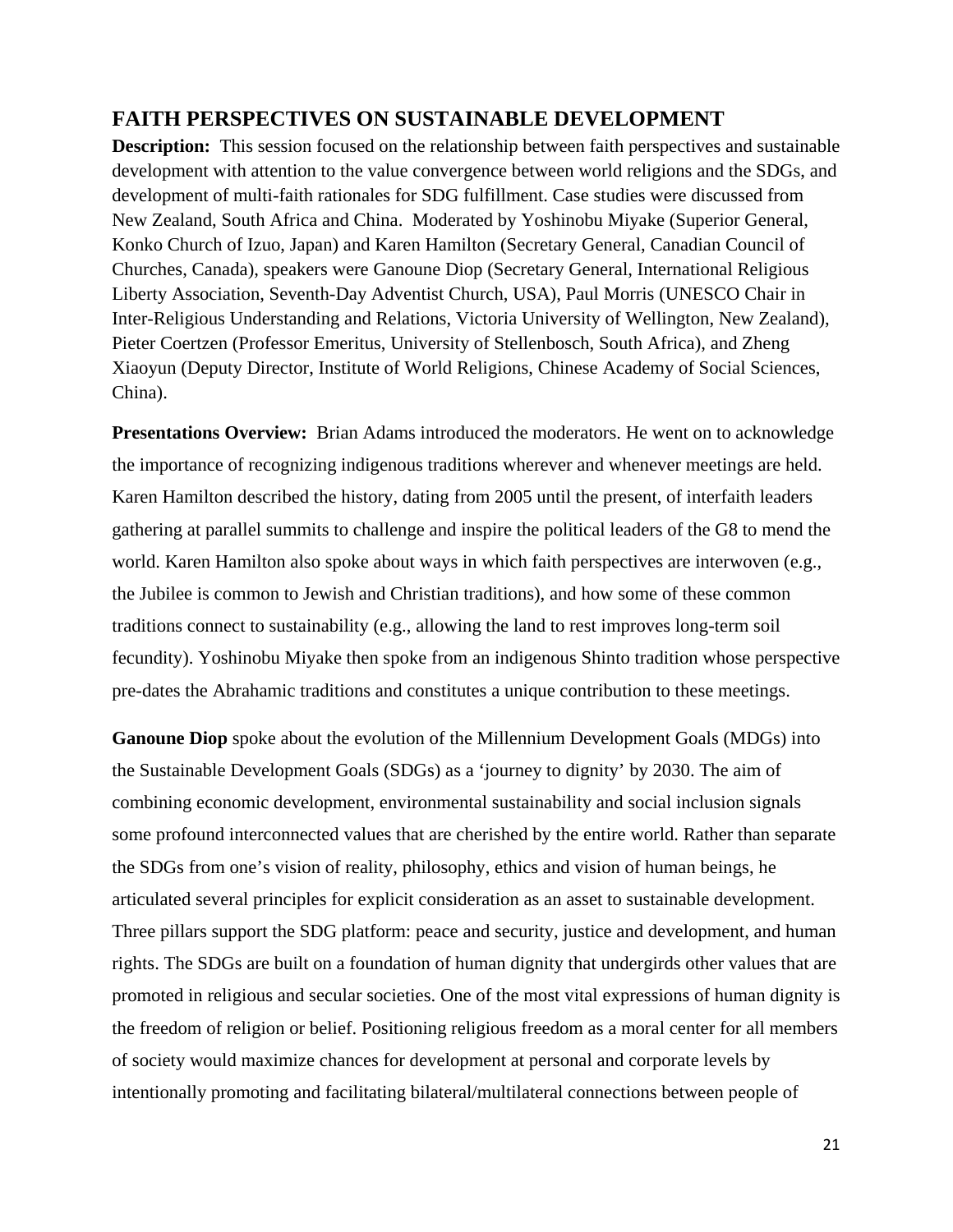## FAITH PERSPECTIVES ON SUSTAINABLE DEVELOPMENT

**Description:** This session focused on the relationship between faith perspectives and sustainable development with attention to the value convergence between world religions and the SDGs, and development of multi-faith rationales for SDG fulfillment. Case studies were discussed from New Zealand, South Africa and China. Moderated by Yoshinobu Miyake (Superior General, Konko Church of Izuo, Japan) and Karen Hamilton (Secretary General, Canadian Council of Churches, Canada), speakers were Ganoune Diop (Secretary General, International Religious Liberty Association, Seventh-Day Adventist Church, USA), Paul Morris (UNESCO Chair in Inter-Religious Understanding and Relations, Victoria University of Wellington, New Zealand), Pieter Coertzen (Professor Emeritus, University of Stellenbosch, South Africa), and Zheng Xiaoyun (Deputy Director, Institute of World Religions, Chinese Academy of Social Sciences, China).

**Presentations Overview:** Brian Adams introduced the moderators. He went on to acknowledge the importance of recognizing indigenous traditions wherever and whenever meetings are held. Karen Hamilton described the history, dating from 2005 until the present, of interfaith leaders gathering at parallel summits to challenge and inspire the political leaders of the G8 to mend the world. Karen Hamilton also spoke about ways in which faith perspectives are interwoven (e.g., the Jubilee is common to Jewish and Christian traditions), and how some of these common traditions connect to sustainability (e.g., allowing the land to rest improves long-term soil fecundity). Yoshinobu Miyake then spoke from an indigenous Shinto tradition whose perspective pre-dates the Abrahamic traditions and constitutes a unique contribution to these meetings.

**Ganoune Diop** spoke about the evolution of the Millennium Development Goals (MDGs) into the Sustainable Development Goals (SDGs) as a 'journey to dignity' by 2030. The aim of combining economic development, environmental sustainability and social inclusion signals some profound interconnected values that are cherished by the entire world. Rather than separate the SDGs from one's vision of reality, philosophy, ethics and vision of human beings, he articulated several principles for explicit consideration as an asset to sustainable development. Three pillars support the SDG platform: peace and security, justice and development, and human rights. The SDGs are built on a foundation of human dignity that undergirds other values that are promoted in religious and secular societies. One of the most vital expressions of human dignity is the freedom of religion or belief. Positioning religious freedom as a moral center for all members of society would maximize chances for development at personal and corporate levels by intentionally promoting and facilitating bilateral/multilateral connections between people of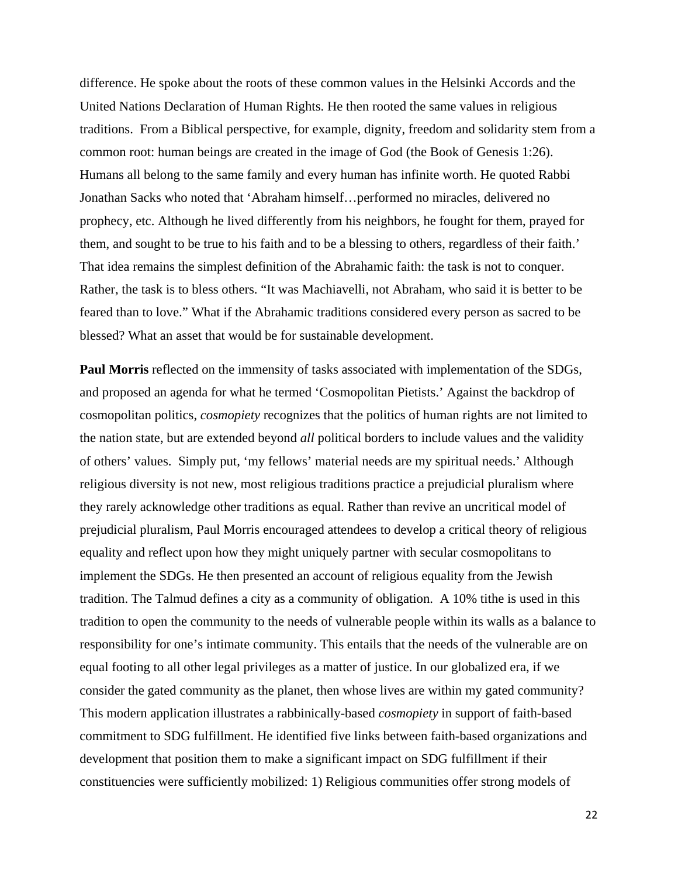difference. He spoke about the roots of these common values in the Helsinki Accords and the United Nations Declaration of Human Rights. He then rooted the same values in religious traditions. From a Biblical perspective, for example, dignity, freedom and solidarity stem from a common root: human beings are created in the image of God (the Book of Genesis 1:26). Humans all belong to the same family and every human has infinite worth. He quoted Rabbi Jonathan Sacks who noted that 'Abraham himself…performed no miracles, delivered no prophecy, etc. Although he lived differently from his neighbors, he fought for them, prayed for them, and sought to be true to his faith and to be a blessing to others, regardless of their faith.' That idea remains the simplest definition of the Abrahamic faith: the task is not to conquer. Rather, the task is to bless others. "It was Machiavelli, not Abraham, who said it is better to be feared than to love." What if the Abrahamic traditions considered every person as sacred to be blessed? What an asset that would be for sustainable development.

**Paul Morris** reflected on the immensity of tasks associated with implementation of the SDGs, and proposed an agenda for what he termed 'Cosmopolitan Pietists.' Against the backdrop of cosmopolitan politics, *cosmopiety* recognizes that the politics of human rights are not limited to the nation state, but are extended beyond *all* political borders to include values and the validity of others' values. Simply put, 'my fellows' material needs are my spiritual needs.' Although religious diversity is not new, most religious traditions practice a prejudicial pluralism where they rarely acknowledge other traditions as equal. Rather than revive an uncritical model of prejudicial pluralism, Paul Morris encouraged attendees to develop a critical theory of religious equality and reflect upon how they might uniquely partner with secular cosmopolitans to implement the SDGs. He then presented an account of religious equality from the Jewish tradition. The Talmud defines a city as a community of obligation. A 10% tithe is used in this tradition to open the community to the needs of vulnerable people within its walls as a balance to responsibility for one's intimate community. This entails that the needs of the vulnerable are on equal footing to all other legal privileges as a matter of justice. In our globalized era, if we consider the gated community as the planet, then whose lives are within my gated community? This modern application illustrates a rabbinically-based *cosmopiety* in support of faith-based commitment to SDG fulfillment. He identified five links between faith-based organizations and development that position them to make a significant impact on SDG fulfillment if their constituencies were sufficiently mobilized: 1) Religious communities offer strong models of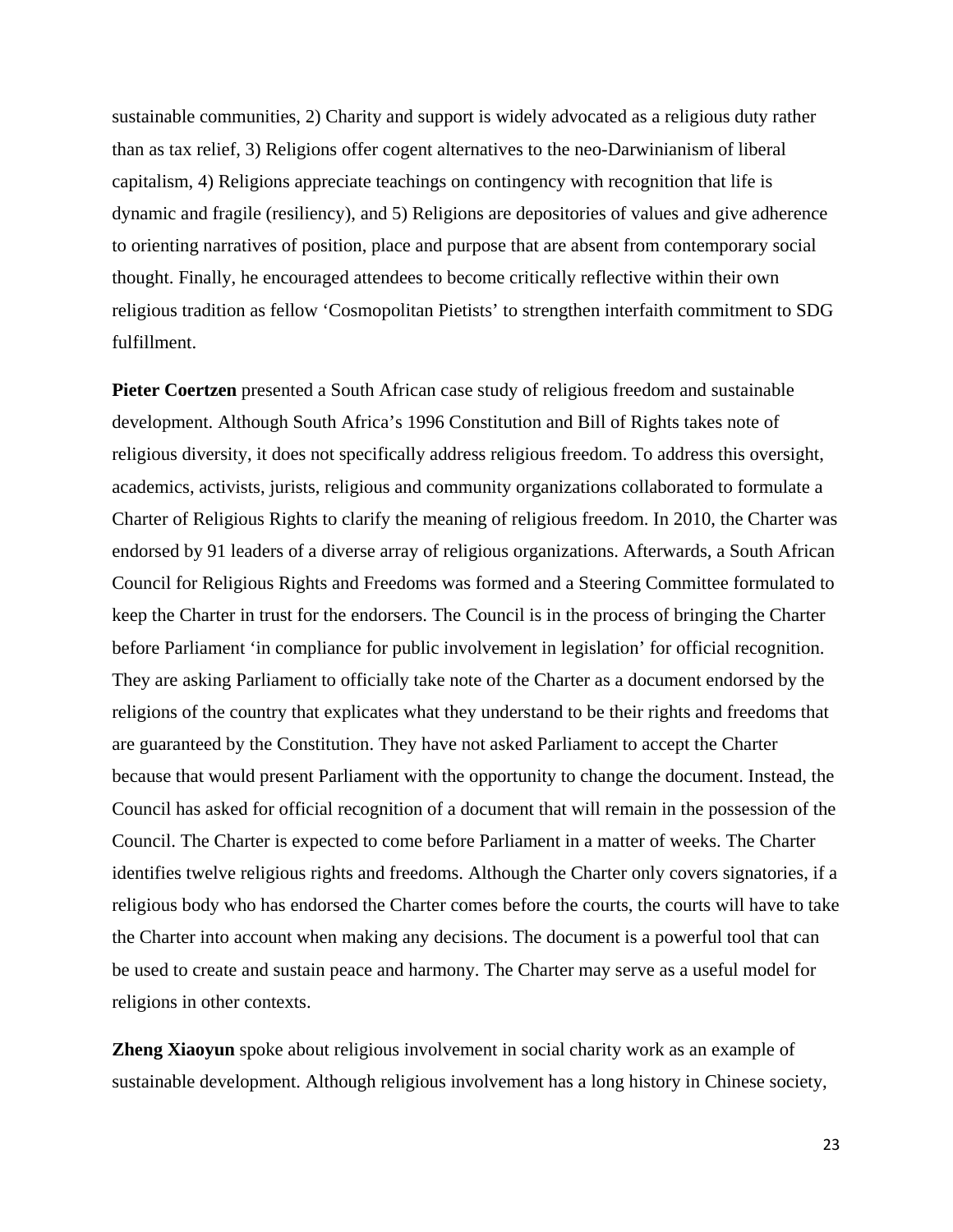sustainable communities, 2) Charity and support is widely advocated as a religious duty rather than as tax relief, 3) Religions offer cogent alternatives to the neo-Darwinianism of liberal capitalism, 4) Religions appreciate teachings on contingency with recognition that life is dynamic and fragile (resiliency), and 5) Religions are depositories of values and give adherence to orienting narratives of position, place and purpose that are absent from contemporary social thought. Finally, he encouraged attendees to become critically reflective within their own religious tradition as fellow 'Cosmopolitan Pietists' to strengthen interfaith commitment to SDG fulfillment.

**Pieter Coertzen** presented a South African case study of religious freedom and sustainable development. Although South Africa's 1996 Constitution and Bill of Rights takes note of religious diversity, it does not specifically address religious freedom. To address this oversight, academics, activists, jurists, religious and community organizations collaborated to formulate a Charter of Religious Rights to clarify the meaning of religious freedom. In 2010, the Charter was endorsed by 91 leaders of a diverse array of religious organizations. Afterwards, a South African Council for Religious Rights and Freedoms was formed and a Steering Committee formulated to keep the Charter in trust for the endorsers. The Council is in the process of bringing the Charter before Parliament 'in compliance for public involvement in legislation' for official recognition. They are asking Parliament to officially take note of the Charter as a document endorsed by the religions of the country that explicates what they understand to be their rights and freedoms that are guaranteed by the Constitution. They have not asked Parliament to accept the Charter because that would present Parliament with the opportunity to change the document. Instead, the Council has asked for official recognition of a document that will remain in the possession of the Council. The Charter is expected to come before Parliament in a matter of weeks. The Charter identifies twelve religious rights and freedoms. Although the Charter only covers signatories, if a religious body who has endorsed the Charter comes before the courts, the courts will have to take the Charter into account when making any decisions. The document is a powerful tool that can be used to create and sustain peace and harmony. The Charter may serve as a useful model for religions in other contexts.

**Zheng Xiaoyun** spoke about religious involvement in social charity work as an example of sustainable development. Although religious involvement has a long history in Chinese society,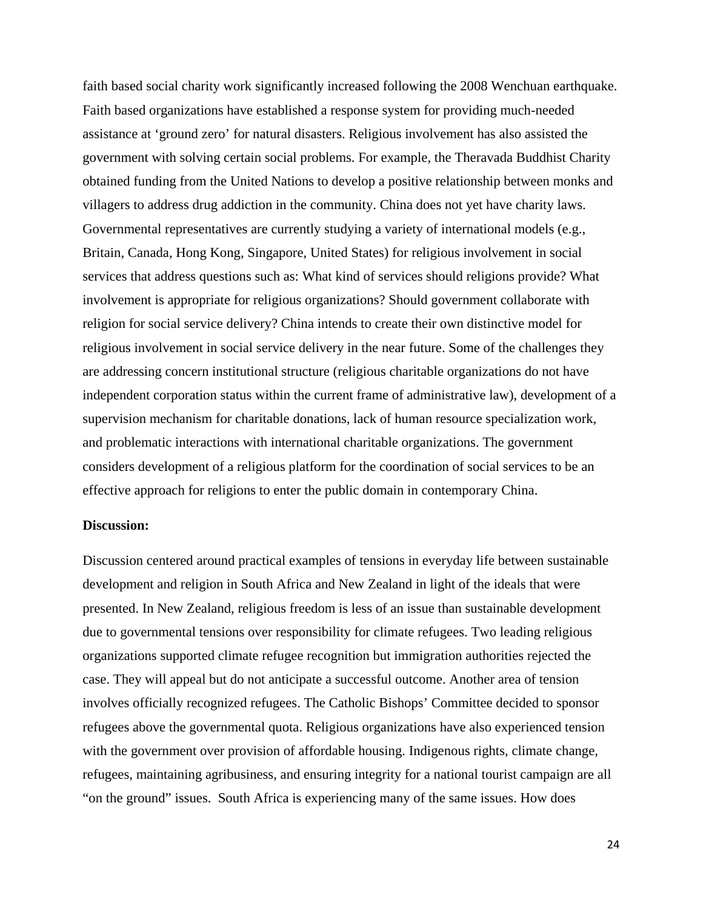faith based social charity work significantly increased following the 2008 Wenchuan earthquake. Faith based organizations have established a response system for providing much-needed assistance at 'ground zero' for natural disasters. Religious involvement has also assisted the government with solving certain social problems. For example, the Theravada Buddhist Charity obtained funding from the United Nations to develop a positive relationship between monks and villagers to address drug addiction in the community. China does not yet have charity laws. Governmental representatives are currently studying a variety of international models (e.g., Britain, Canada, Hong Kong, Singapore, United States) for religious involvement in social services that address questions such as: What kind of services should religions provide? What involvement is appropriate for religious organizations? Should government collaborate with religion for social service delivery? China intends to create their own distinctive model for religious involvement in social service delivery in the near future. Some of the challenges they are addressing concern institutional structure (religious charitable organizations do not have independent corporation status within the current frame of administrative law), development of a supervision mechanism for charitable donations, lack of human resource specialization work, and problematic interactions with international charitable organizations. The government considers development of a religious platform for the coordination of social services to be an effective approach for religions to enter the public domain in contemporary China.

**Discussion:**

Discussion centered around practical examples of tensions in everyday life between sustainable development and religion in South Africa and New Zealand in light of the ideals that were presented. In New Zealand, religious freedom is less of an issue than sustainable development due to governmental tensions over responsibility for climate refugees. Two leading religious organizations supported climate refugee recognition but immigration authorities rejected the case. They will appeal but do not anticipate a successful outcome. Another area of tension involves officially recognized refugees. The Catholic Bishops' Committee decided to sponsor refugees above the governmental quota. Religious organizations have also experienced tension with the government over provision of affordable housing. Indigenous rights, climate change, refugees, maintaining agribusiness, and ensuring integrity for a national tourist campaign are all "on the ground" issues. South Africa is experiencing many of the same issues. How does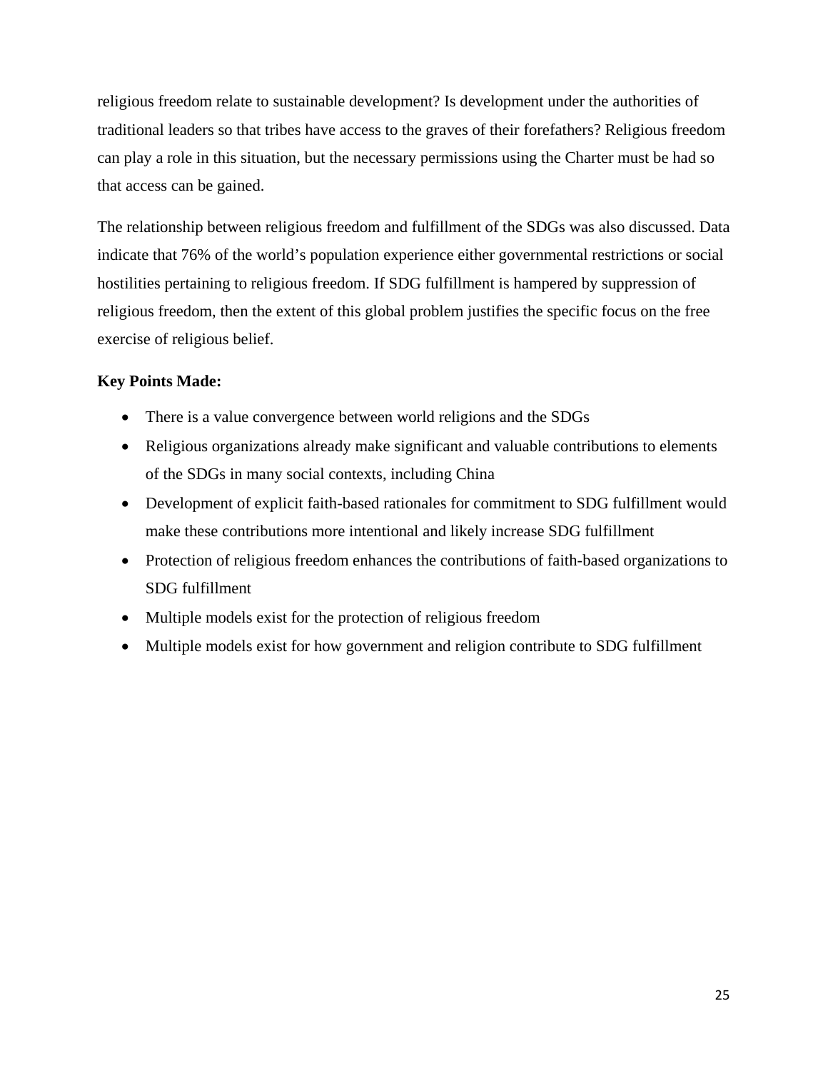religious freedom relate to sustainable development? Is development under the authorities of traditional leaders so that tribes have access to the graves of their forefathers? Religious freedom can play a role in this situation, but the necessary permissions using the Charter must be had so that access can be gained.

The relationship between religious freedom and fulfillment of the SDGs was also discussed. Data indicate that 76% of the world's population experience either governmental restrictions or social hostilities pertaining to religious freedom. If SDG fulfillment is hampered by suppression of religious freedom, then the extent of this global problem justifies the specific focus on the free exercise of religious belief.

**Key Points Made:**

- There is a value convergence between world religions and the SDGs
- Religious organizations already make significant and valuable contributions to elements of the SDGs in many social contexts, including China
- Development of explicit faith-based rationales for commitment to SDG fulfillment would make these contributions more intentional and likely increase SDG fulfillment
- Protection of religious freedom enhances the contributions of faith-based organizations to SDG fulfillment
- Multiple models exist for the protection of religious freedom
- Multiple models exist for how government and religion contribute to SDG fulfillment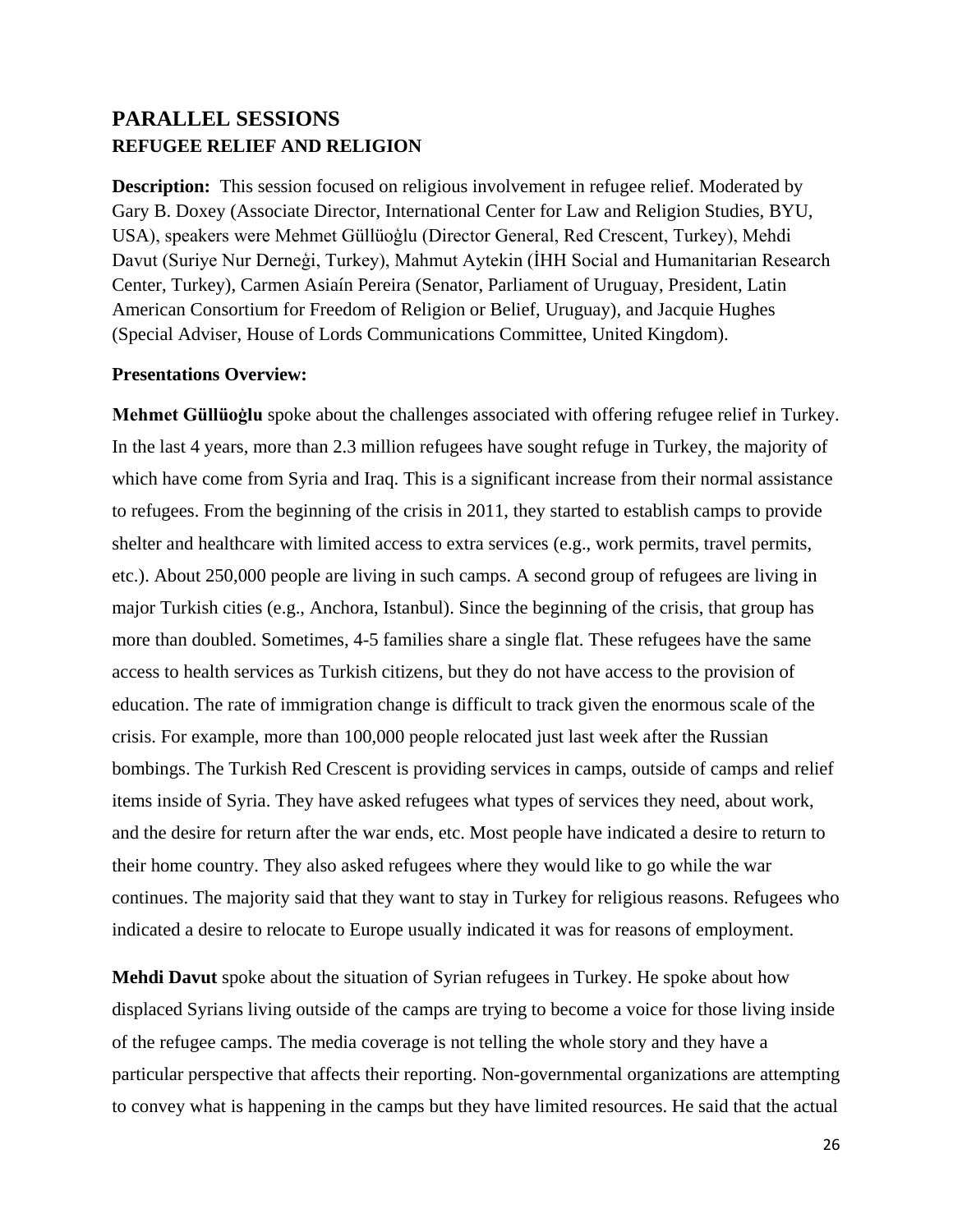## PARALLEL SESSIONS

### REFUGEE RELIEF AND RELIGION

**Description:** This session focused on religious involvement in refugee relief. Moderated by Gary B. Doxey (Associate Director, International Center for Law and Religion Studies, BYU, USA), speakers were Mehmet Güllüoġlu (Director General, Red Crescent, Turkey), Mehdi Davut (Suriye Nur Derneġi, Turkey), Mahmut Aytekin (İHH Social and Humanitarian Research Center, Turkey), Carmen Asiaín Pereira (Senator, Parliament of Uruguay, President, Latin American Consortium for Freedom of Religion or Belief, Uruguay), and Jacquie Hughes (Special Adviser, House of Lords Communications Committee, United Kingdom).

**Presentations Overview:**

**Mehmet Güllüoġlu** spoke about the challenges associated with offering refugee relief in Turkey. In the last 4 years, more than 2.3 million refugees have sought refuge in Turkey, the majority of which have come from Syria and Iraq. This is a significant increase from their normal assistance to refugees. From the beginning of the crisis in 2011, they started to establish camps to provide shelter and healthcare with limited access to extra services (e.g., work permits, travel permits, etc.). About 250,000 people are living in such camps. A second group of refugees are living in major Turkish cities (e.g., Anchora, Istanbul). Since the beginning of the crisis, that group has more than doubled. Sometimes, 4-5 families share a single flat. These refugees have the same access to health services as Turkish citizens, but they do not have access to the provision of education. The rate of immigration change is difficult to track given the enormous scale of the crisis. For example, more than 100,000 people relocated just last week after the Russian bombings. The Turkish Red Crescent is providing services in camps, outside of camps and relief items inside of Syria. They have asked refugees what types of services they need, about work, and the desire for return after the war ends, etc. Most people have indicated a desire to return to their home country. They also asked refugees where they would like to go while the war continues. The majority said that they want to stay in Turkey for religious reasons. Refugees who indicated a desire to relocate to Europe usually indicated it was for reasons of employment.

**Mehdi Davut** spoke about the situation of Syrian refugees in Turkey. He spoke about how displaced Syrians living outside of the camps are trying to become a voice for those living inside of the refugee camps. The media coverage is not telling the whole story and they have a particular perspective that affects their reporting. Non-governmental organizations are attempting to convey what is happening in the camps but they have limited resources. He said that the actual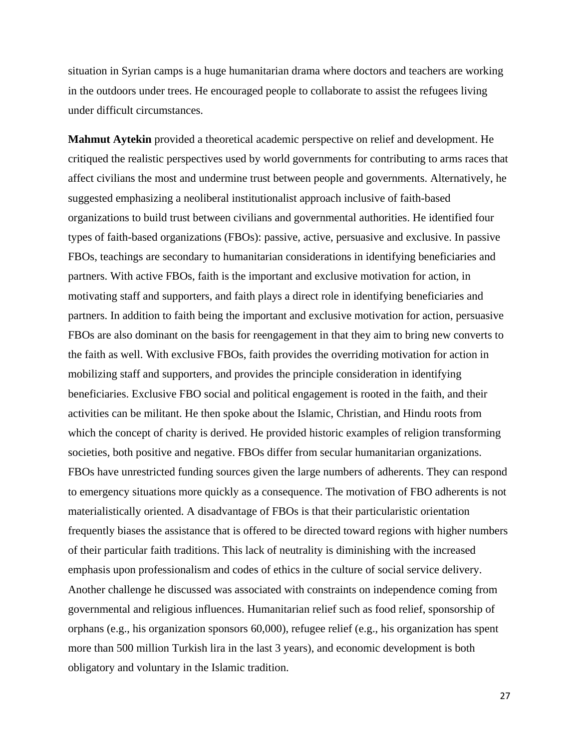situation in Syrian camps is a huge humanitarian drama where doctors and teachers are working in the outdoors under trees. He encouraged people to collaborate to assist the refugees living under difficult circumstances.

**Mahmut Aytekin** provided a theoretical academic perspective on relief and development. He critiqued the realistic perspectives used by world governments for contributing to arms races that affect civilians the most and undermine trust between people and governments. Alternatively, he suggested emphasizing a neoliberal institutionalist approach inclusive of faith-based organizations to build trust between civilians and governmental authorities. He identified four types of faith-based organizations (FBOs): passive, active, persuasive and exclusive. In passive FBOs, teachings are secondary to humanitarian considerations in identifying beneficiaries and partners. With active FBOs, faith is the important and exclusive motivation for action, in motivating staff and supporters, and faith plays a direct role in identifying beneficiaries and partners. In addition to faith being the important and exclusive motivation for action, persuasive FBOs are also dominant on the basis for reengagement in that they aim to bring new converts to the faith as well. With exclusive FBOs, faith provides the overriding motivation for action in mobilizing staff and supporters, and provides the principle consideration in identifying beneficiaries. Exclusive FBO social and political engagement is rooted in the faith, and their activities can be militant. He then spoke about the Islamic, Christian, and Hindu roots from which the concept of charity is derived. He provided historic examples of religion transforming societies, both positive and negative. FBOs differ from secular humanitarian organizations. FBOs have unrestricted funding sources given the large numbers of adherents. They can respond to emergency situations more quickly as a consequence. The motivation of FBO adherents is not materialistically oriented. A disadvantage of FBOs is that their particularistic orientation frequently biases the assistance that is offered to be directed toward regions with higher numbers of their particular faith traditions. This lack of neutrality is diminishing with the increased emphasis upon professionalism and codes of ethics in the culture of social service delivery. Another challenge he discussed was associated with constraints on independence coming from governmental and religious influences. Humanitarian relief such as food relief, sponsorship of orphans (e.g., his organization sponsors 60,000), refugee relief (e.g., his organization has spent more than 500 million Turkish lira in the last 3 years), and economic development is both obligatory and voluntary in the Islamic tradition.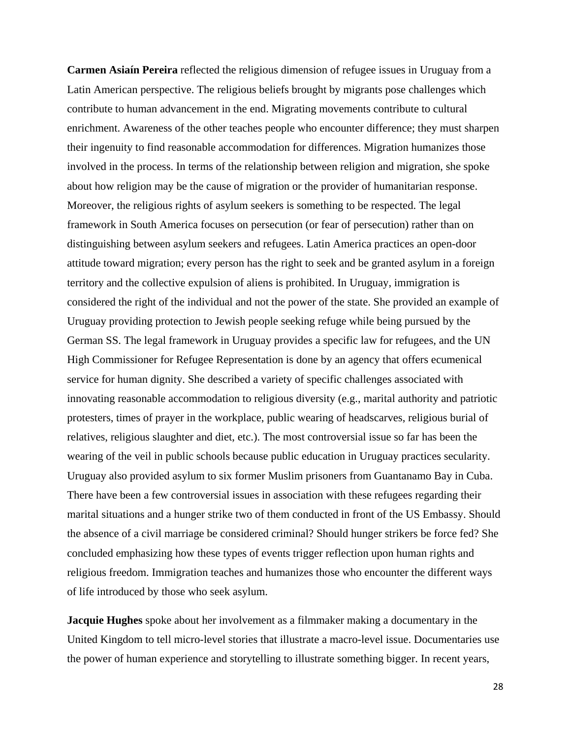**Carmen Asiaín Pereira** reflected the religious dimension of refugee issues in Uruguay from a Latin American perspective. The religious beliefs brought by migrants pose challenges which contribute to human advancement in the end. Migrating movements contribute to cultural enrichment. Awareness of the other teaches people who encounter difference; they must sharpen their ingenuity to find reasonable accommodation for differences. Migration humanizes those involved in the process. In terms of the relationship between religion and migration, she spoke about how religion may be the cause of migration or the provider of humanitarian response. Moreover, the religious rights of asylum seekers is something to be respected. The legal framework in South America focuses on persecution (or fear of persecution) rather than on distinguishing between asylum seekers and refugees. Latin America practices an open-door attitude toward migration; every person has the right to seek and be granted asylum in a foreign territory and the collective expulsion of aliens is prohibited. In Uruguay, immigration is considered the right of the individual and not the power of the state. She provided an example of Uruguay providing protection to Jewish people seeking refuge while being pursued by the German SS. The legal framework in Uruguay provides a specific law for refugees, and the UN High Commissioner for Refugee Representation is done by an agency that offers ecumenical service for human dignity. She described a variety of specific challenges associated with innovating reasonable accommodation to religious diversity (e.g., marital authority and patriotic protesters, times of prayer in the workplace, public wearing of headscarves, religious burial of relatives, religious slaughter and diet, etc.). The most controversial issue so far has been the wearing of the veil in public schools because public education in Uruguay practices secularity. Uruguay also provided asylum to six former Muslim prisoners from Guantanamo Bay in Cuba. There have been a few controversial issues in association with these refugees regarding their marital situations and a hunger strike two of them conducted in front of the US Embassy. Should the absence of a civil marriage be considered criminal? Should hunger strikers be force fed? She concluded emphasizing how these types of events trigger reflection upon human rights and religious freedom. Immigration teaches and humanizes those who encounter the different ways of life introduced by those who seek asylum.

**Jacquie Hughes** spoke about her involvement as a filmmaker making a documentary in the United Kingdom to tell micro-level stories that illustrate a macro-level issue. Documentaries use the power of human experience and storytelling to illustrate something bigger. In recent years,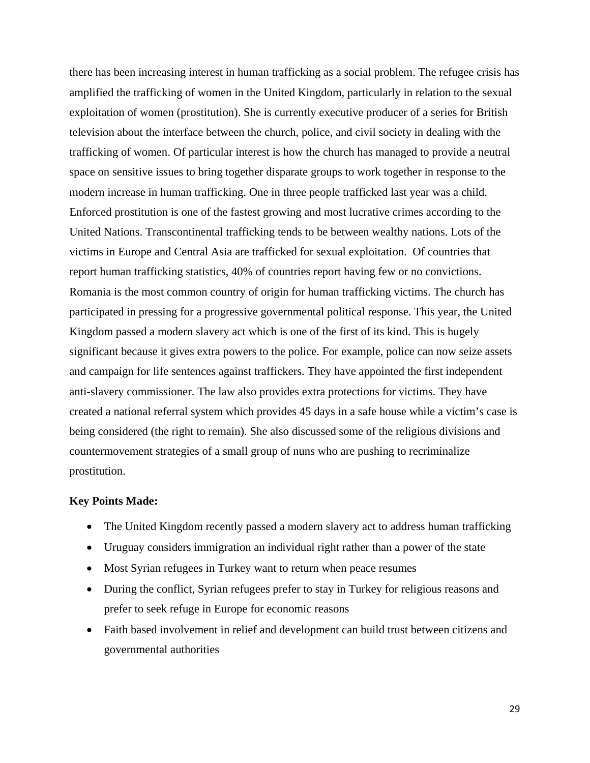there has been increasing interest in human trafficking as a social problem. The refugee crisis has amplified the trafficking of women in the United Kingdom, particularly in relation to the sexual exploitation of women (prostitution). She is currently executive producer of a series for British television about the interface between the church, police, and civil society in dealing with the trafficking of women. Of particular interest is how the church has managed to provide a neutral space on sensitive issues to bring together disparate groups to work together in response to the modern increase in human trafficking. One in three people trafficked last year was a child. Enforced prostitution is one of the fastest growing and most lucrative crimes according to the United Nations. Transcontinental trafficking tends to be between wealthy nations. Lots of the victims in Europe and Central Asia are trafficked for sexual exploitation. Of countries that report human trafficking statistics, 40% of countries report having few or no convictions. Romania is the most common country of origin for human trafficking victims. The church has participated in pressing for a progressive governmental political response. This year, the United Kingdom passed a modern slavery act which is one of the first of its kind. This is hugely significant because it gives extra powers to the police. For example, police can now seize assets and campaign for life sentences against traffickers. They have appointed the first independent anti-slavery commissioner. The law also provides extra protections for victims. They have created a national referral system which provides 45 days in a safe house while a victim's case is being considered (the right to remain). She also discussed some of the religious divisions and countermovement strategies of a small group of nuns who are pushing to recriminalize prostitution.

**Key Points Made:**

- The United Kingdom recently passed a modern slavery act to address human trafficking
- Uruguay considers immigration an individual right rather than a power of the state
- Most Syrian refugees in Turkey want to return when peace resumes
- During the conflict, Syrian refugees prefer to stay in Turkey for religious reasons and prefer to seek refuge in Europe for economic reasons
- Faith based involvement in relief and development can build trust between citizens and governmental authorities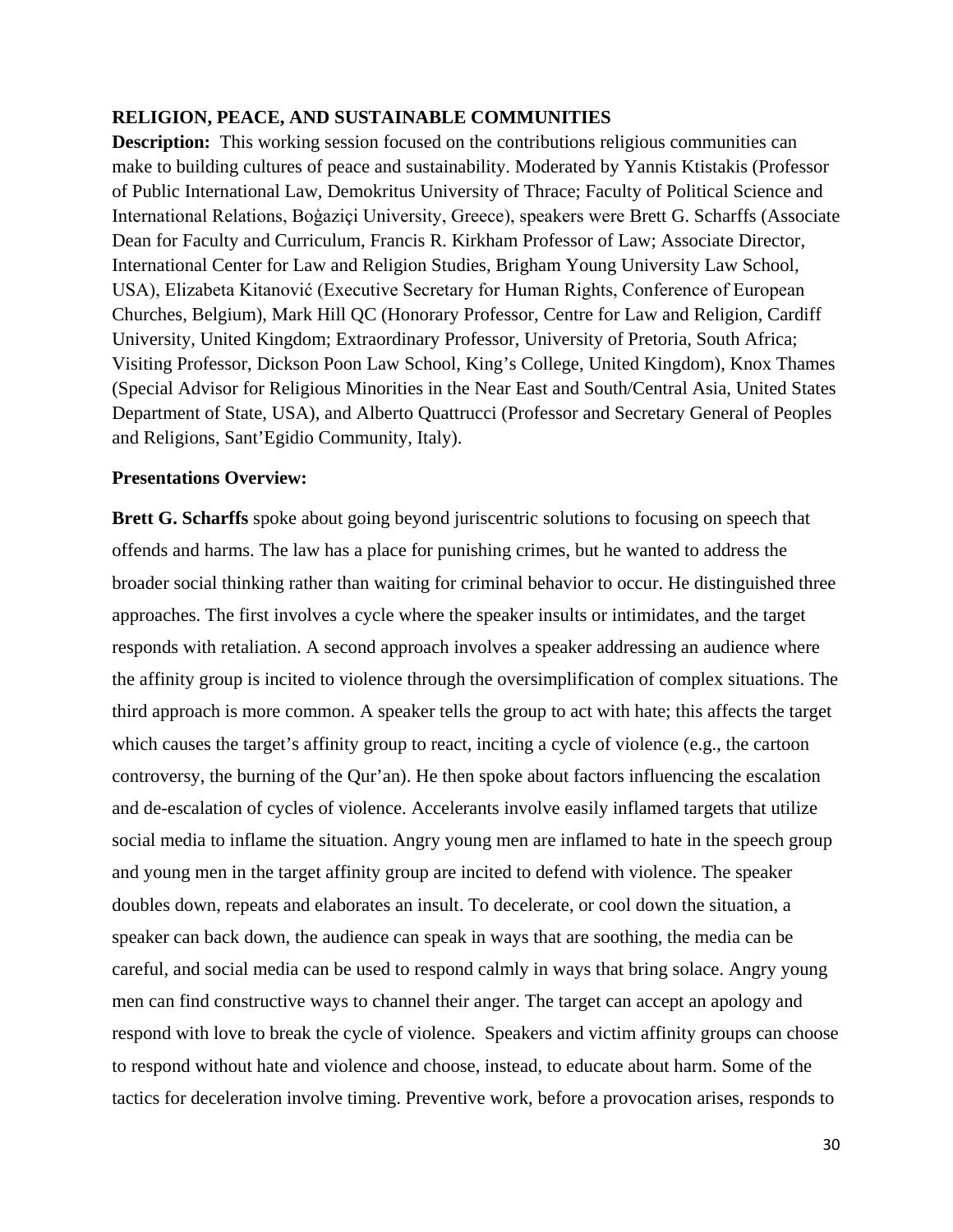**RELIGION, PEACE, AND SUSTAINABLE COMMUNITIES**

**Description:** This working session focused on the contributions religious communities can make to building cultures of peace and sustainability. Moderated by Yannis Ktistakis (Professor of Public International Law, Demokritus University of Thrace; Faculty of Political Science and International Relations, Boġaziçi University, Greece), speakers were Brett G. Scharffs (Associate Dean for Faculty and Curriculum, Francis R. Kirkham Professor of Law; Associate Director, International Center for Law and Religion Studies, Brigham Young University Law School, USA), Elizabeta Kitanović (Executive Secretary for Human Rights, Conference of European Churches, Belgium), Mark Hill QC (Honorary Professor, Centre for Law and Religion, Cardiff University, United Kingdom; Extraordinary Professor, University of Pretoria, South Africa; Visiting Professor, Dickson Poon Law School, King's College, United Kingdom), Knox Thames (Special Advisor for Religious Minorities in the Near East and South/Central Asia, United States Department of State, USA), and Alberto Quattrucci (Professor and Secretary General of Peoples and Religions, Sant'Egidio Community, Italy).

**Presentations Overview:**

**Brett G. Scharffs** spoke about going beyond juriscentric solutions to focusing on speech that offends and harms. The law has a place for punishing crimes, but he wanted to address the broader social thinking rather than waiting for criminal behavior to occur. He distinguished three approaches. The first involves a cycle where the speaker insults or intimidates, and the target responds with retaliation. A second approach involves a speaker addressing an audience where the affinity group is incited to violence through the oversimplification of complex situations. The third approach is more common. A speaker tells the group to act with hate; this affects the target which causes the target's affinity group to react, inciting a cycle of violence (e.g., the cartoon controversy, the burning of the Qur'an). He then spoke about factors influencing the escalation and de-escalation of cycles of violence. Accelerants involve easily inflamed targets that utilize social media to inflame the situation. Angry young men are inflamed to hate in the speech group and young men in the target affinity group are incited to defend with violence. The speaker doubles down, repeats and elaborates an insult. To decelerate, or cool down the situation, a speaker can back down, the audience can speak in ways that are soothing, the media can be careful, and social media can be used to respond calmly in ways that bring solace. Angry young men can find constructive ways to channel their anger. The target can accept an apology and respond with love to break the cycle of violence. Speakers and victim affinity groups can choose to respond without hate and violence and choose, instead, to educate about harm. Some of the tactics for deceleration involve timing. Preventive work, before a provocation arises, responds to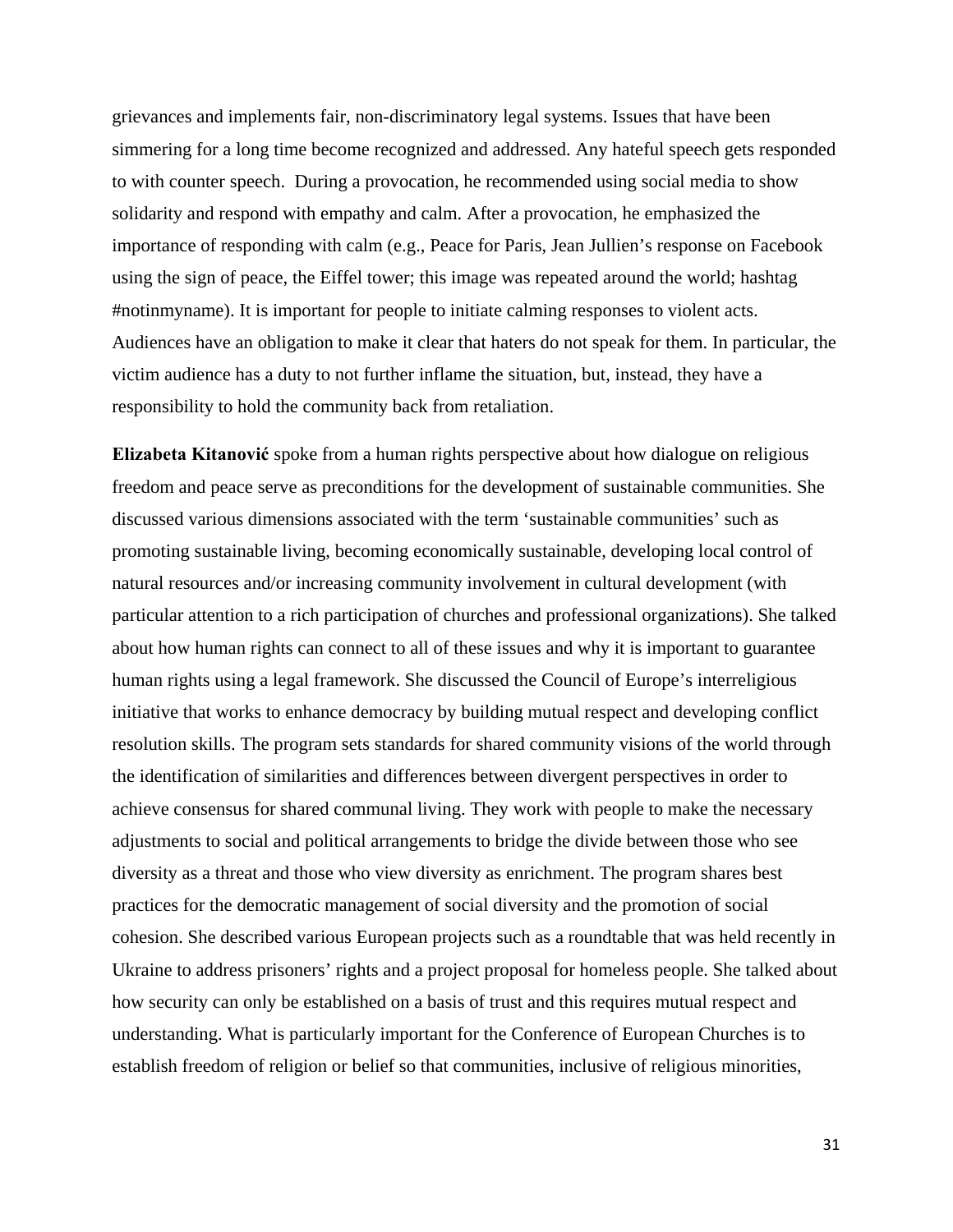grievances and implements fair, non-discriminatory legal systems. Issues that have been simmering for a long time become recognized and addressed. Any hateful speech gets responded to with counter speech. During a provocation, he recommended using social media to show solidarity and respond with empathy and calm. After a provocation, he emphasized the importance of responding with calm (e.g., Peace for Paris, Jean Jullien's response on Facebook using the sign of peace, the Eiffel tower; this image was repeated around the world; hashtag #notinmyname). It is important for people to initiate calming responses to violent acts. Audiences have an obligation to make it clear that haters do not speak for them. In particular, the victim audience has a duty to not further inflame the situation, but, instead, they have a responsibility to hold the community back from retaliation.

**Elizabeta Kitanović** spoke from a human rights perspective about how dialogue on religious freedom and peace serve as preconditions for the development of sustainable communities. She discussed various dimensions associated with the term 'sustainable communities' such as promoting sustainable living, becoming economically sustainable, developing local control of natural resources and/or increasing community involvement in cultural development (with particular attention to a rich participation of churches and professional organizations). She talked about how human rights can connect to all of these issues and why it is important to guarantee human rights using a legal framework. She discussed the Council of Europe's interreligious initiative that works to enhance democracy by building mutual respect and developing conflict resolution skills. The program sets standards for shared community visions of the world through the identification of similarities and differences between divergent perspectives in order to achieve consensus for shared communal living. They work with people to make the necessary adjustments to social and political arrangements to bridge the divide between those who see diversity as a threat and those who view diversity as enrichment. The program shares best practices for the democratic management of social diversity and the promotion of social cohesion. She described various European projects such as a roundtable that was held recently in Ukraine to address prisoners' rights and a project proposal for homeless people. She talked about how security can only be established on a basis of trust and this requires mutual respect and understanding. What is particularly important for the Conference of European Churches is to establish freedom of religion or belief so that communities, inclusive of religious minorities,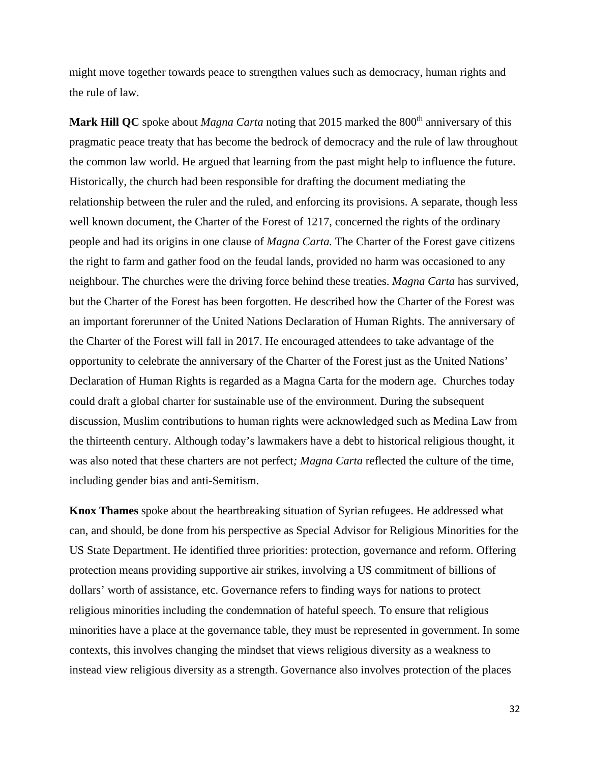might move together towards peace to strengthen values such as democracy, human rights and the rule of law.

**Mark Hill QC** spoke about *Magna Carta* noting that 2015 marked the 800th anniversary of this pragmatic peace treaty that has become the bedrock of democracy and the rule of law throughout the common law world. He argued that learning from the past might help to influence the future. Historically, the church had been responsible for drafting the document mediating the relationship between the ruler and the ruled, and enforcing its provisions. A separate, though less well known document, the Charter of the Forest of 1217, concerned the rights of the ordinary people and had its origins in one clause of *Magna Carta.* The Charter of the Forest gave citizens the right to farm and gather food on the feudal lands, provided no harm was occasioned to any neighbour. The churches were the driving force behind these treaties. *Magna Carta* has survived, but the Charter of the Forest has been forgotten. He described how the Charter of the Forest was an important forerunner of the United Nations Declaration of Human Rights. The anniversary of the Charter of the Forest will fall in 2017. He encouraged attendees to take advantage of the opportunity to celebrate the anniversary of the Charter of the Forest just as the United Nations' Declaration of Human Rights is regarded as a Magna Carta for the modern age. Churches today could draft a global charter for sustainable use of the environment. During the subsequent discussion, Muslim contributions to human rights were acknowledged such as Medina Law from the thirteenth century. Although today's lawmakers have a debt to historical religious thought, it was also noted that these charters are not perfect*; Magna Carta* reflected the culture of the time, including gender bias and anti-Semitism.

**Knox Thames** spoke about the heartbreaking situation of Syrian refugees. He addressed what can, and should, be done from his perspective as Special Advisor for Religious Minorities for the US State Department. He identified three priorities: protection, governance and reform. Offering protection means providing supportive air strikes, involving a US commitment of billions of dollars' worth of assistance, etc. Governance refers to finding ways for nations to protect religious minorities including the condemnation of hateful speech. To ensure that religious minorities have a place at the governance table, they must be represented in government. In some contexts, this involves changing the mindset that views religious diversity as a weakness to instead view religious diversity as a strength. Governance also involves protection of the places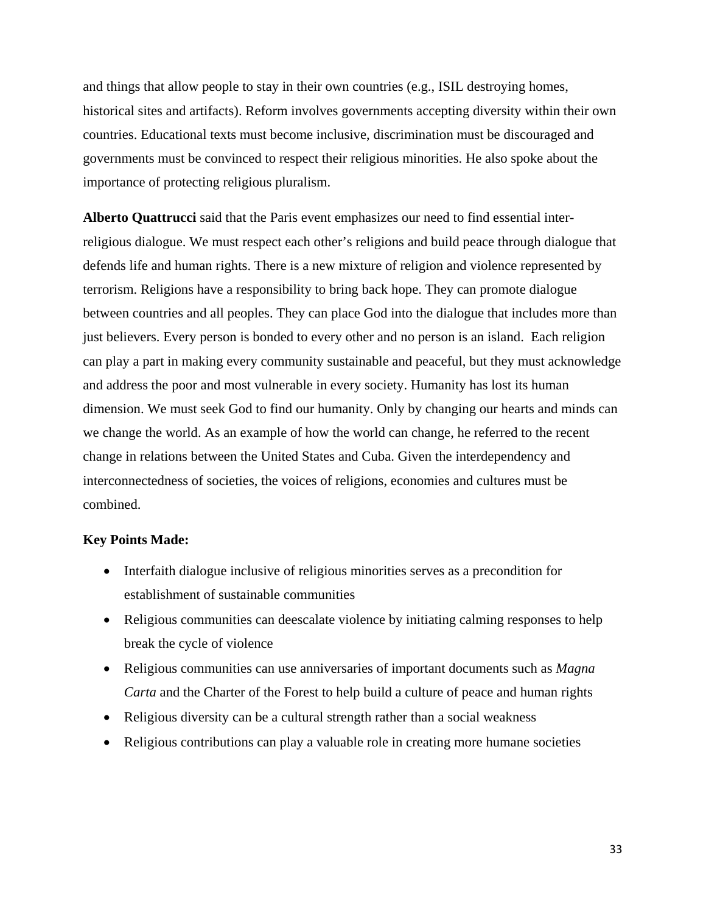and things that allow people to stay in their own countries (e.g., ISIL destroying homes, historical sites and artifacts). Reform involves governments accepting diversity within their own countries. Educational texts must become inclusive, discrimination must be discouraged and governments must be convinced to respect their religious minorities. He also spoke about the importance of protecting religious pluralism.

**Alberto Quattrucci** said that the Paris event emphasizes our need to find essential inter-religious dialogue. We must respect each other's religions and build peace through dialogue that defends life and human rights. There is a new mixture of religion and violence represented by terrorism. Religions have a responsibility to bring back hope. They can promote dialogue between countries and all peoples. They can place God into the dialogue that includes more than just believers. Every person is bonded to every other and no person is an island. Each religion can play a part in making every community sustainable and peaceful, but they must acknowledge and address the poor and most vulnerable in every society. Humanity has lost its human dimension. We must seek God to find our humanity. Only by changing our hearts and minds can we change the world. As an example of how the world can change, he referred to the recent change in relations between the United States and Cuba. Given the interdependency and interconnectedness of societies, the voices of religions, economies and cultures must be combined.

**Key Points Made:**

- Interfaith dialogue inclusive of religious minorities serves as a precondition for establishment of sustainable communities
- Religious communities can deescalate violence by initiating calming responses to help break the cycle of violence
- Religious communities can use anniversaries of important documents such as *Magna Carta* and the Charter of the Forest to help build a culture of peace and human rights
- Religious diversity can be a cultural strength rather than a social weakness
- Religious contributions can play a valuable role in creating more humane societies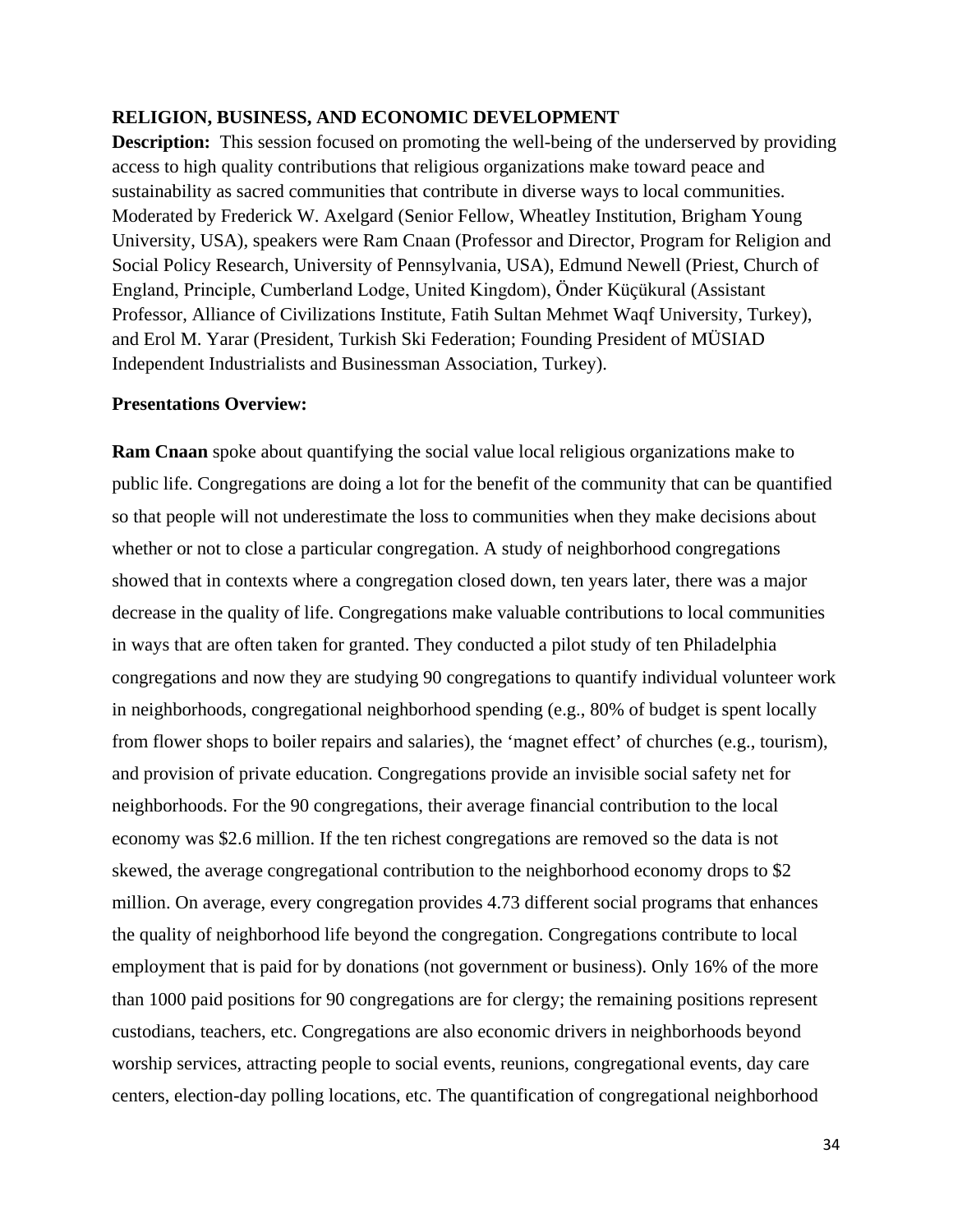## RELIGION, BUSINESS, AND ECONOMIC DEVELOPMENT

**Description:** This session focused on promoting the well-being of the underserved by providing access to high quality contributions that religious organizations make toward peace and sustainability as sacred communities that contribute in diverse ways to local communities. Moderated by Frederick W. Axelgard (Senior Fellow, Wheatley Institution, Brigham Young University, USA), speakers were Ram Cnaan (Professor and Director, Program for Religion and Social Policy Research, University of Pennsylvania, USA), Edmund Newell (Priest, Church of England, Principle, Cumberland Lodge, United Kingdom), Önder Küçükural (Assistant Professor, Alliance of Civilizations Institute, Fatih Sultan Mehmet Waqf University, Turkey), and Erol M. Yarar (President, Turkish Ski Federation; Founding President of MÜSIAD Independent Industrialists and Businessman Association, Turkey).

**Presentations Overview:**

**Ram Cnaan** spoke about quantifying the social value local religious organizations make to public life. Congregations are doing a lot for the benefit of the community that can be quantified so that people will not underestimate the loss to communities when they make decisions about whether or not to close a particular congregation. A study of neighborhood congregations showed that in contexts where a congregation closed down, ten years later, there was a major decrease in the quality of life. Congregations make valuable contributions to local communities in ways that are often taken for granted. They conducted a pilot study of ten Philadelphia congregations and now they are studying 90 congregations to quantify individual volunteer work in neighborhoods, congregational neighborhood spending (e.g., 80% of budget is spent locally from flower shops to boiler repairs and salaries), the 'magnet effect' of churches (e.g., tourism), and provision of private education. Congregations provide an invisible social safety net for neighborhoods. For the 90 congregations, their average financial contribution to the local economy was $2.6 million. If the ten richest congregations are removed so the data is not skewed, the average congregational contribution to the neighborhood economy drops to $2 million. On average, every congregation provides 4.73 different social programs that enhances the quality of neighborhood life beyond the congregation. Congregations contribute to local employment that is paid for by donations (not government or business). Only 16% of the more than 1000 paid positions for 90 congregations are for clergy; the remaining positions represent custodians, teachers, etc. Congregations are also economic drivers in neighborhoods beyond worship services, attracting people to social events, reunions, congregational events, day care centers, election-day polling locations, etc. The quantification of congregational neighborhood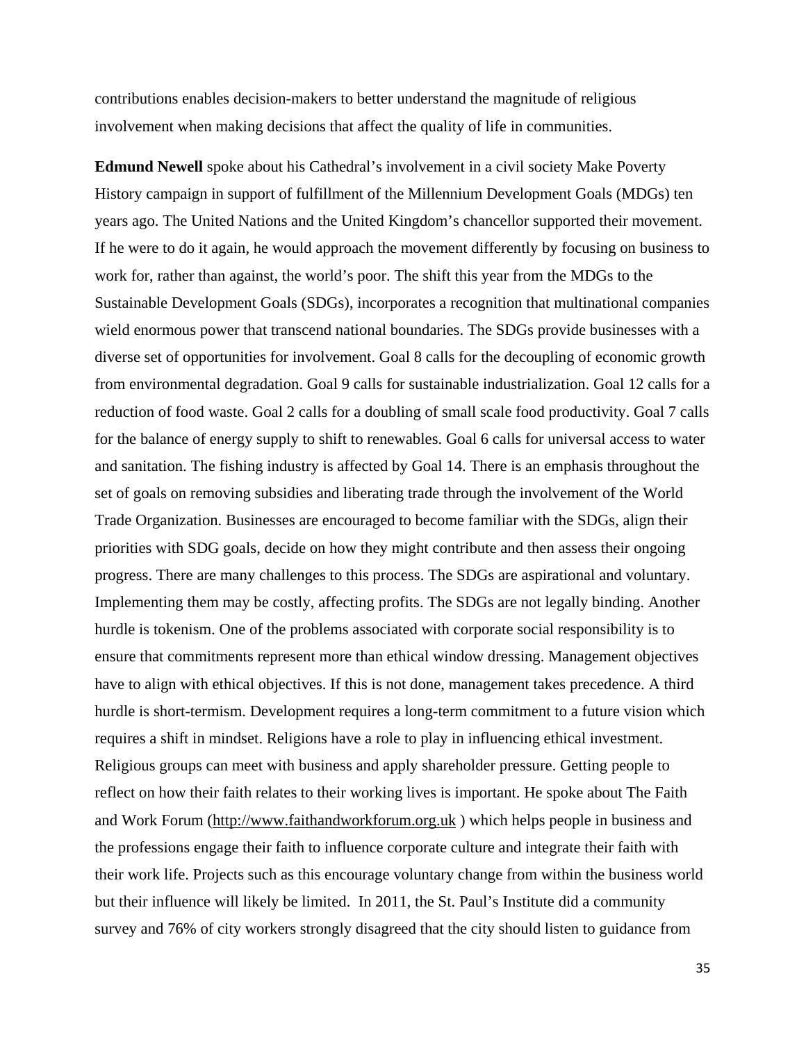contributions enables decision-makers to better understand the magnitude of religious involvement when making decisions that affect the quality of life in communities.

**Edmund Newell** spoke about his Cathedral's involvement in a civil society Make Poverty History campaign in support of fulfillment of the Millennium Development Goals (MDGs) ten years ago. The United Nations and the United Kingdom's chancellor supported their movement. If he were to do it again, he would approach the movement differently by focusing on business to work for, rather than against, the world's poor. The shift this year from the MDGs to the Sustainable Development Goals (SDGs), incorporates a recognition that multinational companies wield enormous power that transcend national boundaries. The SDGs provide businesses with a diverse set of opportunities for involvement. Goal 8 calls for the decoupling of economic growth from environmental degradation. Goal 9 calls for sustainable industrialization. Goal 12 calls for a reduction of food waste. Goal 2 calls for a doubling of small scale food productivity. Goal 7 calls for the balance of energy supply to shift to renewables. Goal 6 calls for universal access to water and sanitation. The fishing industry is affected by Goal 14. There is an emphasis throughout the set of goals on removing subsidies and liberating trade through the involvement of the World Trade Organization. Businesses are encouraged to become familiar with the SDGs, align their priorities with SDG goals, decide on how they might contribute and then assess their ongoing progress. There are many challenges to this process. The SDGs are aspirational and voluntary. Implementing them may be costly, affecting profits. The SDGs are not legally binding. Another hurdle is tokenism. One of the problems associated with corporate social responsibility is to ensure that commitments represent more than ethical window dressing. Management objectives have to align with ethical objectives. If this is not done, management takes precedence. A third hurdle is short-termism. Development requires a long-term commitment to a future vision which requires a shift in mindset. Religions have a role to play in influencing ethical investment. Religious groups can meet with business and apply shareholder pressure. Getting people to reflect on how their faith relates to their working lives is important. He spoke about The Faith and Work Forum (http://www.faithandworkforum.org.uk ) which helps people in business and the professions engage their faith to influence corporate culture and integrate their faith with their work life. Projects such as this encourage voluntary change from within the business world but their influence will likely be limited. In 2011, the St. Paul's Institute did a community survey and 76% of city workers strongly disagreed that the city should listen to guidance from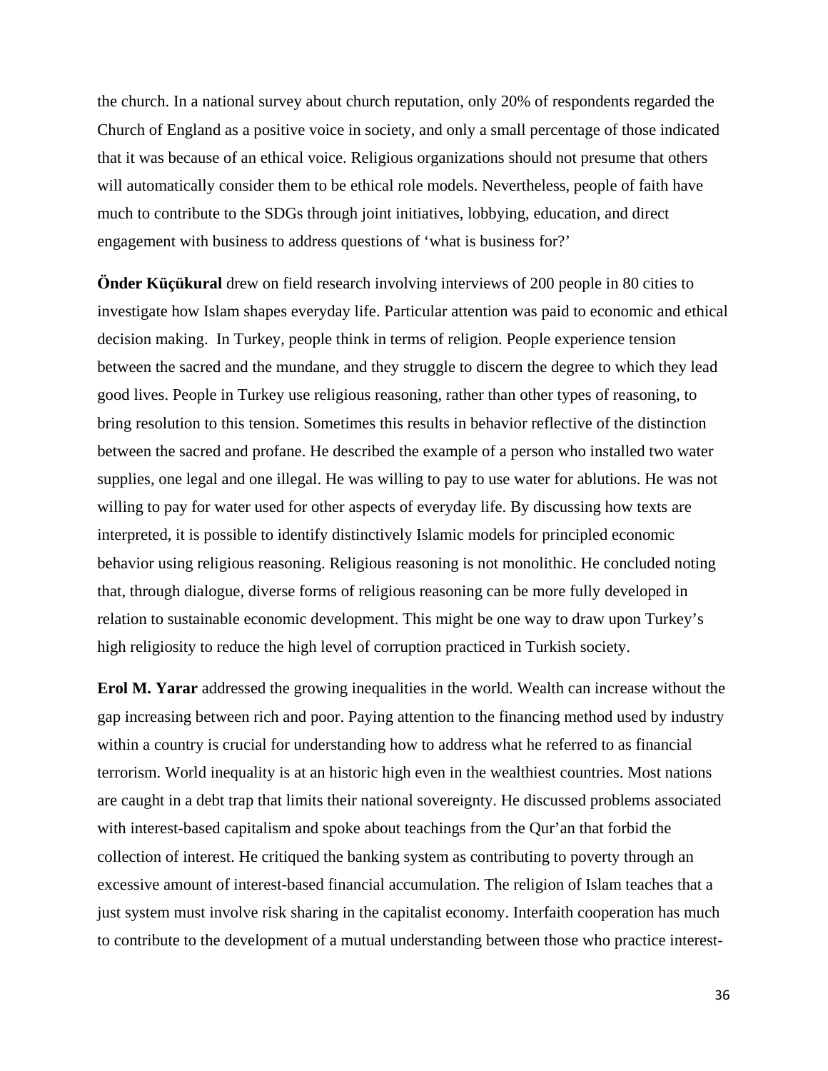the church. In a national survey about church reputation, only 20% of respondents regarded the Church of England as a positive voice in society, and only a small percentage of those indicated that it was because of an ethical voice. Religious organizations should not presume that others will automatically consider them to be ethical role models. Nevertheless, people of faith have much to contribute to the SDGs through joint initiatives, lobbying, education, and direct engagement with business to address questions of 'what is business for?'

**Önder Küçükural** drew on field research involving interviews of 200 people in 80 cities to investigate how Islam shapes everyday life. Particular attention was paid to economic and ethical decision making. In Turkey, people think in terms of religion. People experience tension between the sacred and the mundane, and they struggle to discern the degree to which they lead good lives. People in Turkey use religious reasoning, rather than other types of reasoning, to bring resolution to this tension. Sometimes this results in behavior reflective of the distinction between the sacred and profane. He described the example of a person who installed two water supplies, one legal and one illegal. He was willing to pay to use water for ablutions. He was not willing to pay for water used for other aspects of everyday life. By discussing how texts are interpreted, it is possible to identify distinctively Islamic models for principled economic behavior using religious reasoning. Religious reasoning is not monolithic. He concluded noting that, through dialogue, diverse forms of religious reasoning can be more fully developed in relation to sustainable economic development. This might be one way to draw upon Turkey's high religiosity to reduce the high level of corruption practiced in Turkish society.

**Erol M. Yarar** addressed the growing inequalities in the world. Wealth can increase without the gap increasing between rich and poor. Paying attention to the financing method used by industry within a country is crucial for understanding how to address what he referred to as financial terrorism. World inequality is at an historic high even in the wealthiest countries. Most nations are caught in a debt trap that limits their national sovereignty. He discussed problems associated with interest-based capitalism and spoke about teachings from the Qur'an that forbid the collection of interest. He critiqued the banking system as contributing to poverty through an excessive amount of interest-based financial accumulation. The religion of Islam teaches that a just system must involve risk sharing in the capitalist economy. Interfaith cooperation has much to contribute to the development of a mutual understanding between those who practice interest-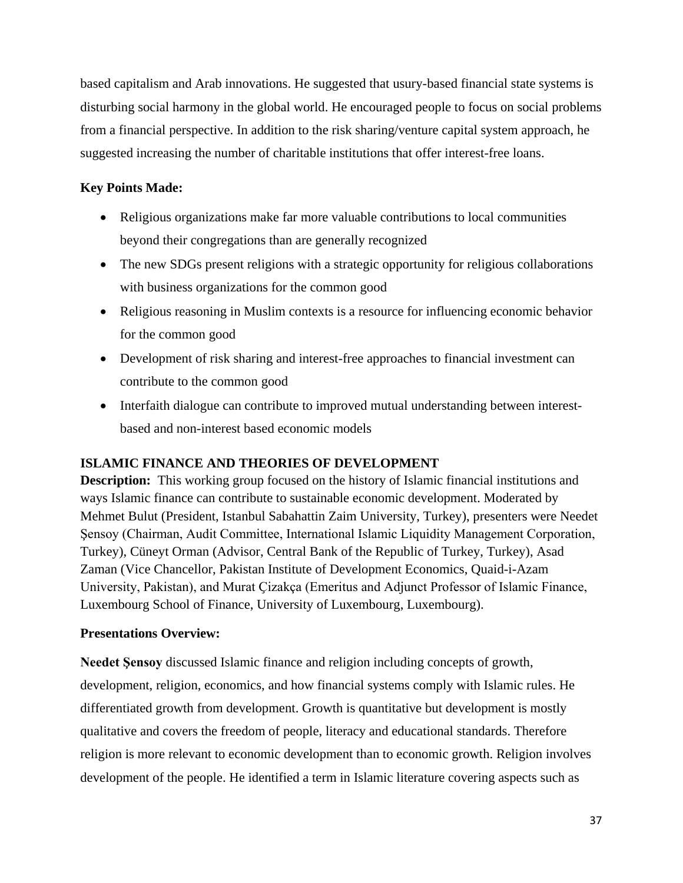based capitalism and Arab innovations. He suggested that usury-based financial state systems is disturbing social harmony in the global world. He encouraged people to focus on social problems from a financial perspective. In addition to the risk sharing/venture capital system approach, he suggested increasing the number of charitable institutions that offer interest-free loans.

**Key Points Made:**

- Religious organizations make far more valuable contributions to local communities beyond their congregations than are generally recognized
- The new SDGs present religions with a strategic opportunity for religious collaborations with business organizations for the common good
- Religious reasoning in Muslim contexts is a resource for influencing economic behavior for the common good
- Development of risk sharing and interest-free approaches to financial investment can contribute to the common good
- Interfaith dialogue can contribute to improved mutual understanding between interest-based and non-interest based economic models

## ISLAMIC FINANCE AND THEORIES OF DEVELOPMENT

**Description:** This working group focused on the history of Islamic financial institutions and ways Islamic finance can contribute to sustainable economic development. Moderated by Mehmet Bulut (President, Istanbul Sabahattin Zaim University, Turkey), presenters were Needet Şensoy (Chairman, Audit Committee, International Islamic Liquidity Management Corporation, Turkey), Cüneyt Orman (Advisor, Central Bank of the Republic of Turkey, Turkey), Asad Zaman (Vice Chancellor, Pakistan Institute of Development Economics, Quaid-i-Azam University, Pakistan), and Murat Çizakça (Emeritus and Adjunct Professor of Islamic Finance, Luxembourg School of Finance, University of Luxembourg, Luxembourg).

**Presentations Overview:**

**Needet Şensoy** discussed Islamic finance and religion including concepts of growth, development, religion, economics, and how financial systems comply with Islamic rules. He differentiated growth from development. Growth is quantitative but development is mostly qualitative and covers the freedom of people, literacy and educational standards. Therefore religion is more relevant to economic development than to economic growth. Religion involves development of the people. He identified a term in Islamic literature covering aspects such as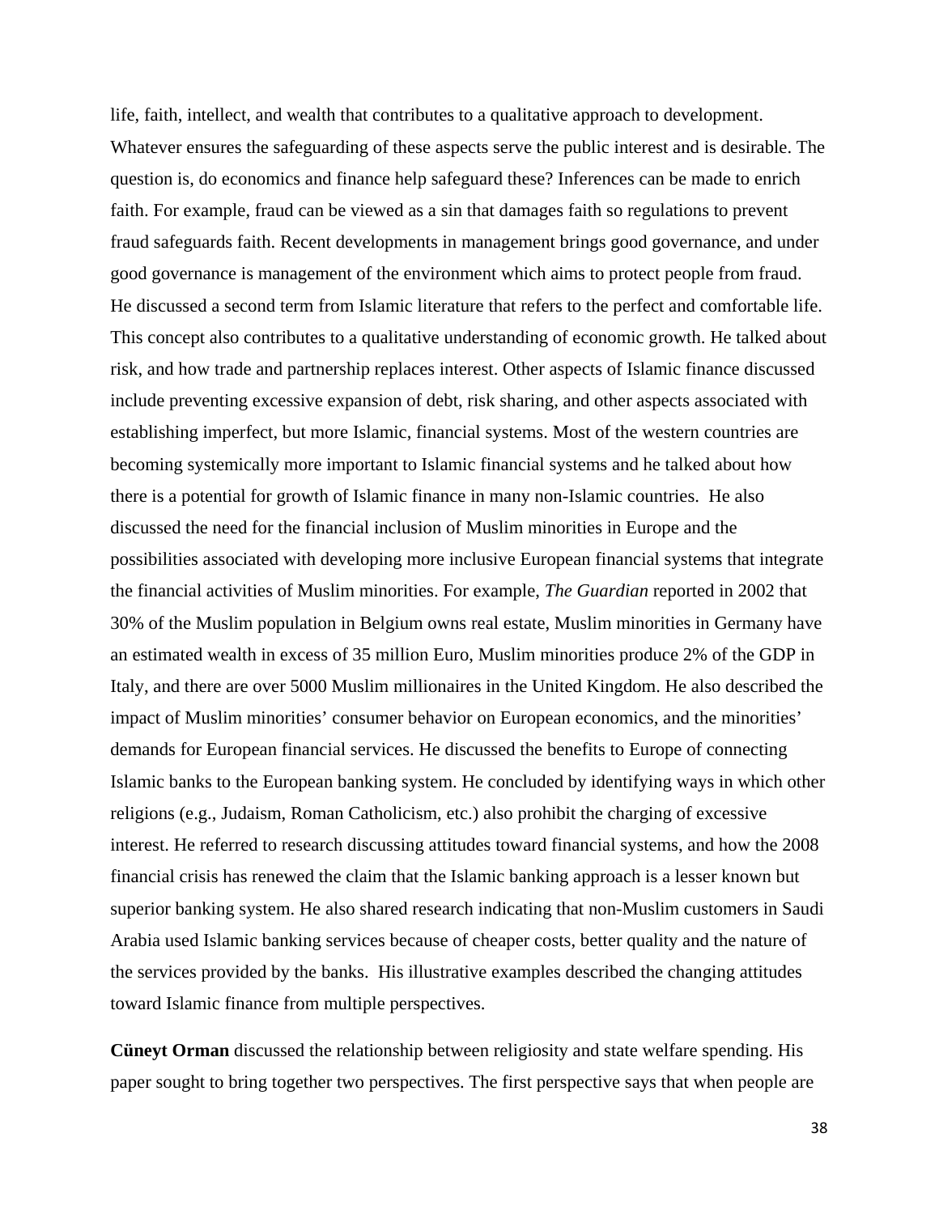life, faith, intellect, and wealth that contributes to a qualitative approach to development. Whatever ensures the safeguarding of these aspects serve the public interest and is desirable. The question is, do economics and finance help safeguard these? Inferences can be made to enrich faith. For example, fraud can be viewed as a sin that damages faith so regulations to prevent fraud safeguards faith. Recent developments in management brings good governance, and under good governance is management of the environment which aims to protect people from fraud. He discussed a second term from Islamic literature that refers to the perfect and comfortable life. This concept also contributes to a qualitative understanding of economic growth. He talked about risk, and how trade and partnership replaces interest. Other aspects of Islamic finance discussed include preventing excessive expansion of debt, risk sharing, and other aspects associated with establishing imperfect, but more Islamic, financial systems. Most of the western countries are becoming systemically more important to Islamic financial systems and he talked about how there is a potential for growth of Islamic finance in many non-Islamic countries. He also discussed the need for the financial inclusion of Muslim minorities in Europe and the possibilities associated with developing more inclusive European financial systems that integrate the financial activities of Muslim minorities. For example, *The Guardian* reported in 2002 that 30% of the Muslim population in Belgium owns real estate, Muslim minorities in Germany have an estimated wealth in excess of 35 million Euro, Muslim minorities produce 2% of the GDP in Italy, and there are over 5000 Muslim millionaires in the United Kingdom. He also described the impact of Muslim minorities' consumer behavior on European economics, and the minorities' demands for European financial services. He discussed the benefits to Europe of connecting Islamic banks to the European banking system. He concluded by identifying ways in which other religions (e.g., Judaism, Roman Catholicism, etc.) also prohibit the charging of excessive interest. He referred to research discussing attitudes toward financial systems, and how the 2008 financial crisis has renewed the claim that the Islamic banking approach is a lesser known but superior banking system. He also shared research indicating that non-Muslim customers in Saudi Arabia used Islamic banking services because of cheaper costs, better quality and the nature of the services provided by the banks. His illustrative examples described the changing attitudes toward Islamic finance from multiple perspectives.

**Cüneyt Orman** discussed the relationship between religiosity and state welfare spending. His paper sought to bring together two perspectives. The first perspective says that when people are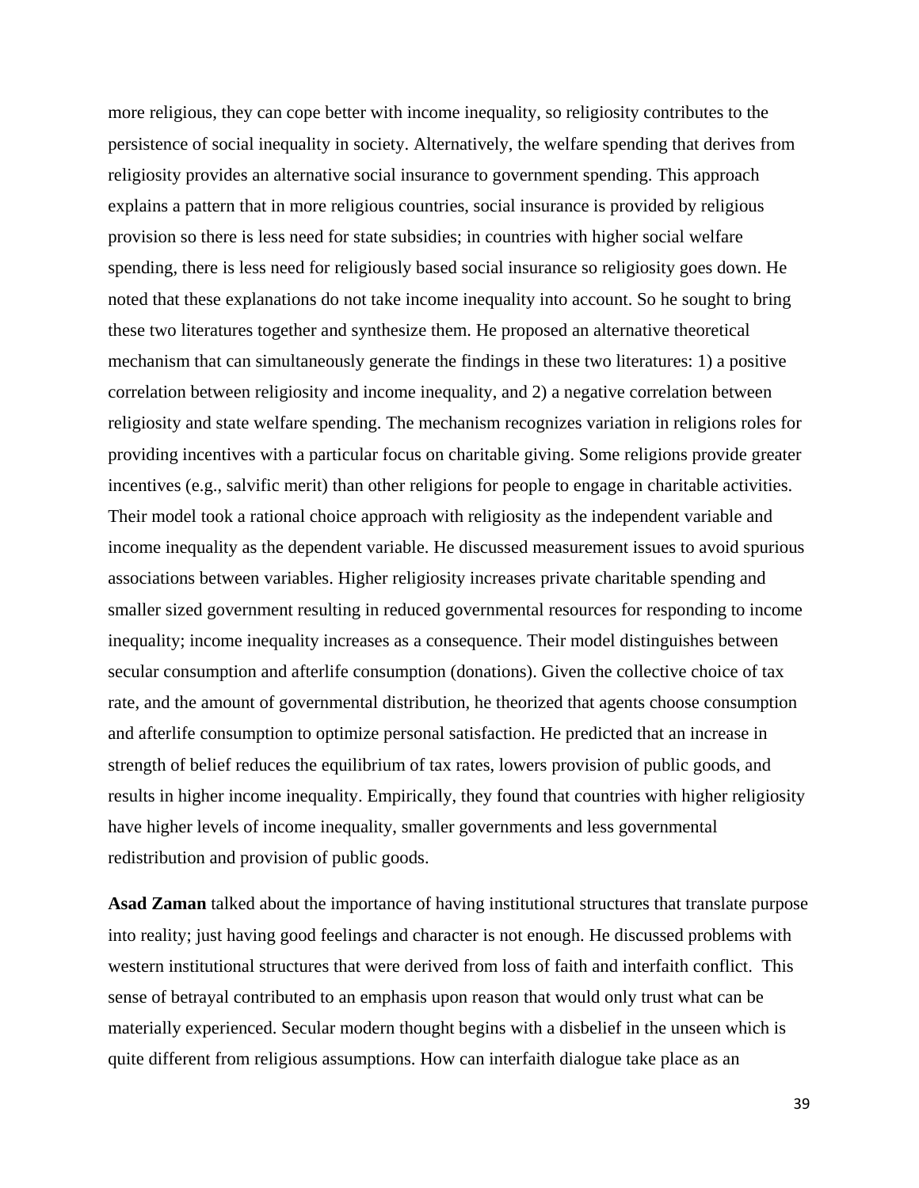more religious, they can cope better with income inequality, so religiosity contributes to the persistence of social inequality in society. Alternatively, the welfare spending that derives from religiosity provides an alternative social insurance to government spending. This approach explains a pattern that in more religious countries, social insurance is provided by religious provision so there is less need for state subsidies; in countries with higher social welfare spending, there is less need for religiously based social insurance so religiosity goes down. He noted that these explanations do not take income inequality into account. So he sought to bring these two literatures together and synthesize them. He proposed an alternative theoretical mechanism that can simultaneously generate the findings in these two literatures: 1) a positive correlation between religiosity and income inequality, and 2) a negative correlation between religiosity and state welfare spending. The mechanism recognizes variation in religions roles for providing incentives with a particular focus on charitable giving. Some religions provide greater incentives (e.g., salvific merit) than other religions for people to engage in charitable activities. Their model took a rational choice approach with religiosity as the independent variable and income inequality as the dependent variable. He discussed measurement issues to avoid spurious associations between variables. Higher religiosity increases private charitable spending and smaller sized government resulting in reduced governmental resources for responding to income inequality; income inequality increases as a consequence. Their model distinguishes between secular consumption and afterlife consumption (donations). Given the collective choice of tax rate, and the amount of governmental distribution, he theorized that agents choose consumption and afterlife consumption to optimize personal satisfaction. He predicted that an increase in strength of belief reduces the equilibrium of tax rates, lowers provision of public goods, and results in higher income inequality. Empirically, they found that countries with higher religiosity have higher levels of income inequality, smaller governments and less governmental redistribution and provision of public goods.

**Asad Zaman** talked about the importance of having institutional structures that translate purpose into reality; just having good feelings and character is not enough. He discussed problems with western institutional structures that were derived from loss of faith and interfaith conflict. This sense of betrayal contributed to an emphasis upon reason that would only trust what can be materially experienced. Secular modern thought begins with a disbelief in the unseen which is quite different from religious assumptions. How can interfaith dialogue take place as an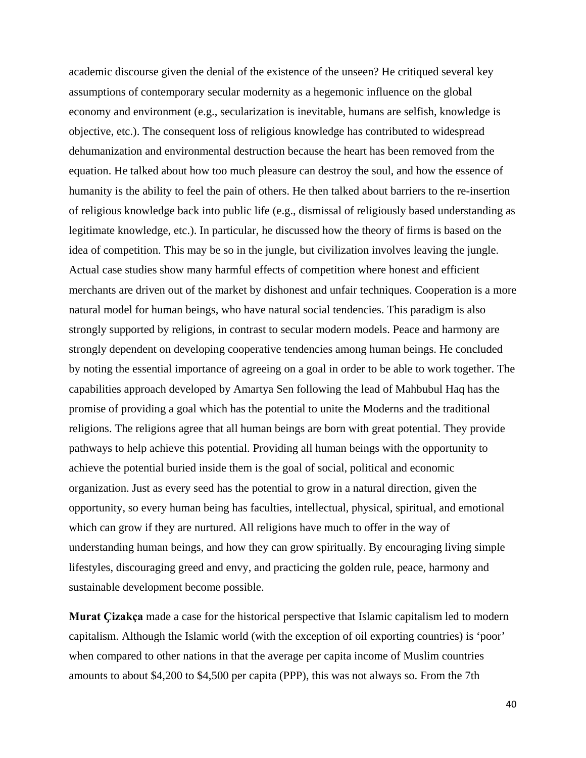academic discourse given the denial of the existence of the unseen? He critiqued several key assumptions of contemporary secular modernity as a hegemonic influence on the global economy and environment (e.g., secularization is inevitable, humans are selfish, knowledge is objective, etc.). The consequent loss of religious knowledge has contributed to widespread dehumanization and environmental destruction because the heart has been removed from the equation. He talked about how too much pleasure can destroy the soul, and how the essence of humanity is the ability to feel the pain of others. He then talked about barriers to the re-insertion of religious knowledge back into public life (e.g., dismissal of religiously based understanding as legitimate knowledge, etc.). In particular, he discussed how the theory of firms is based on the idea of competition. This may be so in the jungle, but civilization involves leaving the jungle. Actual case studies show many harmful effects of competition where honest and efficient merchants are driven out of the market by dishonest and unfair techniques. Cooperation is a more natural model for human beings, who have natural social tendencies. This paradigm is also strongly supported by religions, in contrast to secular modern models. Peace and harmony are strongly dependent on developing cooperative tendencies among human beings. He concluded by noting the essential importance of agreeing on a goal in order to be able to work together. The capabilities approach developed by Amartya Sen following the lead of Mahbubul Haq has the promise of providing a goal which has the potential to unite the Moderns and the traditional religions. The religions agree that all human beings are born with great potential. They provide pathways to help achieve this potential. Providing all human beings with the opportunity to achieve the potential buried inside them is the goal of social, political and economic organization. Just as every seed has the potential to grow in a natural direction, given the opportunity, so every human being has faculties, intellectual, physical, spiritual, and emotional which can grow if they are nurtured. All religions have much to offer in the way of understanding human beings, and how they can grow spiritually. By encouraging living simple lifestyles, discouraging greed and envy, and practicing the golden rule, peace, harmony and sustainable development become possible.

**Murat Çizakça** made a case for the historical perspective that Islamic capitalism led to modern capitalism. Although the Islamic world (with the exception of oil exporting countries) is 'poor' when compared to other nations in that the average per capita income of Muslim countries amounts to about $4,200 to $4,500 per capita (PPP), this was not always so. From the 7th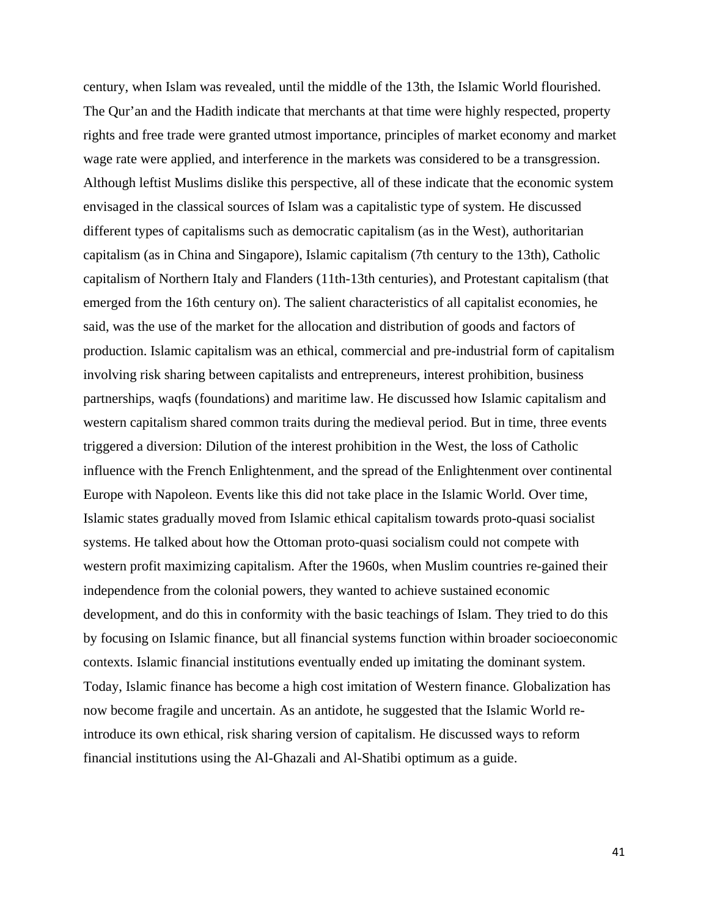century, when Islam was revealed, until the middle of the 13th, the Islamic World flourished. The Qur'an and the Hadith indicate that merchants at that time were highly respected, property rights and free trade were granted utmost importance, principles of market economy and market wage rate were applied, and interference in the markets was considered to be a transgression. Although leftist Muslims dislike this perspective, all of these indicate that the economic system envisaged in the classical sources of Islam was a capitalistic type of system. He discussed different types of capitalisms such as democratic capitalism (as in the West), authoritarian capitalism (as in China and Singapore), Islamic capitalism (7th century to the 13th), Catholic capitalism of Northern Italy and Flanders (11th-13th centuries), and Protestant capitalism (that emerged from the 16th century on). The salient characteristics of all capitalist economies, he said, was the use of the market for the allocation and distribution of goods and factors of production. Islamic capitalism was an ethical, commercial and pre-industrial form of capitalism involving risk sharing between capitalists and entrepreneurs, interest prohibition, business partnerships, waqfs (foundations) and maritime law. He discussed how Islamic capitalism and western capitalism shared common traits during the medieval period. But in time, three events triggered a diversion: Dilution of the interest prohibition in the West, the loss of Catholic influence with the French Enlightenment, and the spread of the Enlightenment over continental Europe with Napoleon. Events like this did not take place in the Islamic World. Over time, Islamic states gradually moved from Islamic ethical capitalism towards proto-quasi socialist systems. He talked about how the Ottoman proto-quasi socialism could not compete with western profit maximizing capitalism. After the 1960s, when Muslim countries re-gained their independence from the colonial powers, they wanted to achieve sustained economic development, and do this in conformity with the basic teachings of Islam. They tried to do this by focusing on Islamic finance, but all financial systems function within broader socioeconomic contexts. Islamic financial institutions eventually ended up imitating the dominant system. Today, Islamic finance has become a high cost imitation of Western finance. Globalization has now become fragile and uncertain. As an antidote, he suggested that the Islamic World re-introduce its own ethical, risk sharing version of capitalism. He discussed ways to reform financial institutions using the Al-Ghazali and Al-Shatibi optimum as a guide.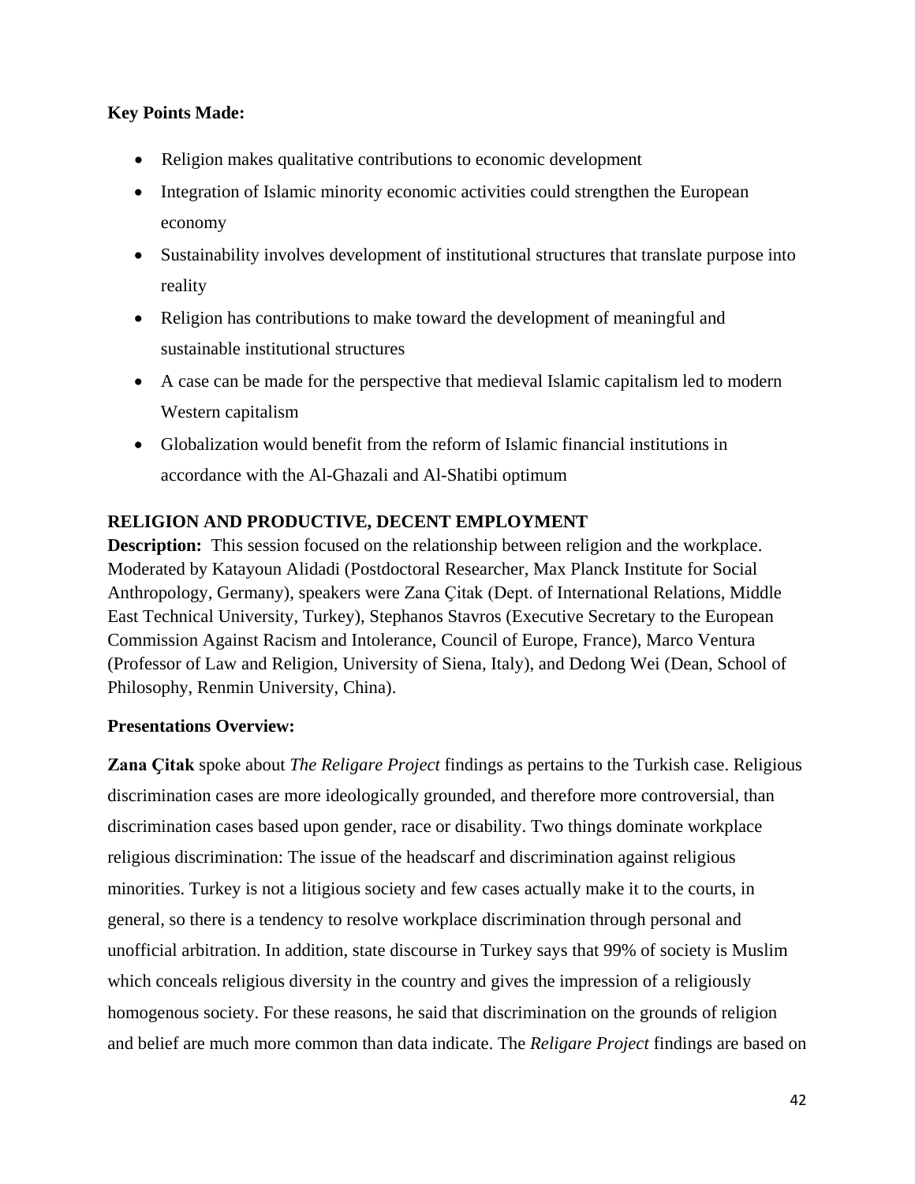**Key Points Made:**

- Religion makes qualitative contributions to economic development
- Integration of Islamic minority economic activities could strengthen the European economy
- Sustainability involves development of institutional structures that translate purpose into reality
- Religion has contributions to make toward the development of meaningful and sustainable institutional structures
- A case can be made for the perspective that medieval Islamic capitalism led to modern Western capitalism
- Globalization would benefit from the reform of Islamic financial institutions in accordance with the Al-Ghazali and Al-Shatibi optimum

## RELIGION AND PRODUCTIVE, DECENT EMPLOYMENT

**Description:** This session focused on the relationship between religion and the workplace. Moderated by Katayoun Alidadi (Postdoctoral Researcher, Max Planck Institute for Social Anthropology, Germany), speakers were Zana Çitak (Dept. of International Relations, Middle East Technical University, Turkey), Stephanos Stavros (Executive Secretary to the European Commission Against Racism and Intolerance, Council of Europe, France), Marco Ventura (Professor of Law and Religion, University of Siena, Italy), and Dedong Wei (Dean, School of Philosophy, Renmin University, China).

**Presentations Overview:**

**Zana Çitak** spoke about *The Religare Project* findings as pertains to the Turkish case. Religious discrimination cases are more ideologically grounded, and therefore more controversial, than discrimination cases based upon gender, race or disability. Two things dominate workplace religious discrimination: The issue of the headscarf and discrimination against religious minorities. Turkey is not a litigious society and few cases actually make it to the courts, in general, so there is a tendency to resolve workplace discrimination through personal and unofficial arbitration. In addition, state discourse in Turkey says that 99% of society is Muslim which conceals religious diversity in the country and gives the impression of a religiously homogenous society. For these reasons, he said that discrimination on the grounds of religion and belief are much more common than data indicate. The *Religare Project* findings are based on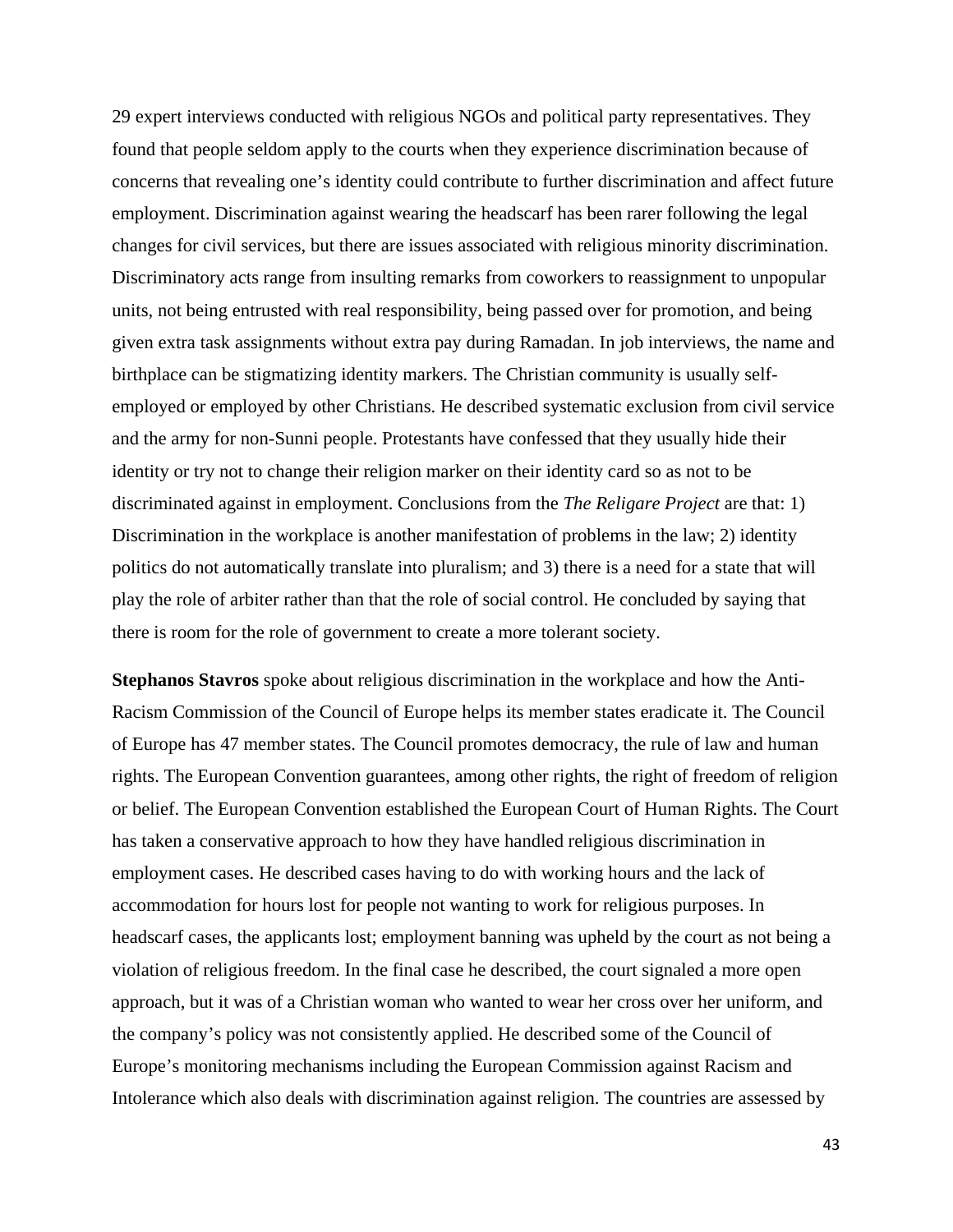29 expert interviews conducted with religious NGOs and political party representatives. They found that people seldom apply to the courts when they experience discrimination because of concerns that revealing one's identity could contribute to further discrimination and affect future employment. Discrimination against wearing the headscarf has been rarer following the legal changes for civil services, but there are issues associated with religious minority discrimination. Discriminatory acts range from insulting remarks from coworkers to reassignment to unpopular units, not being entrusted with real responsibility, being passed over for promotion, and being given extra task assignments without extra pay during Ramadan. In job interviews, the name and birthplace can be stigmatizing identity markers. The Christian community is usually self-employed or employed by other Christians. He described systematic exclusion from civil service and the army for non-Sunni people. Protestants have confessed that they usually hide their identity or try not to change their religion marker on their identity card so as not to be discriminated against in employment. Conclusions from the *The Religare Project* are that: 1) Discrimination in the workplace is another manifestation of problems in the law; 2) identity politics do not automatically translate into pluralism; and 3) there is a need for a state that will play the role of arbiter rather than that the role of social control. He concluded by saying that there is room for the role of government to create a more tolerant society.

**Stephanos Stavros** spoke about religious discrimination in the workplace and how the Anti-Racism Commission of the Council of Europe helps its member states eradicate it. The Council of Europe has 47 member states. The Council promotes democracy, the rule of law and human rights. The European Convention guarantees, among other rights, the right of freedom of religion or belief. The European Convention established the European Court of Human Rights. The Court has taken a conservative approach to how they have handled religious discrimination in employment cases. He described cases having to do with working hours and the lack of accommodation for hours lost for people not wanting to work for religious purposes. In headscarf cases, the applicants lost; employment banning was upheld by the court as not being a violation of religious freedom. In the final case he described, the court signaled a more open approach, but it was of a Christian woman who wanted to wear her cross over her uniform, and the company's policy was not consistently applied. He described some of the Council of Europe's monitoring mechanisms including the European Commission against Racism and Intolerance which also deals with discrimination against religion. The countries are assessed by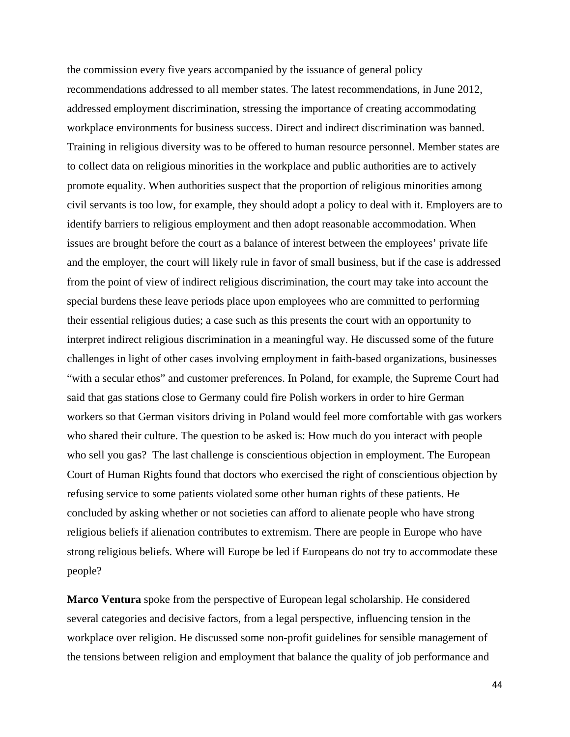the commission every five years accompanied by the issuance of general policy recommendations addressed to all member states. The latest recommendations, in June 2012, addressed employment discrimination, stressing the importance of creating accommodating workplace environments for business success. Direct and indirect discrimination was banned. Training in religious diversity was to be offered to human resource personnel. Member states are to collect data on religious minorities in the workplace and public authorities are to actively promote equality. When authorities suspect that the proportion of religious minorities among civil servants is too low, for example, they should adopt a policy to deal with it. Employers are to identify barriers to religious employment and then adopt reasonable accommodation. When issues are brought before the court as a balance of interest between the employees' private life and the employer, the court will likely rule in favor of small business, but if the case is addressed from the point of view of indirect religious discrimination, the court may take into account the special burdens these leave periods place upon employees who are committed to performing their essential religious duties; a case such as this presents the court with an opportunity to interpret indirect religious discrimination in a meaningful way. He discussed some of the future challenges in light of other cases involving employment in faith-based organizations, businesses "with a secular ethos" and customer preferences. In Poland, for example, the Supreme Court had said that gas stations close to Germany could fire Polish workers in order to hire German workers so that German visitors driving in Poland would feel more comfortable with gas workers who shared their culture. The question to be asked is: How much do you interact with people who sell you gas? The last challenge is conscientious objection in employment. The European Court of Human Rights found that doctors who exercised the right of conscientious objection by refusing service to some patients violated some other human rights of these patients. He concluded by asking whether or not societies can afford to alienate people who have strong religious beliefs if alienation contributes to extremism. There are people in Europe who have strong religious beliefs. Where will Europe be led if Europeans do not try to accommodate these people?

**Marco Ventura** spoke from the perspective of European legal scholarship. He considered several categories and decisive factors, from a legal perspective, influencing tension in the workplace over religion. He discussed some non-profit guidelines for sensible management of the tensions between religion and employment that balance the quality of job performance and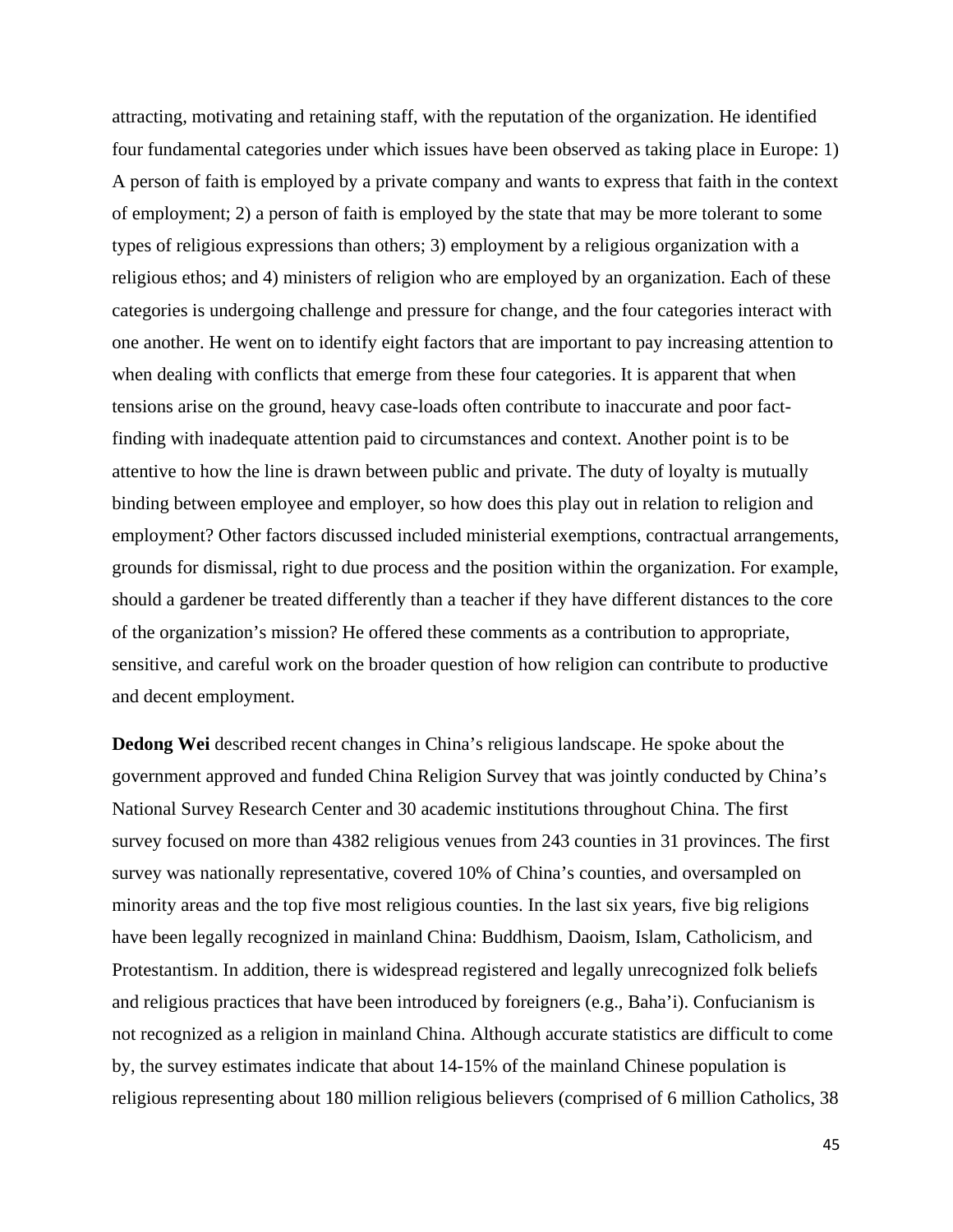attracting, motivating and retaining staff, with the reputation of the organization. He identified four fundamental categories under which issues have been observed as taking place in Europe: 1) A person of faith is employed by a private company and wants to express that faith in the context of employment; 2) a person of faith is employed by the state that may be more tolerant to some types of religious expressions than others; 3) employment by a religious organization with a religious ethos; and 4) ministers of religion who are employed by an organization. Each of these categories is undergoing challenge and pressure for change, and the four categories interact with one another. He went on to identify eight factors that are important to pay increasing attention to when dealing with conflicts that emerge from these four categories. It is apparent that when tensions arise on the ground, heavy case-loads often contribute to inaccurate and poor fact-finding with inadequate attention paid to circumstances and context. Another point is to be attentive to how the line is drawn between public and private. The duty of loyalty is mutually binding between employee and employer, so how does this play out in relation to religion and employment? Other factors discussed included ministerial exemptions, contractual arrangements, grounds for dismissal, right to due process and the position within the organization. For example, should a gardener be treated differently than a teacher if they have different distances to the core of the organization's mission? He offered these comments as a contribution to appropriate, sensitive, and careful work on the broader question of how religion can contribute to productive and decent employment.

**Dedong Wei** described recent changes in China's religious landscape. He spoke about the government approved and funded China Religion Survey that was jointly conducted by China's National Survey Research Center and 30 academic institutions throughout China. The first survey focused on more than 4382 religious venues from 243 counties in 31 provinces. The first survey was nationally representative, covered 10% of China's counties, and oversampled on minority areas and the top five most religious counties. In the last six years, five big religions have been legally recognized in mainland China: Buddhism, Daoism, Islam, Catholicism, and Protestantism. In addition, there is widespread registered and legally unrecognized folk beliefs and religious practices that have been introduced by foreigners (e.g., Baha'i). Confucianism is not recognized as a religion in mainland China. Although accurate statistics are difficult to come by, the survey estimates indicate that about 14-15% of the mainland Chinese population is religious representing about 180 million religious believers (comprised of 6 million Catholics, 38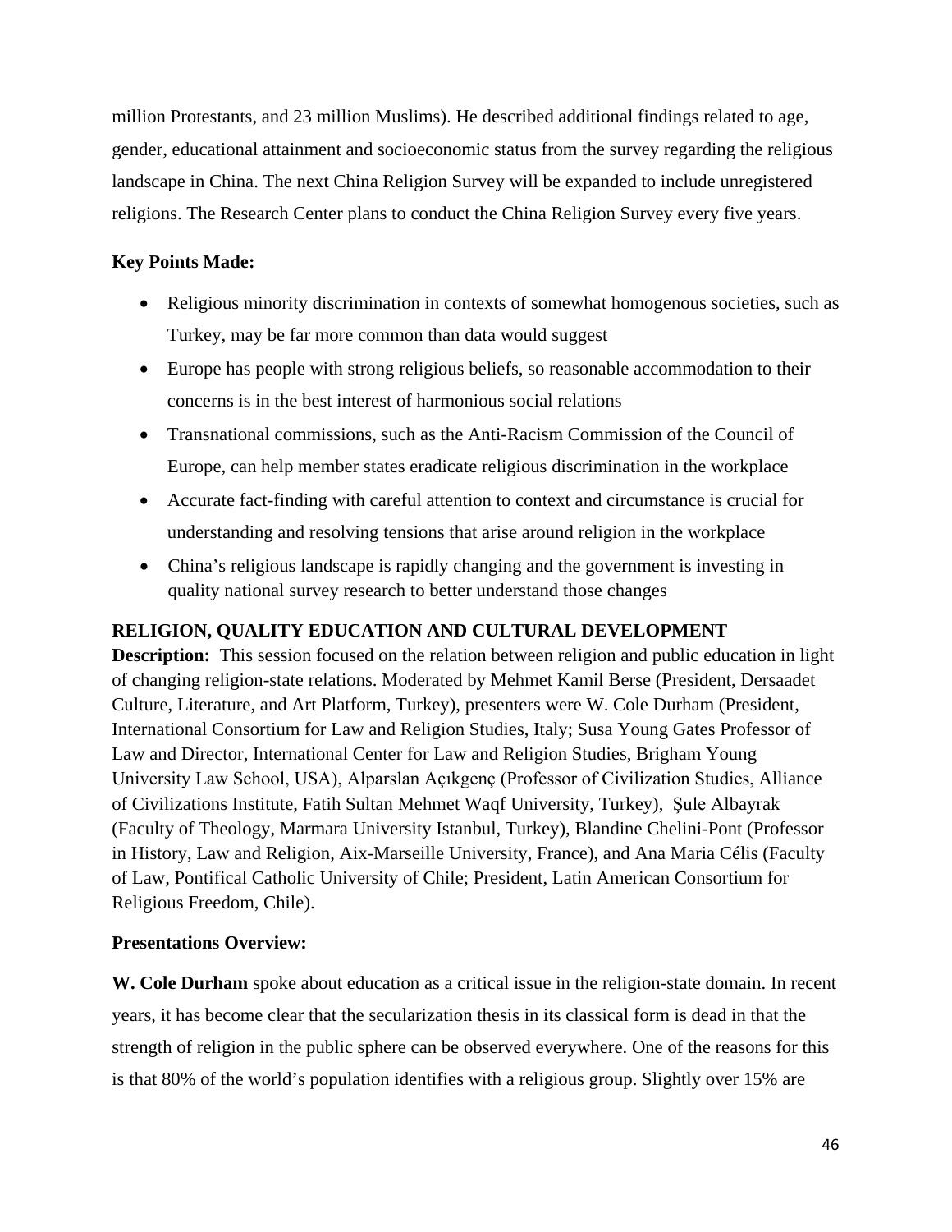million Protestants, and 23 million Muslims). He described additional findings related to age, gender, educational attainment and socioeconomic status from the survey regarding the religious landscape in China. The next China Religion Survey will be expanded to include unregistered religions. The Research Center plans to conduct the China Religion Survey every five years.

**Key Points Made:**

- Religious minority discrimination in contexts of somewhat homogenous societies, such as Turkey, may be far more common than data would suggest
- Europe has people with strong religious beliefs, so reasonable accommodation to their concerns is in the best interest of harmonious social relations
- Transnational commissions, such as the Anti-Racism Commission of the Council of Europe, can help member states eradicate religious discrimination in the workplace
- Accurate fact-finding with careful attention to context and circumstance is crucial for understanding and resolving tensions that arise around religion in the workplace
- China's religious landscape is rapidly changing and the government is investing in quality national survey research to better understand those changes

## RELIGION, QUALITY EDUCATION AND CULTURAL DEVELOPMENT

**Description:** This session focused on the relation between religion and public education in light of changing religion-state relations. Moderated by Mehmet Kamil Berse (President, Dersaadet Culture, Literature, and Art Platform, Turkey), presenters were W. Cole Durham (President, International Consortium for Law and Religion Studies, Italy; Susa Young Gates Professor of Law and Director, International Center for Law and Religion Studies, Brigham Young University Law School, USA), Alparslan Açıkgenç (Professor of Civilization Studies, Alliance of Civilizations Institute, Fatih Sultan Mehmet Waqf University, Turkey), Şule Albayrak (Faculty of Theology, Marmara University Istanbul, Turkey), Blandine Chelini-Pont (Professor in History, Law and Religion, Aix-Marseille University, France), and Ana Maria Célis (Faculty of Law, Pontifical Catholic University of Chile; President, Latin American Consortium for Religious Freedom, Chile).

**Presentations Overview:**

**W. Cole Durham** spoke about education as a critical issue in the religion-state domain. In recent years, it has become clear that the secularization thesis in its classical form is dead in that the strength of religion in the public sphere can be observed everywhere. One of the reasons for this is that 80% of the world's population identifies with a religious group. Slightly over 15% are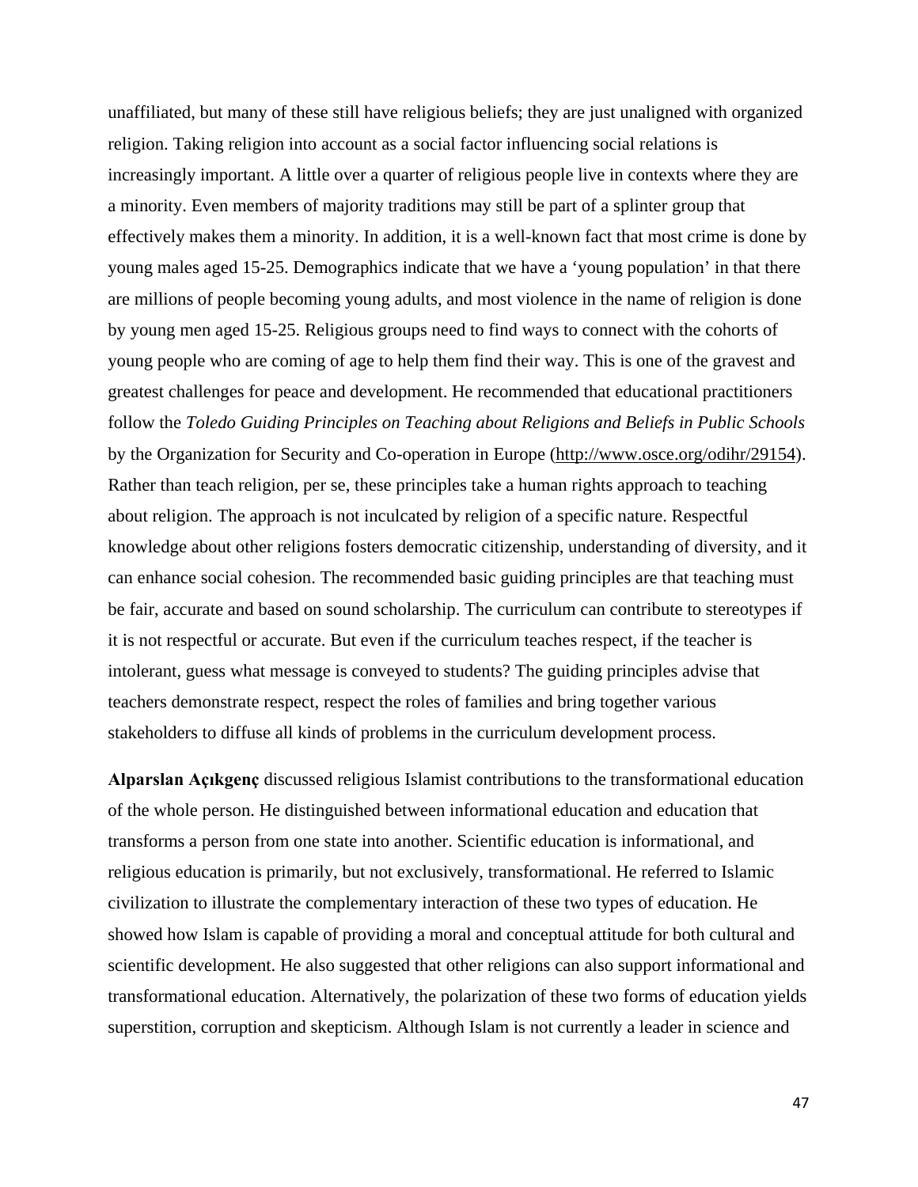unaffiliated, but many of these still have religious beliefs; they are just unaligned with organized religion. Taking religion into account as a social factor influencing social relations is increasingly important. A little over a quarter of religious people live in contexts where they are a minority. Even members of majority traditions may still be part of a splinter group that effectively makes them a minority. In addition, it is a well-known fact that most crime is done by young males aged 15-25. Demographics indicate that we have a 'young population' in that there are millions of people becoming young adults, and most violence in the name of religion is done by young men aged 15-25. Religious groups need to find ways to connect with the cohorts of young people who are coming of age to help them find their way. This is one of the gravest and greatest challenges for peace and development. He recommended that educational practitioners follow the *Toledo Guiding Principles on Teaching about Religions and Beliefs in Public Schools* by the Organization for Security and Co-operation in Europe (http://www.osce.org/odihr/29154). Rather than teach religion, per se, these principles take a human rights approach to teaching about religion. The approach is not inculcated by religion of a specific nature. Respectful knowledge about other religions fosters democratic citizenship, understanding of diversity, and it can enhance social cohesion. The recommended basic guiding principles are that teaching must be fair, accurate and based on sound scholarship. The curriculum can contribute to stereotypes if it is not respectful or accurate. But even if the curriculum teaches respect, if the teacher is intolerant, guess what message is conveyed to students? The guiding principles advise that teachers demonstrate respect, respect the roles of families and bring together various stakeholders to diffuse all kinds of problems in the curriculum development process.

**Alparslan Açıkgenç** discussed religious Islamist contributions to the transformational education of the whole person. He distinguished between informational education and education that transforms a person from one state into another. Scientific education is informational, and religious education is primarily, but not exclusively, transformational. He referred to Islamic civilization to illustrate the complementary interaction of these two types of education. He showed how Islam is capable of providing a moral and conceptual attitude for both cultural and scientific development. He also suggested that other religions can also support informational and transformational education. Alternatively, the polarization of these two forms of education yields superstition, corruption and skepticism. Although Islam is not currently a leader in science and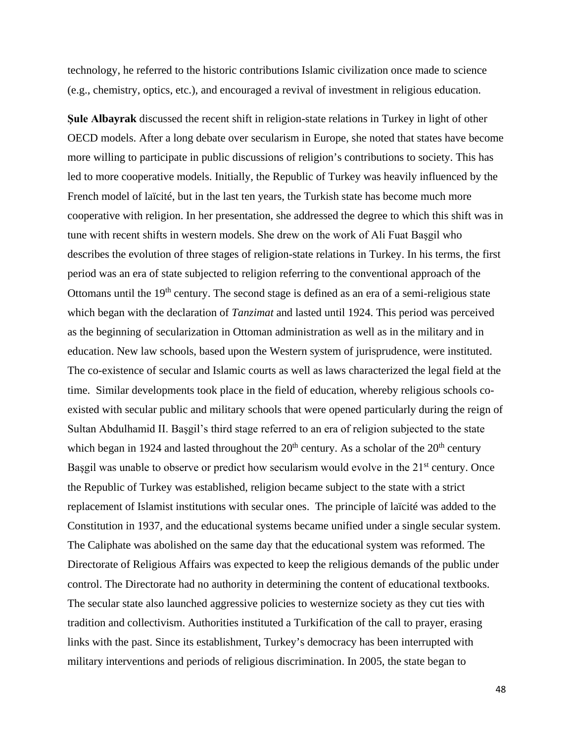technology, he referred to the historic contributions Islamic civilization once made to science (e.g., chemistry, optics, etc.), and encouraged a revival of investment in religious education.

**Şule Albayrak** discussed the recent shift in religion-state relations in Turkey in light of other OECD models. After a long debate over secularism in Europe, she noted that states have become more willing to participate in public discussions of religion's contributions to society. This has led to more cooperative models. Initially, the Republic of Turkey was heavily influenced by the French model of laïcité, but in the last ten years, the Turkish state has become much more cooperative with religion. In her presentation, she addressed the degree to which this shift was in tune with recent shifts in western models. She drew on the work of Ali Fuat Başgil who describes the evolution of three stages of religion-state relations in Turkey. In his terms, the first period was an era of state subjected to religion referring to the conventional approach of the Ottomans until the 19th century. The second stage is defined as an era of a semi-religious state which began with the declaration of *Tanzimat* and lasted until 1924. This period was perceived as the beginning of secularization in Ottoman administration as well as in the military and in education. New law schools, based upon the Western system of jurisprudence, were instituted. The co-existence of secular and Islamic courts as well as laws characterized the legal field at the time. Similar developments took place in the field of education, whereby religious schools co-existed with secular public and military schools that were opened particularly during the reign of Sultan Abdulhamid II. Başgil's third stage referred to an era of religion subjected to the state which began in 1924 and lasted throughout the 20th century. As a scholar of the 20th century Başgil was unable to observe or predict how secularism would evolve in the 21st century. Once the Republic of Turkey was established, religion became subject to the state with a strict replacement of Islamist institutions with secular ones. The principle of laïcité was added to the Constitution in 1937, and the educational systems became unified under a single secular system. The Caliphate was abolished on the same day that the educational system was reformed. The Directorate of Religious Affairs was expected to keep the religious demands of the public under control. The Directorate had no authority in determining the content of educational textbooks. The secular state also launched aggressive policies to westernize society as they cut ties with tradition and collectivism. Authorities instituted a Turkification of the call to prayer, erasing links with the past. Since its establishment, Turkey's democracy has been interrupted with military interventions and periods of religious discrimination. In 2005, the state began to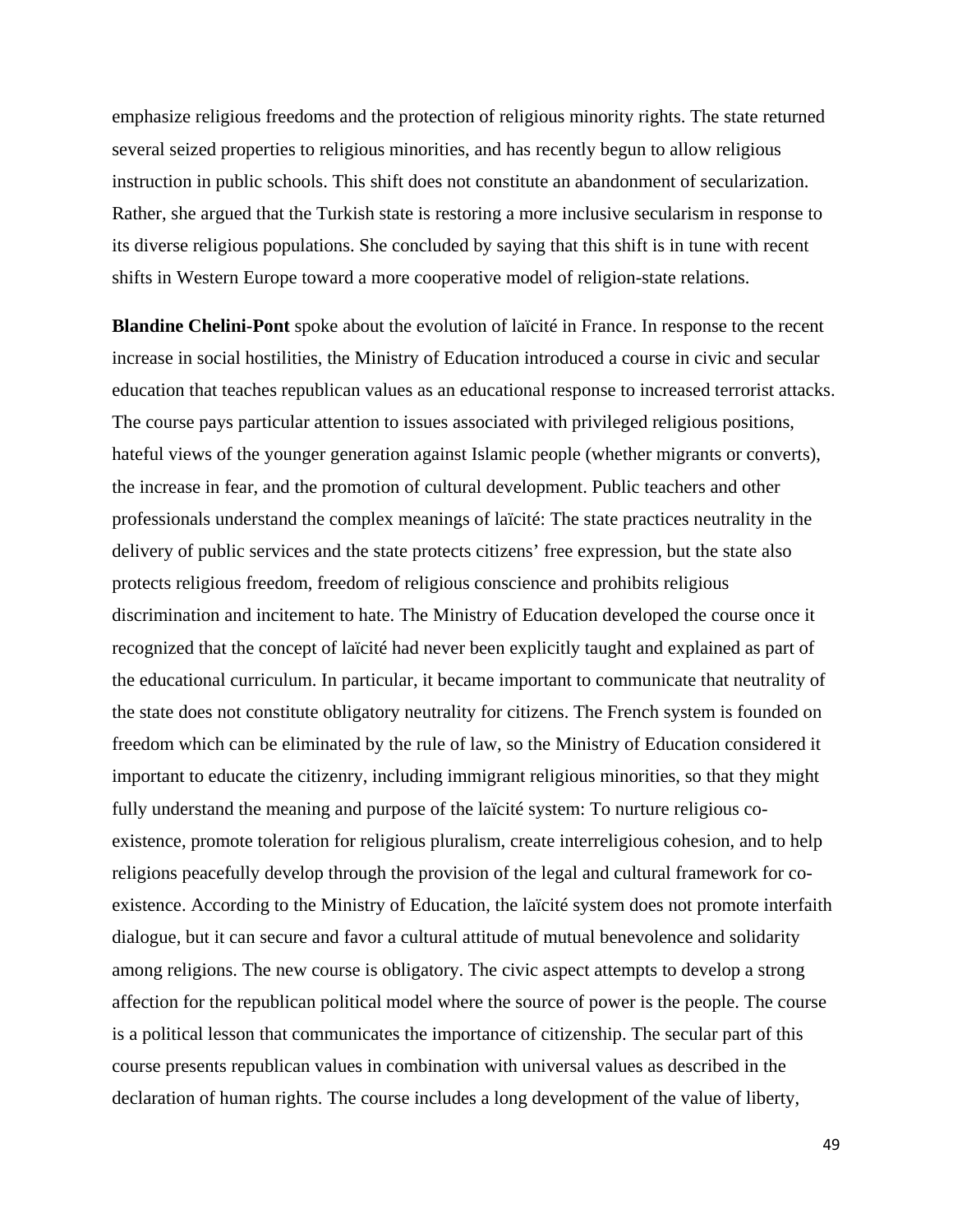emphasize religious freedoms and the protection of religious minority rights. The state returned several seized properties to religious minorities, and has recently begun to allow religious instruction in public schools. This shift does not constitute an abandonment of secularization. Rather, she argued that the Turkish state is restoring a more inclusive secularism in response to its diverse religious populations. She concluded by saying that this shift is in tune with recent shifts in Western Europe toward a more cooperative model of religion-state relations.

**Blandine Chelini-Pont** spoke about the evolution of laïcité in France. In response to the recent increase in social hostilities, the Ministry of Education introduced a course in civic and secular education that teaches republican values as an educational response to increased terrorist attacks. The course pays particular attention to issues associated with privileged religious positions, hateful views of the younger generation against Islamic people (whether migrants or converts), the increase in fear, and the promotion of cultural development. Public teachers and other professionals understand the complex meanings of laïcité: The state practices neutrality in the delivery of public services and the state protects citizens' free expression, but the state also protects religious freedom, freedom of religious conscience and prohibits religious discrimination and incitement to hate. The Ministry of Education developed the course once it recognized that the concept of laïcité had never been explicitly taught and explained as part of the educational curriculum. In particular, it became important to communicate that neutrality of the state does not constitute obligatory neutrality for citizens. The French system is founded on freedom which can be eliminated by the rule of law, so the Ministry of Education considered it important to educate the citizenry, including immigrant religious minorities, so that they might fully understand the meaning and purpose of the laïcité system: To nurture religious co-existence, promote toleration for religious pluralism, create interreligious cohesion, and to help religions peacefully develop through the provision of the legal and cultural framework for co-existence. According to the Ministry of Education, the laïcité system does not promote interfaith dialogue, but it can secure and favor a cultural attitude of mutual benevolence and solidarity among religions. The new course is obligatory. The civic aspect attempts to develop a strong affection for the republican political model where the source of power is the people. The course is a political lesson that communicates the importance of citizenship. The secular part of this course presents republican values in combination with universal values as described in the declaration of human rights. The course includes a long development of the value of liberty,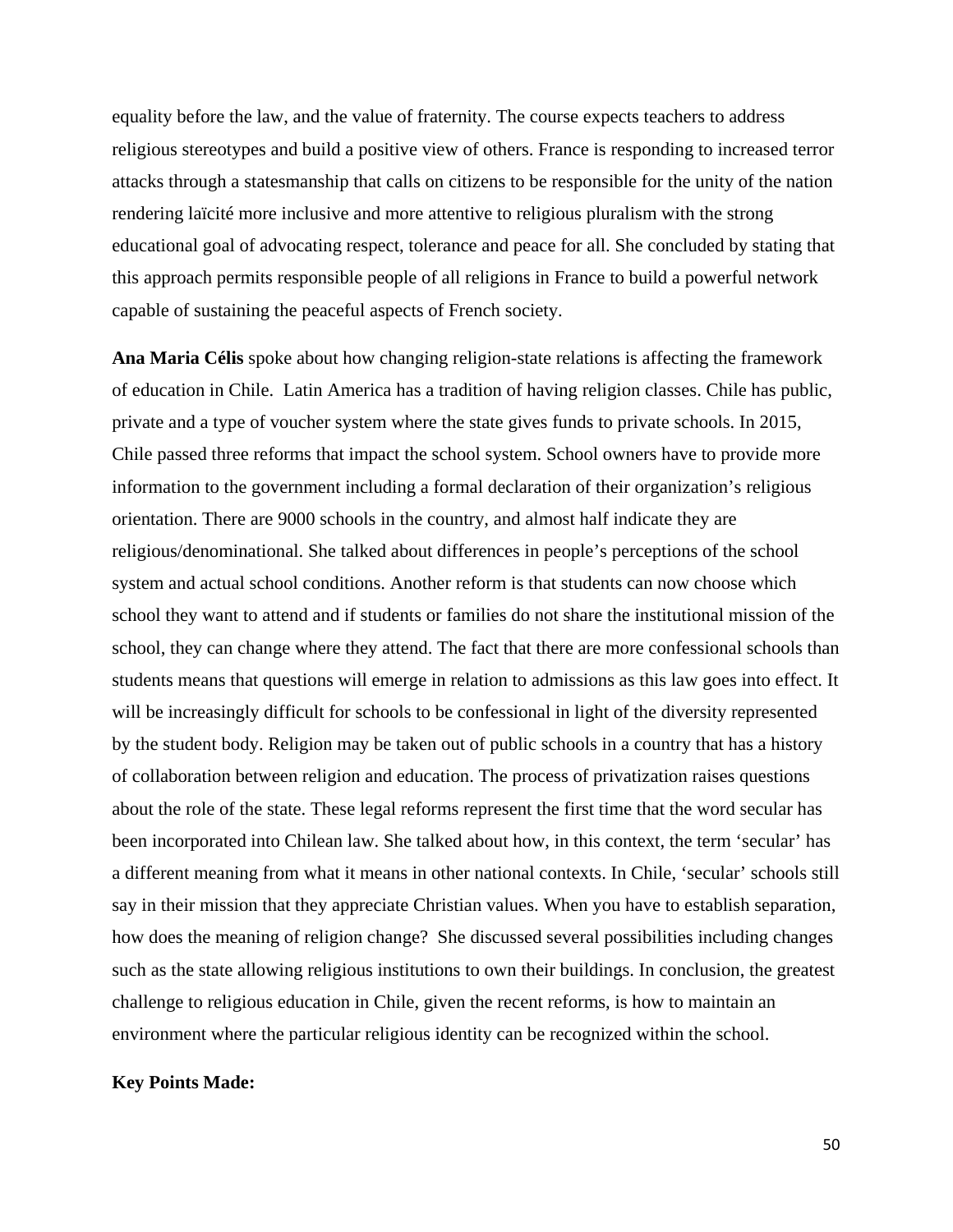equality before the law, and the value of fraternity. The course expects teachers to address religious stereotypes and build a positive view of others. France is responding to increased terror attacks through a statesmanship that calls on citizens to be responsible for the unity of the nation rendering laïcité more inclusive and more attentive to religious pluralism with the strong educational goal of advocating respect, tolerance and peace for all. She concluded by stating that this approach permits responsible people of all religions in France to build a powerful network capable of sustaining the peaceful aspects of French society.

**Ana Maria Célis** spoke about how changing religion-state relations is affecting the framework of education in Chile. Latin America has a tradition of having religion classes. Chile has public, private and a type of voucher system where the state gives funds to private schools. In 2015, Chile passed three reforms that impact the school system. School owners have to provide more information to the government including a formal declaration of their organization's religious orientation. There are 9000 schools in the country, and almost half indicate they are religious/denominational. She talked about differences in people's perceptions of the school system and actual school conditions. Another reform is that students can now choose which school they want to attend and if students or families do not share the institutional mission of the school, they can change where they attend. The fact that there are more confessional schools than students means that questions will emerge in relation to admissions as this law goes into effect. It will be increasingly difficult for schools to be confessional in light of the diversity represented by the student body. Religion may be taken out of public schools in a country that has a history of collaboration between religion and education. The process of privatization raises questions about the role of the state. These legal reforms represent the first time that the word secular has been incorporated into Chilean law. She talked about how, in this context, the term 'secular' has a different meaning from what it means in other national contexts. In Chile, 'secular' schools still say in their mission that they appreciate Christian values. When you have to establish separation, how does the meaning of religion change? She discussed several possibilities including changes such as the state allowing religious institutions to own their buildings. In conclusion, the greatest challenge to religious education in Chile, given the recent reforms, is how to maintain an environment where the particular religious identity can be recognized within the school.

**Key Points Made:**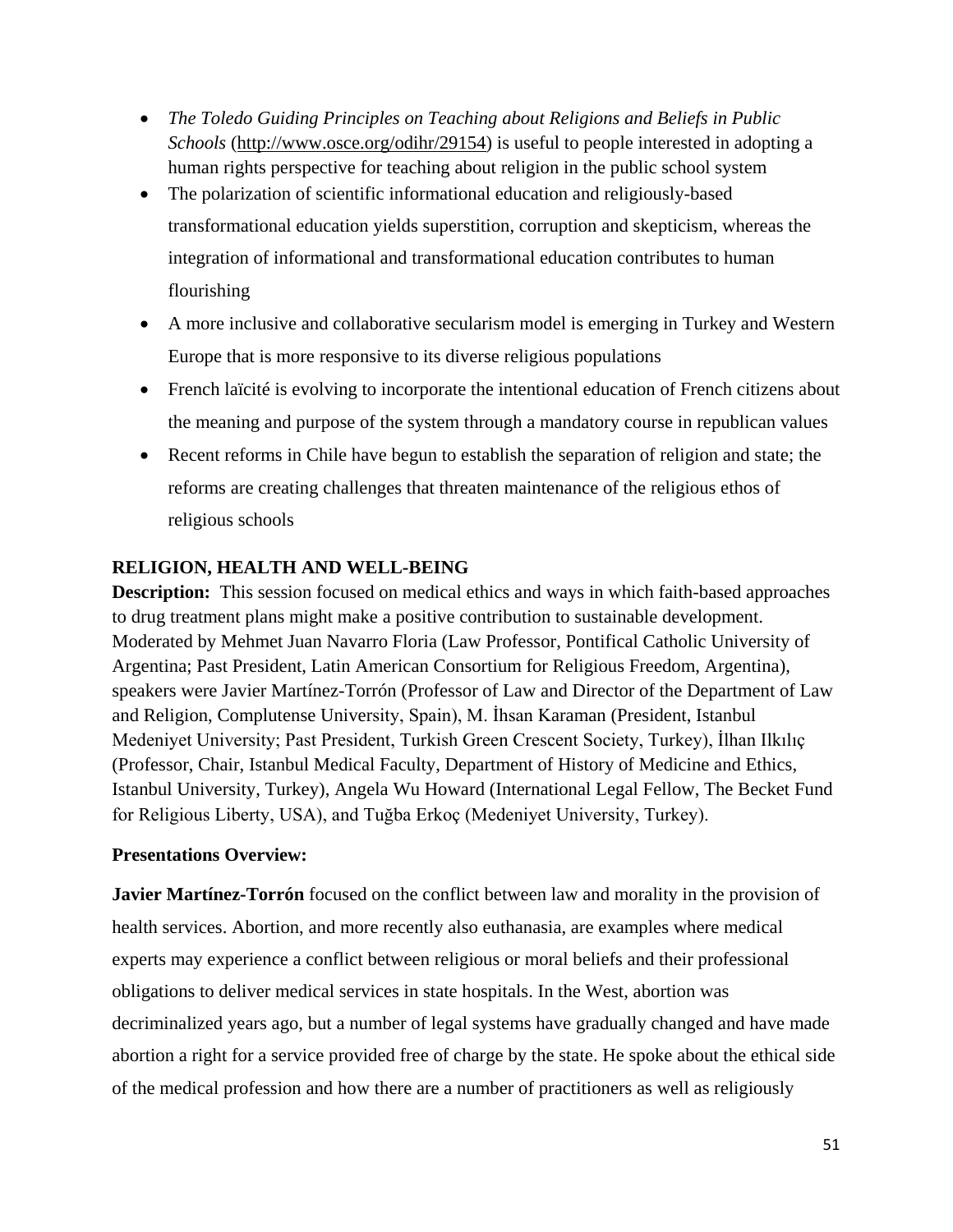- *The Toledo Guiding Principles on Teaching about Religions and Beliefs in Public Schools* (http://www.osce.org/odihr/29154) is useful to people interested in adopting a human rights perspective for teaching about religion in the public school system
- The polarization of scientific informational education and religiously-based transformational education yields superstition, corruption and skepticism, whereas the integration of informational and transformational education contributes to human flourishing
- A more inclusive and collaborative secularism model is emerging in Turkey and Western Europe that is more responsive to its diverse religious populations
- French laïcité is evolving to incorporate the intentional education of French citizens about the meaning and purpose of the system through a mandatory course in republican values
- Recent reforms in Chile have begun to establish the separation of religion and state; the reforms are creating challenges that threaten maintenance of the religious ethos of religious schools

**RELIGION, HEALTH AND WELL-BEING**

**Description:** This session focused on medical ethics and ways in which faith-based approaches to drug treatment plans might make a positive contribution to sustainable development. Moderated by Mehmet Juan Navarro Floria (Law Professor, Pontifical Catholic University of Argentina; Past President, Latin American Consortium for Religious Freedom, Argentina), speakers were Javier Martínez-Torrón (Professor of Law and Director of the Department of Law and Religion, Complutense University, Spain), M. İhsan Karaman (President, Istanbul Medeniyet University; Past President, Turkish Green Crescent Society, Turkey), İlhan Ilkılıç (Professor, Chair, Istanbul Medical Faculty, Department of History of Medicine and Ethics, Istanbul University, Turkey), Angela Wu Howard (International Legal Fellow, The Becket Fund for Religious Liberty, USA), and Tuğba Erkoç (Medeniyet University, Turkey).

**Presentations Overview:**

**Javier Martínez-Torrón** focused on the conflict between law and morality in the provision of health services. Abortion, and more recently also euthanasia, are examples where medical experts may experience a conflict between religious or moral beliefs and their professional obligations to deliver medical services in state hospitals. In the West, abortion was decriminalized years ago, but a number of legal systems have gradually changed and have made abortion a right for a service provided free of charge by the state. He spoke about the ethical side of the medical profession and how there are a number of practitioners as well as religiously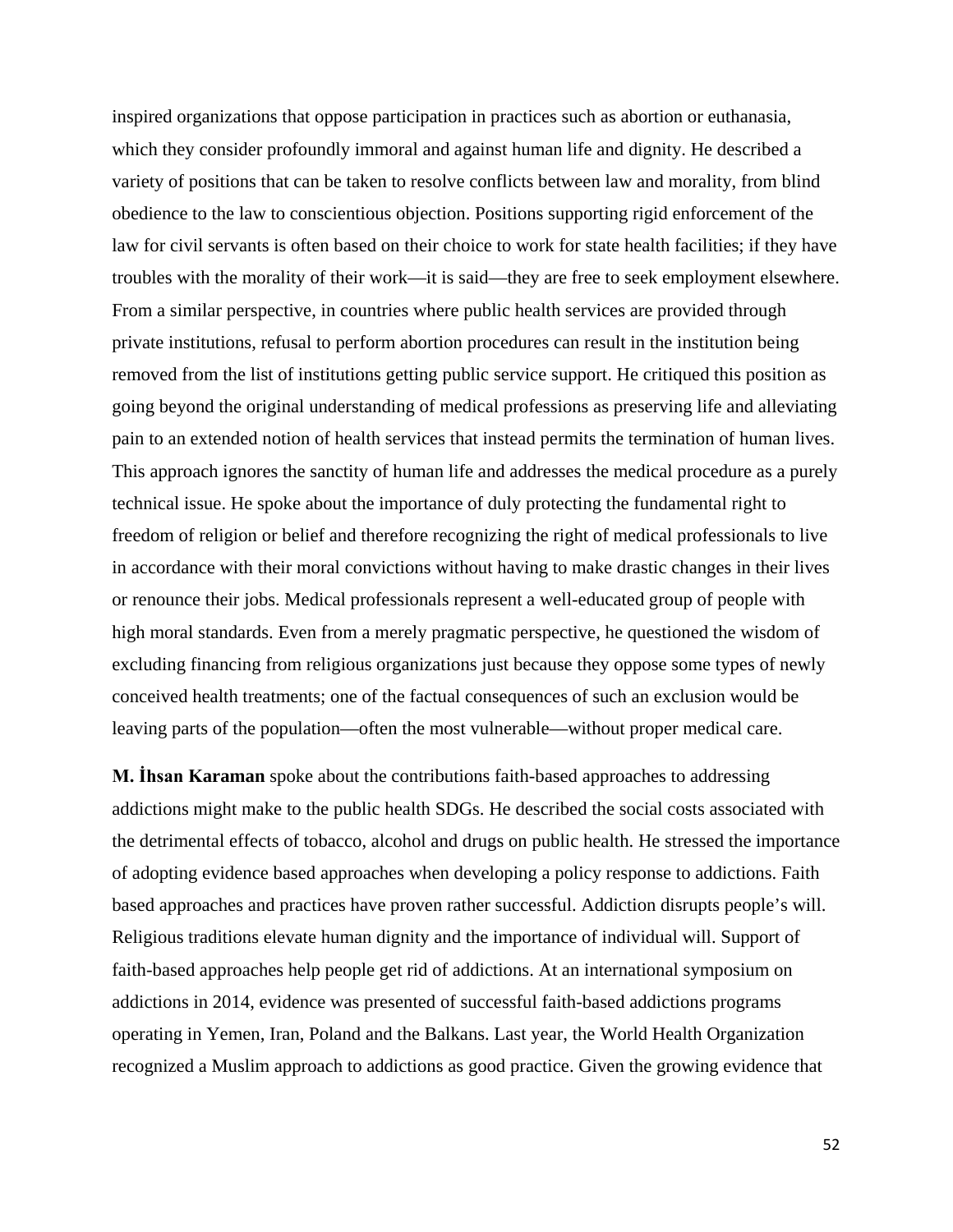inspired organizations that oppose participation in practices such as abortion or euthanasia, which they consider profoundly immoral and against human life and dignity. He described a variety of positions that can be taken to resolve conflicts between law and morality, from blind obedience to the law to conscientious objection. Positions supporting rigid enforcement of the law for civil servants is often based on their choice to work for state health facilities; if they have troubles with the morality of their work—it is said—they are free to seek employment elsewhere. From a similar perspective, in countries where public health services are provided through private institutions, refusal to perform abortion procedures can result in the institution being removed from the list of institutions getting public service support. He critiqued this position as going beyond the original understanding of medical professions as preserving life and alleviating pain to an extended notion of health services that instead permits the termination of human lives. This approach ignores the sanctity of human life and addresses the medical procedure as a purely technical issue. He spoke about the importance of duly protecting the fundamental right to freedom of religion or belief and therefore recognizing the right of medical professionals to live in accordance with their moral convictions without having to make drastic changes in their lives or renounce their jobs. Medical professionals represent a well-educated group of people with high moral standards. Even from a merely pragmatic perspective, he questioned the wisdom of excluding financing from religious organizations just because they oppose some types of newly conceived health treatments; one of the factual consequences of such an exclusion would be leaving parts of the population—often the most vulnerable—without proper medical care.

**M. İhsan Karaman** spoke about the contributions faith-based approaches to addressing addictions might make to the public health SDGs. He described the social costs associated with the detrimental effects of tobacco, alcohol and drugs on public health. He stressed the importance of adopting evidence based approaches when developing a policy response to addictions. Faith based approaches and practices have proven rather successful. Addiction disrupts people's will. Religious traditions elevate human dignity and the importance of individual will. Support of faith-based approaches help people get rid of addictions. At an international symposium on addictions in 2014, evidence was presented of successful faith-based addictions programs operating in Yemen, Iran, Poland and the Balkans. Last year, the World Health Organization recognized a Muslim approach to addictions as good practice. Given the growing evidence that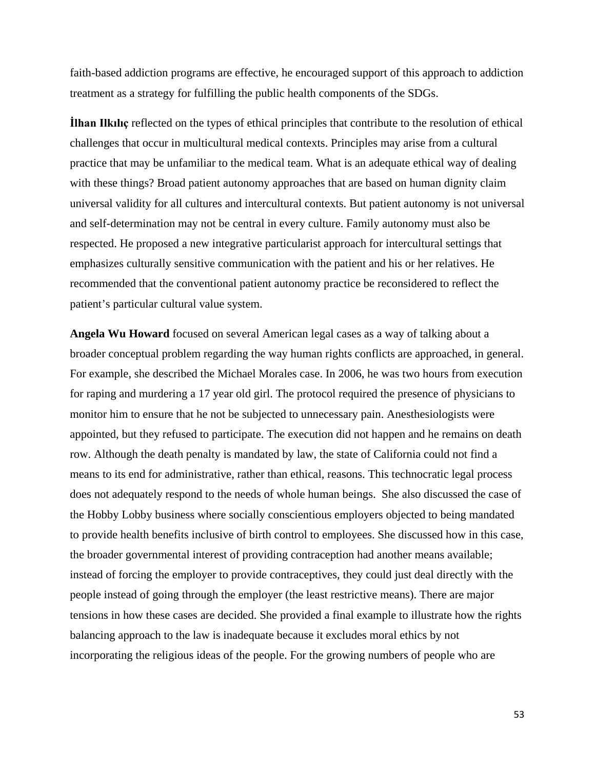faith-based addiction programs are effective, he encouraged support of this approach to addiction treatment as a strategy for fulfilling the public health components of the SDGs.

**İlhan Ilkılıç** reflected on the types of ethical principles that contribute to the resolution of ethical challenges that occur in multicultural medical contexts. Principles may arise from a cultural practice that may be unfamiliar to the medical team. What is an adequate ethical way of dealing with these things? Broad patient autonomy approaches that are based on human dignity claim universal validity for all cultures and intercultural contexts. But patient autonomy is not universal and self-determination may not be central in every culture. Family autonomy must also be respected. He proposed a new integrative particularist approach for intercultural settings that emphasizes culturally sensitive communication with the patient and his or her relatives. He recommended that the conventional patient autonomy practice be reconsidered to reflect the patient's particular cultural value system.

**Angela Wu Howard** focused on several American legal cases as a way of talking about a broader conceptual problem regarding the way human rights conflicts are approached, in general. For example, she described the Michael Morales case. In 2006, he was two hours from execution for raping and murdering a 17 year old girl. The protocol required the presence of physicians to monitor him to ensure that he not be subjected to unnecessary pain. Anesthesiologists were appointed, but they refused to participate. The execution did not happen and he remains on death row. Although the death penalty is mandated by law, the state of California could not find a means to its end for administrative, rather than ethical, reasons. This technocratic legal process does not adequately respond to the needs of whole human beings. She also discussed the case of the Hobby Lobby business where socially conscientious employers objected to being mandated to provide health benefits inclusive of birth control to employees. She discussed how in this case, the broader governmental interest of providing contraception had another means available; instead of forcing the employer to provide contraceptives, they could just deal directly with the people instead of going through the employer (the least restrictive means). There are major tensions in how these cases are decided. She provided a final example to illustrate how the rights balancing approach to the law is inadequate because it excludes moral ethics by not incorporating the religious ideas of the people. For the growing numbers of people who are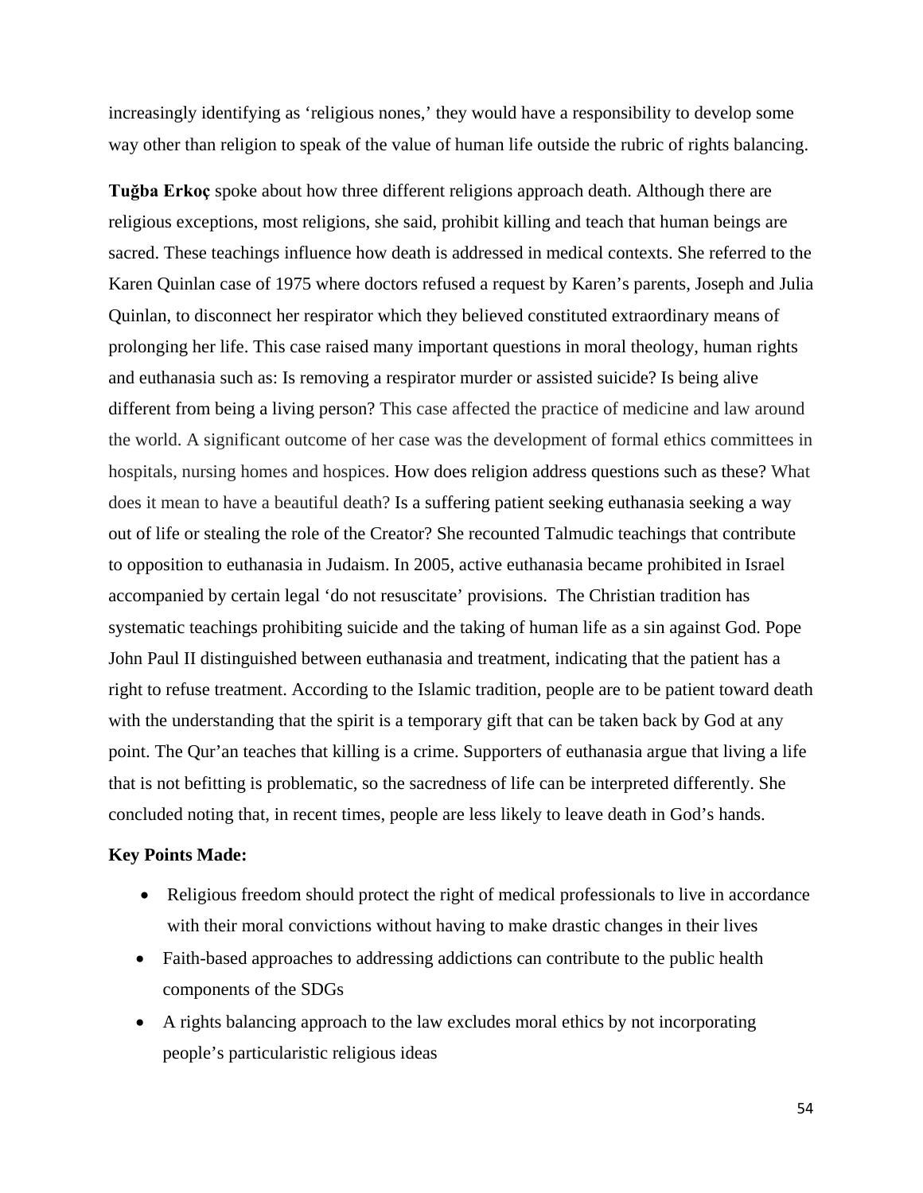increasingly identifying as 'religious nones,' they would have a responsibility to develop some way other than religion to speak of the value of human life outside the rubric of rights balancing.

**Tuğba Erkoç** spoke about how three different religions approach death. Although there are religious exceptions, most religions, she said, prohibit killing and teach that human beings are sacred. These teachings influence how death is addressed in medical contexts. She referred to the Karen Quinlan case of 1975 where doctors refused a request by Karen's parents, Joseph and Julia Quinlan, to disconnect her respirator which they believed constituted extraordinary means of prolonging her life. This case raised many important questions in moral theology, human rights and euthanasia such as: Is removing a respirator murder or assisted suicide? Is being alive different from being a living person? This case affected the practice of medicine and law around the world. A significant outcome of her case was the development of formal ethics committees in hospitals, nursing homes and hospices. How does religion address questions such as these? What does it mean to have a beautiful death? Is a suffering patient seeking euthanasia seeking a way out of life or stealing the role of the Creator? She recounted Talmudic teachings that contribute to opposition to euthanasia in Judaism. In 2005, active euthanasia became prohibited in Israel accompanied by certain legal 'do not resuscitate' provisions. The Christian tradition has systematic teachings prohibiting suicide and the taking of human life as a sin against God. Pope John Paul II distinguished between euthanasia and treatment, indicating that the patient has a right to refuse treatment. According to the Islamic tradition, people are to be patient toward death with the understanding that the spirit is a temporary gift that can be taken back by God at any point. The Qur'an teaches that killing is a crime. Supporters of euthanasia argue that living a life that is not befitting is problematic, so the sacredness of life can be interpreted differently. She concluded noting that, in recent times, people are less likely to leave death in God's hands.

**Key Points Made:**

- Religious freedom should protect the right of medical professionals to live in accordance with their moral convictions without having to make drastic changes in their lives
- Faith-based approaches to addressing addictions can contribute to the public health components of the SDGs
- A rights balancing approach to the law excludes moral ethics by not incorporating people's particularistic religious ideas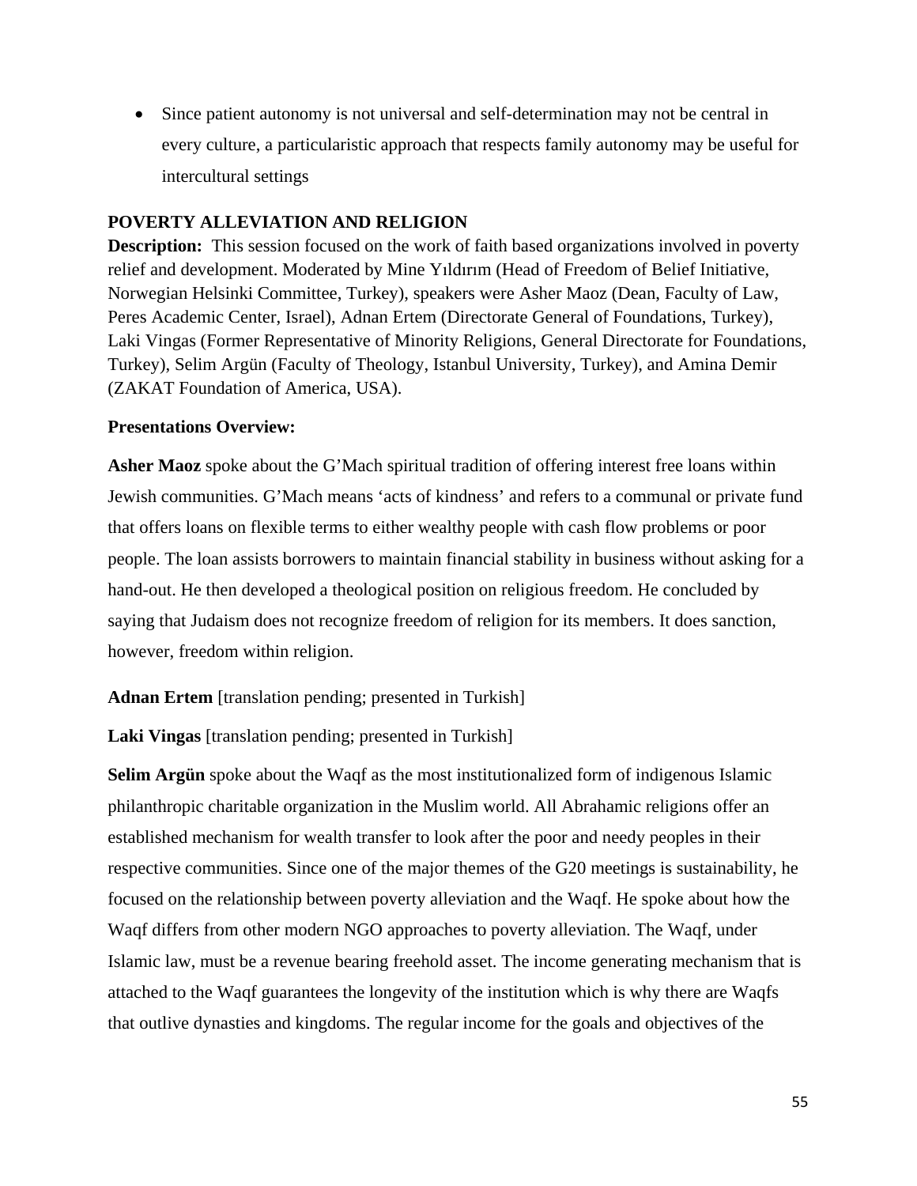- Since patient autonomy is not universal and self-determination may not be central in every culture, a particularistic approach that respects family autonomy may be useful for intercultural settings

## POVERTY ALLEVIATION AND RELIGION

**Description:** This session focused on the work of faith based organizations involved in poverty relief and development. Moderated by Mine Yıldırım (Head of Freedom of Belief Initiative, Norwegian Helsinki Committee, Turkey), speakers were Asher Maoz (Dean, Faculty of Law, Peres Academic Center, Israel), Adnan Ertem (Directorate General of Foundations, Turkey), Laki Vingas (Former Representative of Minority Religions, General Directorate for Foundations, Turkey), Selim Argün (Faculty of Theology, Istanbul University, Turkey), and Amina Demir (ZAKAT Foundation of America, USA).

**Presentations Overview:**

**Asher Maoz** spoke about the G'Mach spiritual tradition of offering interest free loans within Jewish communities. G'Mach means 'acts of kindness' and refers to a communal or private fund that offers loans on flexible terms to either wealthy people with cash flow problems or poor people. The loan assists borrowers to maintain financial stability in business without asking for a hand-out. He then developed a theological position on religious freedom. He concluded by saying that Judaism does not recognize freedom of religion for its members. It does sanction, however, freedom within religion.

**Adnan Ertem** [translation pending; presented in Turkish]

**Laki Vingas** [translation pending; presented in Turkish]

**Selim Argün** spoke about the Waqf as the most institutionalized form of indigenous Islamic philanthropic charitable organization in the Muslim world. All Abrahamic religions offer an established mechanism for wealth transfer to look after the poor and needy peoples in their respective communities. Since one of the major themes of the G20 meetings is sustainability, he focused on the relationship between poverty alleviation and the Waqf. He spoke about how the Waqf differs from other modern NGO approaches to poverty alleviation. The Waqf, under Islamic law, must be a revenue bearing freehold asset. The income generating mechanism that is attached to the Waqf guarantees the longevity of the institution which is why there are Waqfs that outlive dynasties and kingdoms. The regular income for the goals and objectives of the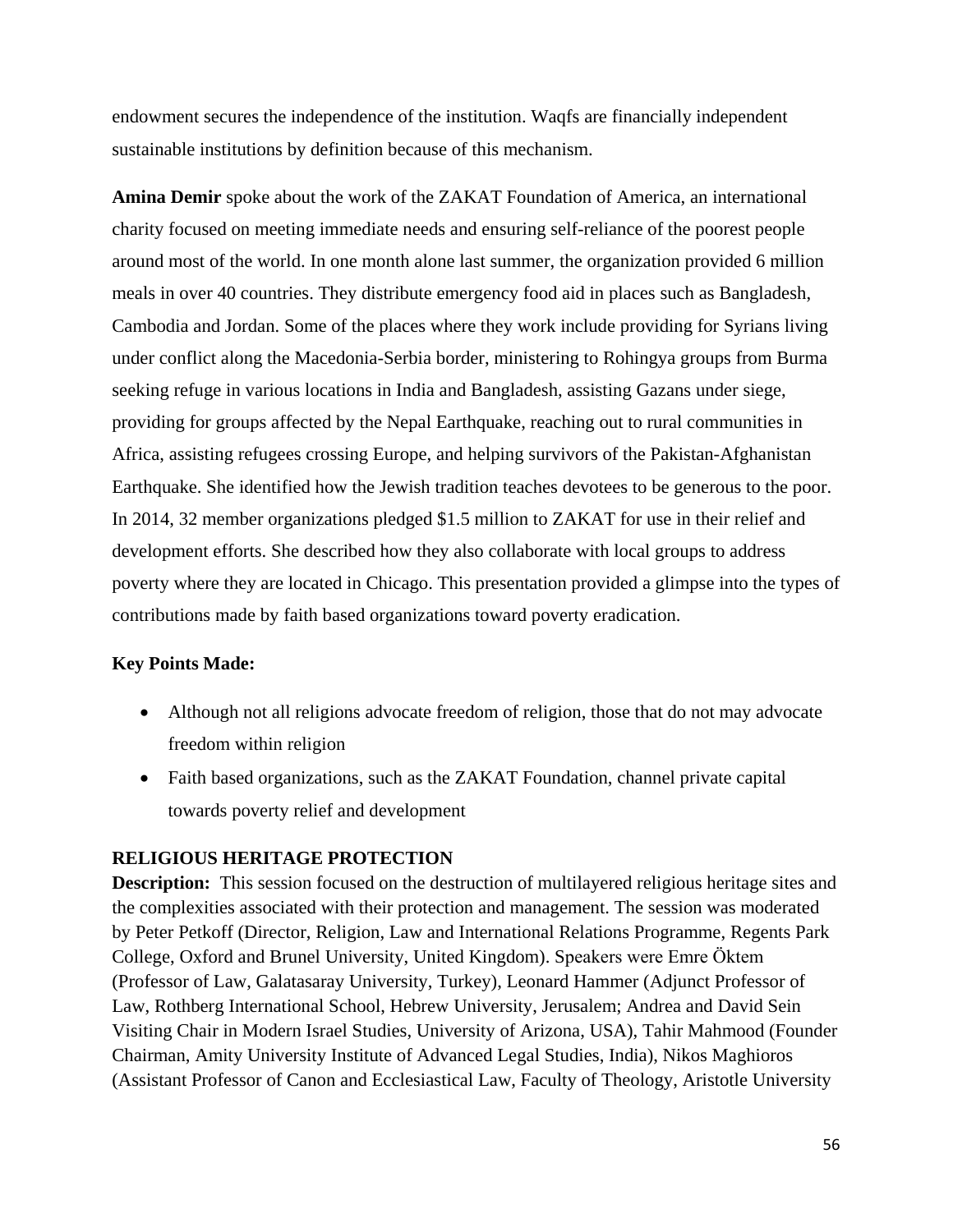endowment secures the independence of the institution. Waqfs are financially independent sustainable institutions by definition because of this mechanism.

**Amina Demir** spoke about the work of the ZAKAT Foundation of America, an international charity focused on meeting immediate needs and ensuring self-reliance of the poorest people around most of the world. In one month alone last summer, the organization provided 6 million meals in over 40 countries. They distribute emergency food aid in places such as Bangladesh, Cambodia and Jordan. Some of the places where they work include providing for Syrians living under conflict along the Macedonia-Serbia border, ministering to Rohingya groups from Burma seeking refuge in various locations in India and Bangladesh, assisting Gazans under siege, providing for groups affected by the Nepal Earthquake, reaching out to rural communities in Africa, assisting refugees crossing Europe, and helping survivors of the Pakistan-Afghanistan Earthquake. She identified how the Jewish tradition teaches devotees to be generous to the poor. In 2014, 32 member organizations pledged $1.5 million to ZAKAT for use in their relief and development efforts. She described how they also collaborate with local groups to address poverty where they are located in Chicago. This presentation provided a glimpse into the types of contributions made by faith based organizations toward poverty eradication.

**Key Points Made:**

- Although not all religions advocate freedom of religion, those that do not may advocate freedom within religion
- Faith based organizations, such as the ZAKAT Foundation, channel private capital towards poverty relief and development

## RELIGIOUS HERITAGE PROTECTION

**Description:** This session focused on the destruction of multilayered religious heritage sites and the complexities associated with their protection and management. The session was moderated by Peter Petkoff (Director, Religion, Law and International Relations Programme, Regents Park College, Oxford and Brunel University, United Kingdom). Speakers were Emre Öktem (Professor of Law, Galatasaray University, Turkey), Leonard Hammer (Adjunct Professor of Law, Rothberg International School, Hebrew University, Jerusalem; Andrea and David Sein Visiting Chair in Modern Israel Studies, University of Arizona, USA), Tahir Mahmood (Founder Chairman, Amity University Institute of Advanced Legal Studies, India), Nikos Maghioros (Assistant Professor of Canon and Ecclesiastical Law, Faculty of Theology, Aristotle University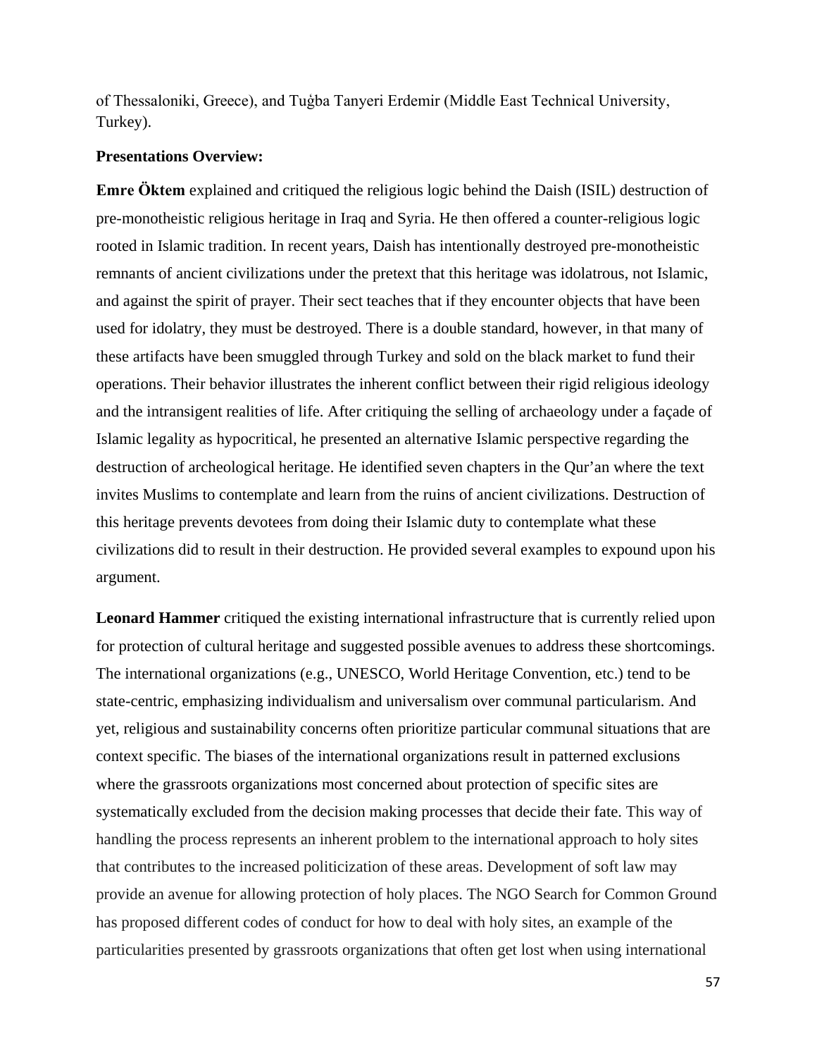of Thessaloniki, Greece), and Tuġba Tanyeri Erdemir (Middle East Technical University, Turkey).

**Presentations Overview:**

**Emre Öktem** explained and critiqued the religious logic behind the Daish (ISIL) destruction of pre-monotheistic religious heritage in Iraq and Syria. He then offered a counter-religious logic rooted in Islamic tradition. In recent years, Daish has intentionally destroyed pre-monotheistic remnants of ancient civilizations under the pretext that this heritage was idolatrous, not Islamic, and against the spirit of prayer. Their sect teaches that if they encounter objects that have been used for idolatry, they must be destroyed. There is a double standard, however, in that many of these artifacts have been smuggled through Turkey and sold on the black market to fund their operations. Their behavior illustrates the inherent conflict between their rigid religious ideology and the intransigent realities of life. After critiquing the selling of archaeology under a façade of Islamic legality as hypocritical, he presented an alternative Islamic perspective regarding the destruction of archeological heritage. He identified seven chapters in the Qur'an where the text invites Muslims to contemplate and learn from the ruins of ancient civilizations. Destruction of this heritage prevents devotees from doing their Islamic duty to contemplate what these civilizations did to result in their destruction. He provided several examples to expound upon his argument.

**Leonard Hammer** critiqued the existing international infrastructure that is currently relied upon for protection of cultural heritage and suggested possible avenues to address these shortcomings. The international organizations (e.g., UNESCO, World Heritage Convention, etc.) tend to be state-centric, emphasizing individualism and universalism over communal particularism. And yet, religious and sustainability concerns often prioritize particular communal situations that are context specific. The biases of the international organizations result in patterned exclusions where the grassroots organizations most concerned about protection of specific sites are systematically excluded from the decision making processes that decide their fate. This way of handling the process represents an inherent problem to the international approach to holy sites that contributes to the increased politicization of these areas. Development of soft law may provide an avenue for allowing protection of holy places. The NGO Search for Common Ground has proposed different codes of conduct for how to deal with holy sites, an example of the particularities presented by grassroots organizations that often get lost when using international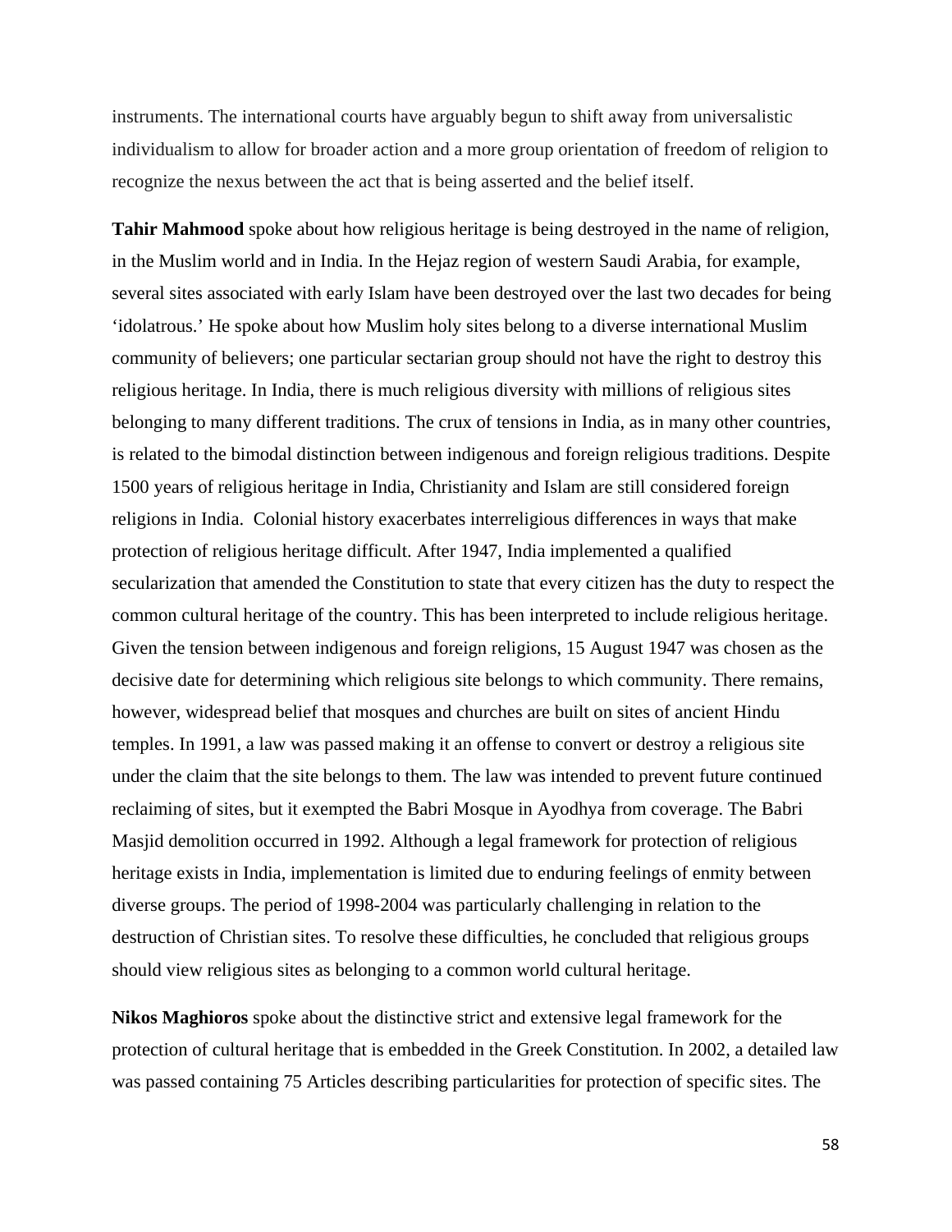instruments. The international courts have arguably begun to shift away from universalistic individualism to allow for broader action and a more group orientation of freedom of religion to recognize the nexus between the act that is being asserted and the belief itself.

**Tahir Mahmood** spoke about how religious heritage is being destroyed in the name of religion, in the Muslim world and in India. In the Hejaz region of western Saudi Arabia, for example, several sites associated with early Islam have been destroyed over the last two decades for being 'idolatrous.' He spoke about how Muslim holy sites belong to a diverse international Muslim community of believers; one particular sectarian group should not have the right to destroy this religious heritage. In India, there is much religious diversity with millions of religious sites belonging to many different traditions. The crux of tensions in India, as in many other countries, is related to the bimodal distinction between indigenous and foreign religious traditions. Despite 1500 years of religious heritage in India, Christianity and Islam are still considered foreign religions in India. Colonial history exacerbates interreligious differences in ways that make protection of religious heritage difficult. After 1947, India implemented a qualified secularization that amended the Constitution to state that every citizen has the duty to respect the common cultural heritage of the country. This has been interpreted to include religious heritage. Given the tension between indigenous and foreign religions, 15 August 1947 was chosen as the decisive date for determining which religious site belongs to which community. There remains, however, widespread belief that mosques and churches are built on sites of ancient Hindu temples. In 1991, a law was passed making it an offense to convert or destroy a religious site under the claim that the site belongs to them. The law was intended to prevent future continued reclaiming of sites, but it exempted the Babri Mosque in Ayodhya from coverage. The Babri Masjid demolition occurred in 1992. Although a legal framework for protection of religious heritage exists in India, implementation is limited due to enduring feelings of enmity between diverse groups. The period of 1998-2004 was particularly challenging in relation to the destruction of Christian sites. To resolve these difficulties, he concluded that religious groups should view religious sites as belonging to a common world cultural heritage.

**Nikos Maghioros** spoke about the distinctive strict and extensive legal framework for the protection of cultural heritage that is embedded in the Greek Constitution. In 2002, a detailed law was passed containing 75 Articles describing particularities for protection of specific sites. The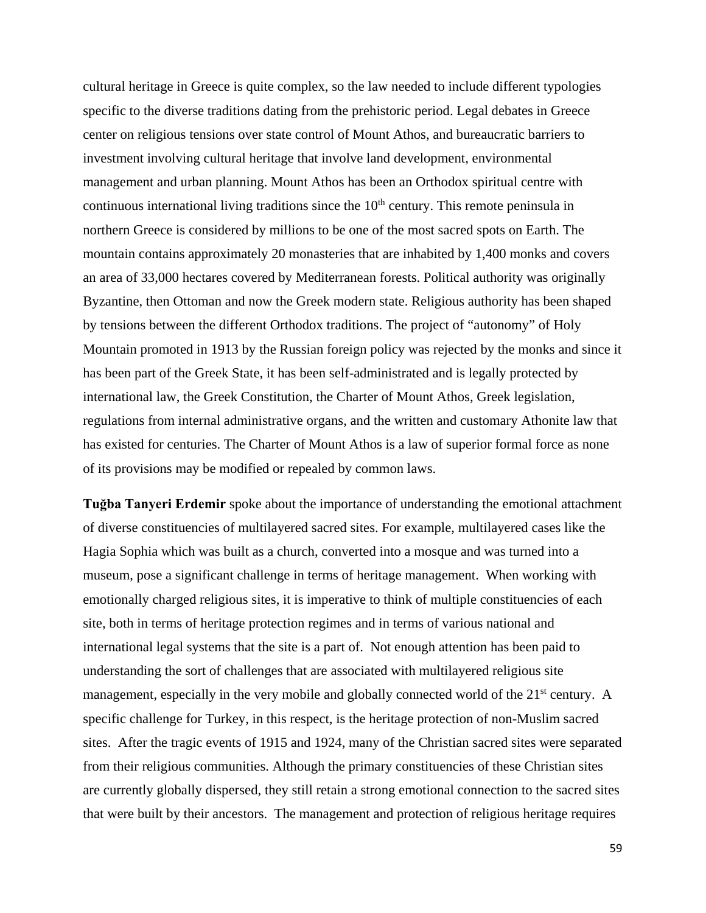cultural heritage in Greece is quite complex, so the law needed to include different typologies specific to the diverse traditions dating from the prehistoric period. Legal debates in Greece center on religious tensions over state control of Mount Athos, and bureaucratic barriers to investment involving cultural heritage that involve land development, environmental management and urban planning. Mount Athos has been an Orthodox spiritual centre with continuous international living traditions since the 10th century. This remote peninsula in northern Greece is considered by millions to be one of the most sacred spots on Earth. The mountain contains approximately 20 monasteries that are inhabited by 1,400 monks and covers an area of 33,000 hectares covered by Mediterranean forests. Political authority was originally Byzantine, then Ottoman and now the Greek modern state. Religious authority has been shaped by tensions between the different Orthodox traditions. The project of "autonomy" of Holy Mountain promoted in 1913 by the Russian foreign policy was rejected by the monks and since it has been part of the Greek State, it has been self-administrated and is legally protected by international law, the Greek Constitution, the Charter of Mount Athos, Greek legislation, regulations from internal administrative organs, and the written and customary Athonite law that has existed for centuries. The Charter of Mount Athos is a law of superior formal force as none of its provisions may be modified or repealed by common laws.

**Tuğba Tanyeri Erdemir** spoke about the importance of understanding the emotional attachment of diverse constituencies of multilayered sacred sites. For example, multilayered cases like the Hagia Sophia which was built as a church, converted into a mosque and was turned into a museum, pose a significant challenge in terms of heritage management. When working with emotionally charged religious sites, it is imperative to think of multiple constituencies of each site, both in terms of heritage protection regimes and in terms of various national and international legal systems that the site is a part of. Not enough attention has been paid to understanding the sort of challenges that are associated with multilayered religious site management, especially in the very mobile and globally connected world of the 21st century. A specific challenge for Turkey, in this respect, is the heritage protection of non-Muslim sacred sites. After the tragic events of 1915 and 1924, many of the Christian sacred sites were separated from their religious communities. Although the primary constituencies of these Christian sites are currently globally dispersed, they still retain a strong emotional connection to the sacred sites that were built by their ancestors. The management and protection of religious heritage requires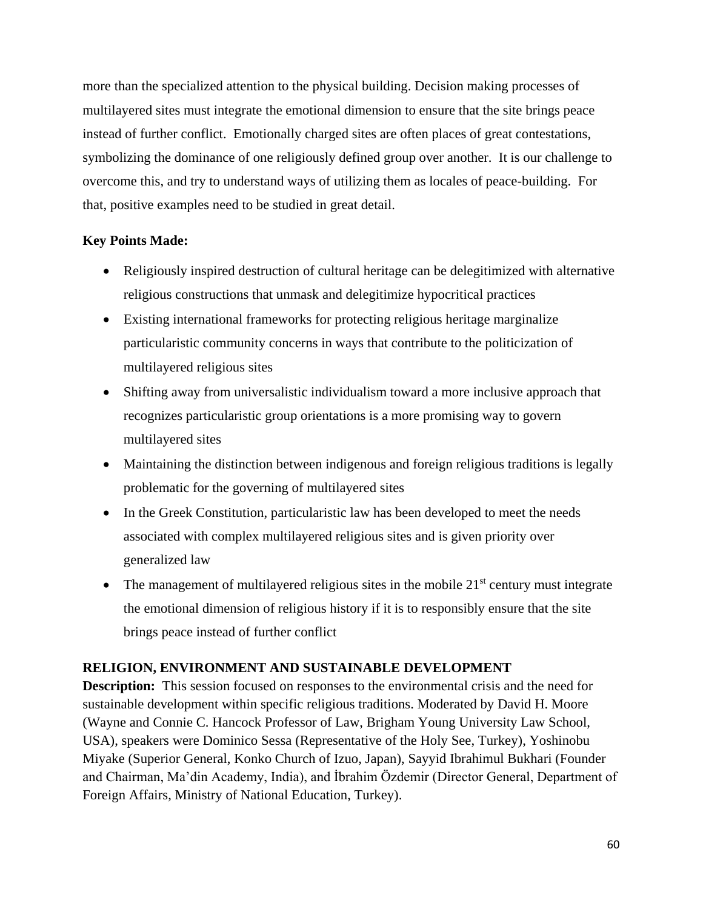more than the specialized attention to the physical building. Decision making processes of multilayered sites must integrate the emotional dimension to ensure that the site brings peace instead of further conflict. Emotionally charged sites are often places of great contestations, symbolizing the dominance of one religiously defined group over another. It is our challenge to overcome this, and try to understand ways of utilizing them as locales of peace-building. For that, positive examples need to be studied in great detail.

**Key Points Made:**

- Religiously inspired destruction of cultural heritage can be delegitimized with alternative religious constructions that unmask and delegitimize hypocritical practices
- Existing international frameworks for protecting religious heritage marginalize particularistic community concerns in ways that contribute to the politicization of multilayered religious sites
- Shifting away from universalistic individualism toward a more inclusive approach that recognizes particularistic group orientations is a more promising way to govern multilayered sites
- Maintaining the distinction between indigenous and foreign religious traditions is legally problematic for the governing of multilayered sites
- In the Greek Constitution, particularistic law has been developed to meet the needs associated with complex multilayered religious sites and is given priority over generalized law
- The management of multilayered religious sites in the mobile 21st century must integrate the emotional dimension of religious history if it is to responsibly ensure that the site brings peace instead of further conflict

**RELIGION, ENVIRONMENT AND SUSTAINABLE DEVELOPMENT**

**Description:** This session focused on responses to the environmental crisis and the need for sustainable development within specific religious traditions. Moderated by David H. Moore (Wayne and Connie C. Hancock Professor of Law, Brigham Young University Law School, USA), speakers were Dominico Sessa (Representative of the Holy See, Turkey), Yoshinobu Miyake (Superior General, Konko Church of Izuo, Japan), Sayyid Ibrahimul Bukhari (Founder and Chairman, Ma'din Academy, India), and İbrahim Özdemir (Director General, Department of Foreign Affairs, Ministry of National Education, Turkey).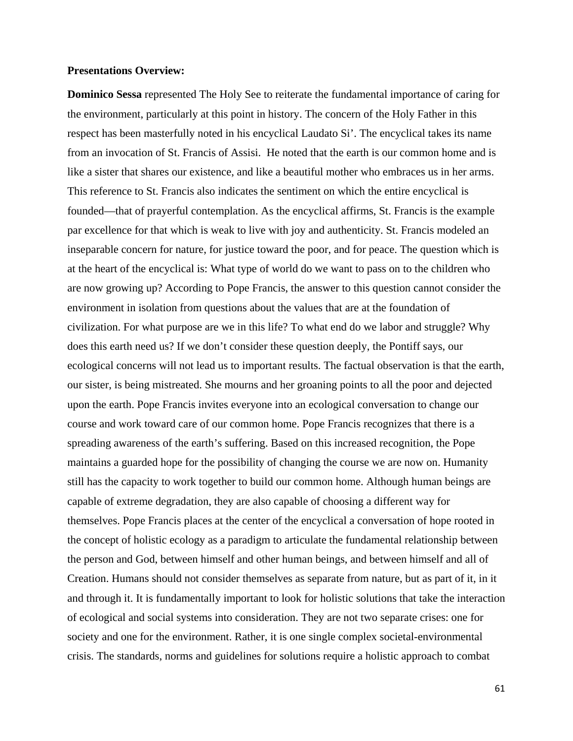**Presentations Overview:**

**Dominico Sessa** represented The Holy See to reiterate the fundamental importance of caring for the environment, particularly at this point in history. The concern of the Holy Father in this respect has been masterfully noted in his encyclical Laudato Si'. The encyclical takes its name from an invocation of St. Francis of Assisi. He noted that the earth is our common home and is like a sister that shares our existence, and like a beautiful mother who embraces us in her arms. This reference to St. Francis also indicates the sentiment on which the entire encyclical is founded—that of prayerful contemplation. As the encyclical affirms, St. Francis is the example par excellence for that which is weak to live with joy and authenticity. St. Francis modeled an inseparable concern for nature, for justice toward the poor, and for peace. The question which is at the heart of the encyclical is: What type of world do we want to pass on to the children who are now growing up? According to Pope Francis, the answer to this question cannot consider the environment in isolation from questions about the values that are at the foundation of civilization. For what purpose are we in this life? To what end do we labor and struggle? Why does this earth need us? If we don't consider these question deeply, the Pontiff says, our ecological concerns will not lead us to important results. The factual observation is that the earth, our sister, is being mistreated. She mourns and her groaning points to all the poor and dejected upon the earth. Pope Francis invites everyone into an ecological conversation to change our course and work toward care of our common home. Pope Francis recognizes that there is a spreading awareness of the earth's suffering. Based on this increased recognition, the Pope maintains a guarded hope for the possibility of changing the course we are now on. Humanity still has the capacity to work together to build our common home. Although human beings are capable of extreme degradation, they are also capable of choosing a different way for themselves. Pope Francis places at the center of the encyclical a conversation of hope rooted in the concept of holistic ecology as a paradigm to articulate the fundamental relationship between the person and God, between himself and other human beings, and between himself and all of Creation. Humans should not consider themselves as separate from nature, but as part of it, in it and through it. It is fundamentally important to look for holistic solutions that take the interaction of ecological and social systems into consideration. They are not two separate crises: one for society and one for the environment. Rather, it is one single complex societal-environmental crisis. The standards, norms and guidelines for solutions require a holistic approach to combat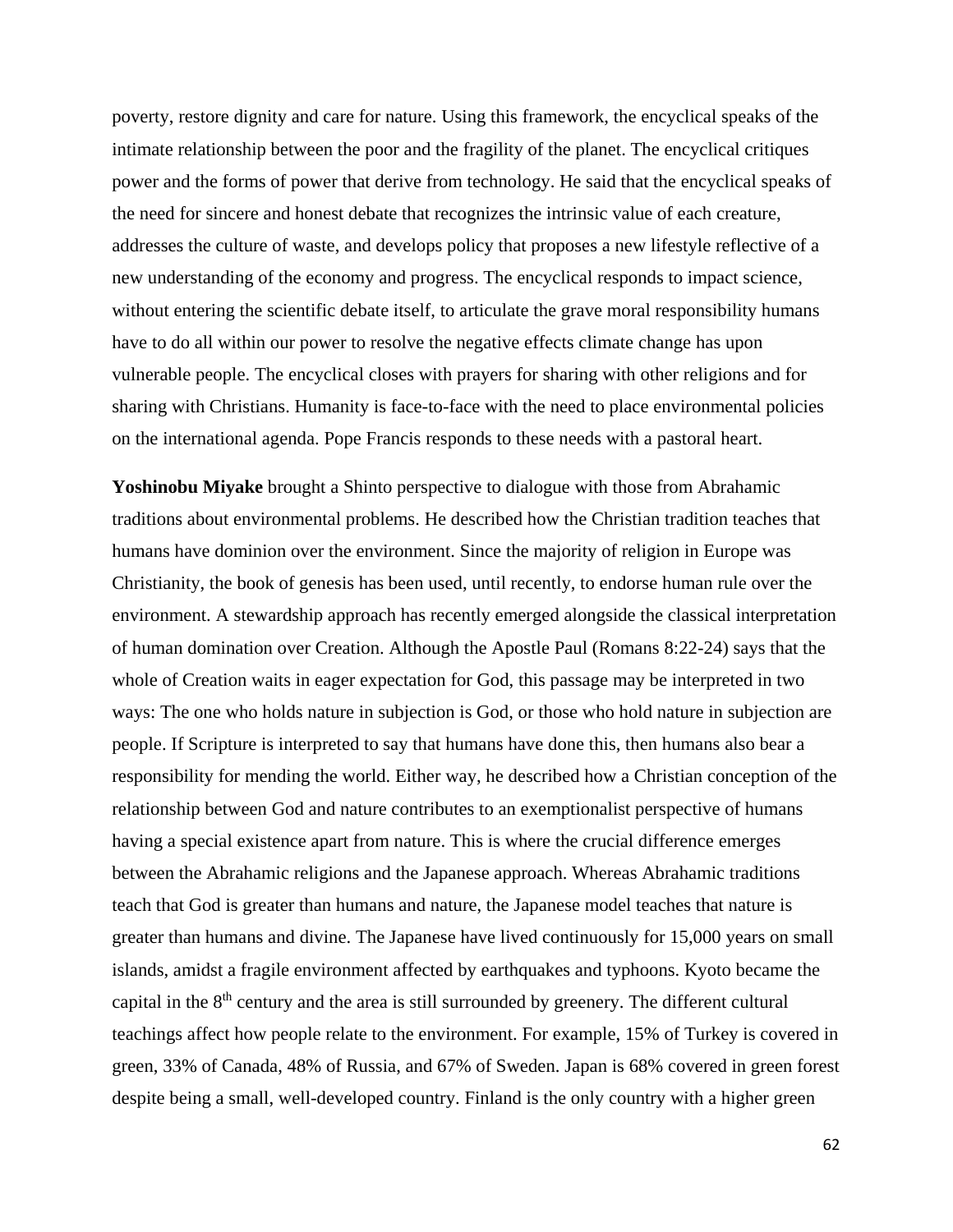poverty, restore dignity and care for nature. Using this framework, the encyclical speaks of the intimate relationship between the poor and the fragility of the planet. The encyclical critiques power and the forms of power that derive from technology. He said that the encyclical speaks of the need for sincere and honest debate that recognizes the intrinsic value of each creature, addresses the culture of waste, and develops policy that proposes a new lifestyle reflective of a new understanding of the economy and progress. The encyclical responds to impact science, without entering the scientific debate itself, to articulate the grave moral responsibility humans have to do all within our power to resolve the negative effects climate change has upon vulnerable people. The encyclical closes with prayers for sharing with other religions and for sharing with Christians. Humanity is face-to-face with the need to place environmental policies on the international agenda. Pope Francis responds to these needs with a pastoral heart.

**Yoshinobu Miyake** brought a Shinto perspective to dialogue with those from Abrahamic traditions about environmental problems. He described how the Christian tradition teaches that humans have dominion over the environment. Since the majority of religion in Europe was Christianity, the book of genesis has been used, until recently, to endorse human rule over the environment. A stewardship approach has recently emerged alongside the classical interpretation of human domination over Creation. Although the Apostle Paul (Romans 8:22-24) says that the whole of Creation waits in eager expectation for God, this passage may be interpreted in two ways: The one who holds nature in subjection is God, or those who hold nature in subjection are people. If Scripture is interpreted to say that humans have done this, then humans also bear a responsibility for mending the world. Either way, he described how a Christian conception of the relationship between God and nature contributes to an exemptionalist perspective of humans having a special existence apart from nature. This is where the crucial difference emerges between the Abrahamic religions and the Japanese approach. Whereas Abrahamic traditions teach that God is greater than humans and nature, the Japanese model teaches that nature is greater than humans and divine. The Japanese have lived continuously for 15,000 years on small islands, amidst a fragile environment affected by earthquakes and typhoons. Kyoto became the capital in the 8th century and the area is still surrounded by greenery. The different cultural teachings affect how people relate to the environment. For example, 15% of Turkey is covered in green, 33% of Canada, 48% of Russia, and 67% of Sweden. Japan is 68% covered in green forest despite being a small, well-developed country. Finland is the only country with a higher green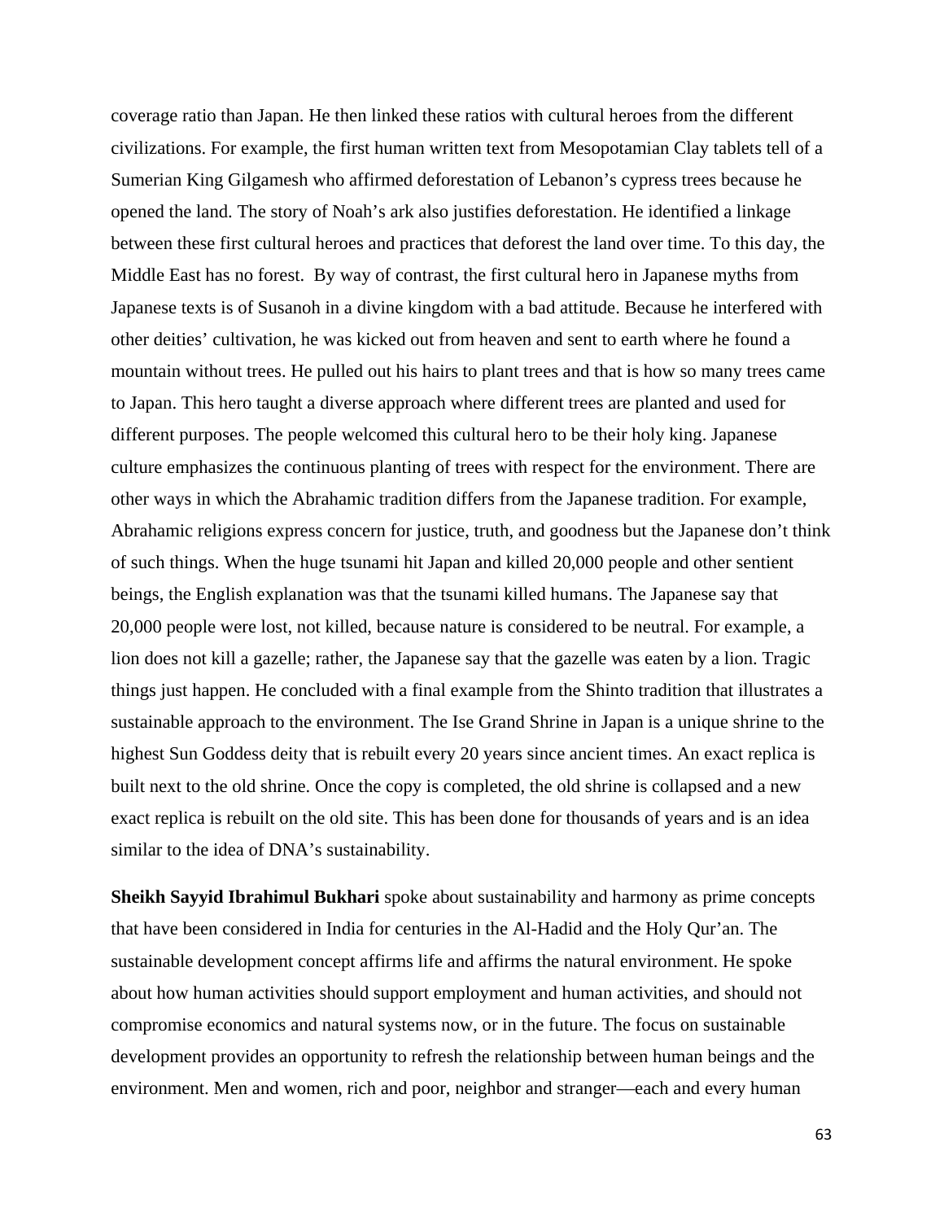coverage ratio than Japan. He then linked these ratios with cultural heroes from the different civilizations. For example, the first human written text from Mesopotamian Clay tablets tell of a Sumerian King Gilgamesh who affirmed deforestation of Lebanon's cypress trees because he opened the land. The story of Noah's ark also justifies deforestation. He identified a linkage between these first cultural heroes and practices that deforest the land over time. To this day, the Middle East has no forest. By way of contrast, the first cultural hero in Japanese myths from Japanese texts is of Susanoh in a divine kingdom with a bad attitude. Because he interfered with other deities' cultivation, he was kicked out from heaven and sent to earth where he found a mountain without trees. He pulled out his hairs to plant trees and that is how so many trees came to Japan. This hero taught a diverse approach where different trees are planted and used for different purposes. The people welcomed this cultural hero to be their holy king. Japanese culture emphasizes the continuous planting of trees with respect for the environment. There are other ways in which the Abrahamic tradition differs from the Japanese tradition. For example, Abrahamic religions express concern for justice, truth, and goodness but the Japanese don't think of such things. When the huge tsunami hit Japan and killed 20,000 people and other sentient beings, the English explanation was that the tsunami killed humans. The Japanese say that 20,000 people were lost, not killed, because nature is considered to be neutral. For example, a lion does not kill a gazelle; rather, the Japanese say that the gazelle was eaten by a lion. Tragic things just happen. He concluded with a final example from the Shinto tradition that illustrates a sustainable approach to the environment. The Ise Grand Shrine in Japan is a unique shrine to the highest Sun Goddess deity that is rebuilt every 20 years since ancient times. An exact replica is built next to the old shrine. Once the copy is completed, the old shrine is collapsed and a new exact replica is rebuilt on the old site. This has been done for thousands of years and is an idea similar to the idea of DNA's sustainability.

**Sheikh Sayyid Ibrahimul Bukhari** spoke about sustainability and harmony as prime concepts that have been considered in India for centuries in the Al-Hadid and the Holy Qur'an. The sustainable development concept affirms life and affirms the natural environment. He spoke about how human activities should support employment and human activities, and should not compromise economics and natural systems now, or in the future. The focus on sustainable development provides an opportunity to refresh the relationship between human beings and the environment. Men and women, rich and poor, neighbor and stranger—each and every human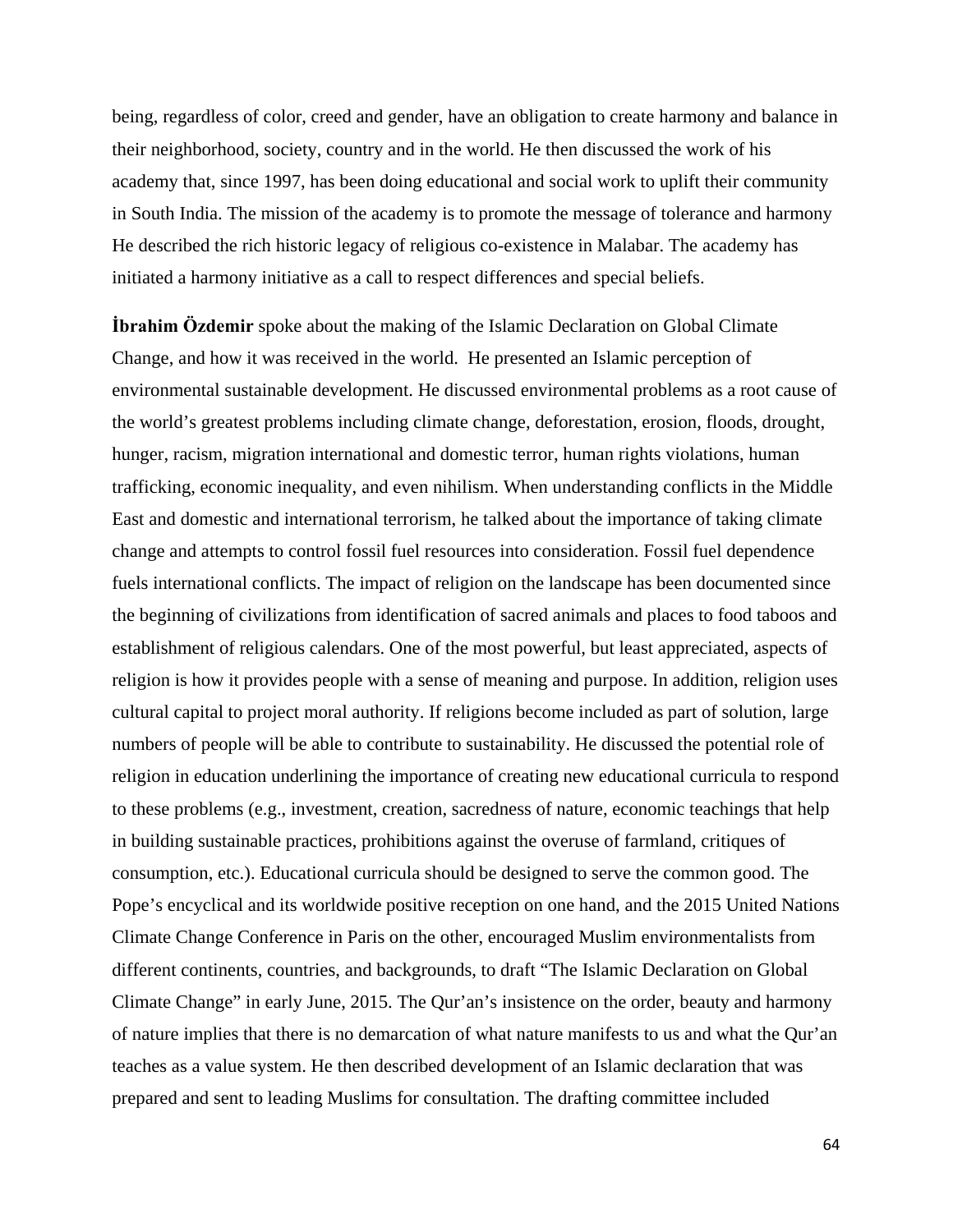being, regardless of color, creed and gender, have an obligation to create harmony and balance in their neighborhood, society, country and in the world. He then discussed the work of his academy that, since 1997, has been doing educational and social work to uplift their community in South India. The mission of the academy is to promote the message of tolerance and harmony He described the rich historic legacy of religious co-existence in Malabar. The academy has initiated a harmony initiative as a call to respect differences and special beliefs.

**İbrahim Özdemir** spoke about the making of the Islamic Declaration on Global Climate Change, and how it was received in the world. He presented an Islamic perception of environmental sustainable development. He discussed environmental problems as a root cause of the world's greatest problems including climate change, deforestation, erosion, floods, drought, hunger, racism, migration international and domestic terror, human rights violations, human trafficking, economic inequality, and even nihilism. When understanding conflicts in the Middle East and domestic and international terrorism, he talked about the importance of taking climate change and attempts to control fossil fuel resources into consideration. Fossil fuel dependence fuels international conflicts. The impact of religion on the landscape has been documented since the beginning of civilizations from identification of sacred animals and places to food taboos and establishment of religious calendars. One of the most powerful, but least appreciated, aspects of religion is how it provides people with a sense of meaning and purpose. In addition, religion uses cultural capital to project moral authority. If religions become included as part of solution, large numbers of people will be able to contribute to sustainability. He discussed the potential role of religion in education underlining the importance of creating new educational curricula to respond to these problems (e.g., investment, creation, sacredness of nature, economic teachings that help in building sustainable practices, prohibitions against the overuse of farmland, critiques of consumption, etc.). Educational curricula should be designed to serve the common good. The Pope's encyclical and its worldwide positive reception on one hand, and the 2015 United Nations Climate Change Conference in Paris on the other, encouraged Muslim environmentalists from different continents, countries, and backgrounds, to draft "The Islamic Declaration on Global Climate Change" in early June, 2015. The Qur'an's insistence on the order, beauty and harmony of nature implies that there is no demarcation of what nature manifests to us and what the Qur'an teaches as a value system. He then described development of an Islamic declaration that was prepared and sent to leading Muslims for consultation. The drafting committee included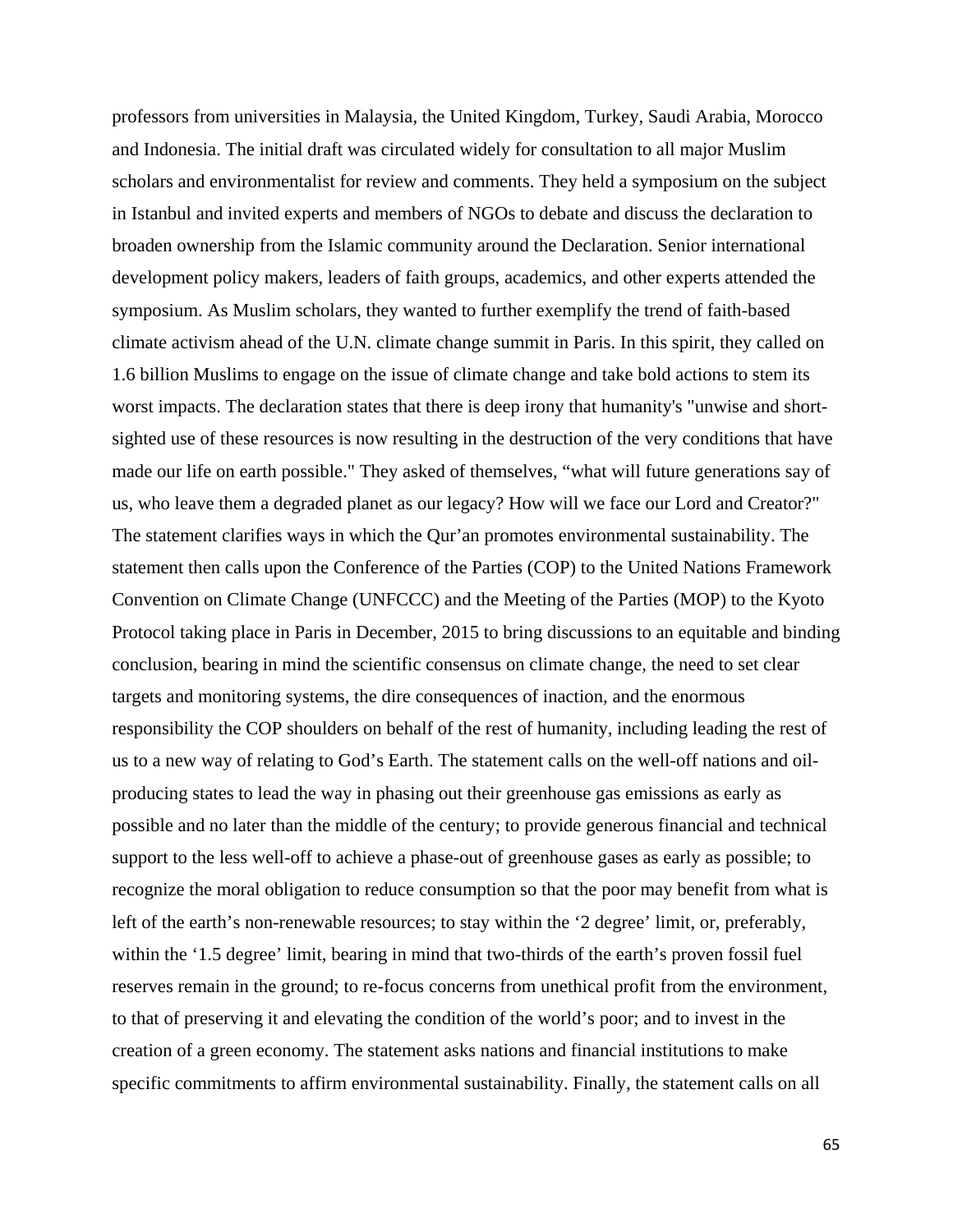professors from universities in Malaysia, the United Kingdom, Turkey, Saudi Arabia, Morocco and Indonesia. The initial draft was circulated widely for consultation to all major Muslim scholars and environmentalist for review and comments. They held a symposium on the subject in Istanbul and invited experts and members of NGOs to debate and discuss the declaration to broaden ownership from the Islamic community around the Declaration. Senior international development policy makers, leaders of faith groups, academics, and other experts attended the symposium. As Muslim scholars, they wanted to further exemplify the trend of faith-based climate activism ahead of the U.N. climate change summit in Paris. In this spirit, they called on 1.6 billion Muslims to engage on the issue of climate change and take bold actions to stem its worst impacts. The declaration states that there is deep irony that humanity's "unwise and short-sighted use of these resources is now resulting in the destruction of the very conditions that have made our life on earth possible." They asked of themselves, "what will future generations say of us, who leave them a degraded planet as our legacy? How will we face our Lord and Creator?" The statement clarifies ways in which the Qur'an promotes environmental sustainability. The statement then calls upon the Conference of the Parties (COP) to the United Nations Framework Convention on Climate Change (UNFCCC) and the Meeting of the Parties (MOP) to the Kyoto Protocol taking place in Paris in December, 2015 to bring discussions to an equitable and binding conclusion, bearing in mind the scientific consensus on climate change, the need to set clear targets and monitoring systems, the dire consequences of inaction, and the enormous responsibility the COP shoulders on behalf of the rest of humanity, including leading the rest of us to a new way of relating to God's Earth. The statement calls on the well-off nations and oil-producing states to lead the way in phasing out their greenhouse gas emissions as early as possible and no later than the middle of the century; to provide generous financial and technical support to the less well-off to achieve a phase-out of greenhouse gases as early as possible; to recognize the moral obligation to reduce consumption so that the poor may benefit from what is left of the earth's non-renewable resources; to stay within the '2 degree' limit, or, preferably, within the '1.5 degree' limit, bearing in mind that two-thirds of the earth's proven fossil fuel reserves remain in the ground; to re-focus concerns from unethical profit from the environment, to that of preserving it and elevating the condition of the world's poor; and to invest in the creation of a green economy. The statement asks nations and financial institutions to make specific commitments to affirm environmental sustainability. Finally, the statement calls on all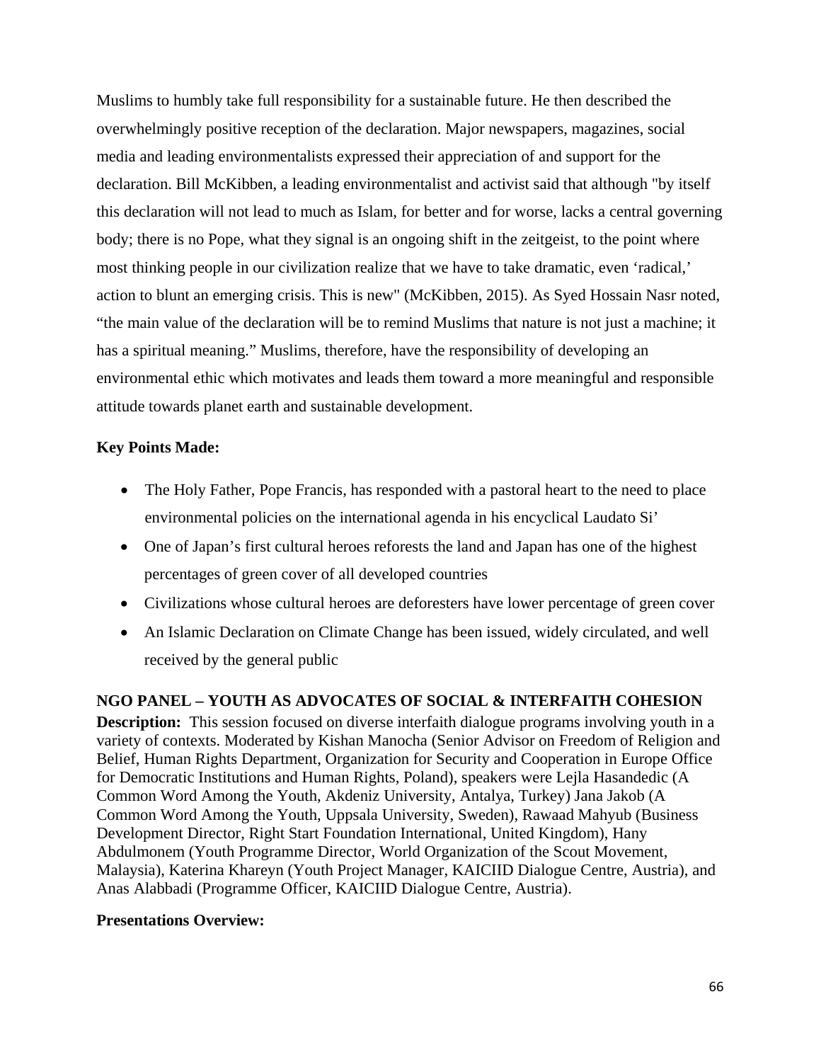Muslims to humbly take full responsibility for a sustainable future. He then described the overwhelmingly positive reception of the declaration. Major newspapers, magazines, social media and leading environmentalists expressed their appreciation of and support for the declaration. Bill McKibben, a leading environmentalist and activist said that although "by itself this declaration will not lead to much as Islam, for better and for worse, lacks a central governing body; there is no Pope, what they signal is an ongoing shift in the zeitgeist, to the point where most thinking people in our civilization realize that we have to take dramatic, even 'radical,' action to blunt an emerging crisis. This is new" (McKibben, 2015). As Syed Hossain Nasr noted, "the main value of the declaration will be to remind Muslims that nature is not just a machine; it has a spiritual meaning." Muslims, therefore, have the responsibility of developing an environmental ethic which motivates and leads them toward a more meaningful and responsible attitude towards planet earth and sustainable development.

**Key Points Made:**

- The Holy Father, Pope Francis, has responded with a pastoral heart to the need to place environmental policies on the international agenda in his encyclical Laudato Si'
- One of Japan's first cultural heroes reforests the land and Japan has one of the highest percentages of green cover of all developed countries
- Civilizations whose cultural heroes are deforesters have lower percentage of green cover
- An Islamic Declaration on Climate Change has been issued, widely circulated, and well received by the general public

**NGO PANEL – YOUTH AS ADVOCATES OF SOCIAL & INTERFAITH COHESION**

**Description:** This session focused on diverse interfaith dialogue programs involving youth in a variety of contexts. Moderated by Kishan Manocha (Senior Advisor on Freedom of Religion and Belief, Human Rights Department, Organization for Security and Cooperation in Europe Office for Democratic Institutions and Human Rights, Poland), speakers were Lejla Hasandedic (A Common Word Among the Youth, Akdeniz University, Antalya, Turkey) Jana Jakob (A Common Word Among the Youth, Uppsala University, Sweden), Rawaad Mahyub (Business Development Director, Right Start Foundation International, United Kingdom), Hany Abdulmonem (Youth Programme Director, World Organization of the Scout Movement, Malaysia), Katerina Khareyn (Youth Project Manager, KAICIID Dialogue Centre, Austria), and Anas Alabbadi (Programme Officer, KAICIID Dialogue Centre, Austria).

**Presentations Overview:**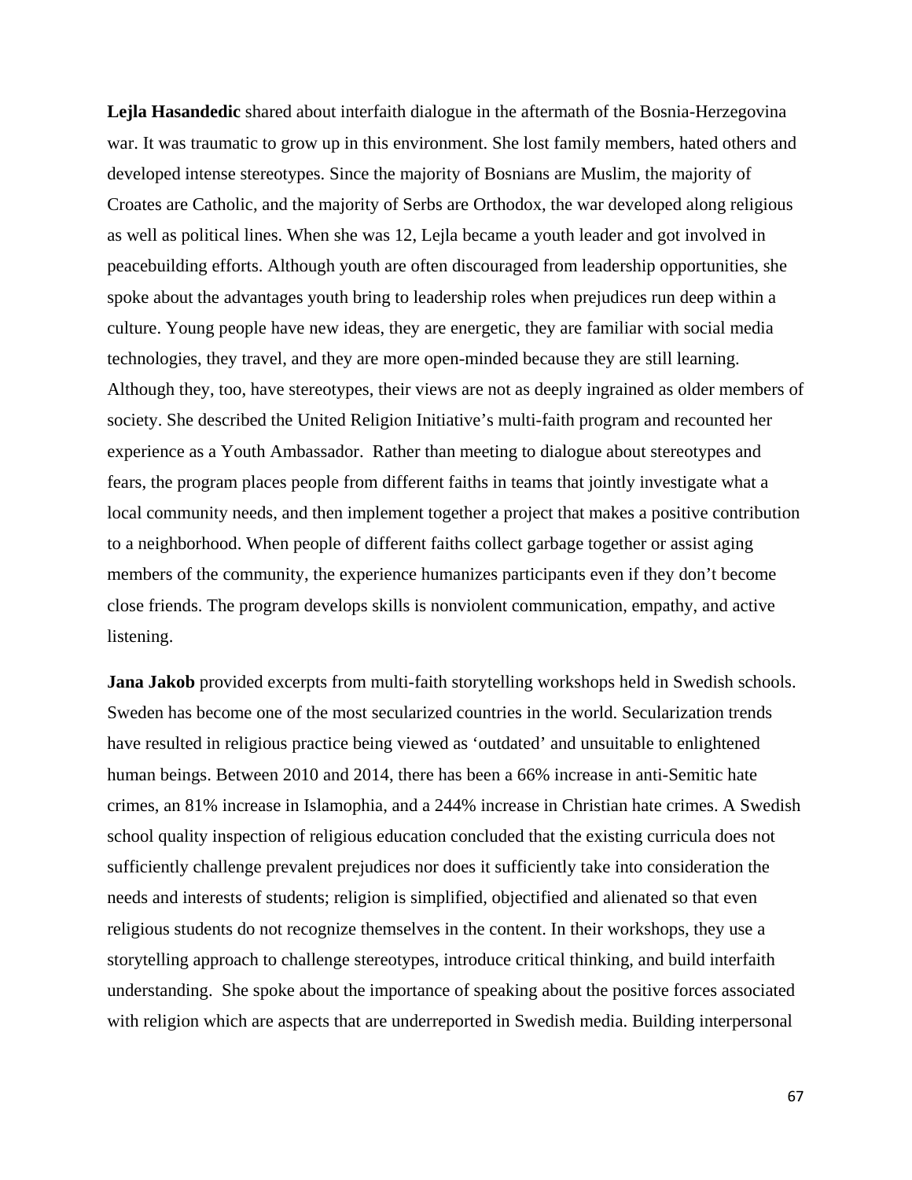**Lejla Hasandedic** shared about interfaith dialogue in the aftermath of the Bosnia-Herzegovina war. It was traumatic to grow up in this environment. She lost family members, hated others and developed intense stereotypes. Since the majority of Bosnians are Muslim, the majority of Croates are Catholic, and the majority of Serbs are Orthodox, the war developed along religious as well as political lines. When she was 12, Lejla became a youth leader and got involved in peacebuilding efforts. Although youth are often discouraged from leadership opportunities, she spoke about the advantages youth bring to leadership roles when prejudices run deep within a culture. Young people have new ideas, they are energetic, they are familiar with social media technologies, they travel, and they are more open-minded because they are still learning. Although they, too, have stereotypes, their views are not as deeply ingrained as older members of society. She described the United Religion Initiative's multi-faith program and recounted her experience as a Youth Ambassador. Rather than meeting to dialogue about stereotypes and fears, the program places people from different faiths in teams that jointly investigate what a local community needs, and then implement together a project that makes a positive contribution to a neighborhood. When people of different faiths collect garbage together or assist aging members of the community, the experience humanizes participants even if they don't become close friends. The program develops skills is nonviolent communication, empathy, and active listening.

**Jana Jakob** provided excerpts from multi-faith storytelling workshops held in Swedish schools. Sweden has become one of the most secularized countries in the world. Secularization trends have resulted in religious practice being viewed as 'outdated' and unsuitable to enlightened human beings. Between 2010 and 2014, there has been a 66% increase in anti-Semitic hate crimes, an 81% increase in Islamophia, and a 244% increase in Christian hate crimes. A Swedish school quality inspection of religious education concluded that the existing curricula does not sufficiently challenge prevalent prejudices nor does it sufficiently take into consideration the needs and interests of students; religion is simplified, objectified and alienated so that even religious students do not recognize themselves in the content. In their workshops, they use a storytelling approach to challenge stereotypes, introduce critical thinking, and build interfaith understanding. She spoke about the importance of speaking about the positive forces associated with religion which are aspects that are underreported in Swedish media. Building interpersonal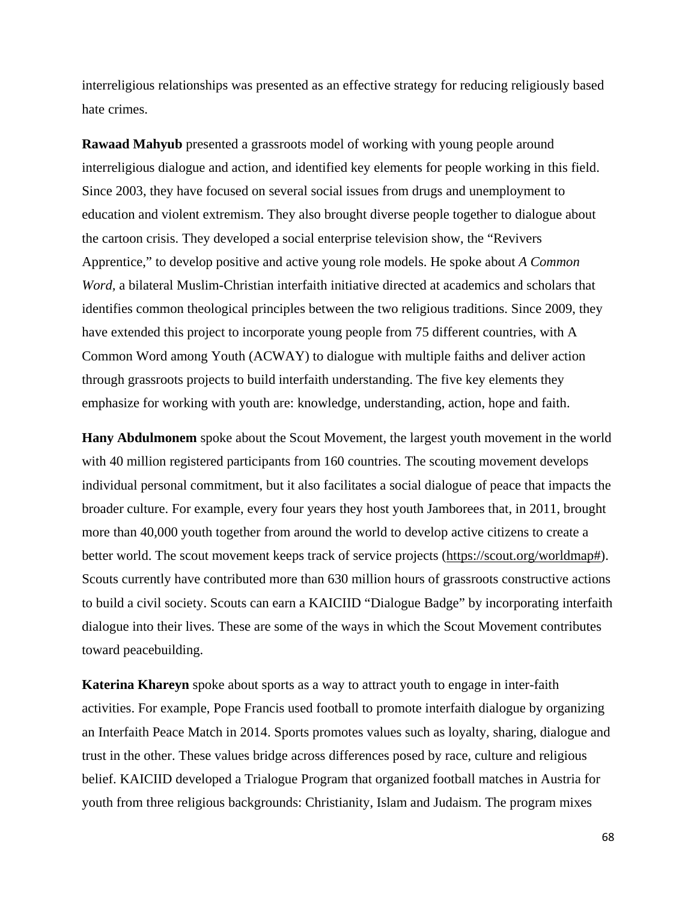interreligious relationships was presented as an effective strategy for reducing religiously based hate crimes.

**Rawaad Mahyub** presented a grassroots model of working with young people around interreligious dialogue and action, and identified key elements for people working in this field. Since 2003, they have focused on several social issues from drugs and unemployment to education and violent extremism. They also brought diverse people together to dialogue about the cartoon crisis. They developed a social enterprise television show, the "Revivers Apprentice," to develop positive and active young role models. He spoke about *A Common Word,* a bilateral Muslim-Christian interfaith initiative directed at academics and scholars that identifies common theological principles between the two religious traditions. Since 2009, they have extended this project to incorporate young people from 75 different countries, with A Common Word among Youth (ACWAY) to dialogue with multiple faiths and deliver action through grassroots projects to build interfaith understanding. The five key elements they emphasize for working with youth are: knowledge, understanding, action, hope and faith.

**Hany Abdulmonem** spoke about the Scout Movement, the largest youth movement in the world with 40 million registered participants from 160 countries. The scouting movement develops individual personal commitment, but it also facilitates a social dialogue of peace that impacts the broader culture. For example, every four years they host youth Jamborees that, in 2011, brought more than 40,000 youth together from around the world to develop active citizens to create a better world. The scout movement keeps track of service projects (https://scout.org/worldmap#). Scouts currently have contributed more than 630 million hours of grassroots constructive actions to build a civil society. Scouts can earn a KAICIID "Dialogue Badge" by incorporating interfaith dialogue into their lives. These are some of the ways in which the Scout Movement contributes toward peacebuilding.

**Katerina Khareyn** spoke about sports as a way to attract youth to engage in inter-faith activities. For example, Pope Francis used football to promote interfaith dialogue by organizing an Interfaith Peace Match in 2014. Sports promotes values such as loyalty, sharing, dialogue and trust in the other. These values bridge across differences posed by race, culture and religious belief. KAICIID developed a Trialogue Program that organized football matches in Austria for youth from three religious backgrounds: Christianity, Islam and Judaism. The program mixes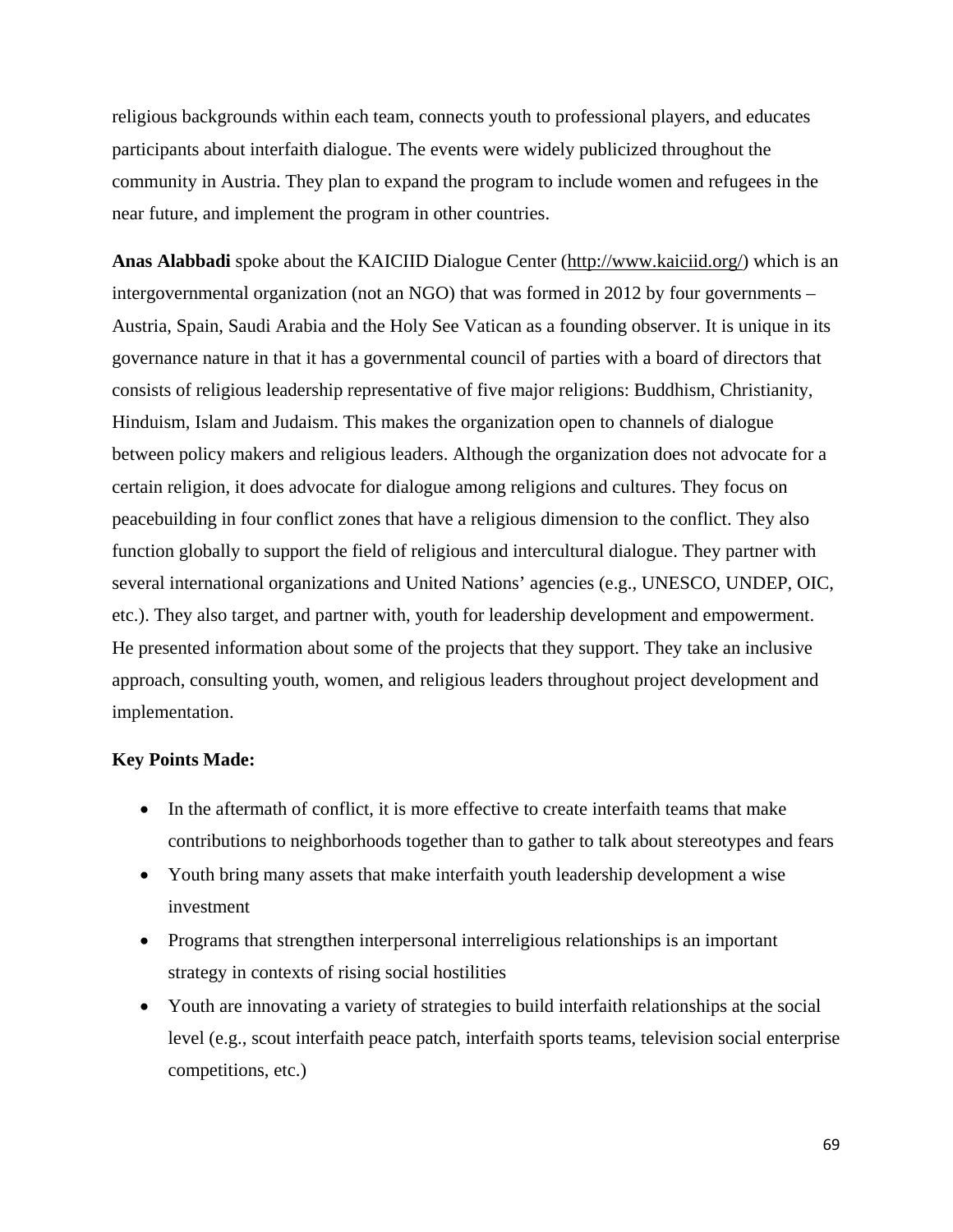religious backgrounds within each team, connects youth to professional players, and educates participants about interfaith dialogue. The events were widely publicized throughout the community in Austria. They plan to expand the program to include women and refugees in the near future, and implement the program in other countries.

**Anas Alabbadi** spoke about the KAICIID Dialogue Center (http://www.kaiciid.org/) which is an intergovernmental organization (not an NGO) that was formed in 2012 by four governments – Austria, Spain, Saudi Arabia and the Holy See Vatican as a founding observer. It is unique in its governance nature in that it has a governmental council of parties with a board of directors that consists of religious leadership representative of five major religions: Buddhism, Christianity, Hinduism, Islam and Judaism. This makes the organization open to channels of dialogue between policy makers and religious leaders. Although the organization does not advocate for a certain religion, it does advocate for dialogue among religions and cultures. They focus on peacebuilding in four conflict zones that have a religious dimension to the conflict. They also function globally to support the field of religious and intercultural dialogue. They partner with several international organizations and United Nations' agencies (e.g., UNESCO, UNDEP, OIC, etc.). They also target, and partner with, youth for leadership development and empowerment. He presented information about some of the projects that they support. They take an inclusive approach, consulting youth, women, and religious leaders throughout project development and implementation.

**Key Points Made:**

- In the aftermath of conflict, it is more effective to create interfaith teams that make contributions to neighborhoods together than to gather to talk about stereotypes and fears
- Youth bring many assets that make interfaith youth leadership development a wise investment
- Programs that strengthen interpersonal interreligious relationships is an important strategy in contexts of rising social hostilities
- Youth are innovating a variety of strategies to build interfaith relationships at the social level (e.g., scout interfaith peace patch, interfaith sports teams, television social enterprise competitions, etc.)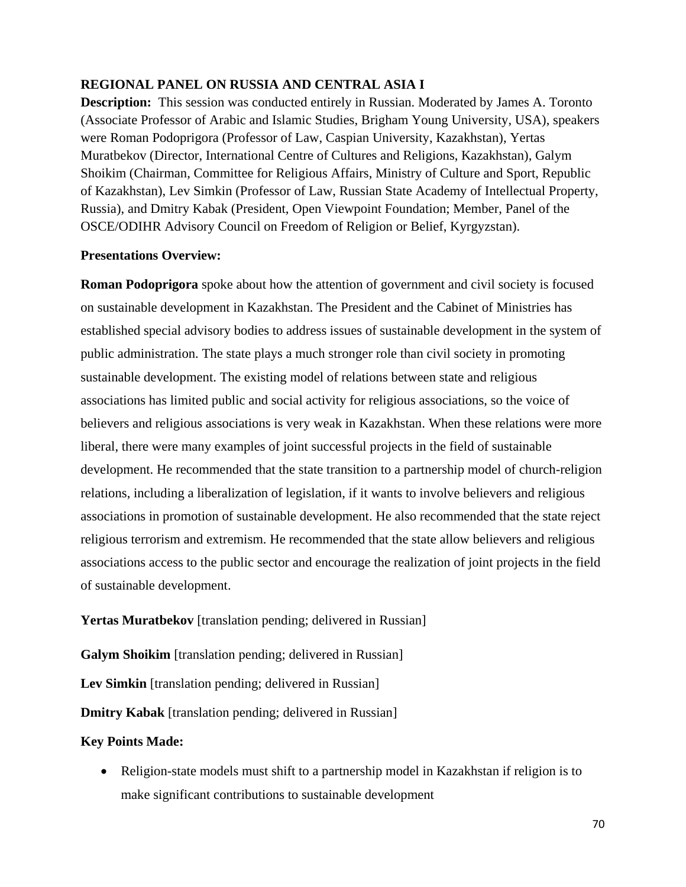## REGIONAL PANEL ON RUSSIA AND CENTRAL ASIA I

**Description:** This session was conducted entirely in Russian. Moderated by James A. Toronto (Associate Professor of Arabic and Islamic Studies, Brigham Young University, USA), speakers were Roman Podoprigora (Professor of Law, Caspian University, Kazakhstan), Yertas Muratbekov (Director, International Centre of Cultures and Religions, Kazakhstan), Galym Shoikim (Chairman, Committee for Religious Affairs, Ministry of Culture and Sport, Republic of Kazakhstan), Lev Simkin (Professor of Law, Russian State Academy of Intellectual Property, Russia), and Dmitry Kabak (President, Open Viewpoint Foundation; Member, Panel of the OSCE/ODIHR Advisory Council on Freedom of Religion or Belief, Kyrgyzstan).

**Presentations Overview:**

**Roman Podoprigora** spoke about how the attention of government and civil society is focused on sustainable development in Kazakhstan. The President and the Cabinet of Ministries has established special advisory bodies to address issues of sustainable development in the system of public administration. The state plays a much stronger role than civil society in promoting sustainable development. The existing model of relations between state and religious associations has limited public and social activity for religious associations, so the voice of believers and religious associations is very weak in Kazakhstan. When these relations were more liberal, there were many examples of joint successful projects in the field of sustainable development. He recommended that the state transition to a partnership model of church-religion relations, including a liberalization of legislation, if it wants to involve believers and religious associations in promotion of sustainable development. He also recommended that the state reject religious terrorism and extremism. He recommended that the state allow believers and religious associations access to the public sector and encourage the realization of joint projects in the field of sustainable development.

**Yertas Muratbekov** [translation pending; delivered in Russian]

**Galym Shoikim** [translation pending; delivered in Russian]

**Lev Simkin** [translation pending; delivered in Russian]

**Dmitry Kabak** [translation pending; delivered in Russian]

**Key Points Made:**

- Religion-state models must shift to a partnership model in Kazakhstan if religion is to make significant contributions to sustainable development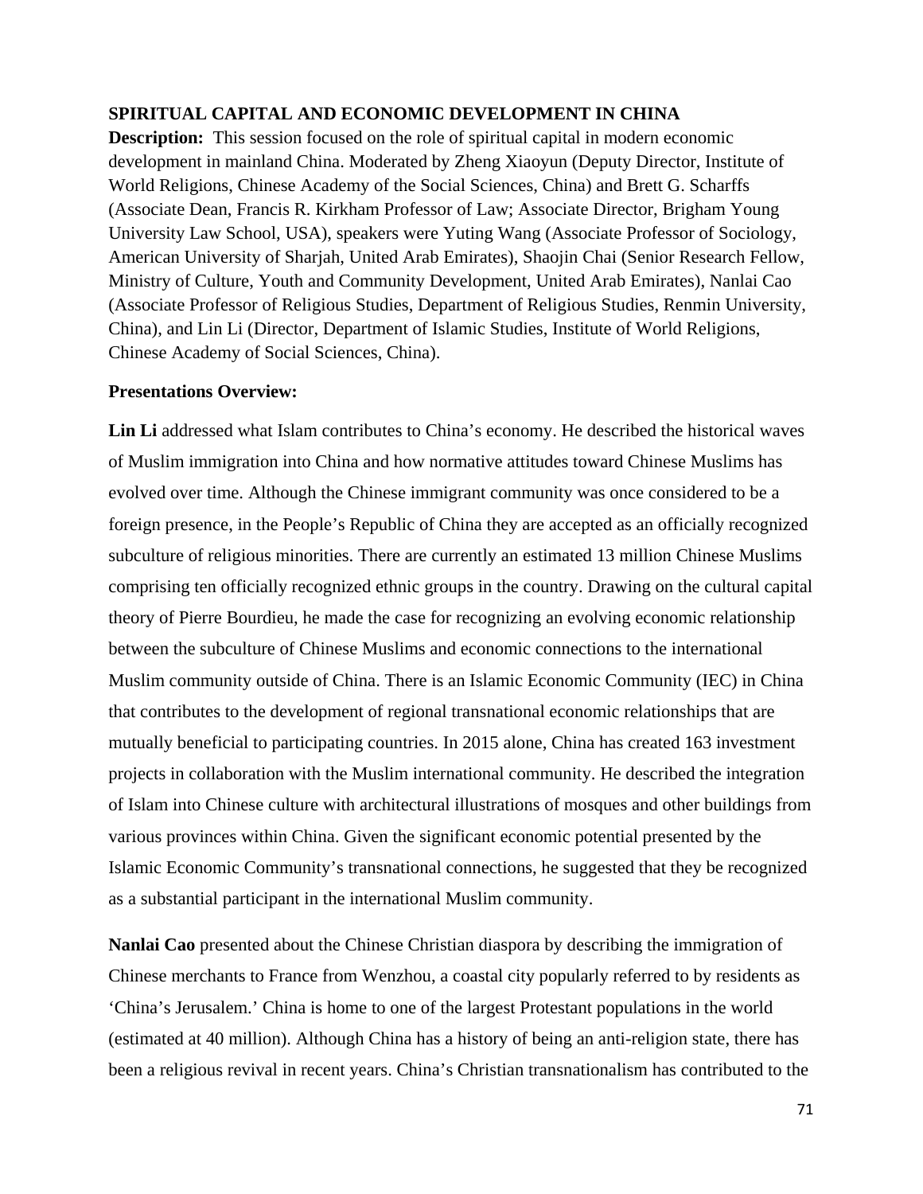## SPIRITUAL CAPITAL AND ECONOMIC DEVELOPMENT IN CHINA

**Description:** This session focused on the role of spiritual capital in modern economic development in mainland China. Moderated by Zheng Xiaoyun (Deputy Director, Institute of World Religions, Chinese Academy of the Social Sciences, China) and Brett G. Scharffs (Associate Dean, Francis R. Kirkham Professor of Law; Associate Director, Brigham Young University Law School, USA), speakers were Yuting Wang (Associate Professor of Sociology, American University of Sharjah, United Arab Emirates), Shaojin Chai (Senior Research Fellow, Ministry of Culture, Youth and Community Development, United Arab Emirates), Nanlai Cao (Associate Professor of Religious Studies, Department of Religious Studies, Renmin University, China), and Lin Li (Director, Department of Islamic Studies, Institute of World Religions, Chinese Academy of Social Sciences, China).

**Presentations Overview:**

**Lin Li** addressed what Islam contributes to China's economy. He described the historical waves of Muslim immigration into China and how normative attitudes toward Chinese Muslims has evolved over time. Although the Chinese immigrant community was once considered to be a foreign presence, in the People's Republic of China they are accepted as an officially recognized subculture of religious minorities. There are currently an estimated 13 million Chinese Muslims comprising ten officially recognized ethnic groups in the country. Drawing on the cultural capital theory of Pierre Bourdieu, he made the case for recognizing an evolving economic relationship between the subculture of Chinese Muslims and economic connections to the international Muslim community outside of China. There is an Islamic Economic Community (IEC) in China that contributes to the development of regional transnational economic relationships that are mutually beneficial to participating countries. In 2015 alone, China has created 163 investment projects in collaboration with the Muslim international community. He described the integration of Islam into Chinese culture with architectural illustrations of mosques and other buildings from various provinces within China. Given the significant economic potential presented by the Islamic Economic Community's transnational connections, he suggested that they be recognized as a substantial participant in the international Muslim community.

**Nanlai Cao** presented about the Chinese Christian diaspora by describing the immigration of Chinese merchants to France from Wenzhou, a coastal city popularly referred to by residents as 'China's Jerusalem.' China is home to one of the largest Protestant populations in the world (estimated at 40 million). Although China has a history of being an anti-religion state, there has been a religious revival in recent years. China's Christian transnationalism has contributed to the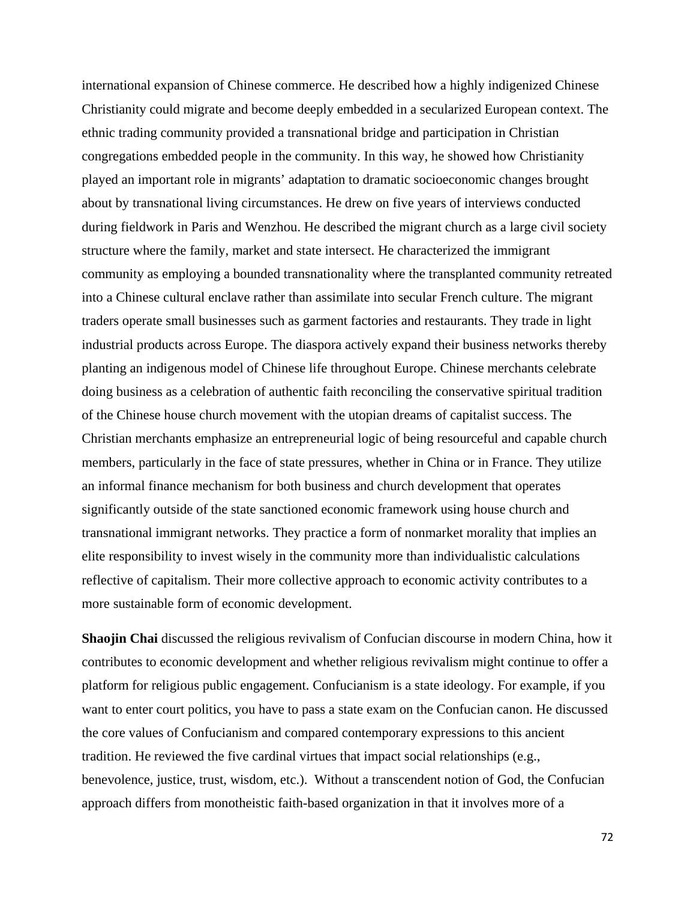international expansion of Chinese commerce. He described how a highly indigenized Chinese Christianity could migrate and become deeply embedded in a secularized European context. The ethnic trading community provided a transnational bridge and participation in Christian congregations embedded people in the community. In this way, he showed how Christianity played an important role in migrants' adaptation to dramatic socioeconomic changes brought about by transnational living circumstances. He drew on five years of interviews conducted during fieldwork in Paris and Wenzhou. He described the migrant church as a large civil society structure where the family, market and state intersect. He characterized the immigrant community as employing a bounded transnationality where the transplanted community retreated into a Chinese cultural enclave rather than assimilate into secular French culture. The migrant traders operate small businesses such as garment factories and restaurants. They trade in light industrial products across Europe. The diaspora actively expand their business networks thereby planting an indigenous model of Chinese life throughout Europe. Chinese merchants celebrate doing business as a celebration of authentic faith reconciling the conservative spiritual tradition of the Chinese house church movement with the utopian dreams of capitalist success. The Christian merchants emphasize an entrepreneurial logic of being resourceful and capable church members, particularly in the face of state pressures, whether in China or in France. They utilize an informal finance mechanism for both business and church development that operates significantly outside of the state sanctioned economic framework using house church and transnational immigrant networks. They practice a form of nonmarket morality that implies an elite responsibility to invest wisely in the community more than individualistic calculations reflective of capitalism. Their more collective approach to economic activity contributes to a more sustainable form of economic development.

**Shaojin Chai** discussed the religious revivalism of Confucian discourse in modern China, how it contributes to economic development and whether religious revivalism might continue to offer a platform for religious public engagement. Confucianism is a state ideology. For example, if you want to enter court politics, you have to pass a state exam on the Confucian canon. He discussed the core values of Confucianism and compared contemporary expressions to this ancient tradition. He reviewed the five cardinal virtues that impact social relationships (e.g., benevolence, justice, trust, wisdom, etc.). Without a transcendent notion of God, the Confucian approach differs from monotheistic faith-based organization in that it involves more of a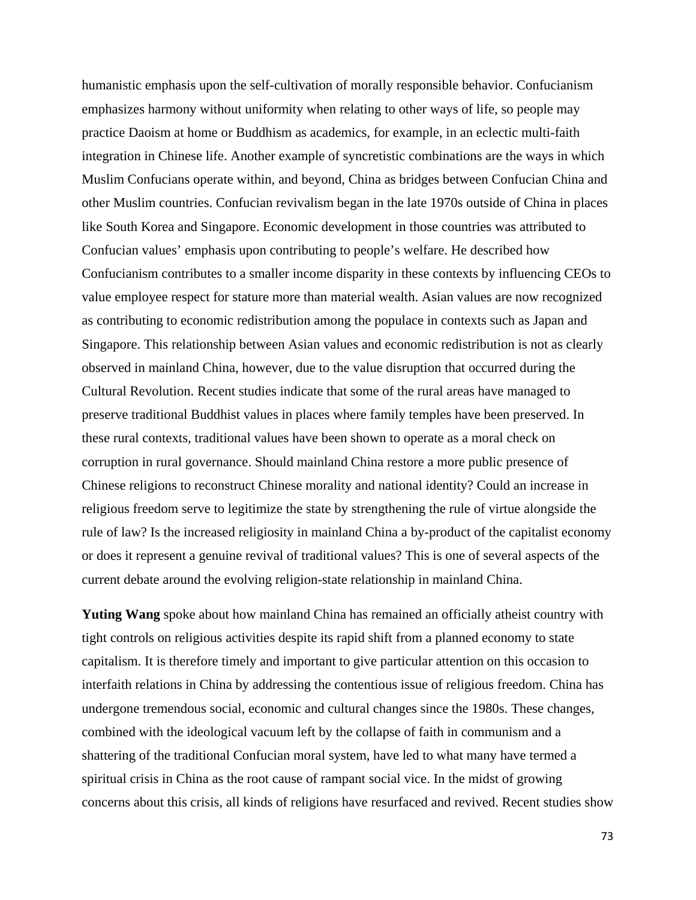humanistic emphasis upon the self-cultivation of morally responsible behavior. Confucianism emphasizes harmony without uniformity when relating to other ways of life, so people may practice Daoism at home or Buddhism as academics, for example, in an eclectic multi-faith integration in Chinese life. Another example of syncretistic combinations are the ways in which Muslim Confucians operate within, and beyond, China as bridges between Confucian China and other Muslim countries. Confucian revivalism began in the late 1970s outside of China in places like South Korea and Singapore. Economic development in those countries was attributed to Confucian values' emphasis upon contributing to people's welfare. He described how Confucianism contributes to a smaller income disparity in these contexts by influencing CEOs to value employee respect for stature more than material wealth. Asian values are now recognized as contributing to economic redistribution among the populace in contexts such as Japan and Singapore. This relationship between Asian values and economic redistribution is not as clearly observed in mainland China, however, due to the value disruption that occurred during the Cultural Revolution. Recent studies indicate that some of the rural areas have managed to preserve traditional Buddhist values in places where family temples have been preserved. In these rural contexts, traditional values have been shown to operate as a moral check on corruption in rural governance. Should mainland China restore a more public presence of Chinese religions to reconstruct Chinese morality and national identity? Could an increase in religious freedom serve to legitimize the state by strengthening the rule of virtue alongside the rule of law? Is the increased religiosity in mainland China a by-product of the capitalist economy or does it represent a genuine revival of traditional values? This is one of several aspects of the current debate around the evolving religion-state relationship in mainland China.

**Yuting Wang** spoke about how mainland China has remained an officially atheist country with tight controls on religious activities despite its rapid shift from a planned economy to state capitalism. It is therefore timely and important to give particular attention on this occasion to interfaith relations in China by addressing the contentious issue of religious freedom. China has undergone tremendous social, economic and cultural changes since the 1980s. These changes, combined with the ideological vacuum left by the collapse of faith in communism and a shattering of the traditional Confucian moral system, have led to what many have termed a spiritual crisis in China as the root cause of rampant social vice. In the midst of growing concerns about this crisis, all kinds of religions have resurfaced and revived. Recent studies show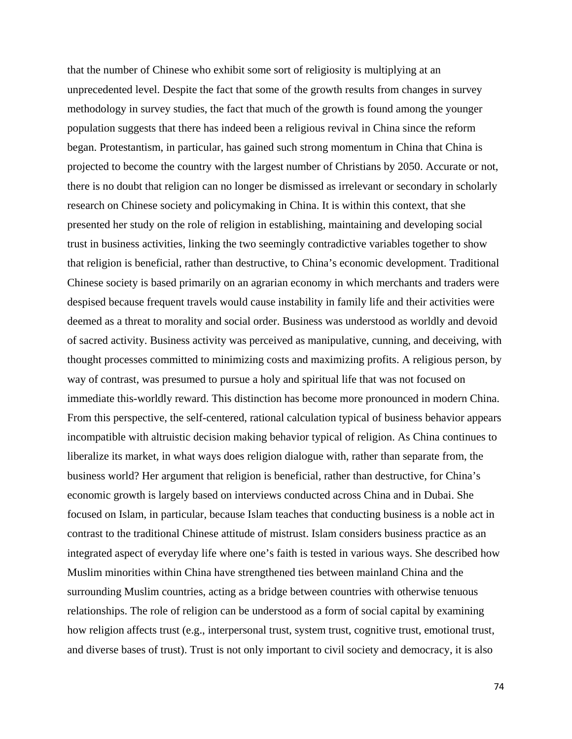that the number of Chinese who exhibit some sort of religiosity is multiplying at an unprecedented level. Despite the fact that some of the growth results from changes in survey methodology in survey studies, the fact that much of the growth is found among the younger population suggests that there has indeed been a religious revival in China since the reform began. Protestantism, in particular, has gained such strong momentum in China that China is projected to become the country with the largest number of Christians by 2050. Accurate or not, there is no doubt that religion can no longer be dismissed as irrelevant or secondary in scholarly research on Chinese society and policymaking in China. It is within this context, that she presented her study on the role of religion in establishing, maintaining and developing social trust in business activities, linking the two seemingly contradictive variables together to show that religion is beneficial, rather than destructive, to China's economic development. Traditional Chinese society is based primarily on an agrarian economy in which merchants and traders were despised because frequent travels would cause instability in family life and their activities were deemed as a threat to morality and social order. Business was understood as worldly and devoid of sacred activity. Business activity was perceived as manipulative, cunning, and deceiving, with thought processes committed to minimizing costs and maximizing profits. A religious person, by way of contrast, was presumed to pursue a holy and spiritual life that was not focused on immediate this-worldly reward. This distinction has become more pronounced in modern China. From this perspective, the self-centered, rational calculation typical of business behavior appears incompatible with altruistic decision making behavior typical of religion. As China continues to liberalize its market, in what ways does religion dialogue with, rather than separate from, the business world? Her argument that religion is beneficial, rather than destructive, for China's economic growth is largely based on interviews conducted across China and in Dubai. She focused on Islam, in particular, because Islam teaches that conducting business is a noble act in contrast to the traditional Chinese attitude of mistrust. Islam considers business practice as an integrated aspect of everyday life where one's faith is tested in various ways. She described how Muslim minorities within China have strengthened ties between mainland China and the surrounding Muslim countries, acting as a bridge between countries with otherwise tenuous relationships. The role of religion can be understood as a form of social capital by examining how religion affects trust (e.g., interpersonal trust, system trust, cognitive trust, emotional trust, and diverse bases of trust). Trust is not only important to civil society and democracy, it is also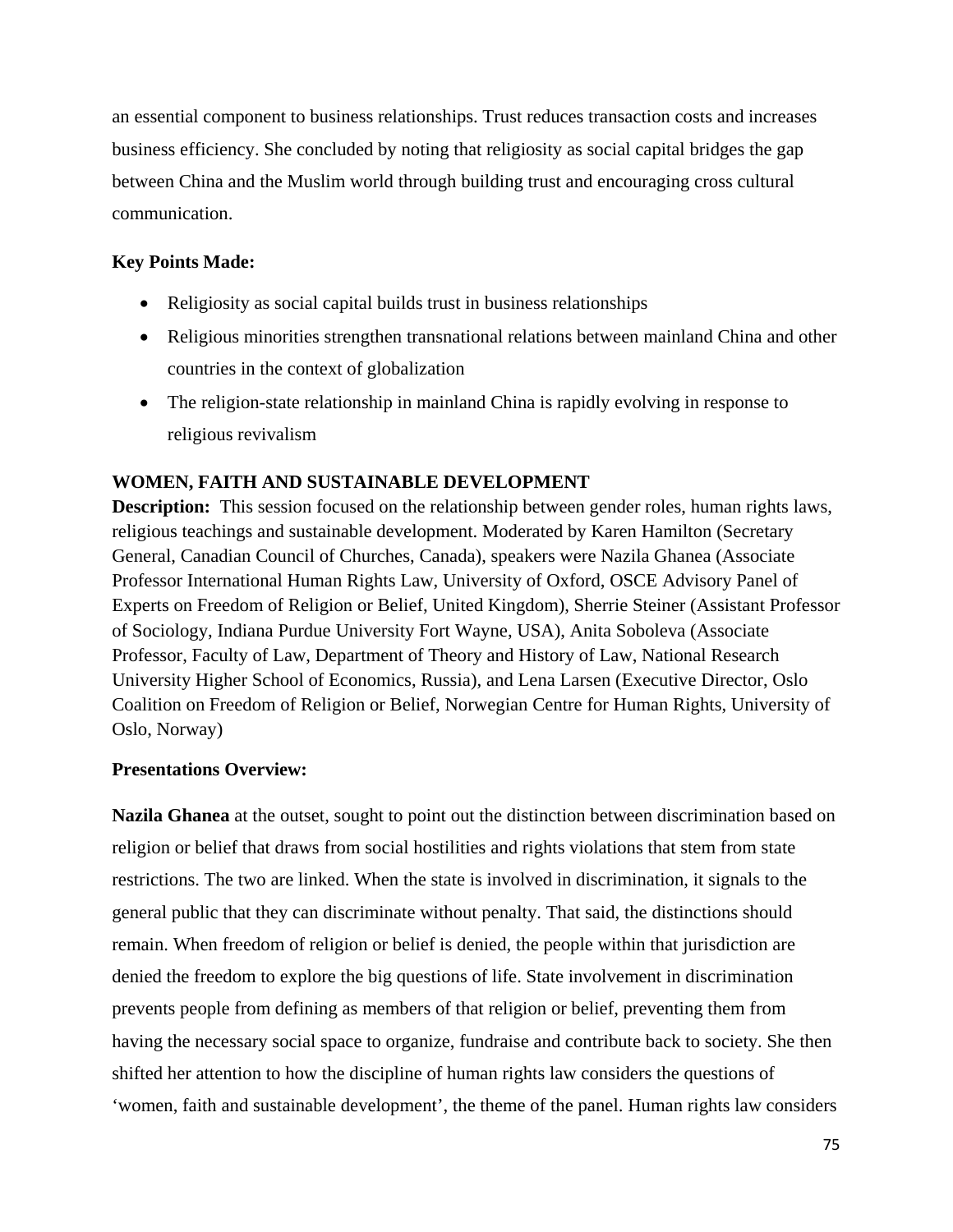an essential component to business relationships. Trust reduces transaction costs and increases business efficiency. She concluded by noting that religiosity as social capital bridges the gap between China and the Muslim world through building trust and encouraging cross cultural communication.

**Key Points Made:**

- Religiosity as social capital builds trust in business relationships
- Religious minorities strengthen transnational relations between mainland China and other countries in the context of globalization
- The religion-state relationship in mainland China is rapidly evolving in response to religious revivalism

## WOMEN, FAITH AND SUSTAINABLE DEVELOPMENT

**Description:** This session focused on the relationship between gender roles, human rights laws, religious teachings and sustainable development. Moderated by Karen Hamilton (Secretary General, Canadian Council of Churches, Canada), speakers were Nazila Ghanea (Associate Professor International Human Rights Law, University of Oxford, OSCE Advisory Panel of Experts on Freedom of Religion or Belief, United Kingdom), Sherrie Steiner (Assistant Professor of Sociology, Indiana Purdue University Fort Wayne, USA), Anita Soboleva (Associate Professor, Faculty of Law, Department of Theory and History of Law, National Research University Higher School of Economics, Russia), and Lena Larsen (Executive Director, Oslo Coalition on Freedom of Religion or Belief, Norwegian Centre for Human Rights, University of Oslo, Norway)

**Presentations Overview:**

**Nazila Ghanea** at the outset, sought to point out the distinction between discrimination based on religion or belief that draws from social hostilities and rights violations that stem from state restrictions. The two are linked. When the state is involved in discrimination, it signals to the general public that they can discriminate without penalty. That said, the distinctions should remain. When freedom of religion or belief is denied, the people within that jurisdiction are denied the freedom to explore the big questions of life. State involvement in discrimination prevents people from defining as members of that religion or belief, preventing them from having the necessary social space to organize, fundraise and contribute back to society. She then shifted her attention to how the discipline of human rights law considers the questions of 'women, faith and sustainable development', the theme of the panel. Human rights law considers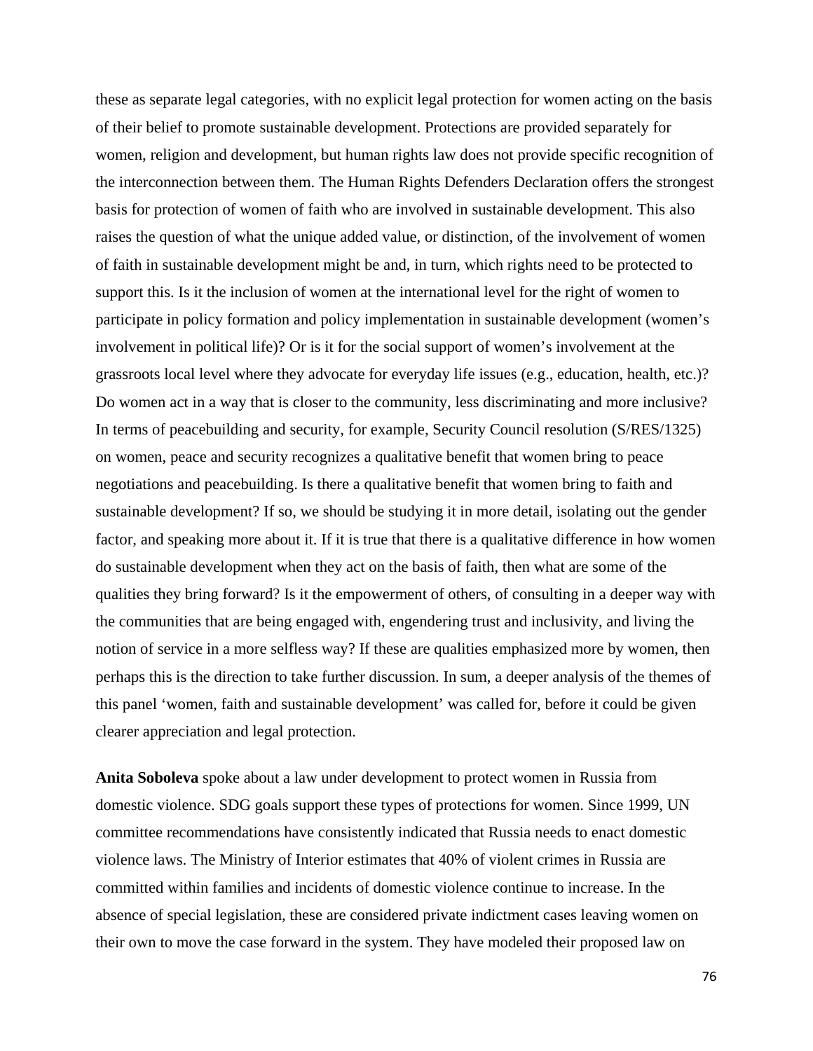these as separate legal categories, with no explicit legal protection for women acting on the basis of their belief to promote sustainable development. Protections are provided separately for women, religion and development, but human rights law does not provide specific recognition of the interconnection between them. The Human Rights Defenders Declaration offers the strongest basis for protection of women of faith who are involved in sustainable development. This also raises the question of what the unique added value, or distinction, of the involvement of women of faith in sustainable development might be and, in turn, which rights need to be protected to support this. Is it the inclusion of women at the international level for the right of women to participate in policy formation and policy implementation in sustainable development (women's involvement in political life)? Or is it for the social support of women's involvement at the grassroots local level where they advocate for everyday life issues (e.g., education, health, etc.)? Do women act in a way that is closer to the community, less discriminating and more inclusive? In terms of peacebuilding and security, for example, Security Council resolution (S/RES/1325) on women, peace and security recognizes a qualitative benefit that women bring to peace negotiations and peacebuilding. Is there a qualitative benefit that women bring to faith and sustainable development? If so, we should be studying it in more detail, isolating out the gender factor, and speaking more about it. If it is true that there is a qualitative difference in how women do sustainable development when they act on the basis of faith, then what are some of the qualities they bring forward? Is it the empowerment of others, of consulting in a deeper way with the communities that are being engaged with, engendering trust and inclusivity, and living the notion of service in a more selfless way? If these are qualities emphasized more by women, then perhaps this is the direction to take further discussion. In sum, a deeper analysis of the themes of this panel 'women, faith and sustainable development' was called for, before it could be given clearer appreciation and legal protection.

**Anita Soboleva** spoke about a law under development to protect women in Russia from domestic violence. SDG goals support these types of protections for women. Since 1999, UN committee recommendations have consistently indicated that Russia needs to enact domestic violence laws. The Ministry of Interior estimates that 40% of violent crimes in Russia are committed within families and incidents of domestic violence continue to increase. In the absence of special legislation, these are considered private indictment cases leaving women on their own to move the case forward in the system. They have modeled their proposed law on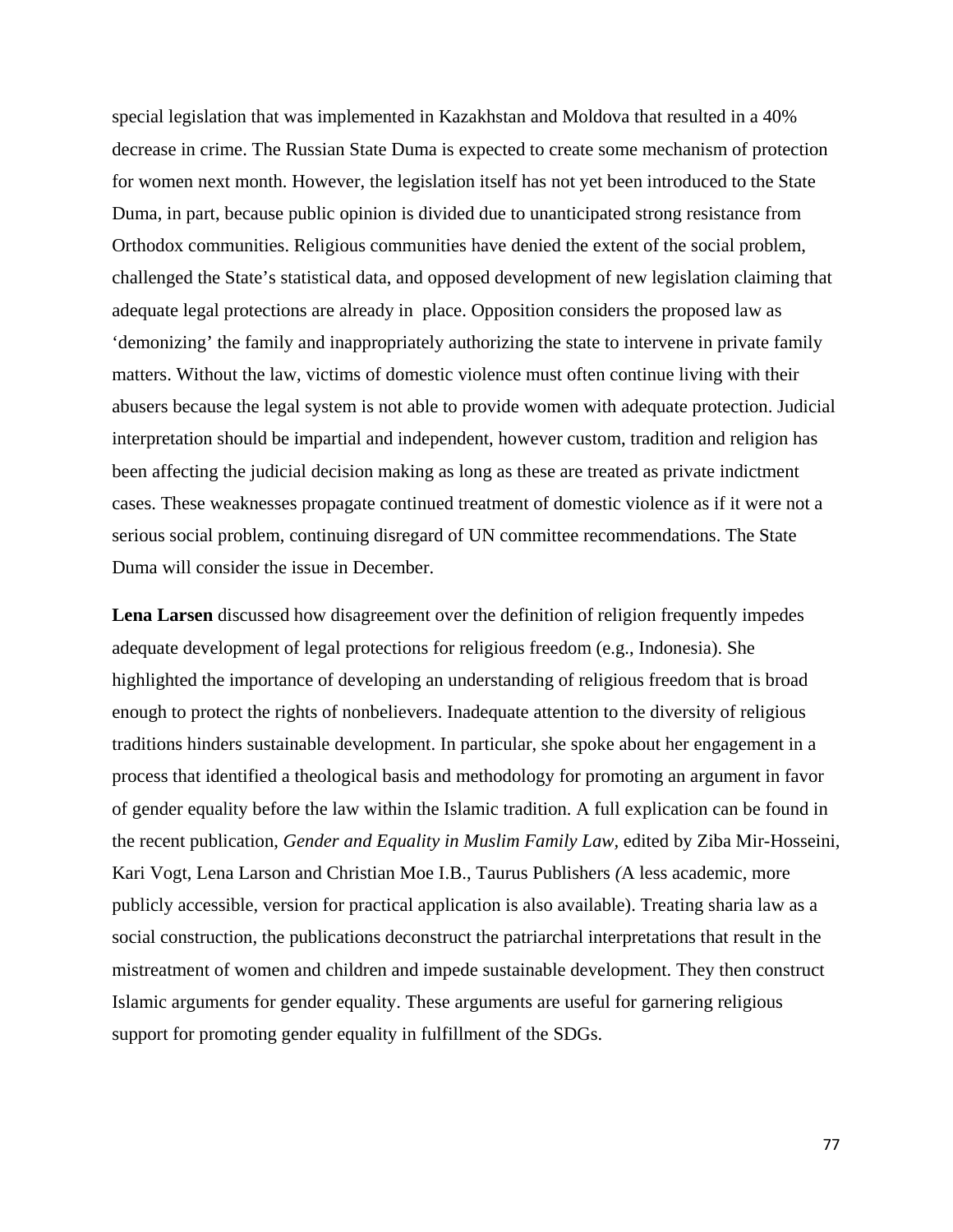special legislation that was implemented in Kazakhstan and Moldova that resulted in a 40% decrease in crime. The Russian State Duma is expected to create some mechanism of protection for women next month. However, the legislation itself has not yet been introduced to the State Duma, in part, because public opinion is divided due to unanticipated strong resistance from Orthodox communities. Religious communities have denied the extent of the social problem, challenged the State's statistical data, and opposed development of new legislation claiming that adequate legal protections are already in place. Opposition considers the proposed law as 'demonizing' the family and inappropriately authorizing the state to intervene in private family matters. Without the law, victims of domestic violence must often continue living with their abusers because the legal system is not able to provide women with adequate protection. Judicial interpretation should be impartial and independent, however custom, tradition and religion has been affecting the judicial decision making as long as these are treated as private indictment cases. These weaknesses propagate continued treatment of domestic violence as if it were not a serious social problem, continuing disregard of UN committee recommendations. The State Duma will consider the issue in December.

**Lena Larsen** discussed how disagreement over the definition of religion frequently impedes adequate development of legal protections for religious freedom (e.g., Indonesia). She highlighted the importance of developing an understanding of religious freedom that is broad enough to protect the rights of nonbelievers. Inadequate attention to the diversity of religious traditions hinders sustainable development. In particular, she spoke about her engagement in a process that identified a theological basis and methodology for promoting an argument in favor of gender equality before the law within the Islamic tradition. A full explication can be found in the recent publication, *Gender and Equality in Muslim Family Law*, edited by Ziba Mir-Hosseini, Kari Vogt, Lena Larson and Christian Moe I.B., Taurus Publishers *(*A less academic, more publicly accessible, version for practical application is also available). Treating sharia law as a social construction, the publications deconstruct the patriarchal interpretations that result in the mistreatment of women and children and impede sustainable development. They then construct Islamic arguments for gender equality. These arguments are useful for garnering religious support for promoting gender equality in fulfillment of the SDGs.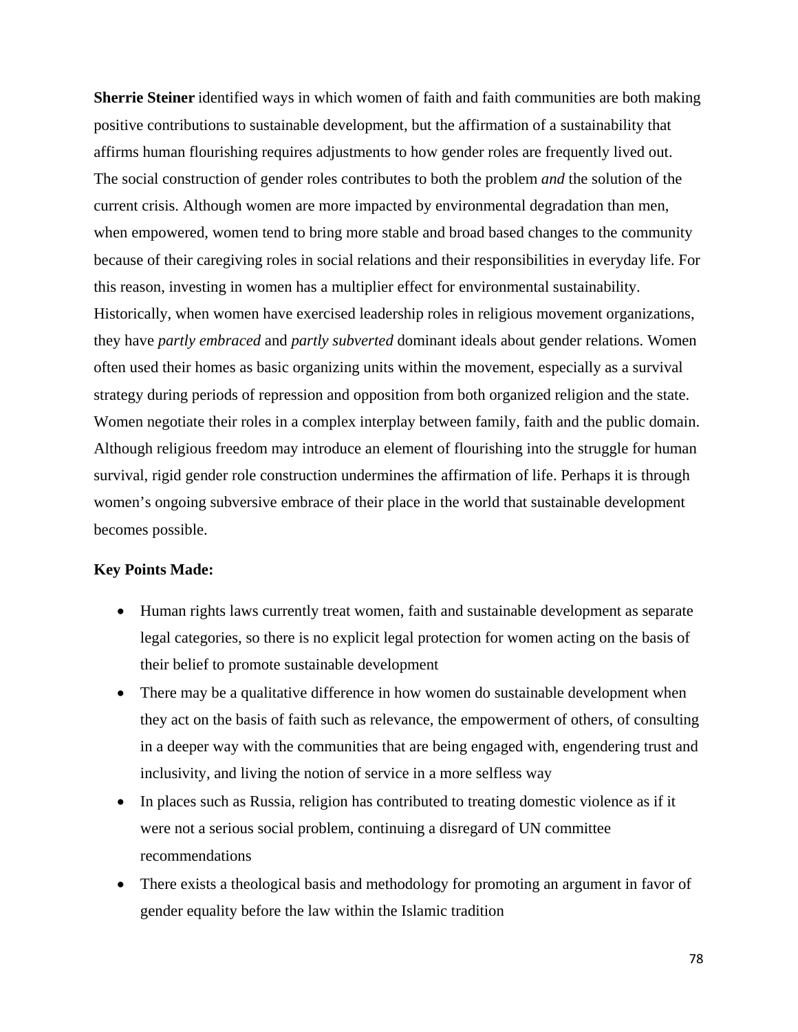**Sherrie Steiner** identified ways in which women of faith and faith communities are both making positive contributions to sustainable development, but the affirmation of a sustainability that affirms human flourishing requires adjustments to how gender roles are frequently lived out. The social construction of gender roles contributes to both the problem *and* the solution of the current crisis. Although women are more impacted by environmental degradation than men, when empowered, women tend to bring more stable and broad based changes to the community because of their caregiving roles in social relations and their responsibilities in everyday life. For this reason, investing in women has a multiplier effect for environmental sustainability. Historically, when women have exercised leadership roles in religious movement organizations, they have *partly embraced* and *partly subverted* dominant ideals about gender relations. Women often used their homes as basic organizing units within the movement, especially as a survival strategy during periods of repression and opposition from both organized religion and the state. Women negotiate their roles in a complex interplay between family, faith and the public domain. Although religious freedom may introduce an element of flourishing into the struggle for human survival, rigid gender role construction undermines the affirmation of life. Perhaps it is through women's ongoing subversive embrace of their place in the world that sustainable development becomes possible.

**Key Points Made:**

- Human rights laws currently treat women, faith and sustainable development as separate legal categories, so there is no explicit legal protection for women acting on the basis of their belief to promote sustainable development
- There may be a qualitative difference in how women do sustainable development when they act on the basis of faith such as relevance, the empowerment of others, of consulting in a deeper way with the communities that are being engaged with, engendering trust and inclusivity, and living the notion of service in a more selfless way
- In places such as Russia, religion has contributed to treating domestic violence as if it were not a serious social problem, continuing a disregard of UN committee recommendations
- There exists a theological basis and methodology for promoting an argument in favor of gender equality before the law within the Islamic tradition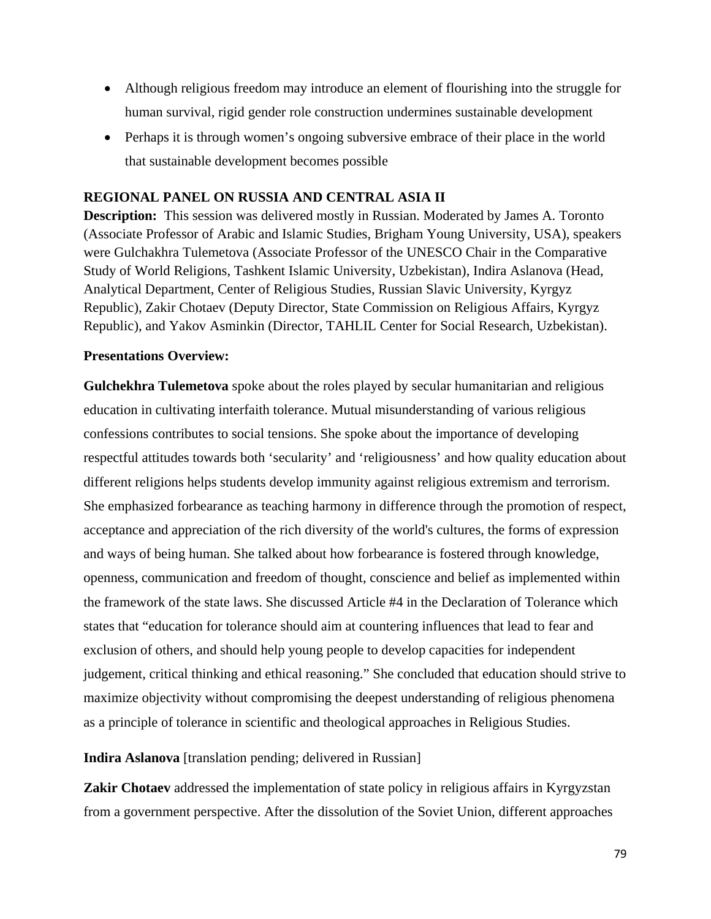- Although religious freedom may introduce an element of flourishing into the struggle for human survival, rigid gender role construction undermines sustainable development
- Perhaps it is through women's ongoing subversive embrace of their place in the world that sustainable development becomes possible

## REGIONAL PANEL ON RUSSIA AND CENTRAL ASIA II

**Description:** This session was delivered mostly in Russian. Moderated by James A. Toronto (Associate Professor of Arabic and Islamic Studies, Brigham Young University, USA), speakers were Gulchakhra Tulemetova (Associate Professor of the UNESCO Chair in the Comparative Study of World Religions, Tashkent Islamic University, Uzbekistan), Indira Aslanova (Head, Analytical Department, Center of Religious Studies, Russian Slavic University, Kyrgyz Republic), Zakir Chotaev (Deputy Director, State Commission on Religious Affairs, Kyrgyz Republic), and Yakov Asminkin (Director, TAHLIL Center for Social Research, Uzbekistan).

**Presentations Overview:**

**Gulchekhra Tulemetova** spoke about the roles played by secular humanitarian and religious education in cultivating interfaith tolerance. Mutual misunderstanding of various religious confessions contributes to social tensions. She spoke about the importance of developing respectful attitudes towards both 'secularity' and 'religiousness' and how quality education about different religions helps students develop immunity against religious extremism and terrorism. She emphasized forbearance as teaching harmony in difference through the promotion of respect, acceptance and appreciation of the rich diversity of the world's cultures, the forms of expression and ways of being human. She talked about how forbearance is fostered through knowledge, openness, communication and freedom of thought, conscience and belief as implemented within the framework of the state laws. She discussed Article #4 in the Declaration of Tolerance which states that "education for tolerance should aim at countering influences that lead to fear and exclusion of others, and should help young people to develop capacities for independent judgement, critical thinking and ethical reasoning." She concluded that education should strive to maximize objectivity without compromising the deepest understanding of religious phenomena as a principle of tolerance in scientific and theological approaches in Religious Studies.

**Indira Aslanova** [translation pending; delivered in Russian]

**Zakir Chotaev** addressed the implementation of state policy in religious affairs in Kyrgyzstan from a government perspective. After the dissolution of the Soviet Union, different approaches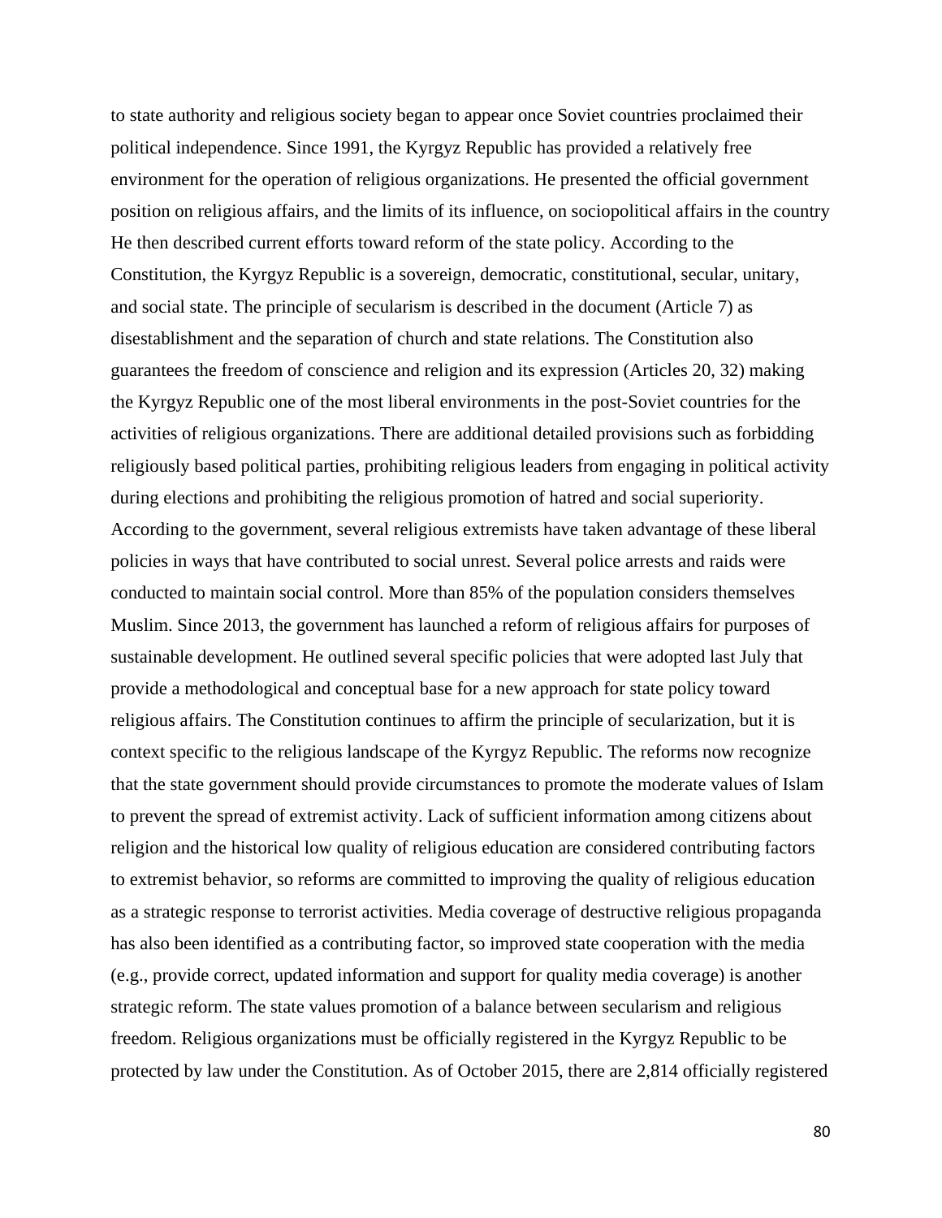to state authority and religious society began to appear once Soviet countries proclaimed their political independence. Since 1991, the Kyrgyz Republic has provided a relatively free environment for the operation of religious organizations. He presented the official government position on religious affairs, and the limits of its influence, on sociopolitical affairs in the country He then described current efforts toward reform of the state policy. According to the Constitution, the Kyrgyz Republic is a sovereign, democratic, constitutional, secular, unitary, and social state. The principle of secularism is described in the document (Article 7) as disestablishment and the separation of church and state relations. The Constitution also guarantees the freedom of conscience and religion and its expression (Articles 20, 32) making the Kyrgyz Republic one of the most liberal environments in the post-Soviet countries for the activities of religious organizations. There are additional detailed provisions such as forbidding religiously based political parties, prohibiting religious leaders from engaging in political activity during elections and prohibiting the religious promotion of hatred and social superiority. According to the government, several religious extremists have taken advantage of these liberal policies in ways that have contributed to social unrest. Several police arrests and raids were conducted to maintain social control. More than 85% of the population considers themselves Muslim. Since 2013, the government has launched a reform of religious affairs for purposes of sustainable development. He outlined several specific policies that were adopted last July that provide a methodological and conceptual base for a new approach for state policy toward religious affairs. The Constitution continues to affirm the principle of secularization, but it is context specific to the religious landscape of the Kyrgyz Republic. The reforms now recognize that the state government should provide circumstances to promote the moderate values of Islam to prevent the spread of extremist activity. Lack of sufficient information among citizens about religion and the historical low quality of religious education are considered contributing factors to extremist behavior, so reforms are committed to improving the quality of religious education as a strategic response to terrorist activities. Media coverage of destructive religious propaganda has also been identified as a contributing factor, so improved state cooperation with the media (e.g., provide correct, updated information and support for quality media coverage) is another strategic reform. The state values promotion of a balance between secularism and religious freedom. Religious organizations must be officially registered in the Kyrgyz Republic to be protected by law under the Constitution. As of October 2015, there are 2,814 officially registered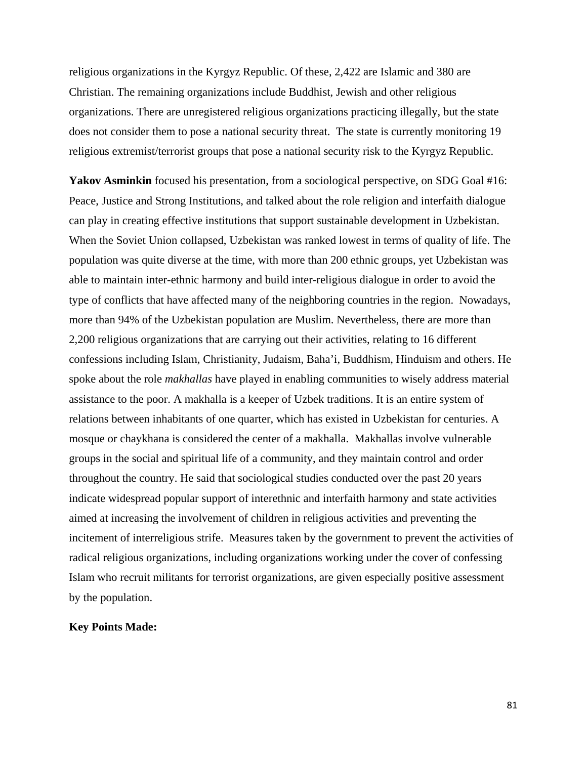religious organizations in the Kyrgyz Republic. Of these, 2,422 are Islamic and 380 are Christian. The remaining organizations include Buddhist, Jewish and other religious organizations. There are unregistered religious organizations practicing illegally, but the state does not consider them to pose a national security threat.  The state is currently monitoring 19 religious extremist/terrorist groups that pose a national security risk to the Kyrgyz Republic.

**Yakov Asminkin** focused his presentation, from a sociological perspective, on SDG Goal #16: Peace, Justice and Strong Institutions, and talked about the role religion and interfaith dialogue can play in creating effective institutions that support sustainable development in Uzbekistan. When the Soviet Union collapsed, Uzbekistan was ranked lowest in terms of quality of life. The population was quite diverse at the time, with more than 200 ethnic groups, yet Uzbekistan was able to maintain inter-ethnic harmony and build inter-religious dialogue in order to avoid the type of conflicts that have affected many of the neighboring countries in the region.  Nowadays, more than 94% of the Uzbekistan population are Muslim. Nevertheless, there are more than 2,200 religious organizations that are carrying out their activities, relating to 16 different confessions including Islam, Christianity, Judaism, Baha'i, Buddhism, Hinduism and others. He spoke about the role *makhallas* have played in enabling communities to wisely address material assistance to the poor. A makhalla is a keeper of Uzbek traditions. It is an entire system of relations between inhabitants of one quarter, which has existed in Uzbekistan for centuries. A mosque or chaykhana is considered the center of a makhalla.  Makhallas involve vulnerable groups in the social and spiritual life of a community, and they maintain control and order throughout the country. He said that sociological studies conducted over the past 20 years indicate widespread popular support of interethnic and interfaith harmony and state activities aimed at increasing the involvement of children in religious activities and preventing the incitement of interreligious strife.  Measures taken by the government to prevent the activities of radical religious organizations, including organizations working under the cover of confessing Islam who recruit militants for terrorist organizations, are given especially positive assessment by the population.

**Key Points Made:**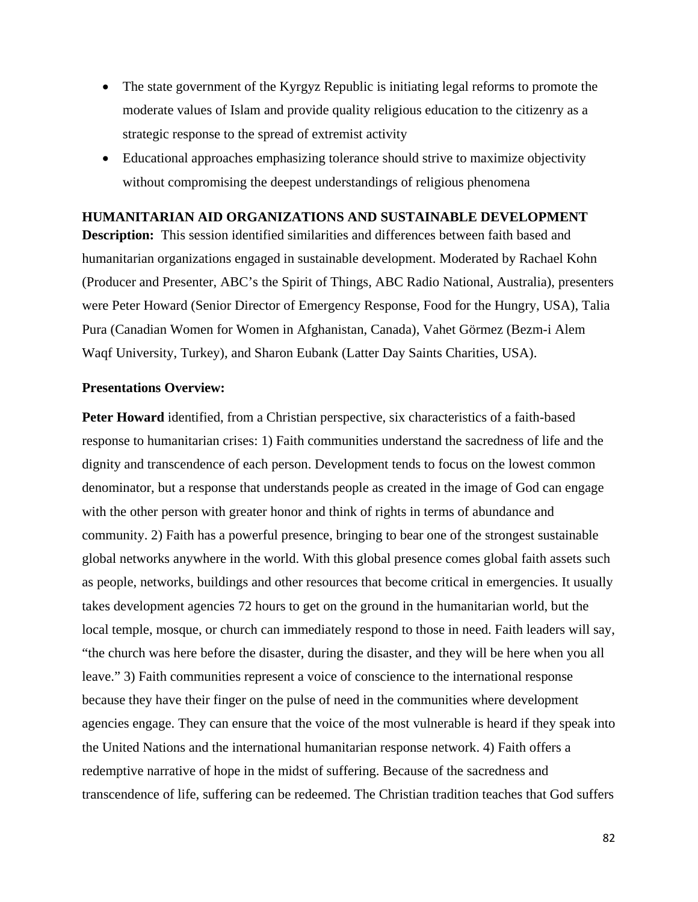- The state government of the Kyrgyz Republic is initiating legal reforms to promote the moderate values of Islam and provide quality religious education to the citizenry as a strategic response to the spread of extremist activity
- Educational approaches emphasizing tolerance should strive to maximize objectivity without compromising the deepest understandings of religious phenomena

**HUMANITARIAN AID ORGANIZATIONS AND SUSTAINABLE DEVELOPMENT**

**Description:** This session identified similarities and differences between faith based and humanitarian organizations engaged in sustainable development. Moderated by Rachael Kohn (Producer and Presenter, ABC's the Spirit of Things, ABC Radio National, Australia), presenters were Peter Howard (Senior Director of Emergency Response, Food for the Hungry, USA), Talia Pura (Canadian Women for Women in Afghanistan, Canada), Vahet Görmez (Bezm-i Alem Waqf University, Turkey), and Sharon Eubank (Latter Day Saints Charities, USA).

**Presentations Overview:**

**Peter Howard** identified, from a Christian perspective, six characteristics of a faith-based response to humanitarian crises: 1) Faith communities understand the sacredness of life and the dignity and transcendence of each person. Development tends to focus on the lowest common denominator, but a response that understands people as created in the image of God can engage with the other person with greater honor and think of rights in terms of abundance and community. 2) Faith has a powerful presence, bringing to bear one of the strongest sustainable global networks anywhere in the world. With this global presence comes global faith assets such as people, networks, buildings and other resources that become critical in emergencies. It usually takes development agencies 72 hours to get on the ground in the humanitarian world, but the local temple, mosque, or church can immediately respond to those in need. Faith leaders will say, "the church was here before the disaster, during the disaster, and they will be here when you all leave." 3) Faith communities represent a voice of conscience to the international response because they have their finger on the pulse of need in the communities where development agencies engage. They can ensure that the voice of the most vulnerable is heard if they speak into the United Nations and the international humanitarian response network. 4) Faith offers a redemptive narrative of hope in the midst of suffering. Because of the sacredness and transcendence of life, suffering can be redeemed. The Christian tradition teaches that God suffers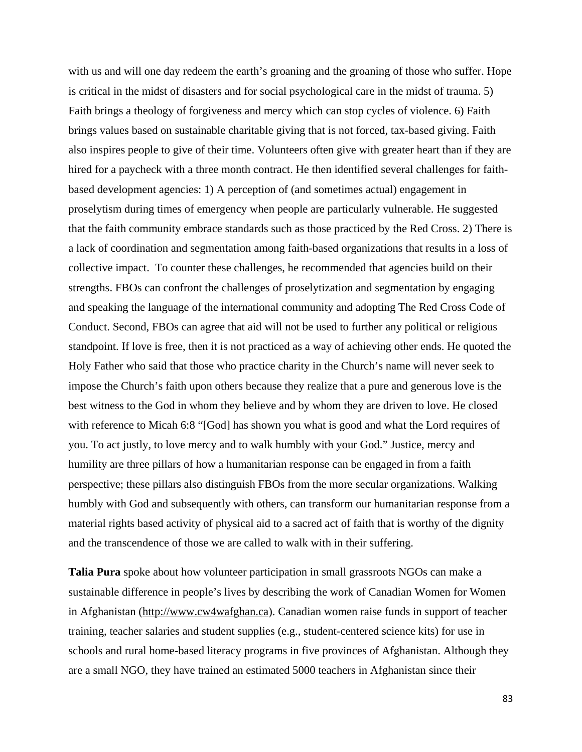with us and will one day redeem the earth's groaning and the groaning of those who suffer. Hope is critical in the midst of disasters and for social psychological care in the midst of trauma. 5) Faith brings a theology of forgiveness and mercy which can stop cycles of violence. 6) Faith brings values based on sustainable charitable giving that is not forced, tax-based giving. Faith also inspires people to give of their time. Volunteers often give with greater heart than if they are hired for a paycheck with a three month contract. He then identified several challenges for faith-based development agencies: 1) A perception of (and sometimes actual) engagement in proselytism during times of emergency when people are particularly vulnerable. He suggested that the faith community embrace standards such as those practiced by the Red Cross. 2) There is a lack of coordination and segmentation among faith-based organizations that results in a loss of collective impact. To counter these challenges, he recommended that agencies build on their strengths. FBOs can confront the challenges of proselytization and segmentation by engaging and speaking the language of the international community and adopting The Red Cross Code of Conduct. Second, FBOs can agree that aid will not be used to further any political or religious standpoint. If love is free, then it is not practiced as a way of achieving other ends. He quoted the Holy Father who said that those who practice charity in the Church's name will never seek to impose the Church's faith upon others because they realize that a pure and generous love is the best witness to the God in whom they believe and by whom they are driven to love. He closed with reference to Micah 6:8 "[God] has shown you what is good and what the Lord requires of you. To act justly, to love mercy and to walk humbly with your God." Justice, mercy and humility are three pillars of how a humanitarian response can be engaged in from a faith perspective; these pillars also distinguish FBOs from the more secular organizations. Walking humbly with God and subsequently with others, can transform our humanitarian response from a material rights based activity of physical aid to a sacred act of faith that is worthy of the dignity and the transcendence of those we are called to walk with in their suffering.

**Talia Pura** spoke about how volunteer participation in small grassroots NGOs can make a sustainable difference in people's lives by describing the work of Canadian Women for Women in Afghanistan (http://www.cw4wafghan.ca). Canadian women raise funds in support of teacher training, teacher salaries and student supplies (e.g., student-centered science kits) for use in schools and rural home-based literacy programs in five provinces of Afghanistan. Although they are a small NGO, they have trained an estimated 5000 teachers in Afghanistan since their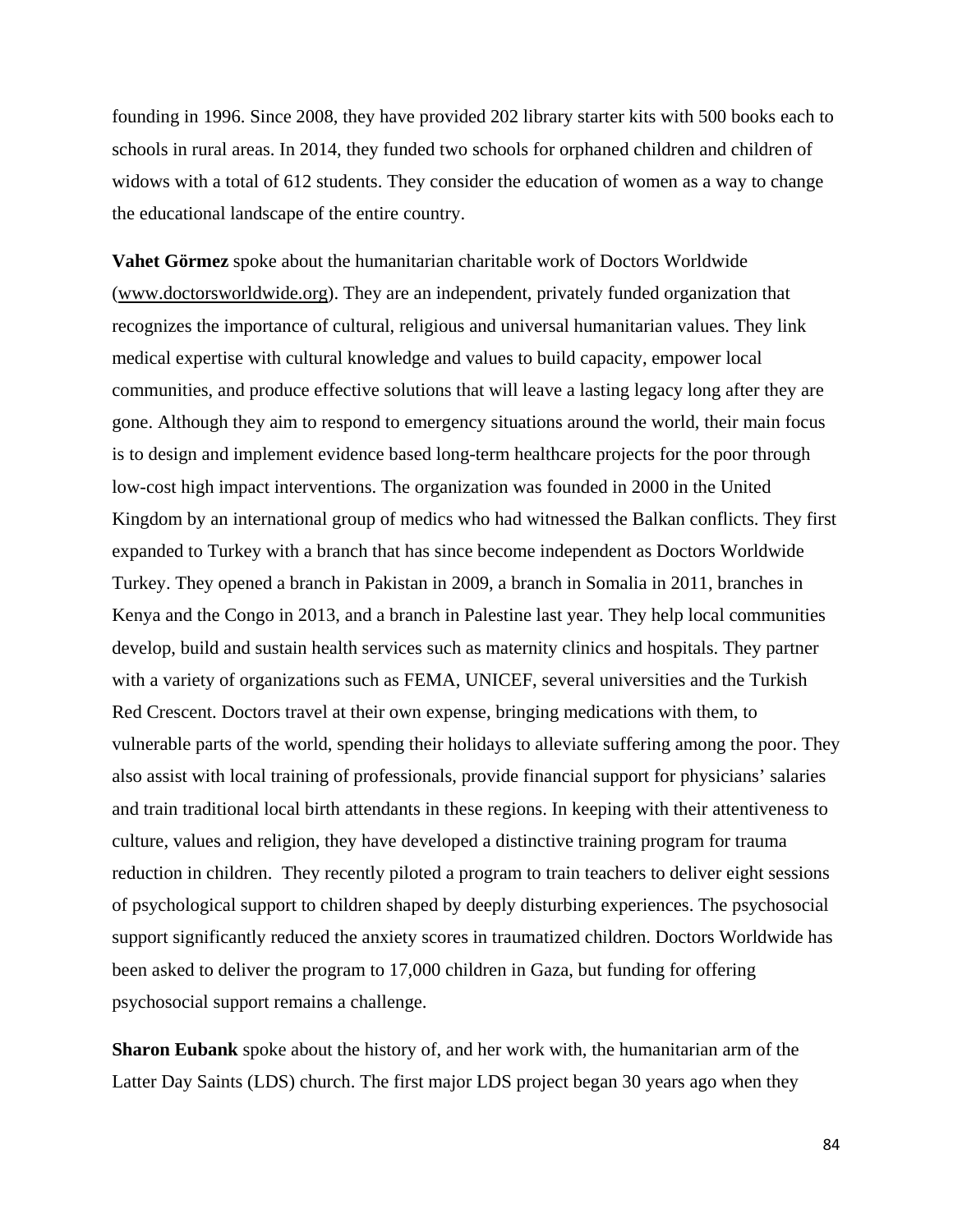founding in 1996. Since 2008, they have provided 202 library starter kits with 500 books each to schools in rural areas. In 2014, they funded two schools for orphaned children and children of widows with a total of 612 students. They consider the education of women as a way to change the educational landscape of the entire country.

**Vahet Görmez** spoke about the humanitarian charitable work of Doctors Worldwide (www.doctorsworldwide.org). They are an independent, privately funded organization that recognizes the importance of cultural, religious and universal humanitarian values. They link medical expertise with cultural knowledge and values to build capacity, empower local communities, and produce effective solutions that will leave a lasting legacy long after they are gone. Although they aim to respond to emergency situations around the world, their main focus is to design and implement evidence based long-term healthcare projects for the poor through low-cost high impact interventions. The organization was founded in 2000 in the United Kingdom by an international group of medics who had witnessed the Balkan conflicts. They first expanded to Turkey with a branch that has since become independent as Doctors Worldwide Turkey. They opened a branch in Pakistan in 2009, a branch in Somalia in 2011, branches in Kenya and the Congo in 2013, and a branch in Palestine last year. They help local communities develop, build and sustain health services such as maternity clinics and hospitals. They partner with a variety of organizations such as FEMA, UNICEF, several universities and the Turkish Red Crescent. Doctors travel at their own expense, bringing medications with them, to vulnerable parts of the world, spending their holidays to alleviate suffering among the poor. They also assist with local training of professionals, provide financial support for physicians' salaries and train traditional local birth attendants in these regions. In keeping with their attentiveness to culture, values and religion, they have developed a distinctive training program for trauma reduction in children. They recently piloted a program to train teachers to deliver eight sessions of psychological support to children shaped by deeply disturbing experiences. The psychosocial support significantly reduced the anxiety scores in traumatized children. Doctors Worldwide has been asked to deliver the program to 17,000 children in Gaza, but funding for offering psychosocial support remains a challenge.

**Sharon Eubank** spoke about the history of, and her work with, the humanitarian arm of the Latter Day Saints (LDS) church. The first major LDS project began 30 years ago when they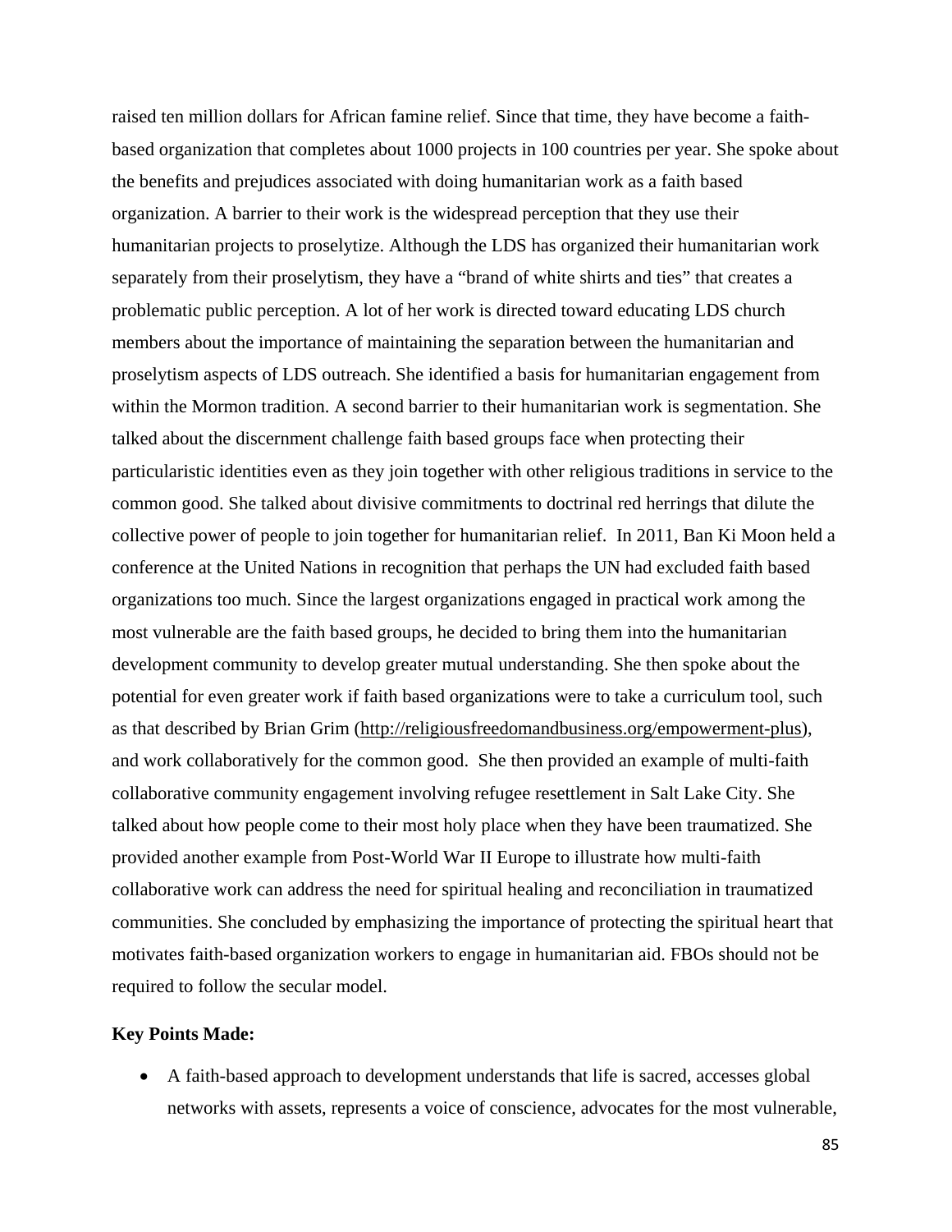raised ten million dollars for African famine relief. Since that time, they have become a faith-based organization that completes about 1000 projects in 100 countries per year. She spoke about the benefits and prejudices associated with doing humanitarian work as a faith based organization. A barrier to their work is the widespread perception that they use their humanitarian projects to proselytize. Although the LDS has organized their humanitarian work separately from their proselytism, they have a "brand of white shirts and ties" that creates a problematic public perception. A lot of her work is directed toward educating LDS church members about the importance of maintaining the separation between the humanitarian and proselytism aspects of LDS outreach. She identified a basis for humanitarian engagement from within the Mormon tradition. A second barrier to their humanitarian work is segmentation. She talked about the discernment challenge faith based groups face when protecting their particularistic identities even as they join together with other religious traditions in service to the common good. She talked about divisive commitments to doctrinal red herrings that dilute the collective power of people to join together for humanitarian relief. In 2011, Ban Ki Moon held a conference at the United Nations in recognition that perhaps the UN had excluded faith based organizations too much. Since the largest organizations engaged in practical work among the most vulnerable are the faith based groups, he decided to bring them into the humanitarian development community to develop greater mutual understanding. She then spoke about the potential for even greater work if faith based organizations were to take a curriculum tool, such as that described by Brian Grim (http://religiousfreedomandbusiness.org/empowerment-plus), and work collaboratively for the common good. She then provided an example of multi-faith collaborative community engagement involving refugee resettlement in Salt Lake City. She talked about how people come to their most holy place when they have been traumatized. She provided another example from Post-World War II Europe to illustrate how multi-faith collaborative work can address the need for spiritual healing and reconciliation in traumatized communities. She concluded by emphasizing the importance of protecting the spiritual heart that motivates faith-based organization workers to engage in humanitarian aid. FBOs should not be required to follow the secular model.

**Key Points Made:**

- A faith-based approach to development understands that life is sacred, accesses global networks with assets, represents a voice of conscience, advocates for the most vulnerable,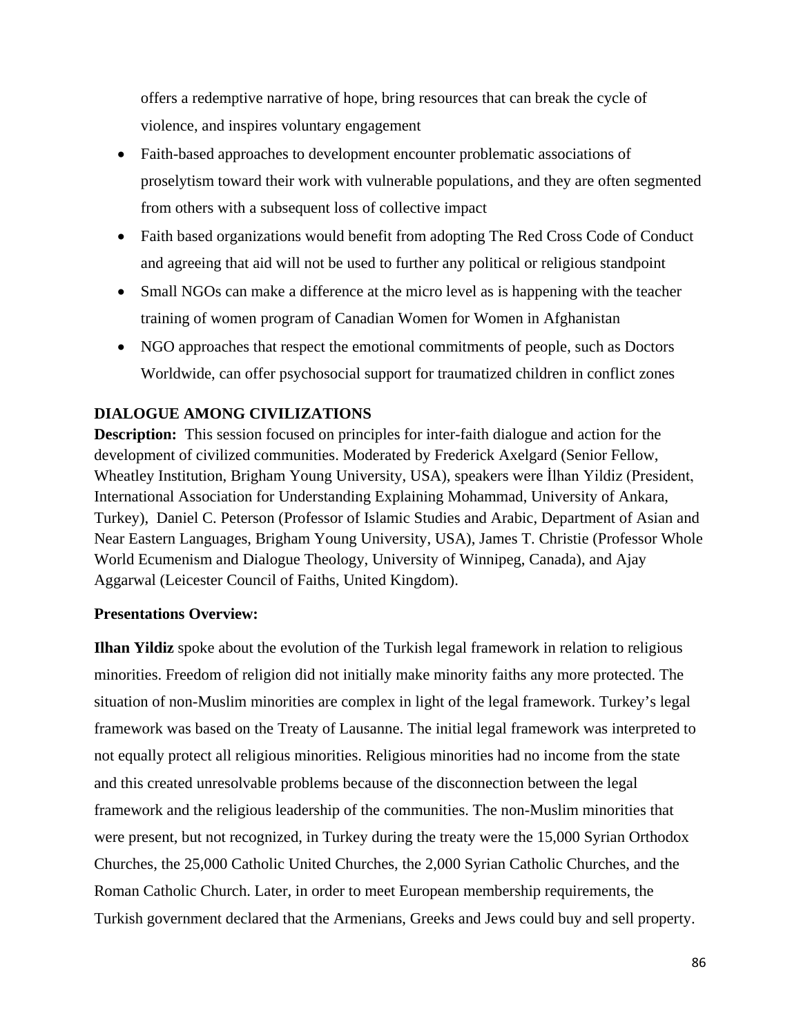offers a redemptive narrative of hope, bring resources that can break the cycle of violence, and inspires voluntary engagement

- Faith-based approaches to development encounter problematic associations of proselytism toward their work with vulnerable populations, and they are often segmented from others with a subsequent loss of collective impact
- Faith based organizations would benefit from adopting The Red Cross Code of Conduct and agreeing that aid will not be used to further any political or religious standpoint
- Small NGOs can make a difference at the micro level as is happening with the teacher training of women program of Canadian Women for Women in Afghanistan
- NGO approaches that respect the emotional commitments of people, such as Doctors Worldwide, can offer psychosocial support for traumatized children in conflict zones

**DIALOGUE AMONG CIVILIZATIONS**

**Description:** This session focused on principles for inter-faith dialogue and action for the development of civilized communities. Moderated by Frederick Axelgard (Senior Fellow, Wheatley Institution, Brigham Young University, USA), speakers were İlhan Yildiz (President, International Association for Understanding Explaining Mohammad, University of Ankara, Turkey), Daniel C. Peterson (Professor of Islamic Studies and Arabic, Department of Asian and Near Eastern Languages, Brigham Young University, USA), James T. Christie (Professor Whole World Ecumenism and Dialogue Theology, University of Winnipeg, Canada), and Ajay Aggarwal (Leicester Council of Faiths, United Kingdom).

**Presentations Overview:**

**Ilhan Yildiz** spoke about the evolution of the Turkish legal framework in relation to religious minorities. Freedom of religion did not initially make minority faiths any more protected. The situation of non-Muslim minorities are complex in light of the legal framework. Turkey's legal framework was based on the Treaty of Lausanne. The initial legal framework was interpreted to not equally protect all religious minorities. Religious minorities had no income from the state and this created unresolvable problems because of the disconnection between the legal framework and the religious leadership of the communities. The non-Muslim minorities that were present, but not recognized, in Turkey during the treaty were the 15,000 Syrian Orthodox Churches, the 25,000 Catholic United Churches, the 2,000 Syrian Catholic Churches, and the Roman Catholic Church. Later, in order to meet European membership requirements, the Turkish government declared that the Armenians, Greeks and Jews could buy and sell property.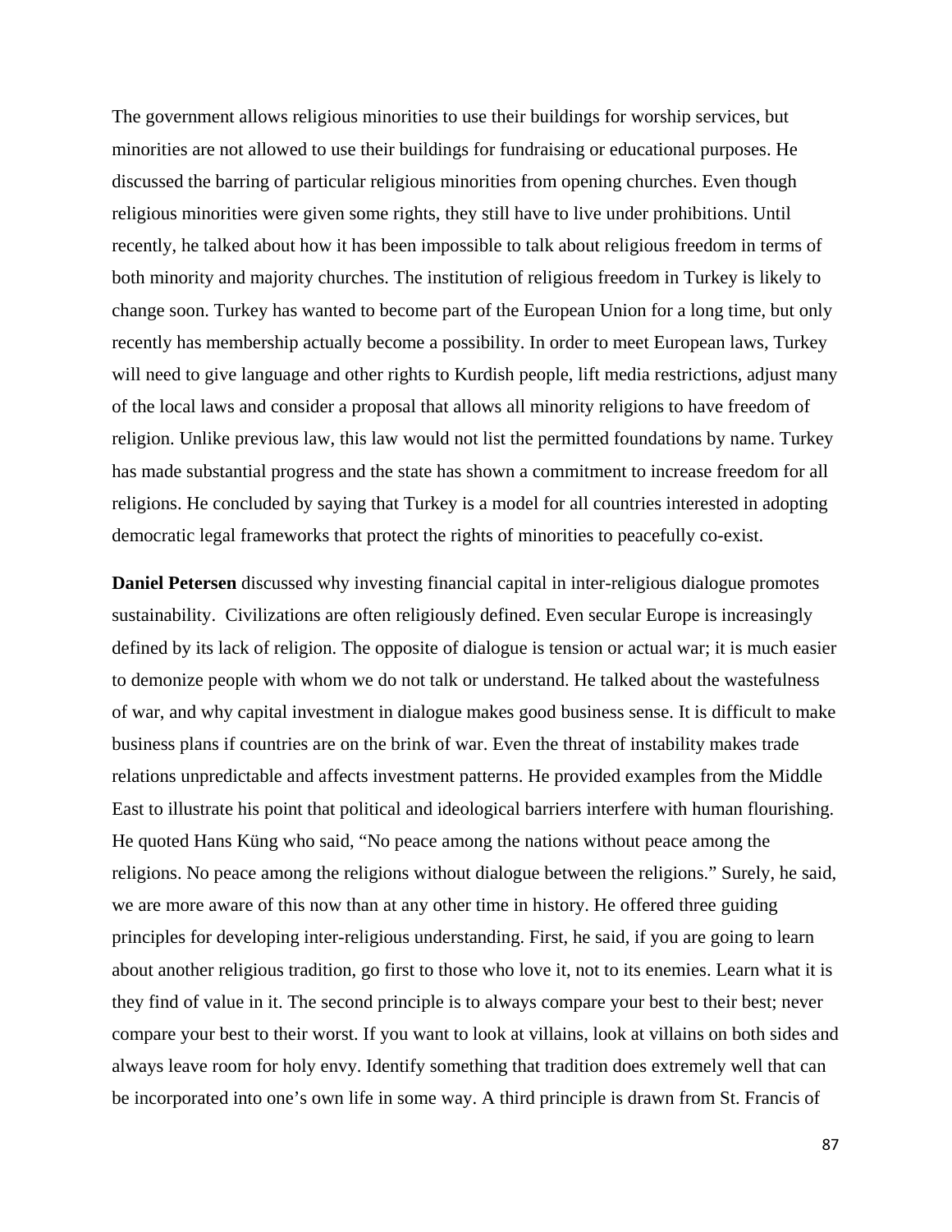The government allows religious minorities to use their buildings for worship services, but minorities are not allowed to use their buildings for fundraising or educational purposes. He discussed the barring of particular religious minorities from opening churches. Even though religious minorities were given some rights, they still have to live under prohibitions. Until recently, he talked about how it has been impossible to talk about religious freedom in terms of both minority and majority churches. The institution of religious freedom in Turkey is likely to change soon. Turkey has wanted to become part of the European Union for a long time, but only recently has membership actually become a possibility. In order to meet European laws, Turkey will need to give language and other rights to Kurdish people, lift media restrictions, adjust many of the local laws and consider a proposal that allows all minority religions to have freedom of religion. Unlike previous law, this law would not list the permitted foundations by name. Turkey has made substantial progress and the state has shown a commitment to increase freedom for all religions. He concluded by saying that Turkey is a model for all countries interested in adopting democratic legal frameworks that protect the rights of minorities to peacefully co-exist.

**Daniel Petersen** discussed why investing financial capital in inter-religious dialogue promotes sustainability. Civilizations are often religiously defined. Even secular Europe is increasingly defined by its lack of religion. The opposite of dialogue is tension or actual war; it is much easier to demonize people with whom we do not talk or understand. He talked about the wastefulness of war, and why capital investment in dialogue makes good business sense. It is difficult to make business plans if countries are on the brink of war. Even the threat of instability makes trade relations unpredictable and affects investment patterns. He provided examples from the Middle East to illustrate his point that political and ideological barriers interfere with human flourishing. He quoted Hans Küng who said, "No peace among the nations without peace among the religions. No peace among the religions without dialogue between the religions." Surely, he said, we are more aware of this now than at any other time in history. He offered three guiding principles for developing inter-religious understanding. First, he said, if you are going to learn about another religious tradition, go first to those who love it, not to its enemies. Learn what it is they find of value in it. The second principle is to always compare your best to their best; never compare your best to their worst. If you want to look at villains, look at villains on both sides and always leave room for holy envy. Identify something that tradition does extremely well that can be incorporated into one's own life in some way. A third principle is drawn from St. Francis of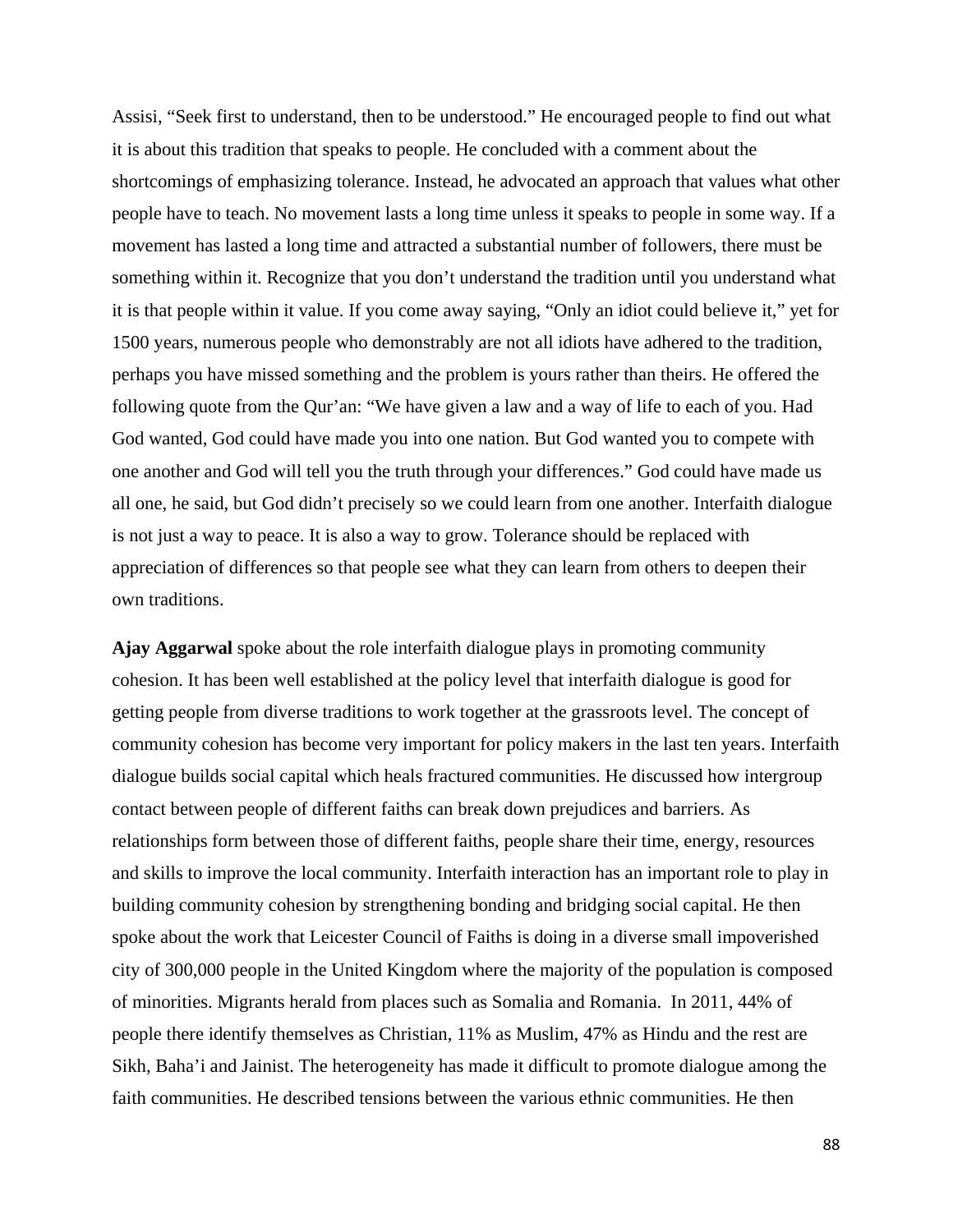Assisi, "Seek first to understand, then to be understood." He encouraged people to find out what it is about this tradition that speaks to people. He concluded with a comment about the shortcomings of emphasizing tolerance. Instead, he advocated an approach that values what other people have to teach. No movement lasts a long time unless it speaks to people in some way. If a movement has lasted a long time and attracted a substantial number of followers, there must be something within it. Recognize that you don't understand the tradition until you understand what it is that people within it value. If you come away saying, "Only an idiot could believe it," yet for 1500 years, numerous people who demonstrably are not all idiots have adhered to the tradition, perhaps you have missed something and the problem is yours rather than theirs. He offered the following quote from the Qur'an: "We have given a law and a way of life to each of you. Had God wanted, God could have made you into one nation. But God wanted you to compete with one another and God will tell you the truth through your differences." God could have made us all one, he said, but God didn't precisely so we could learn from one another. Interfaith dialogue is not just a way to peace. It is also a way to grow. Tolerance should be replaced with appreciation of differences so that people see what they can learn from others to deepen their own traditions.

**Ajay Aggarwal** spoke about the role interfaith dialogue plays in promoting community cohesion. It has been well established at the policy level that interfaith dialogue is good for getting people from diverse traditions to work together at the grassroots level. The concept of community cohesion has become very important for policy makers in the last ten years. Interfaith dialogue builds social capital which heals fractured communities. He discussed how intergroup contact between people of different faiths can break down prejudices and barriers. As relationships form between those of different faiths, people share their time, energy, resources and skills to improve the local community. Interfaith interaction has an important role to play in building community cohesion by strengthening bonding and bridging social capital. He then spoke about the work that Leicester Council of Faiths is doing in a diverse small impoverished city of 300,000 people in the United Kingdom where the majority of the population is composed of minorities. Migrants herald from places such as Somalia and Romania. In 2011, 44% of people there identify themselves as Christian, 11% as Muslim, 47% as Hindu and the rest are Sikh, Baha'i and Jainist. The heterogeneity has made it difficult to promote dialogue among the faith communities. He described tensions between the various ethnic communities. He then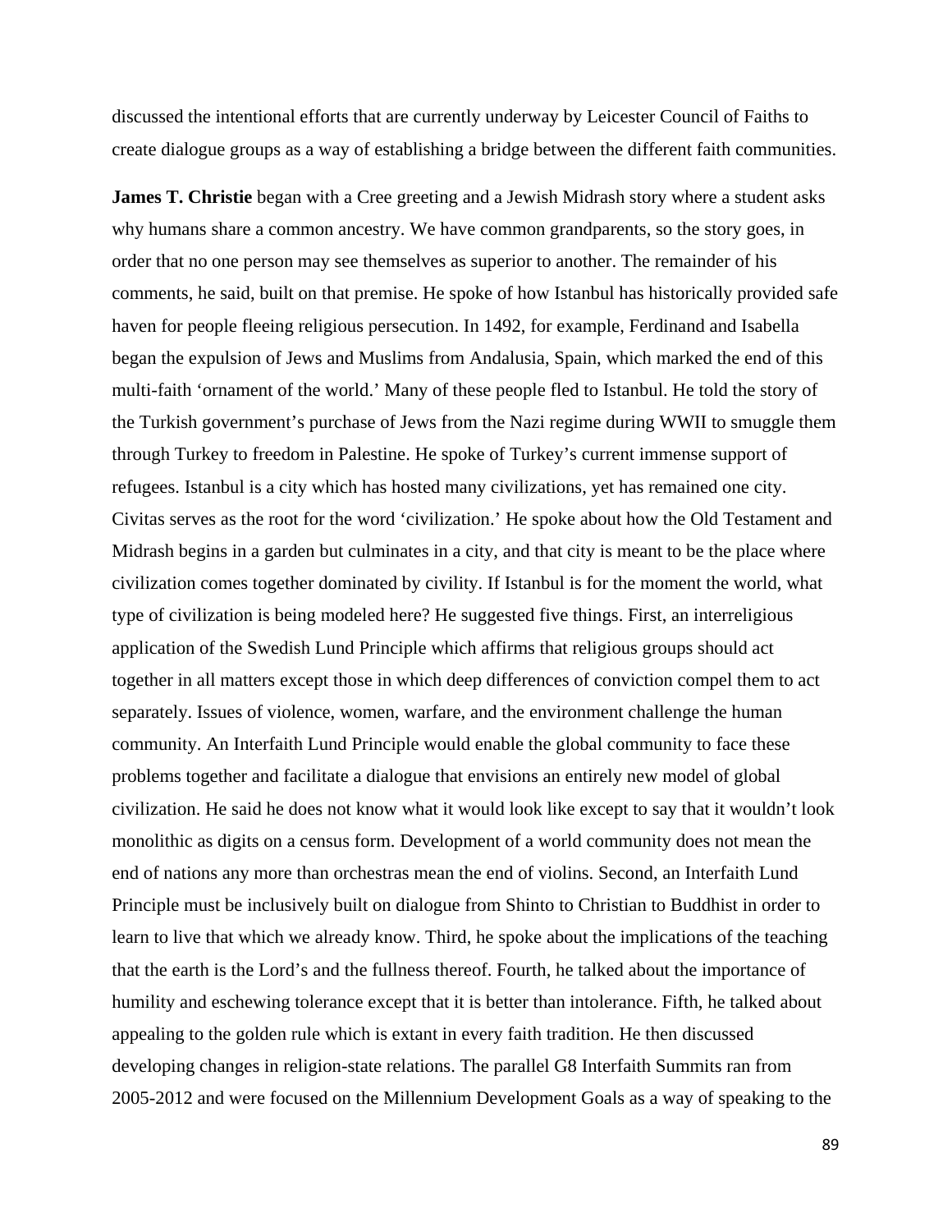discussed the intentional efforts that are currently underway by Leicester Council of Faiths to create dialogue groups as a way of establishing a bridge between the different faith communities.

**James T. Christie** began with a Cree greeting and a Jewish Midrash story where a student asks why humans share a common ancestry. We have common grandparents, so the story goes, in order that no one person may see themselves as superior to another. The remainder of his comments, he said, built on that premise. He spoke of how Istanbul has historically provided safe haven for people fleeing religious persecution. In 1492, for example, Ferdinand and Isabella began the expulsion of Jews and Muslims from Andalusia, Spain, which marked the end of this multi-faith 'ornament of the world.' Many of these people fled to Istanbul. He told the story of the Turkish government's purchase of Jews from the Nazi regime during WWII to smuggle them through Turkey to freedom in Palestine. He spoke of Turkey's current immense support of refugees. Istanbul is a city which has hosted many civilizations, yet has remained one city. Civitas serves as the root for the word 'civilization.' He spoke about how the Old Testament and Midrash begins in a garden but culminates in a city, and that city is meant to be the place where civilization comes together dominated by civility. If Istanbul is for the moment the world, what type of civilization is being modeled here? He suggested five things. First, an interreligious application of the Swedish Lund Principle which affirms that religious groups should act together in all matters except those in which deep differences of conviction compel them to act separately. Issues of violence, women, warfare, and the environment challenge the human community. An Interfaith Lund Principle would enable the global community to face these problems together and facilitate a dialogue that envisions an entirely new model of global civilization. He said he does not know what it would look like except to say that it wouldn't look monolithic as digits on a census form. Development of a world community does not mean the end of nations any more than orchestras mean the end of violins. Second, an Interfaith Lund Principle must be inclusively built on dialogue from Shinto to Christian to Buddhist in order to learn to live that which we already know. Third, he spoke about the implications of the teaching that the earth is the Lord's and the fullness thereof. Fourth, he talked about the importance of humility and eschewing tolerance except that it is better than intolerance. Fifth, he talked about appealing to the golden rule which is extant in every faith tradition. He then discussed developing changes in religion-state relations. The parallel G8 Interfaith Summits ran from 2005-2012 and were focused on the Millennium Development Goals as a way of speaking to the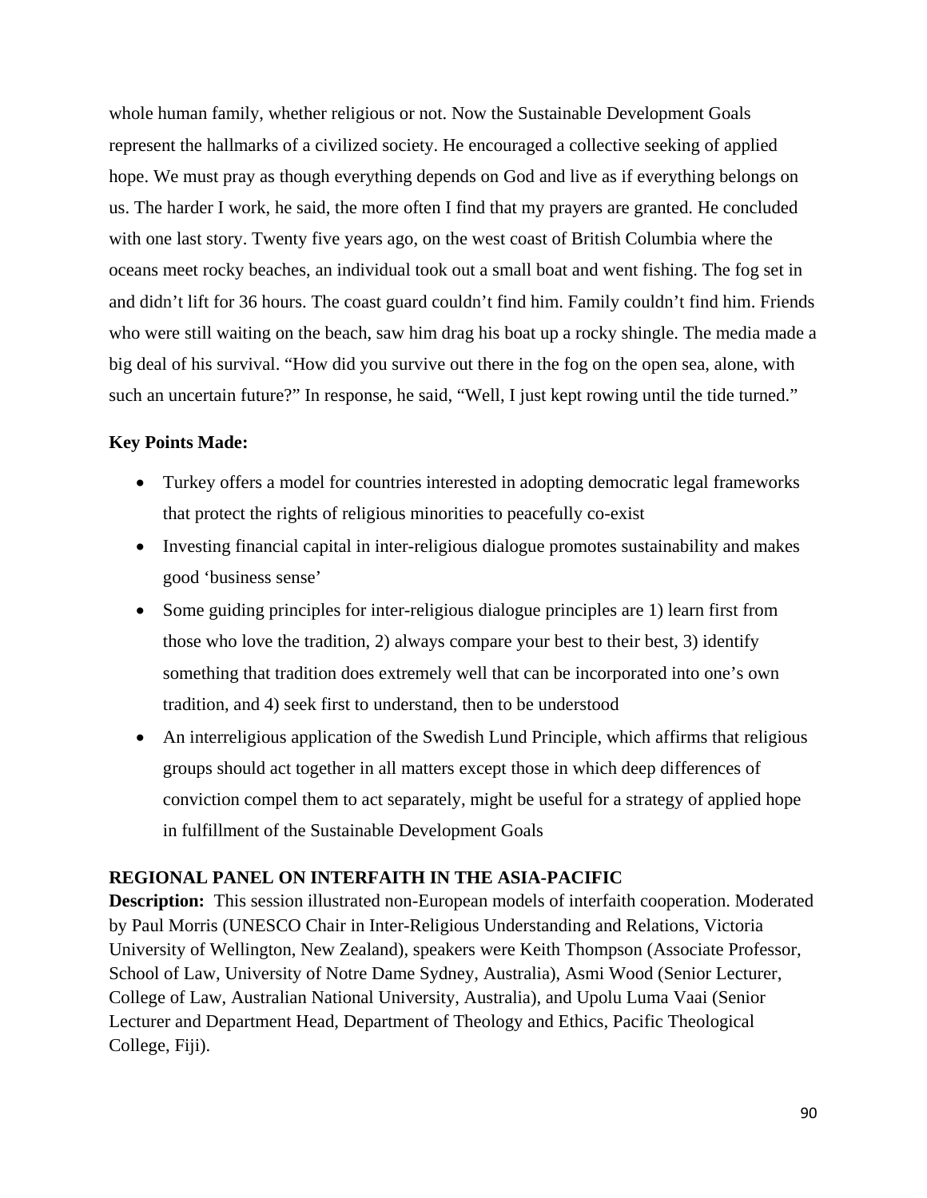whole human family, whether religious or not. Now the Sustainable Development Goals represent the hallmarks of a civilized society. He encouraged a collective seeking of applied hope. We must pray as though everything depends on God and live as if everything belongs on us. The harder I work, he said, the more often I find that my prayers are granted. He concluded with one last story. Twenty five years ago, on the west coast of British Columbia where the oceans meet rocky beaches, an individual took out a small boat and went fishing. The fog set in and didn't lift for 36 hours. The coast guard couldn't find him. Family couldn't find him. Friends who were still waiting on the beach, saw him drag his boat up a rocky shingle. The media made a big deal of his survival. "How did you survive out there in the fog on the open sea, alone, with such an uncertain future?" In response, he said, "Well, I just kept rowing until the tide turned."

**Key Points Made:**

- Turkey offers a model for countries interested in adopting democratic legal frameworks that protect the rights of religious minorities to peacefully co-exist
- Investing financial capital in inter-religious dialogue promotes sustainability and makes good 'business sense'
- Some guiding principles for inter-religious dialogue principles are 1) learn first from those who love the tradition, 2) always compare your best to their best, 3) identify something that tradition does extremely well that can be incorporated into one's own tradition, and 4) seek first to understand, then to be understood
- An interreligious application of the Swedish Lund Principle, which affirms that religious groups should act together in all matters except those in which deep differences of conviction compel them to act separately, might be useful for a strategy of applied hope in fulfillment of the Sustainable Development Goals

**REGIONAL PANEL ON INTERFAITH IN THE ASIA-PACIFIC**

**Description:** This session illustrated non-European models of interfaith cooperation. Moderated by Paul Morris (UNESCO Chair in Inter-Religious Understanding and Relations, Victoria University of Wellington, New Zealand), speakers were Keith Thompson (Associate Professor, School of Law, University of Notre Dame Sydney, Australia), Asmi Wood (Senior Lecturer, College of Law, Australian National University, Australia), and Upolu Luma Vaai (Senior Lecturer and Department Head, Department of Theology and Ethics, Pacific Theological College, Fiji).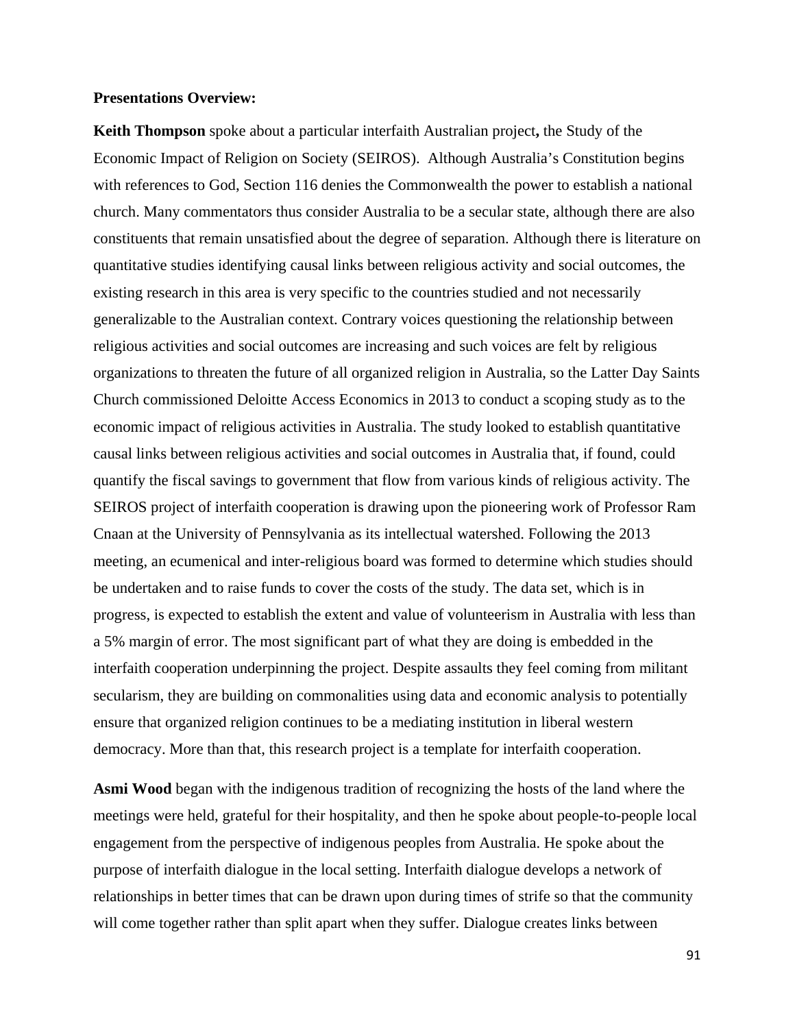**Presentations Overview:**

**Keith Thompson** spoke about a particular interfaith Australian project**,** the Study of the Economic Impact of Religion on Society (SEIROS). Although Australia's Constitution begins with references to God, Section 116 denies the Commonwealth the power to establish a national church. Many commentators thus consider Australia to be a secular state, although there are also constituents that remain unsatisfied about the degree of separation. Although there is literature on quantitative studies identifying causal links between religious activity and social outcomes, the existing research in this area is very specific to the countries studied and not necessarily generalizable to the Australian context. Contrary voices questioning the relationship between religious activities and social outcomes are increasing and such voices are felt by religious organizations to threaten the future of all organized religion in Australia, so the Latter Day Saints Church commissioned Deloitte Access Economics in 2013 to conduct a scoping study as to the economic impact of religious activities in Australia. The study looked to establish quantitative causal links between religious activities and social outcomes in Australia that, if found, could quantify the fiscal savings to government that flow from various kinds of religious activity. The SEIROS project of interfaith cooperation is drawing upon the pioneering work of Professor Ram Cnaan at the University of Pennsylvania as its intellectual watershed. Following the 2013 meeting, an ecumenical and inter-religious board was formed to determine which studies should be undertaken and to raise funds to cover the costs of the study. The data set, which is in progress, is expected to establish the extent and value of volunteerism in Australia with less than a 5% margin of error. The most significant part of what they are doing is embedded in the interfaith cooperation underpinning the project. Despite assaults they feel coming from militant secularism, they are building on commonalities using data and economic analysis to potentially ensure that organized religion continues to be a mediating institution in liberal western democracy. More than that, this research project is a template for interfaith cooperation.

**Asmi Wood** began with the indigenous tradition of recognizing the hosts of the land where the meetings were held, grateful for their hospitality, and then he spoke about people-to-people local engagement from the perspective of indigenous peoples from Australia. He spoke about the purpose of interfaith dialogue in the local setting. Interfaith dialogue develops a network of relationships in better times that can be drawn upon during times of strife so that the community will come together rather than split apart when they suffer. Dialogue creates links between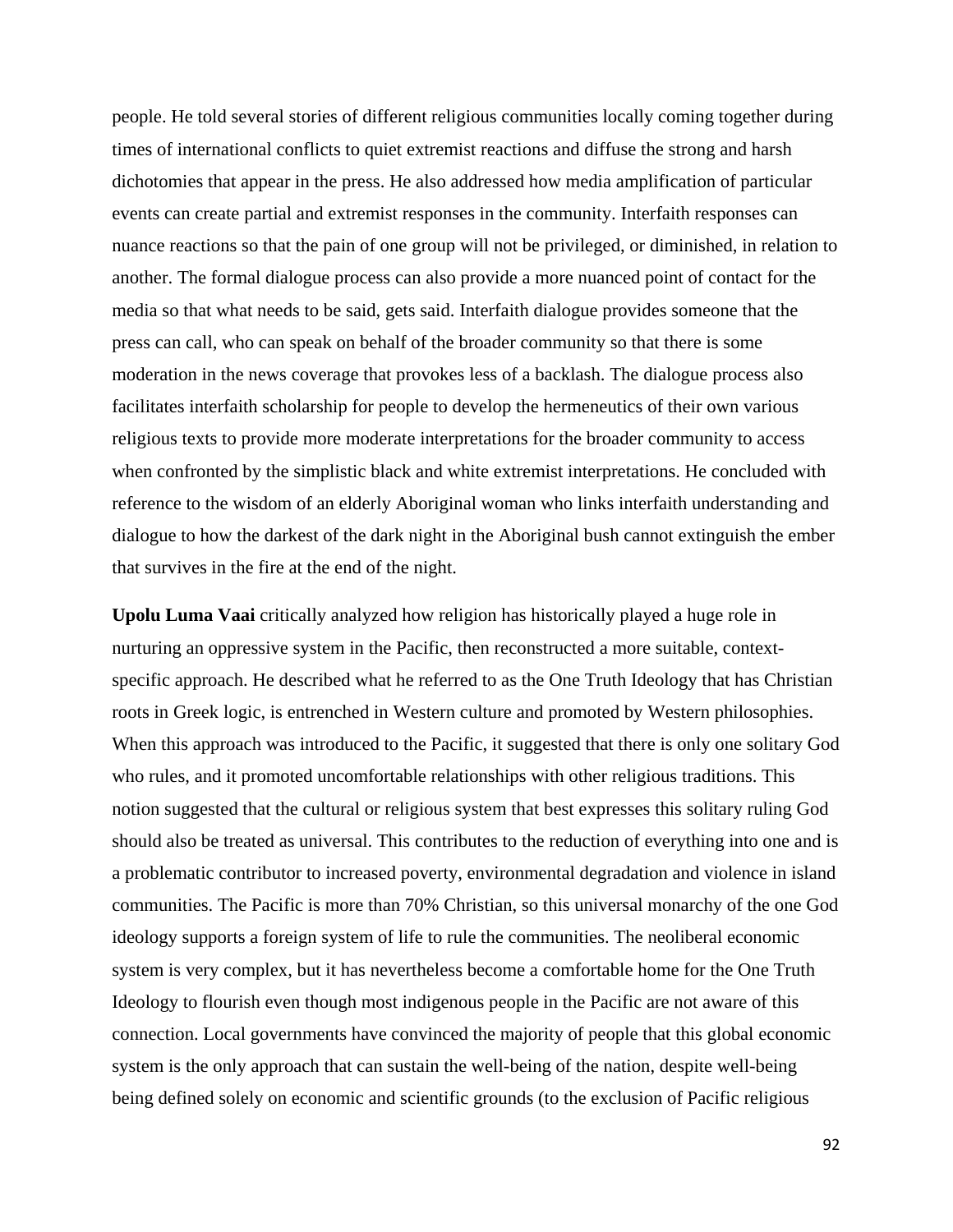people. He told several stories of different religious communities locally coming together during times of international conflicts to quiet extremist reactions and diffuse the strong and harsh dichotomies that appear in the press. He also addressed how media amplification of particular events can create partial and extremist responses in the community. Interfaith responses can nuance reactions so that the pain of one group will not be privileged, or diminished, in relation to another. The formal dialogue process can also provide a more nuanced point of contact for the media so that what needs to be said, gets said. Interfaith dialogue provides someone that the press can call, who can speak on behalf of the broader community so that there is some moderation in the news coverage that provokes less of a backlash. The dialogue process also facilitates interfaith scholarship for people to develop the hermeneutics of their own various religious texts to provide more moderate interpretations for the broader community to access when confronted by the simplistic black and white extremist interpretations. He concluded with reference to the wisdom of an elderly Aboriginal woman who links interfaith understanding and dialogue to how the darkest of the dark night in the Aboriginal bush cannot extinguish the ember that survives in the fire at the end of the night.

**Upolu Luma Vaai** critically analyzed how religion has historically played a huge role in nurturing an oppressive system in the Pacific, then reconstructed a more suitable, context-specific approach. He described what he referred to as the One Truth Ideology that has Christian roots in Greek logic, is entrenched in Western culture and promoted by Western philosophies. When this approach was introduced to the Pacific, it suggested that there is only one solitary God who rules, and it promoted uncomfortable relationships with other religious traditions. This notion suggested that the cultural or religious system that best expresses this solitary ruling God should also be treated as universal. This contributes to the reduction of everything into one and is a problematic contributor to increased poverty, environmental degradation and violence in island communities. The Pacific is more than 70% Christian, so this universal monarchy of the one God ideology supports a foreign system of life to rule the communities. The neoliberal economic system is very complex, but it has nevertheless become a comfortable home for the One Truth Ideology to flourish even though most indigenous people in the Pacific are not aware of this connection. Local governments have convinced the majority of people that this global economic system is the only approach that can sustain the well-being of the nation, despite well-being being defined solely on economic and scientific grounds (to the exclusion of Pacific religious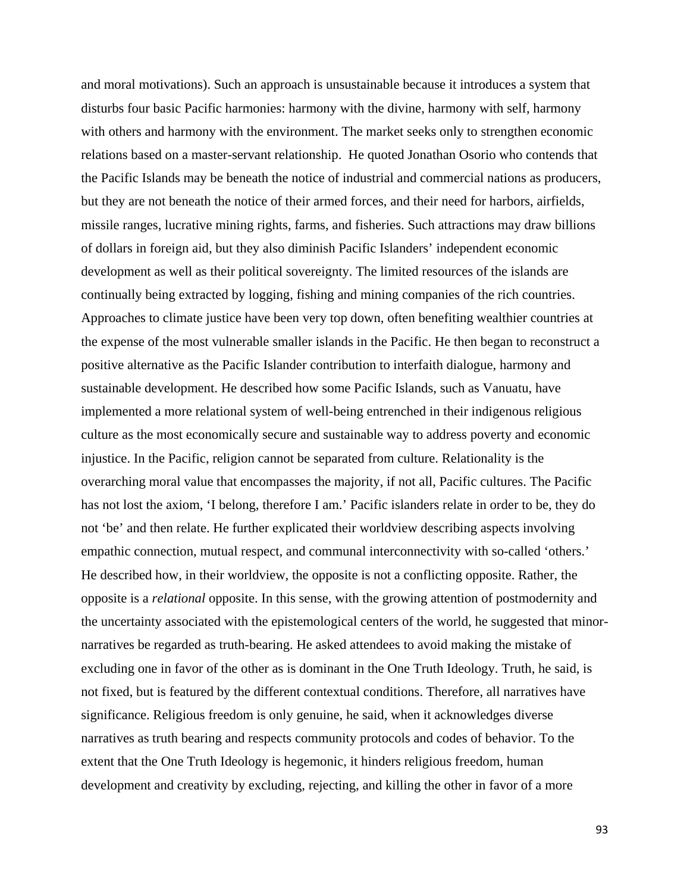and moral motivations). Such an approach is unsustainable because it introduces a system that disturbs four basic Pacific harmonies: harmony with the divine, harmony with self, harmony with others and harmony with the environment. The market seeks only to strengthen economic relations based on a master-servant relationship.  He quoted Jonathan Osorio who contends that the Pacific Islands may be beneath the notice of industrial and commercial nations as producers, but they are not beneath the notice of their armed forces, and their need for harbors, airfields, missile ranges, lucrative mining rights, farms, and fisheries. Such attractions may draw billions of dollars in foreign aid, but they also diminish Pacific Islanders' independent economic development as well as their political sovereignty. The limited resources of the islands are continually being extracted by logging, fishing and mining companies of the rich countries. Approaches to climate justice have been very top down, often benefiting wealthier countries at the expense of the most vulnerable smaller islands in the Pacific. He then began to reconstruct a positive alternative as the Pacific Islander contribution to interfaith dialogue, harmony and sustainable development. He described how some Pacific Islands, such as Vanuatu, have implemented a more relational system of well-being entrenched in their indigenous religious culture as the most economically secure and sustainable way to address poverty and economic injustice. In the Pacific, religion cannot be separated from culture. Relationality is the overarching moral value that encompasses the majority, if not all, Pacific cultures. The Pacific has not lost the axiom, 'I belong, therefore I am.' Pacific islanders relate in order to be, they do not 'be' and then relate. He further explicated their worldview describing aspects involving empathic connection, mutual respect, and communal interconnectivity with so-called 'others.' He described how, in their worldview, the opposite is not a conflicting opposite. Rather, the opposite is a *relational* opposite. In this sense, with the growing attention of postmodernity and the uncertainty associated with the epistemological centers of the world, he suggested that minor-narratives be regarded as truth-bearing. He asked attendees to avoid making the mistake of excluding one in favor of the other as is dominant in the One Truth Ideology. Truth, he said, is not fixed, but is featured by the different contextual conditions. Therefore, all narratives have significance. Religious freedom is only genuine, he said, when it acknowledges diverse narratives as truth bearing and respects community protocols and codes of behavior. To the extent that the One Truth Ideology is hegemonic, it hinders religious freedom, human development and creativity by excluding, rejecting, and killing the other in favor of a more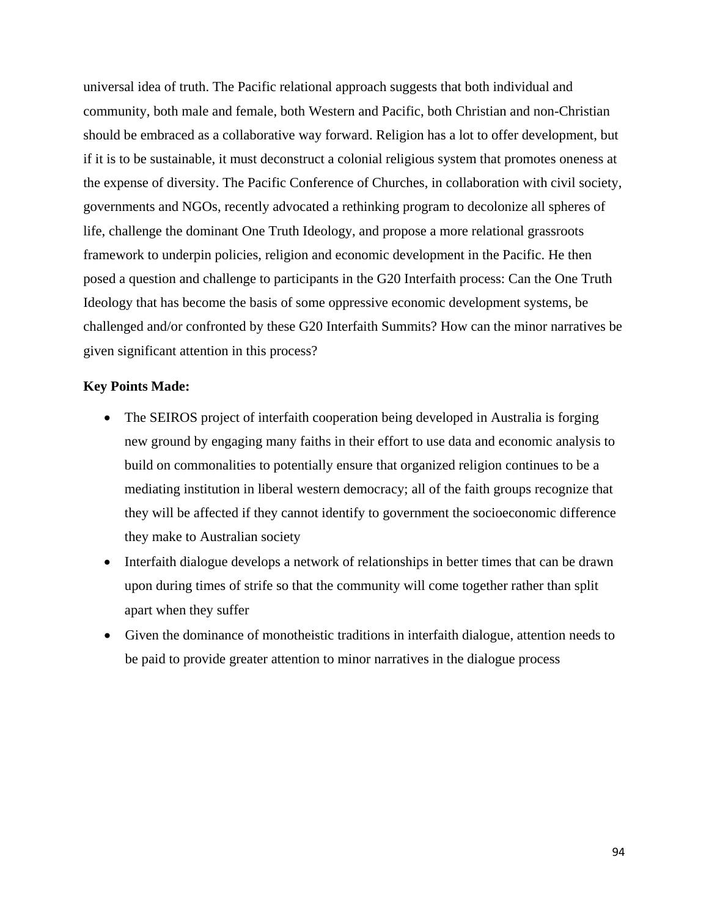universal idea of truth. The Pacific relational approach suggests that both individual and community, both male and female, both Western and Pacific, both Christian and non-Christian should be embraced as a collaborative way forward. Religion has a lot to offer development, but if it is to be sustainable, it must deconstruct a colonial religious system that promotes oneness at the expense of diversity. The Pacific Conference of Churches, in collaboration with civil society, governments and NGOs, recently advocated a rethinking program to decolonize all spheres of life, challenge the dominant One Truth Ideology, and propose a more relational grassroots framework to underpin policies, religion and economic development in the Pacific. He then posed a question and challenge to participants in the G20 Interfaith process: Can the One Truth Ideology that has become the basis of some oppressive economic development systems, be challenged and/or confronted by these G20 Interfaith Summits? How can the minor narratives be given significant attention in this process?

**Key Points Made:**

- The SEIROS project of interfaith cooperation being developed in Australia is forging new ground by engaging many faiths in their effort to use data and economic analysis to build on commonalities to potentially ensure that organized religion continues to be a mediating institution in liberal western democracy; all of the faith groups recognize that they will be affected if they cannot identify to government the socioeconomic difference they make to Australian society
- Interfaith dialogue develops a network of relationships in better times that can be drawn upon during times of strife so that the community will come together rather than split apart when they suffer
- Given the dominance of monotheistic traditions in interfaith dialogue, attention needs to be paid to provide greater attention to minor narratives in the dialogue process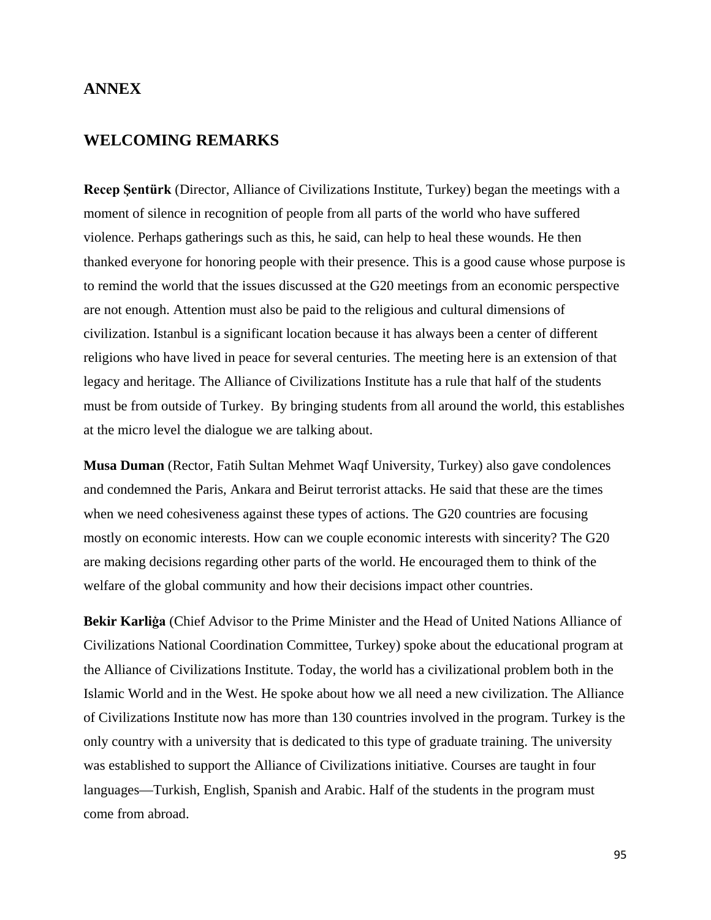# ANNEX

## WELCOMING REMARKS

**Recep Şentürk** (Director, Alliance of Civilizations Institute, Turkey) began the meetings with a moment of silence in recognition of people from all parts of the world who have suffered violence. Perhaps gatherings such as this, he said, can help to heal these wounds. He then thanked everyone for honoring people with their presence. This is a good cause whose purpose is to remind the world that the issues discussed at the G20 meetings from an economic perspective are not enough. Attention must also be paid to the religious and cultural dimensions of civilization. Istanbul is a significant location because it has always been a center of different religions who have lived in peace for several centuries. The meeting here is an extension of that legacy and heritage. The Alliance of Civilizations Institute has a rule that half of the students must be from outside of Turkey. By bringing students from all around the world, this establishes at the micro level the dialogue we are talking about.

**Musa Duman** (Rector, Fatih Sultan Mehmet Waqf University, Turkey) also gave condolences and condemned the Paris, Ankara and Beirut terrorist attacks. He said that these are the times when we need cohesiveness against these types of actions. The G20 countries are focusing mostly on economic interests. How can we couple economic interests with sincerity? The G20 are making decisions regarding other parts of the world. He encouraged them to think of the welfare of the global community and how their decisions impact other countries.

**Bekir Karliġa** (Chief Advisor to the Prime Minister and the Head of United Nations Alliance of Civilizations National Coordination Committee, Turkey) spoke about the educational program at the Alliance of Civilizations Institute. Today, the world has a civilizational problem both in the Islamic World and in the West. He spoke about how we all need a new civilization. The Alliance of Civilizations Institute now has more than 130 countries involved in the program. Turkey is the only country with a university that is dedicated to this type of graduate training. The university was established to support the Alliance of Civilizations initiative. Courses are taught in four languages—Turkish, English, Spanish and Arabic. Half of the students in the program must come from abroad.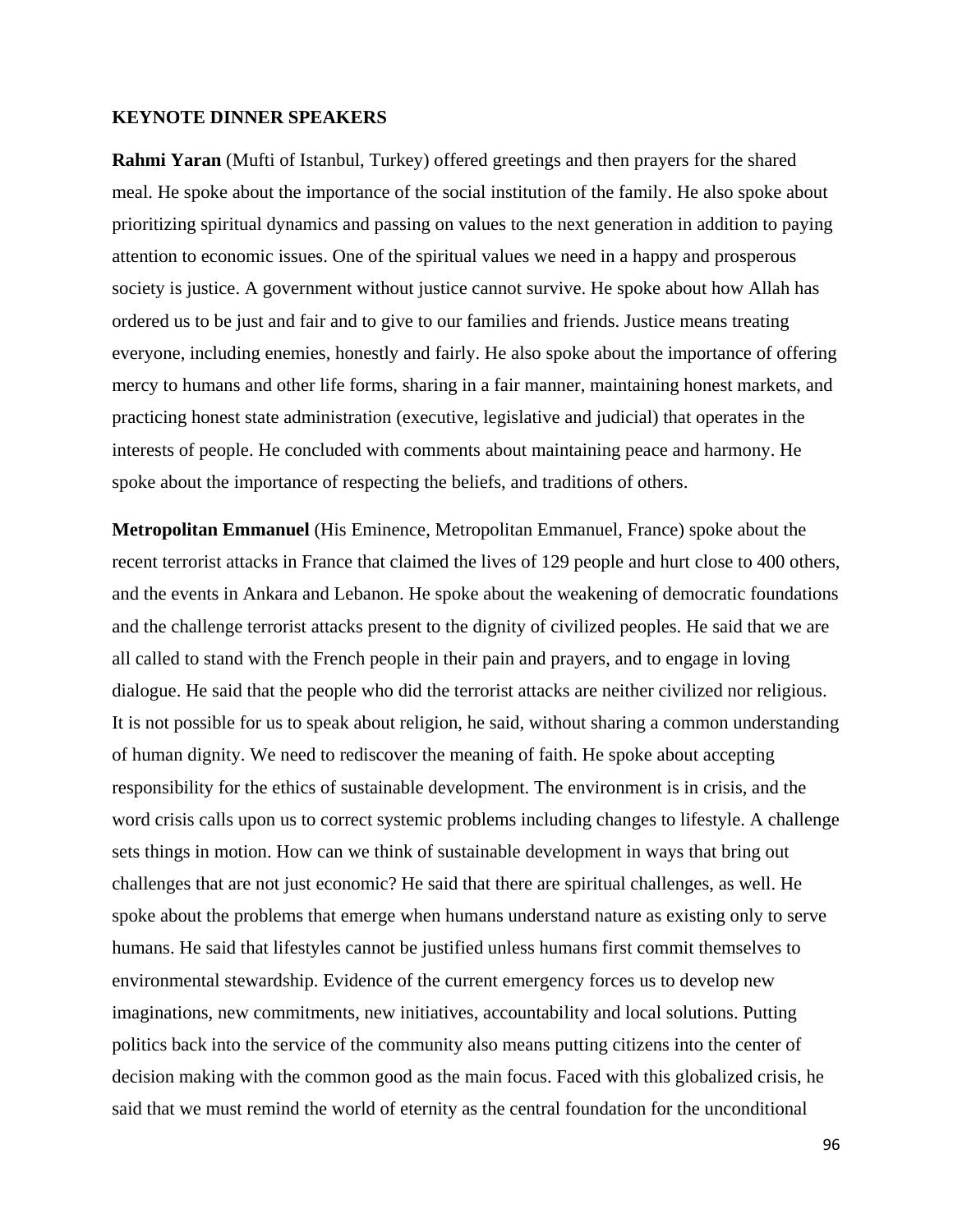**KEYNOTE DINNER SPEAKERS**

**Rahmi Yaran** (Mufti of Istanbul, Turkey) offered greetings and then prayers for the shared meal. He spoke about the importance of the social institution of the family. He also spoke about prioritizing spiritual dynamics and passing on values to the next generation in addition to paying attention to economic issues. One of the spiritual values we need in a happy and prosperous society is justice. A government without justice cannot survive. He spoke about how Allah has ordered us to be just and fair and to give to our families and friends. Justice means treating everyone, including enemies, honestly and fairly. He also spoke about the importance of offering mercy to humans and other life forms, sharing in a fair manner, maintaining honest markets, and practicing honest state administration (executive, legislative and judicial) that operates in the interests of people. He concluded with comments about maintaining peace and harmony. He spoke about the importance of respecting the beliefs, and traditions of others.

**Metropolitan Emmanuel** (His Eminence, Metropolitan Emmanuel, France) spoke about the recent terrorist attacks in France that claimed the lives of 129 people and hurt close to 400 others, and the events in Ankara and Lebanon. He spoke about the weakening of democratic foundations and the challenge terrorist attacks present to the dignity of civilized peoples. He said that we are all called to stand with the French people in their pain and prayers, and to engage in loving dialogue. He said that the people who did the terrorist attacks are neither civilized nor religious. It is not possible for us to speak about religion, he said, without sharing a common understanding of human dignity. We need to rediscover the meaning of faith. He spoke about accepting responsibility for the ethics of sustainable development. The environment is in crisis, and the word crisis calls upon us to correct systemic problems including changes to lifestyle. A challenge sets things in motion. How can we think of sustainable development in ways that bring out challenges that are not just economic? He said that there are spiritual challenges, as well. He spoke about the problems that emerge when humans understand nature as existing only to serve humans. He said that lifestyles cannot be justified unless humans first commit themselves to environmental stewardship. Evidence of the current emergency forces us to develop new imaginations, new commitments, new initiatives, accountability and local solutions. Putting politics back into the service of the community also means putting citizens into the center of decision making with the common good as the main focus. Faced with this globalized crisis, he said that we must remind the world of eternity as the central foundation for the unconditional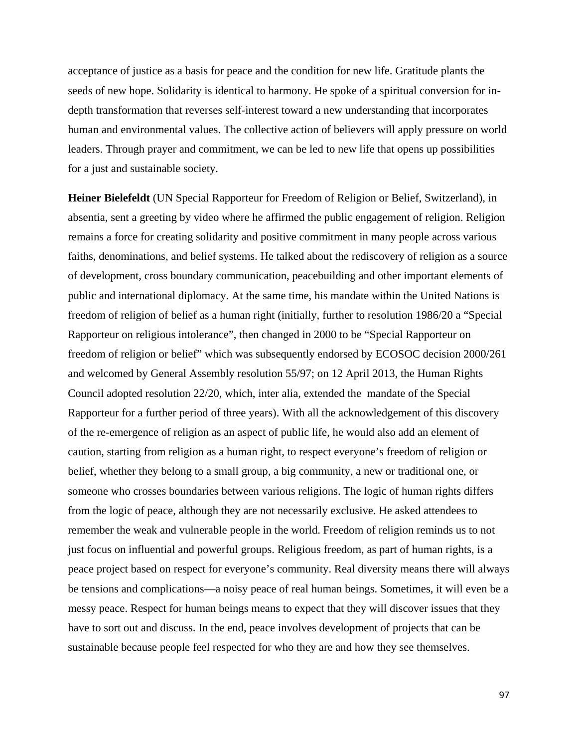acceptance of justice as a basis for peace and the condition for new life. Gratitude plants the seeds of new hope. Solidarity is identical to harmony. He spoke of a spiritual conversion for in-depth transformation that reverses self-interest toward a new understanding that incorporates human and environmental values. The collective action of believers will apply pressure on world leaders. Through prayer and commitment, we can be led to new life that opens up possibilities for a just and sustainable society.

**Heiner Bielefeldt** (UN Special Rapporteur for Freedom of Religion or Belief, Switzerland), in absentia, sent a greeting by video where he affirmed the public engagement of religion. Religion remains a force for creating solidarity and positive commitment in many people across various faiths, denominations, and belief systems. He talked about the rediscovery of religion as a source of development, cross boundary communication, peacebuilding and other important elements of public and international diplomacy. At the same time, his mandate within the United Nations is freedom of religion of belief as a human right (initially, further to resolution 1986/20 a "Special Rapporteur on religious intolerance", then changed in 2000 to be "Special Rapporteur on freedom of religion or belief" which was subsequently endorsed by ECOSOC decision 2000/261 and welcomed by General Assembly resolution 55/97; on 12 April 2013, the Human Rights Council adopted resolution 22/20, which, inter alia, extended the mandate of the Special Rapporteur for a further period of three years). With all the acknowledgement of this discovery of the re-emergence of religion as an aspect of public life, he would also add an element of caution, starting from religion as a human right, to respect everyone's freedom of religion or belief, whether they belong to a small group, a big community, a new or traditional one, or someone who crosses boundaries between various religions. The logic of human rights differs from the logic of peace, although they are not necessarily exclusive. He asked attendees to remember the weak and vulnerable people in the world. Freedom of religion reminds us to not just focus on influential and powerful groups. Religious freedom, as part of human rights, is a peace project based on respect for everyone's community. Real diversity means there will always be tensions and complications—a noisy peace of real human beings. Sometimes, it will even be a messy peace. Respect for human beings means to expect that they will discover issues that they have to sort out and discuss. In the end, peace involves development of projects that can be sustainable because people feel respected for who they are and how they see themselves.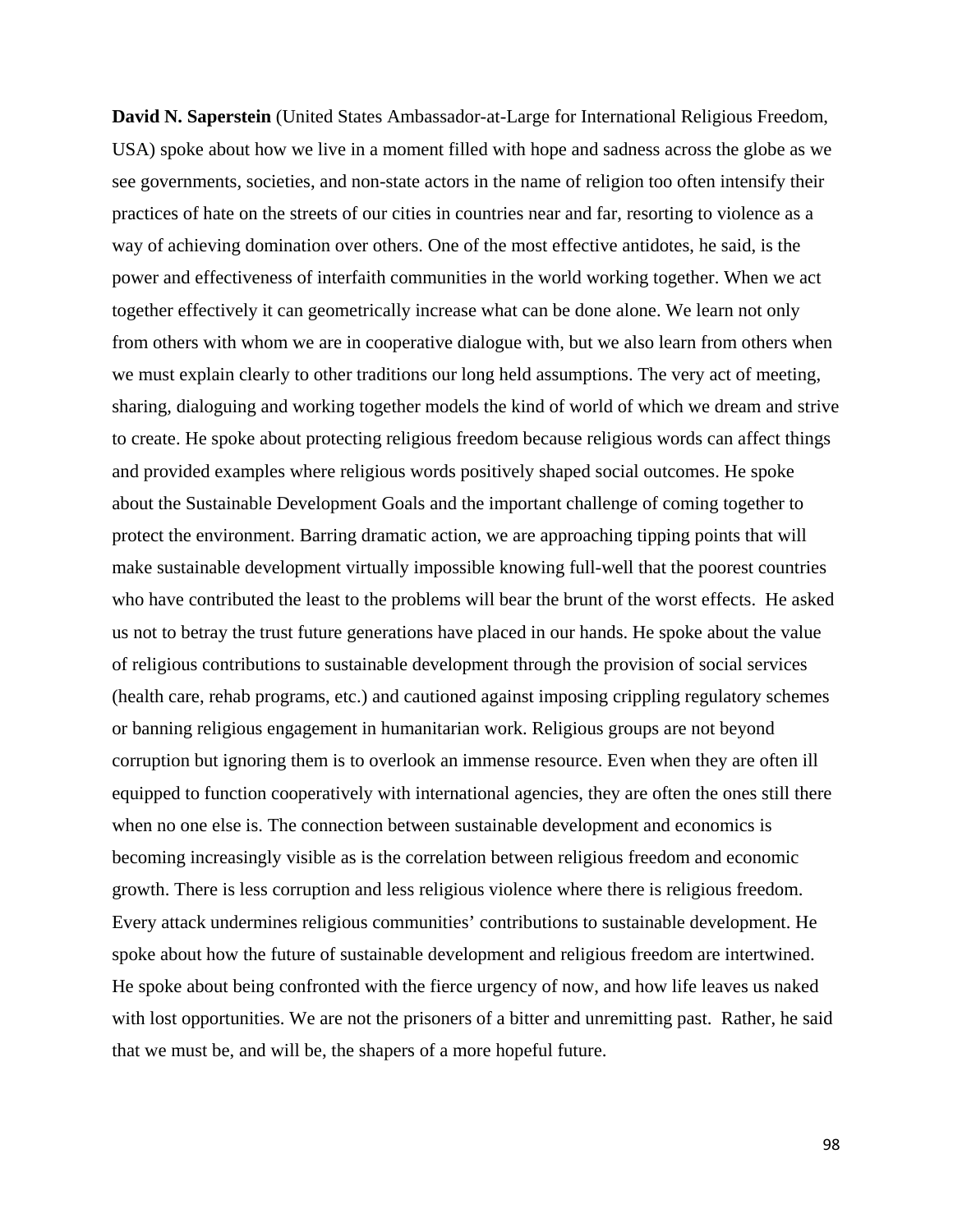**David N. Saperstein** (United States Ambassador-at-Large for International Religious Freedom, USA) spoke about how we live in a moment filled with hope and sadness across the globe as we see governments, societies, and non-state actors in the name of religion too often intensify their practices of hate on the streets of our cities in countries near and far, resorting to violence as a way of achieving domination over others. One of the most effective antidotes, he said, is the power and effectiveness of interfaith communities in the world working together. When we act together effectively it can geometrically increase what can be done alone. We learn not only from others with whom we are in cooperative dialogue with, but we also learn from others when we must explain clearly to other traditions our long held assumptions. The very act of meeting, sharing, dialoguing and working together models the kind of world of which we dream and strive to create. He spoke about protecting religious freedom because religious words can affect things and provided examples where religious words positively shaped social outcomes. He spoke about the Sustainable Development Goals and the important challenge of coming together to protect the environment. Barring dramatic action, we are approaching tipping points that will make sustainable development virtually impossible knowing full-well that the poorest countries who have contributed the least to the problems will bear the brunt of the worst effects. He asked us not to betray the trust future generations have placed in our hands. He spoke about the value of religious contributions to sustainable development through the provision of social services (health care, rehab programs, etc.) and cautioned against imposing crippling regulatory schemes or banning religious engagement in humanitarian work. Religious groups are not beyond corruption but ignoring them is to overlook an immense resource. Even when they are often ill equipped to function cooperatively with international agencies, they are often the ones still there when no one else is. The connection between sustainable development and economics is becoming increasingly visible as is the correlation between religious freedom and economic growth. There is less corruption and less religious violence where there is religious freedom. Every attack undermines religious communities' contributions to sustainable development. He spoke about how the future of sustainable development and religious freedom are intertwined. He spoke about being confronted with the fierce urgency of now, and how life leaves us naked with lost opportunities. We are not the prisoners of a bitter and unremitting past. Rather, he said that we must be, and will be, the shapers of a more hopeful future.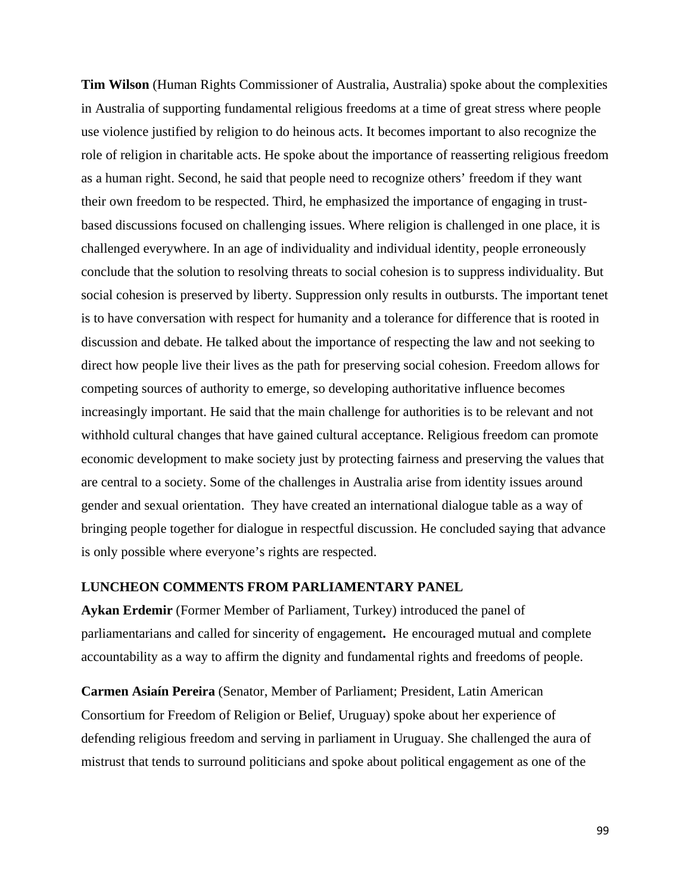**Tim Wilson** (Human Rights Commissioner of Australia, Australia) spoke about the complexities in Australia of supporting fundamental religious freedoms at a time of great stress where people use violence justified by religion to do heinous acts. It becomes important to also recognize the role of religion in charitable acts. He spoke about the importance of reasserting religious freedom as a human right. Second, he said that people need to recognize others' freedom if they want their own freedom to be respected. Third, he emphasized the importance of engaging in trust-based discussions focused on challenging issues. Where religion is challenged in one place, it is challenged everywhere. In an age of individuality and individual identity, people erroneously conclude that the solution to resolving threats to social cohesion is to suppress individuality. But social cohesion is preserved by liberty. Suppression only results in outbursts. The important tenet is to have conversation with respect for humanity and a tolerance for difference that is rooted in discussion and debate. He talked about the importance of respecting the law and not seeking to direct how people live their lives as the path for preserving social cohesion. Freedom allows for competing sources of authority to emerge, so developing authoritative influence becomes increasingly important. He said that the main challenge for authorities is to be relevant and not withhold cultural changes that have gained cultural acceptance. Religious freedom can promote economic development to make society just by protecting fairness and preserving the values that are central to a society. Some of the challenges in Australia arise from identity issues around gender and sexual orientation. They have created an international dialogue table as a way of bringing people together for dialogue in respectful discussion. He concluded saying that advance is only possible where everyone's rights are respected.

**LUNCHEON COMMENTS FROM PARLIAMENTARY PANEL**

**Aykan Erdemir** (Former Member of Parliament, Turkey) introduced the panel of parliamentarians and called for sincerity of engagement**.** He encouraged mutual and complete accountability as a way to affirm the dignity and fundamental rights and freedoms of people.

**Carmen Asiaín Pereira** (Senator, Member of Parliament; President, Latin American Consortium for Freedom of Religion or Belief, Uruguay) spoke about her experience of defending religious freedom and serving in parliament in Uruguay. She challenged the aura of mistrust that tends to surround politicians and spoke about political engagement as one of the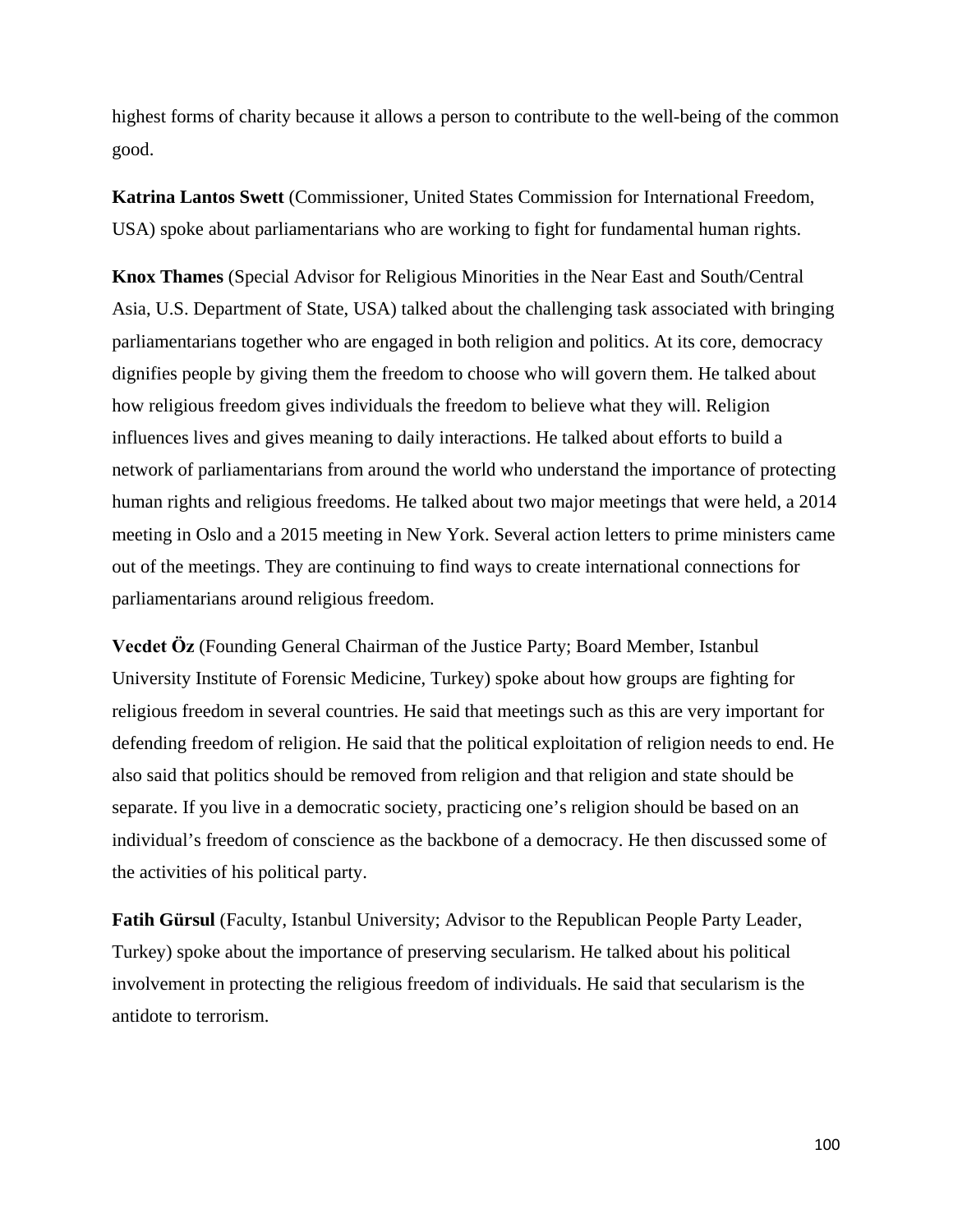highest forms of charity because it allows a person to contribute to the well-being of the common good.

**Katrina Lantos Swett** (Commissioner, United States Commission for International Freedom, USA) spoke about parliamentarians who are working to fight for fundamental human rights.

**Knox Thames** (Special Advisor for Religious Minorities in the Near East and South/Central Asia, U.S. Department of State, USA) talked about the challenging task associated with bringing parliamentarians together who are engaged in both religion and politics. At its core, democracy dignifies people by giving them the freedom to choose who will govern them. He talked about how religious freedom gives individuals the freedom to believe what they will. Religion influences lives and gives meaning to daily interactions. He talked about efforts to build a network of parliamentarians from around the world who understand the importance of protecting human rights and religious freedoms. He talked about two major meetings that were held, a 2014 meeting in Oslo and a 2015 meeting in New York. Several action letters to prime ministers came out of the meetings. They are continuing to find ways to create international connections for parliamentarians around religious freedom.

**Vecdet Öz** (Founding General Chairman of the Justice Party; Board Member, Istanbul University Institute of Forensic Medicine, Turkey) spoke about how groups are fighting for religious freedom in several countries. He said that meetings such as this are very important for defending freedom of religion. He said that the political exploitation of religion needs to end. He also said that politics should be removed from religion and that religion and state should be separate. If you live in a democratic society, practicing one's religion should be based on an individual's freedom of conscience as the backbone of a democracy. He then discussed some of the activities of his political party.

**Fatih Gürsul** (Faculty, Istanbul University; Advisor to the Republican People Party Leader, Turkey) spoke about the importance of preserving secularism. He talked about his political involvement in protecting the religious freedom of individuals. He said that secularism is the antidote to terrorism.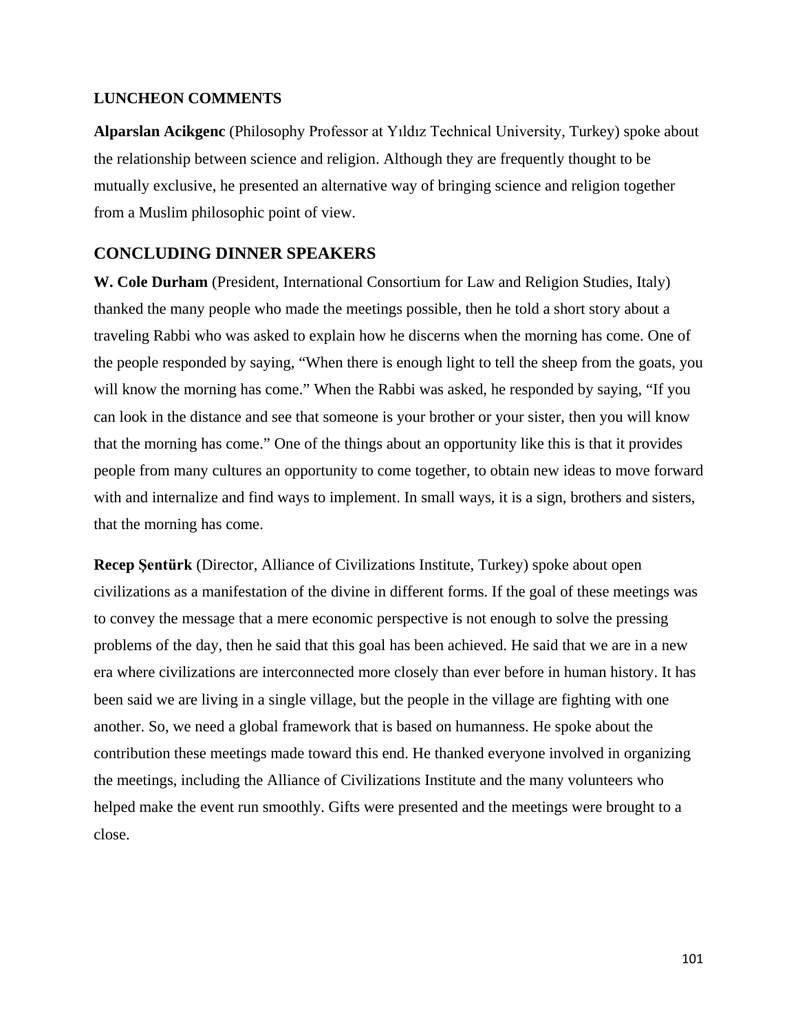## LUNCHEON COMMENTS

**Alparslan Acikgenc** (Philosophy Professor at Yıldız Technical University, Turkey) spoke about the relationship between science and religion. Although they are frequently thought to be mutually exclusive, he presented an alternative way of bringing science and religion together from a Muslim philosophic point of view.

## CONCLUDING DINNER SPEAKERS

**W. Cole Durham** (President, International Consortium for Law and Religion Studies, Italy) thanked the many people who made the meetings possible, then he told a short story about a traveling Rabbi who was asked to explain how he discerns when the morning has come. One of the people responded by saying, "When there is enough light to tell the sheep from the goats, you will know the morning has come." When the Rabbi was asked, he responded by saying, "If you can look in the distance and see that someone is your brother or your sister, then you will know that the morning has come." One of the things about an opportunity like this is that it provides people from many cultures an opportunity to come together, to obtain new ideas to move forward with and internalize and find ways to implement. In small ways, it is a sign, brothers and sisters, that the morning has come.

**Recep Şentürk** (Director, Alliance of Civilizations Institute, Turkey) spoke about open civilizations as a manifestation of the divine in different forms. If the goal of these meetings was to convey the message that a mere economic perspective is not enough to solve the pressing problems of the day, then he said that this goal has been achieved. He said that we are in a new era where civilizations are interconnected more closely than ever before in human history. It has been said we are living in a single village, but the people in the village are fighting with one another. So, we need a global framework that is based on humanness. He spoke about the contribution these meetings made toward this end. He thanked everyone involved in organizing the meetings, including the Alliance of Civilizations Institute and the many volunteers who helped make the event run smoothly. Gifts were presented and the meetings were brought to a close.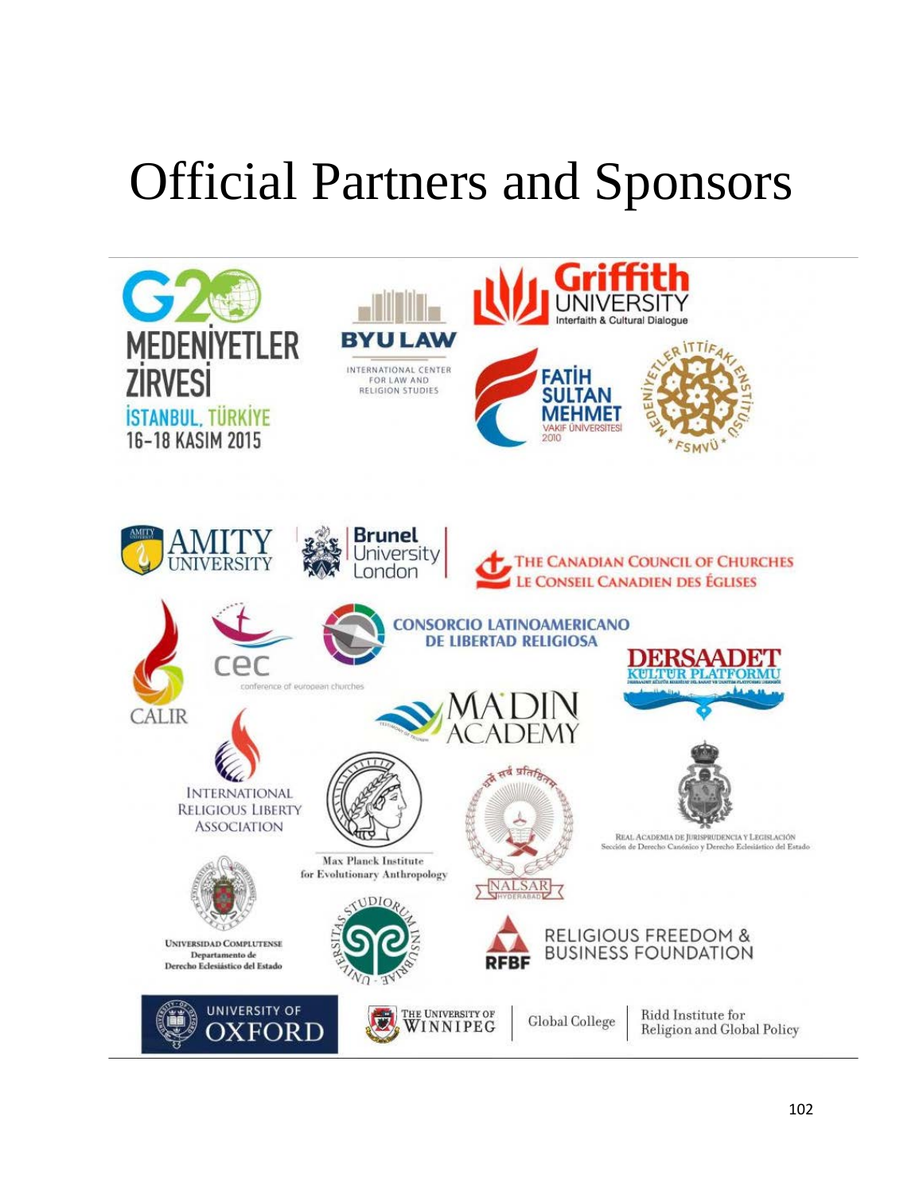# Official Partners and Sponsors

G20 MEDENİYETLER ZİRVESİ
İSTANBUL, TÜRKİYE
16-18 KASIM 2015

BYU LAW
INTERNATIONAL CENTER FOR LAW AND RELIGION STUDIES

Griffith UNIVERSITY
Interfaith & Cultural Dialogue

FATİH SULTAN MEHMET
VAKIF ÜNİVERSİTESİ
2010

MEDENİYETLER İTTİFAKI ENSTİTÜSÜ
FSMVÜ

AMITY UNIVERSITY

Brunel University London

THE CANADIAN COUNCIL OF CHURCHES
LE CONSEIL CANADIEN DES ÉGLISES

CALIR

cec
conference of european churches

CONSORCIO LATINOAMERICANO DE LIBERTAD RELIGIOSA

DERSAADET KÜLTÜR PLATFORMU

MADIN ACADEMY

INTERNATIONAL RELIGIOUS LIBERTY ASSOCIATION

Max Planck Institute for Evolutionary Anthropology

NALSAR HYDERABAD

REAL ACADEMIA DE JURISPRUDENCIA Y LEGISLACIÓN
Sección de Derecho Canónico y Derecho Eclesiástico del Estado

UNIVERSIDAD COMPLUTENSE
Departamento de Derecho Eclesiástico del Estado

UNIVERSITAS STUDIORUM INSUBRIAE

RFBF
RELIGIOUS FREEDOM & BUSINESS FOUNDATION

UNIVERSITY OF OXFORD

THE UNIVERSITY OF WINNIPEG

Global College

Ridd Institute for Religion and Global Policy